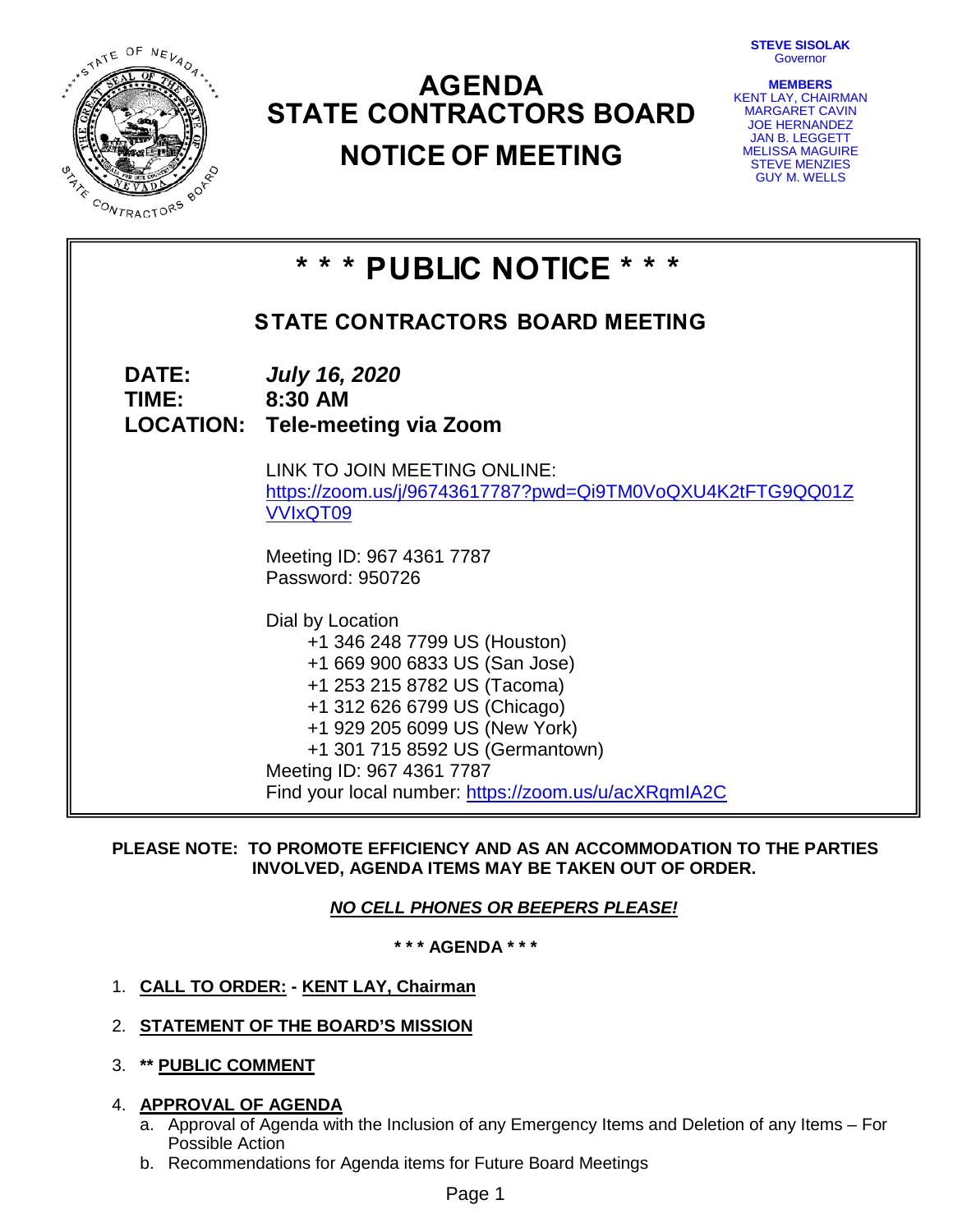STEVE SISOLAK
Governor

MEMBERS
KENT LAY, CHAIRMAN
MARGARET CAVIN
JOE HERNANDEZ
JAN B. LEGGETT
MELISSA MAGUIRE
STEVE MENZIES
GUY M. WELLS

# AGENDA
# STATE CONTRACTORS BOARD
# NOTICE OF MEETING

# \* \* \* PUBLIC NOTICE \* \* \*

## STATE CONTRACTORS BOARD MEETING

**DATE:** ***July 16, 2020***
**TIME:** **8:30 AM**
**LOCATION:** **Tele-meeting via Zoom**

LINK TO JOIN MEETING ONLINE:
https://zoom.us/j/96743617787?pwd=Qi9TM0VoQXU4K2tFTG9QQ01ZVVIxQT09

Meeting ID: 967 4361 7787
Password: 950726

Dial by Location
+1 346 248 7799 US (Houston)
+1 669 900 6833 US (San Jose)
+1 253 215 8782 US (Tacoma)
+1 312 626 6799 US (Chicago)
+1 929 205 6099 US (New York)
+1 301 715 8592 US (Germantown)
Meeting ID: 967 4361 7787
Find your local number: https://zoom.us/u/acXRqmIA2C

**PLEASE NOTE: TO PROMOTE EFFICIENCY AND AS AN ACCOMMODATION TO THE PARTIES INVOLVED, AGENDA ITEMS MAY BE TAKEN OUT OF ORDER.**

***NO CELL PHONES OR BEEPERS PLEASE!***

**\* \* \* AGENDA \* \* \***

1. **CALL TO ORDER: - KENT LAY, Chairman**
2. **STATEMENT OF THE BOARD'S MISSION**
3. **\*\* PUBLIC COMMENT**
4. **APPROVAL OF AGENDA**
   a. Approval of Agenda with the Inclusion of any Emergency Items and Deletion of any Items – For Possible Action
   b. Recommendations for Agenda items for Future Board Meetings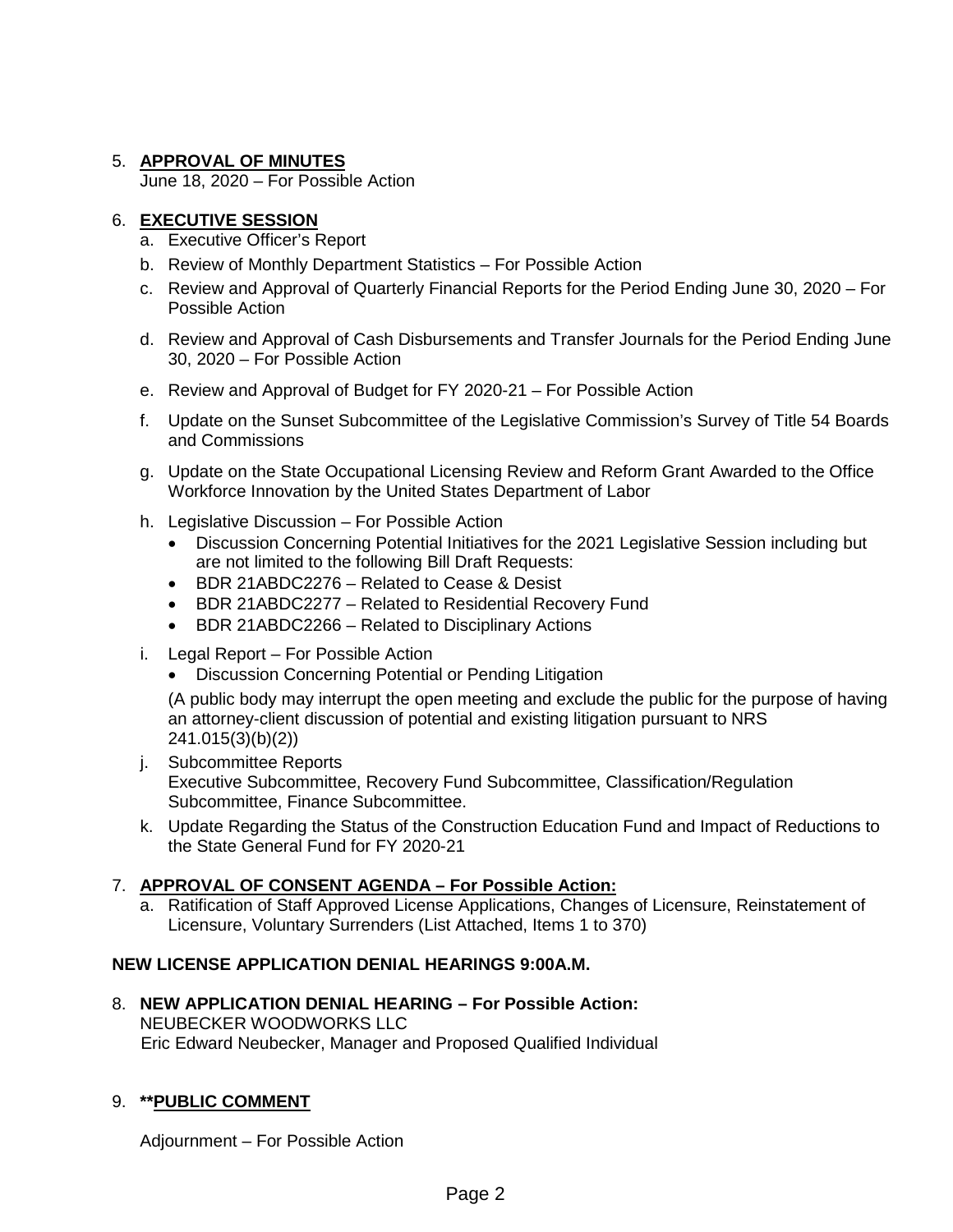5. **APPROVAL OF MINUTES**
   June 18, 2020 – For Possible Action

6. **EXECUTIVE SESSION**
   a. Executive Officer's Report
   b. Review of Monthly Department Statistics – For Possible Action
   c. Review and Approval of Quarterly Financial Reports for the Period Ending June 30, 2020 – For Possible Action
   d. Review and Approval of Cash Disbursements and Transfer Journals for the Period Ending June 30, 2020 – For Possible Action
   e. Review and Approval of Budget for FY 2020-21 – For Possible Action
   f. Update on the Sunset Subcommittee of the Legislative Commission's Survey of Title 54 Boards and Commissions
   g. Update on the State Occupational Licensing Review and Reform Grant Awarded to the Office Workforce Innovation by the United States Department of Labor
   h. Legislative Discussion – For Possible Action
      - Discussion Concerning Potential Initiatives for the 2021 Legislative Session including but are not limited to the following Bill Draft Requests:
      - BDR 21ABDC2276 – Related to Cease & Desist
      - BDR 21ABDC2277 – Related to Residential Recovery Fund
      - BDR 21ABDC2266 – Related to Disciplinary Actions
   i. Legal Report – For Possible Action
      - Discussion Concerning Potential or Pending Litigation

      (A public body may interrupt the open meeting and exclude the public for the purpose of having an attorney-client discussion of potential and existing litigation pursuant to NRS 241.015(3)(b)(2))
   j. Subcommittee Reports
      Executive Subcommittee, Recovery Fund Subcommittee, Classification/Regulation Subcommittee, Finance Subcommittee.
   k. Update Regarding the Status of the Construction Education Fund and Impact of Reductions to the State General Fund for FY 2020-21

7. **APPROVAL OF CONSENT AGENDA – For Possible Action:**
   a. Ratification of Staff Approved License Applications, Changes of Licensure, Reinstatement of Licensure, Voluntary Surrenders (List Attached, Items 1 to 370)

**NEW LICENSE APPLICATION DENIAL HEARINGS 9:00A.M.**

8. **NEW APPLICATION DENIAL HEARING – For Possible Action:**
   NEUBECKER WOODWORKS LLC
   Eric Edward Neubecker, Manager and Proposed Qualified Individual

9. **\*\*PUBLIC COMMENT**

   Adjournment – For Possible Action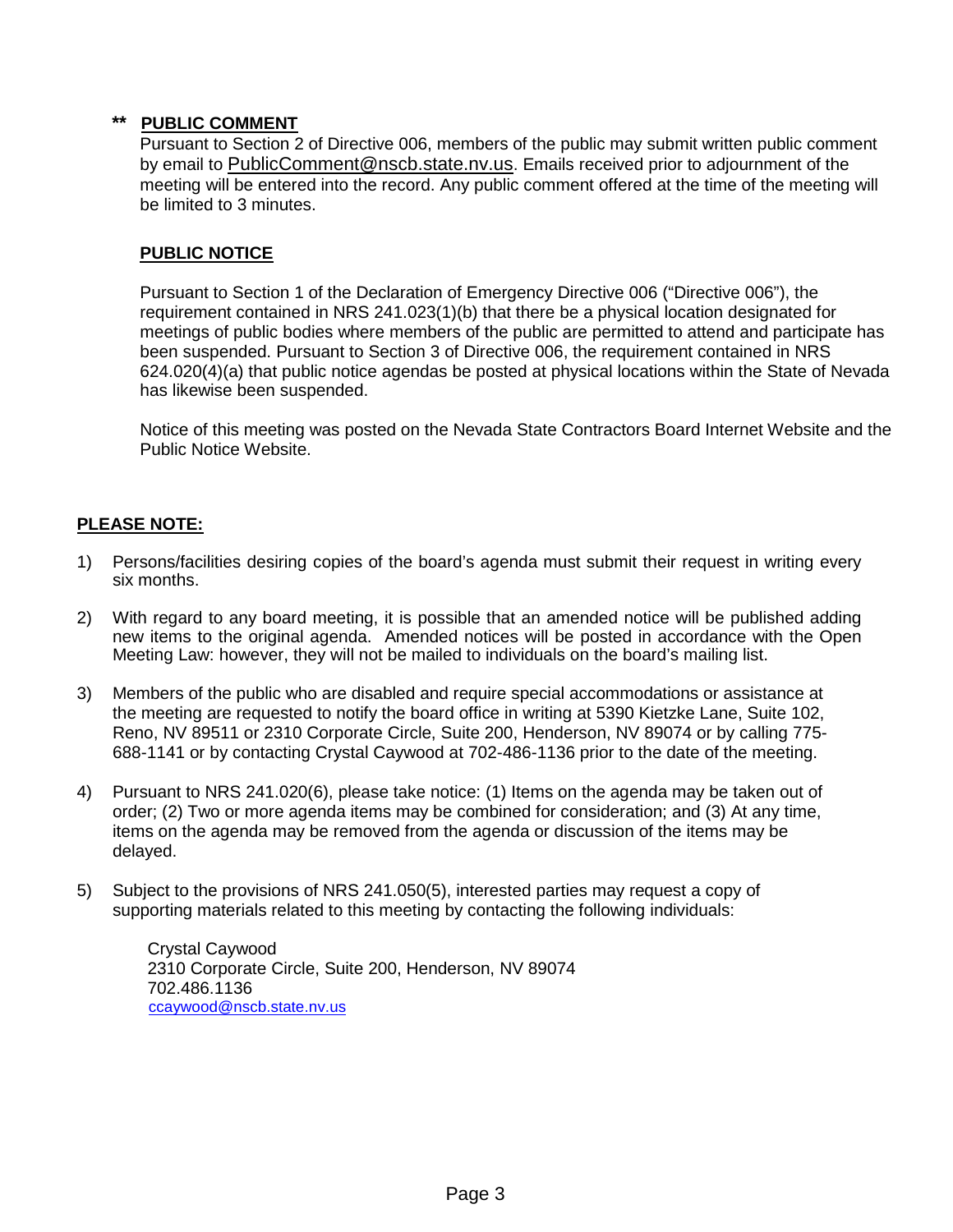** **PUBLIC COMMENT**

Pursuant to Section 2 of Directive 006, members of the public may submit written public comment by email to PublicComment@nscb.state.nv.us. Emails received prior to adjournment of the meeting will be entered into the record. Any public comment offered at the time of the meeting will be limited to 3 minutes.

**PUBLIC NOTICE**

Pursuant to Section 1 of the Declaration of Emergency Directive 006 ("Directive 006"), the requirement contained in NRS 241.023(1)(b) that there be a physical location designated for meetings of public bodies where members of the public are permitted to attend and participate has been suspended. Pursuant to Section 3 of Directive 006, the requirement contained in NRS 624.020(4)(a) that public notice agendas be posted at physical locations within the State of Nevada has likewise been suspended.

Notice of this meeting was posted on the Nevada State Contractors Board Internet Website and the Public Notice Website.

**PLEASE NOTE:**

1) Persons/facilities desiring copies of the board's agenda must submit their request in writing every six months.

2) With regard to any board meeting, it is possible that an amended notice will be published adding new items to the original agenda. Amended notices will be posted in accordance with the Open Meeting Law: however, they will not be mailed to individuals on the board's mailing list.

3) Members of the public who are disabled and require special accommodations or assistance at the meeting are requested to notify the board office in writing at 5390 Kietzke Lane, Suite 102, Reno, NV 89511 or 2310 Corporate Circle, Suite 200, Henderson, NV 89074 or by calling 775-688-1141 or by contacting Crystal Caywood at 702-486-1136 prior to the date of the meeting.

4) Pursuant to NRS 241.020(6), please take notice: (1) Items on the agenda may be taken out of order; (2) Two or more agenda items may be combined for consideration; and (3) At any time, items on the agenda may be removed from the agenda or discussion of the items may be delayed.

5) Subject to the provisions of NRS 241.050(5), interested parties may request a copy of supporting materials related to this meeting by contacting the following individuals:

   Crystal Caywood
   2310 Corporate Circle, Suite 200, Henderson, NV 89074
   702.486.1136
   ccaywood@nscb.state.nv.us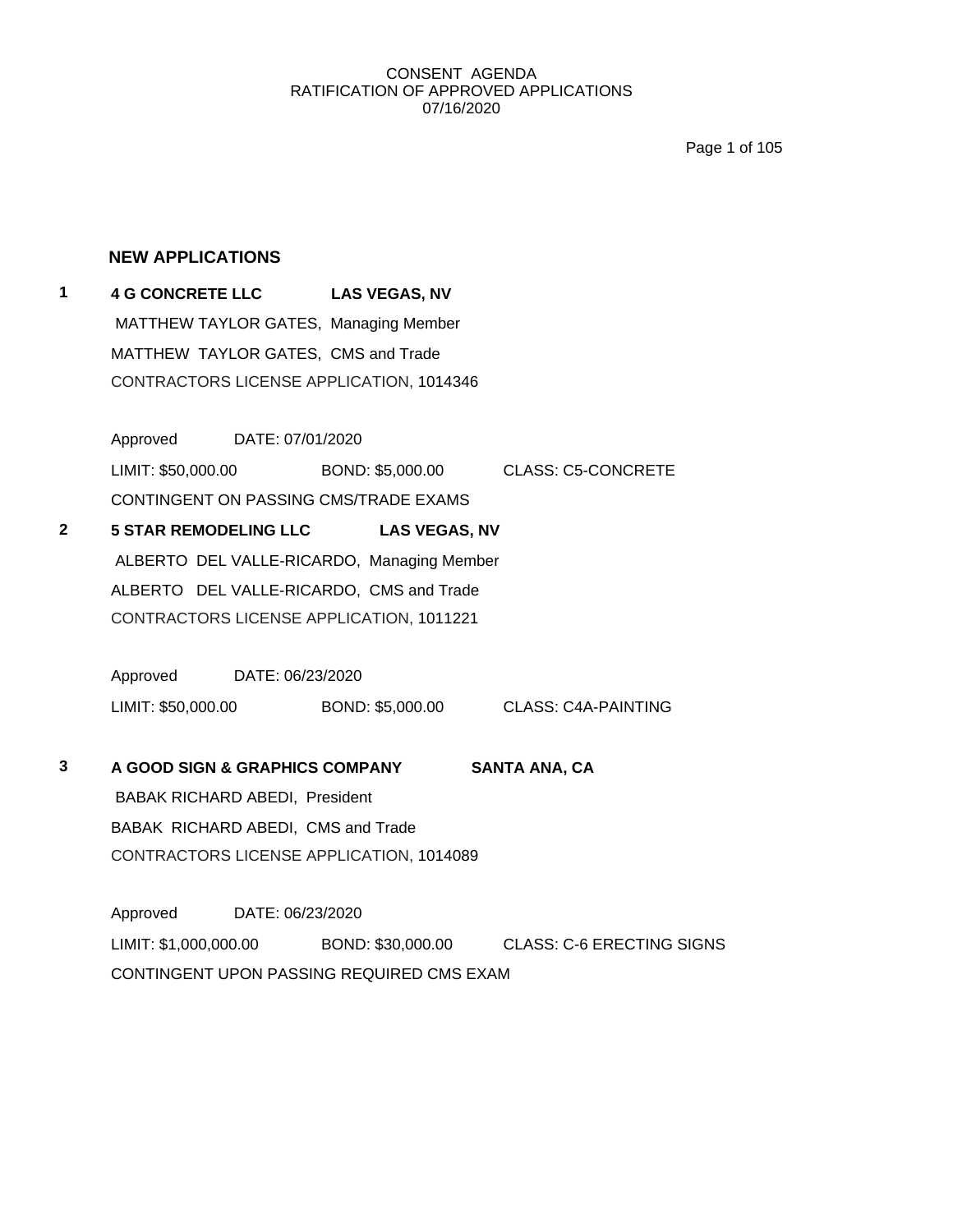CONSENT AGENDA
RATIFICATION OF APPROVED APPLICATIONS
07/16/2020

## NEW APPLICATIONS

**1** **4 G CONCRETE LLC** **LAS VEGAS, NV**

MATTHEW TAYLOR GATES, Managing Member

MATTHEW TAYLOR GATES, CMS and Trade

CONTRACTORS LICENSE APPLICATION, 1014346

Approved DATE: 07/01/2020

LIMIT: $50,000.00 BOND: $5,000.00 CLASS: C5-CONCRETE

CONTINGENT ON PASSING CMS/TRADE EXAMS

**2** **5 STAR REMODELING LLC** **LAS VEGAS, NV**

ALBERTO DEL VALLE-RICARDO, Managing Member

ALBERTO DEL VALLE-RICARDO, CMS and Trade

CONTRACTORS LICENSE APPLICATION, 1011221

Approved DATE: 06/23/2020

LIMIT: $50,000.00 BOND: $5,000.00 CLASS: C4A-PAINTING

**3** **A GOOD SIGN & GRAPHICS COMPANY** **SANTA ANA, CA**

BABAK RICHARD ABEDI, President

BABAK RICHARD ABEDI, CMS and Trade

CONTRACTORS LICENSE APPLICATION, 1014089

Approved DATE: 06/23/2020

LIMIT: $1,000,000.00 BOND: $30,000.00 CLASS: C-6 ERECTING SIGNS

CONTINGENT UPON PASSING REQUIRED CMS EXAM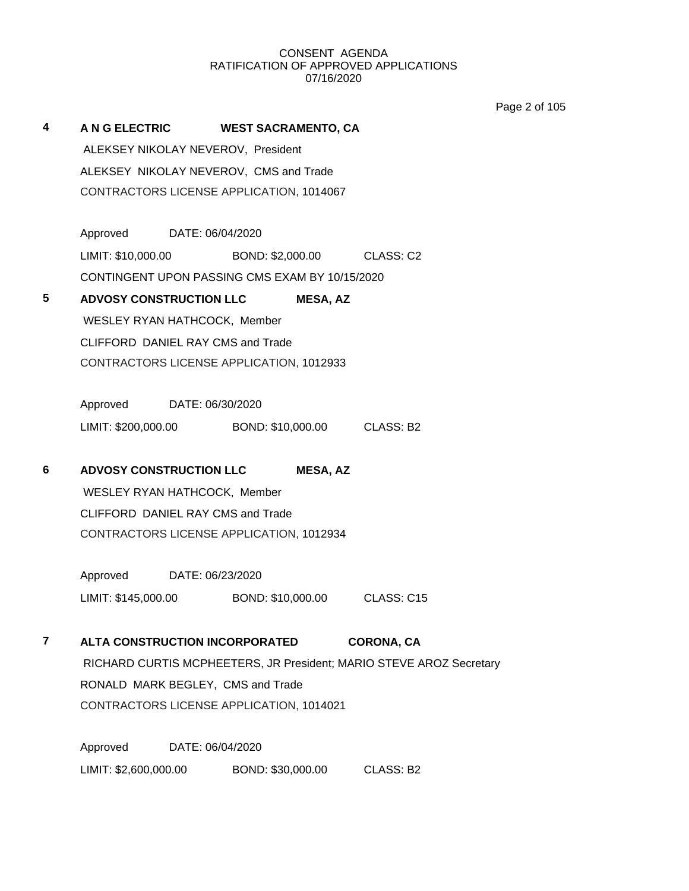CONSENT AGENDA
RATIFICATION OF APPROVED APPLICATIONS
07/16/2020

**4** **A N G ELECTRIC** **WEST SACRAMENTO, CA**

ALEKSEY NIKOLAY NEVEROV, President

ALEKSEY NIKOLAY NEVEROV, CMS and Trade

CONTRACTORS LICENSE APPLICATION, 1014067

Approved DATE: 06/04/2020

LIMIT: $10,000.00 BOND: $2,000.00 CLASS: C2

CONTINGENT UPON PASSING CMS EXAM BY 10/15/2020

**5** **ADVOSY CONSTRUCTION LLC** **MESA, AZ**

WESLEY RYAN HATHCOCK, Member

CLIFFORD DANIEL RAY CMS and Trade

CONTRACTORS LICENSE APPLICATION, 1012933

Approved DATE: 06/30/2020

LIMIT: $200,000.00 BOND: $10,000.00 CLASS: B2

**6** **ADVOSY CONSTRUCTION LLC** **MESA, AZ**

WESLEY RYAN HATHCOCK, Member

CLIFFORD DANIEL RAY CMS and Trade

CONTRACTORS LICENSE APPLICATION, 1012934

Approved DATE: 06/23/2020

LIMIT: $145,000.00 BOND: $10,000.00 CLASS: C15

**7** **ALTA CONSTRUCTION INCORPORATED** **CORONA, CA**

RICHARD CURTIS MCPHEETERS, JR President; MARIO STEVE AROZ Secretary

RONALD MARK BEGLEY, CMS and Trade

CONTRACTORS LICENSE APPLICATION, 1014021

Approved DATE: 06/04/2020

LIMIT: $2,600,000.00 BOND: $30,000.00 CLASS: B2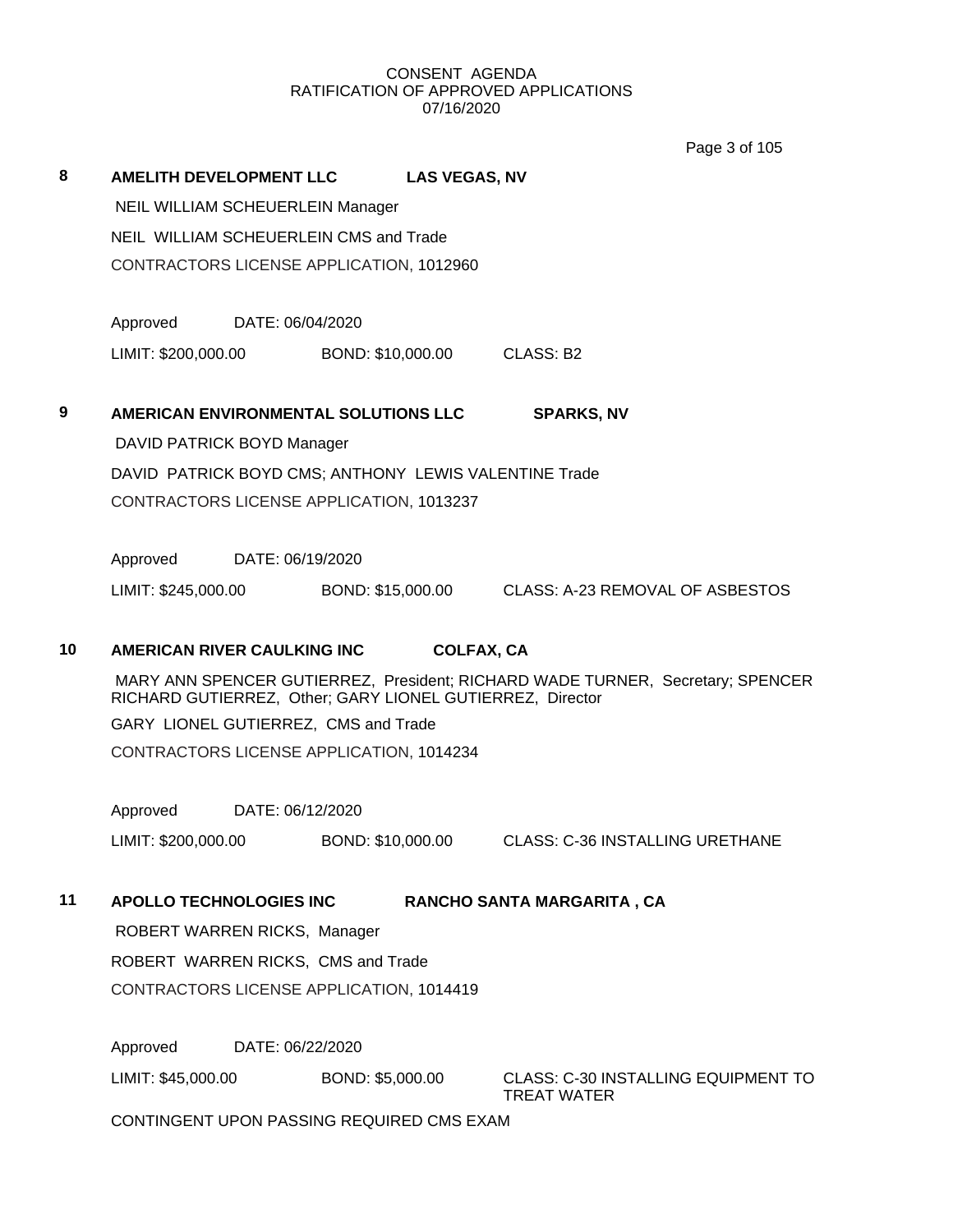CONSENT AGENDA
RATIFICATION OF APPROVED APPLICATIONS
07/16/2020

**8 AMELITH DEVELOPMENT LLC LAS VEGAS, NV**

NEIL WILLIAM SCHEUERLEIN Manager

NEIL WILLIAM SCHEUERLEIN CMS and Trade

CONTRACTORS LICENSE APPLICATION, 1012960

Approved DATE: 06/04/2020

LIMIT: $200,000.00 BOND: $10,000.00 CLASS: B2

**9 AMERICAN ENVIRONMENTAL SOLUTIONS LLC SPARKS, NV**

DAVID PATRICK BOYD Manager

DAVID PATRICK BOYD CMS; ANTHONY LEWIS VALENTINE Trade

CONTRACTORS LICENSE APPLICATION, 1013237

Approved DATE: 06/19/2020

LIMIT: $245,000.00 BOND: $15,000.00 CLASS: A-23 REMOVAL OF ASBESTOS

**10 AMERICAN RIVER CAULKING INC COLFAX, CA**

MARY ANN SPENCER GUTIERREZ, President; RICHARD WADE TURNER, Secretary; SPENCER RICHARD GUTIERREZ, Other; GARY LIONEL GUTIERREZ, Director

GARY LIONEL GUTIERREZ, CMS and Trade

CONTRACTORS LICENSE APPLICATION, 1014234

Approved DATE: 06/12/2020

LIMIT: $200,000.00 BOND: $10,000.00 CLASS: C-36 INSTALLING URETHANE

**11 APOLLO TECHNOLOGIES INC RANCHO SANTA MARGARITA , CA**

ROBERT WARREN RICKS, Manager

ROBERT WARREN RICKS, CMS and Trade

CONTRACTORS LICENSE APPLICATION, 1014419

Approved DATE: 06/22/2020

LIMIT: $45,000.00 BOND: $5,000.00 CLASS: C-30 INSTALLING EQUIPMENT TO TREAT WATER

CONTINGENT UPON PASSING REQUIRED CMS EXAM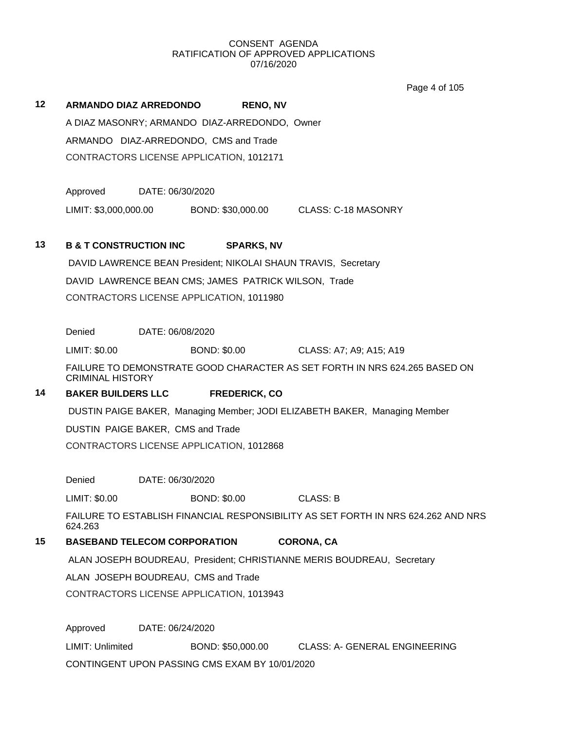CONSENT AGENDA
RATIFICATION OF APPROVED APPLICATIONS
07/16/2020

**12 ARMANDO DIAZ ARREDONDO RENO, NV**

A DIAZ MASONRY; ARMANDO DIAZ-ARREDONDO, Owner

ARMANDO DIAZ-ARREDONDO, CMS and Trade

CONTRACTORS LICENSE APPLICATION, 1012171

Approved DATE: 06/30/2020

LIMIT: $3,000,000.00 BOND: $30,000.00 CLASS: C-18 MASONRY

**13 B & T CONSTRUCTION INC SPARKS, NV**

DAVID LAWRENCE BEAN President; NIKOLAI SHAUN TRAVIS, Secretary

DAVID LAWRENCE BEAN CMS; JAMES PATRICK WILSON, Trade

CONTRACTORS LICENSE APPLICATION, 1011980

Denied DATE: 06/08/2020

LIMIT: $0.00 BOND: $0.00 CLASS: A7; A9; A15; A19

FAILURE TO DEMONSTRATE GOOD CHARACTER AS SET FORTH IN NRS 624.265 BASED ON CRIMINAL HISTORY

**14 BAKER BUILDERS LLC FREDERICK, CO**

DUSTIN PAIGE BAKER, Managing Member; JODI ELIZABETH BAKER, Managing Member

DUSTIN PAIGE BAKER, CMS and Trade

CONTRACTORS LICENSE APPLICATION, 1012868

Denied DATE: 06/30/2020

LIMIT: $0.00 BOND: $0.00 CLASS: B

FAILURE TO ESTABLISH FINANCIAL RESPONSIBILITY AS SET FORTH IN NRS 624.262 AND NRS 624.263

**15 BASEBAND TELECOM CORPORATION CORONA, CA**

ALAN JOSEPH BOUDREAU, President; CHRISTIANNE MERIS BOUDREAU, Secretary

ALAN JOSEPH BOUDREAU, CMS and Trade

CONTRACTORS LICENSE APPLICATION, 1013943

Approved DATE: 06/24/2020

LIMIT: Unlimited BOND: $50,000.00 CLASS: A- GENERAL ENGINEERING

CONTINGENT UPON PASSING CMS EXAM BY 10/01/2020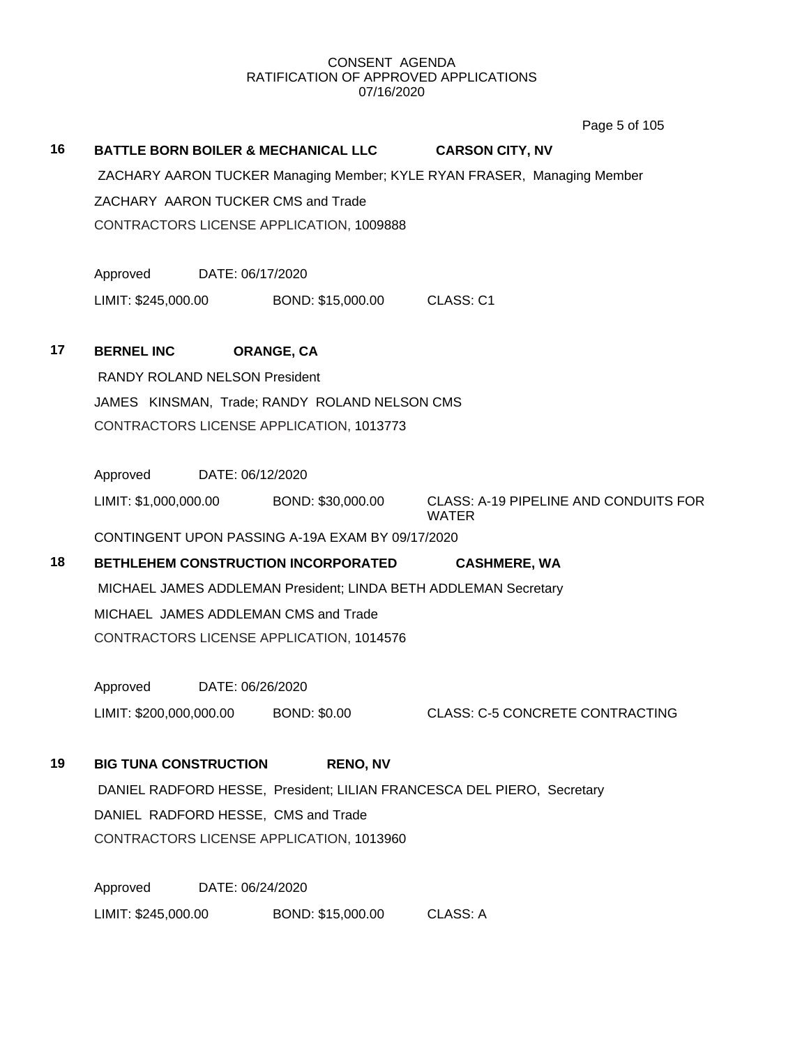CONSENT AGENDA
RATIFICATION OF APPROVED APPLICATIONS
07/16/2020

**16 BATTLE BORN BOILER & MECHANICAL LLC — CARSON CITY, NV**

ZACHARY AARON TUCKER Managing Member; KYLE RYAN FRASER, Managing Member

ZACHARY AARON TUCKER CMS and Trade

CONTRACTORS LICENSE APPLICATION, 1009888

Approved DATE: 06/17/2020

LIMIT: $245,000.00 BOND: $15,000.00 CLASS: C1

**17 BERNEL INC — ORANGE, CA**

RANDY ROLAND NELSON President

JAMES KINSMAN, Trade; RANDY ROLAND NELSON CMS

CONTRACTORS LICENSE APPLICATION, 1013773

Approved DATE: 06/12/2020

LIMIT: $1,000,000.00 BOND: $30,000.00 CLASS: A-19 PIPELINE AND CONDUITS FOR WATER

CONTINGENT UPON PASSING A-19A EXAM BY 09/17/2020

**18 BETHLEHEM CONSTRUCTION INCORPORATED — CASHMERE, WA**

MICHAEL JAMES ADDLEMAN President; LINDA BETH ADDLEMAN Secretary

MICHAEL JAMES ADDLEMAN CMS and Trade

CONTRACTORS LICENSE APPLICATION, 1014576

Approved DATE: 06/26/2020

LIMIT: $200,000,000.00 BOND: $0.00 CLASS: C-5 CONCRETE CONTRACTING

**19 BIG TUNA CONSTRUCTION — RENO, NV**

DANIEL RADFORD HESSE, President; LILIAN FRANCESCA DEL PIERO, Secretary

DANIEL RADFORD HESSE, CMS and Trade

CONTRACTORS LICENSE APPLICATION, 1013960

Approved DATE: 06/24/2020

LIMIT: $245,000.00 BOND: $15,000.00 CLASS: A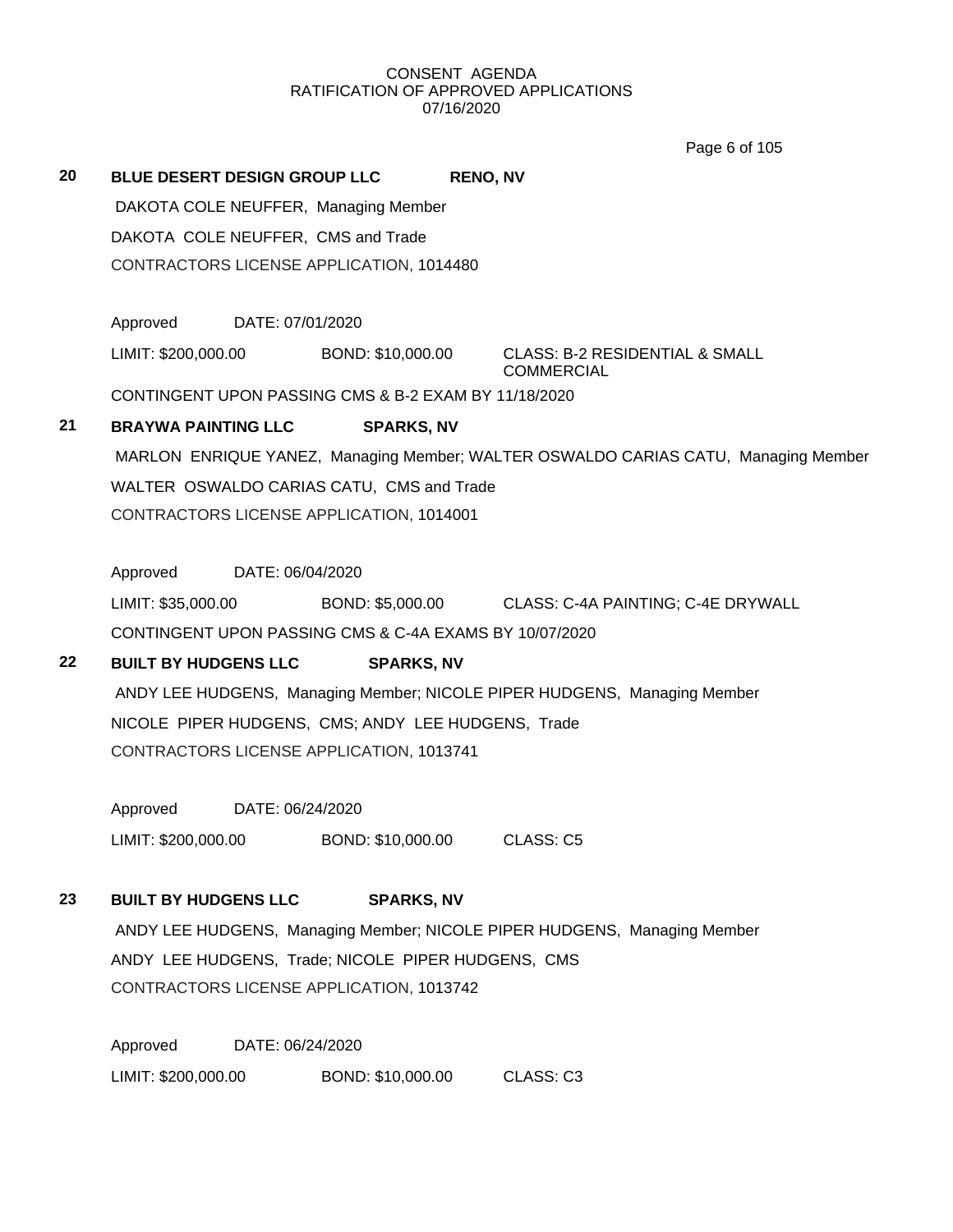CONSENT AGENDA
RATIFICATION OF APPROVED APPLICATIONS
07/16/2020

**20 BLUE DESERT DESIGN GROUP LLC RENO, NV**

DAKOTA COLE NEUFFER, Managing Member

DAKOTA COLE NEUFFER, CMS and Trade

CONTRACTORS LICENSE APPLICATION, 1014480

Approved DATE: 07/01/2020

LIMIT: $200,000.00 BOND: $10,000.00 CLASS: B-2 RESIDENTIAL & SMALL COMMERCIAL

CONTINGENT UPON PASSING CMS & B-2 EXAM BY 11/18/2020

**21 BRAYWA PAINTING LLC SPARKS, NV**

MARLON ENRIQUE YANEZ, Managing Member; WALTER OSWALDO CARIAS CATU, Managing Member

WALTER OSWALDO CARIAS CATU, CMS and Trade

CONTRACTORS LICENSE APPLICATION, 1014001

Approved DATE: 06/04/2020

LIMIT: $35,000.00 BOND: $5,000.00 CLASS: C-4A PAINTING; C-4E DRYWALL

CONTINGENT UPON PASSING CMS & C-4A EXAMS BY 10/07/2020

**22 BUILT BY HUDGENS LLC SPARKS, NV**

ANDY LEE HUDGENS, Managing Member; NICOLE PIPER HUDGENS, Managing Member

NICOLE PIPER HUDGENS, CMS; ANDY LEE HUDGENS, Trade

CONTRACTORS LICENSE APPLICATION, 1013741

Approved DATE: 06/24/2020

LIMIT: $200,000.00 BOND: $10,000.00 CLASS: C5

**23 BUILT BY HUDGENS LLC SPARKS, NV**

ANDY LEE HUDGENS, Managing Member; NICOLE PIPER HUDGENS, Managing Member

ANDY LEE HUDGENS, Trade; NICOLE PIPER HUDGENS, CMS

CONTRACTORS LICENSE APPLICATION, 1013742

Approved DATE: 06/24/2020

LIMIT: $200,000.00 BOND: $10,000.00 CLASS: C3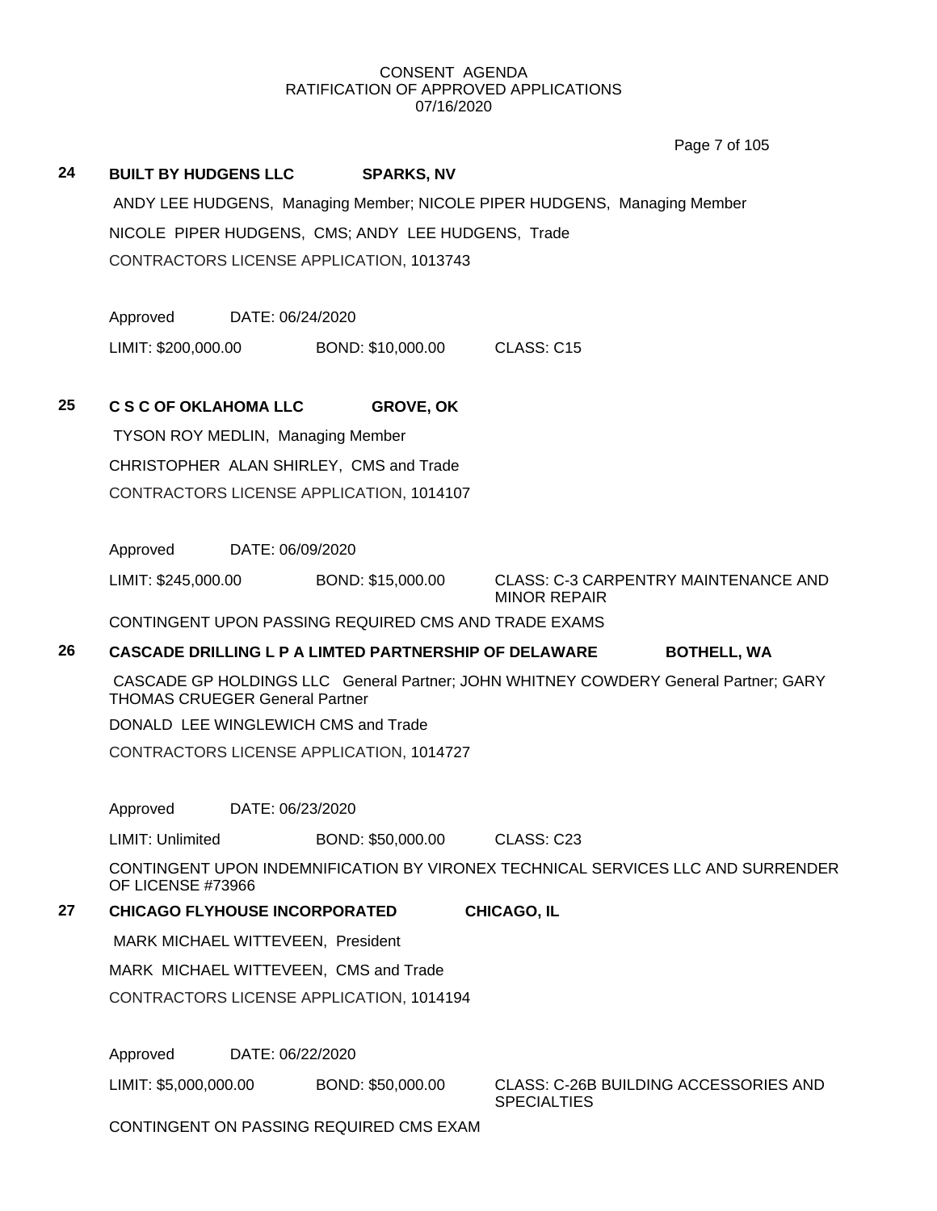CONSENT AGENDA
RATIFICATION OF APPROVED APPLICATIONS
07/16/2020

**24 BUILT BY HUDGENS LLC SPARKS, NV**

ANDY LEE HUDGENS, Managing Member; NICOLE PIPER HUDGENS, Managing Member

NICOLE PIPER HUDGENS, CMS; ANDY LEE HUDGENS, Trade

CONTRACTORS LICENSE APPLICATION, 1013743

Approved DATE: 06/24/2020

LIMIT: $200,000.00 BOND: $10,000.00 CLASS: C15

**25 C S C OF OKLAHOMA LLC GROVE, OK**

TYSON ROY MEDLIN, Managing Member

CHRISTOPHER ALAN SHIRLEY, CMS and Trade

CONTRACTORS LICENSE APPLICATION, 1014107

Approved DATE: 06/09/2020

LIMIT: $245,000.00 BOND: $15,000.00 CLASS: C-3 CARPENTRY MAINTENANCE AND MINOR REPAIR

CONTINGENT UPON PASSING REQUIRED CMS AND TRADE EXAMS

**26 CASCADE DRILLING L P A LIMTED PARTNERSHIP OF DELAWARE BOTHELL, WA**

CASCADE GP HOLDINGS LLC General Partner; JOHN WHITNEY COWDERY General Partner; GARY THOMAS CRUEGER General Partner

DONALD LEE WINGLEWICH CMS and Trade

CONTRACTORS LICENSE APPLICATION, 1014727

Approved DATE: 06/23/2020

LIMIT: Unlimited BOND: $50,000.00 CLASS: C23

CONTINGENT UPON INDEMNIFICATION BY VIRONEX TECHNICAL SERVICES LLC AND SURRENDER OF LICENSE #73966

**27 CHICAGO FLYHOUSE INCORPORATED CHICAGO, IL**

MARK MICHAEL WITTEVEEN, President

MARK MICHAEL WITTEVEEN, CMS and Trade

CONTRACTORS LICENSE APPLICATION, 1014194

Approved DATE: 06/22/2020

LIMIT: $5,000,000.00 BOND: $50,000.00 CLASS: C-26B BUILDING ACCESSORIES AND SPECIALTIES

CONTINGENT ON PASSING REQUIRED CMS EXAM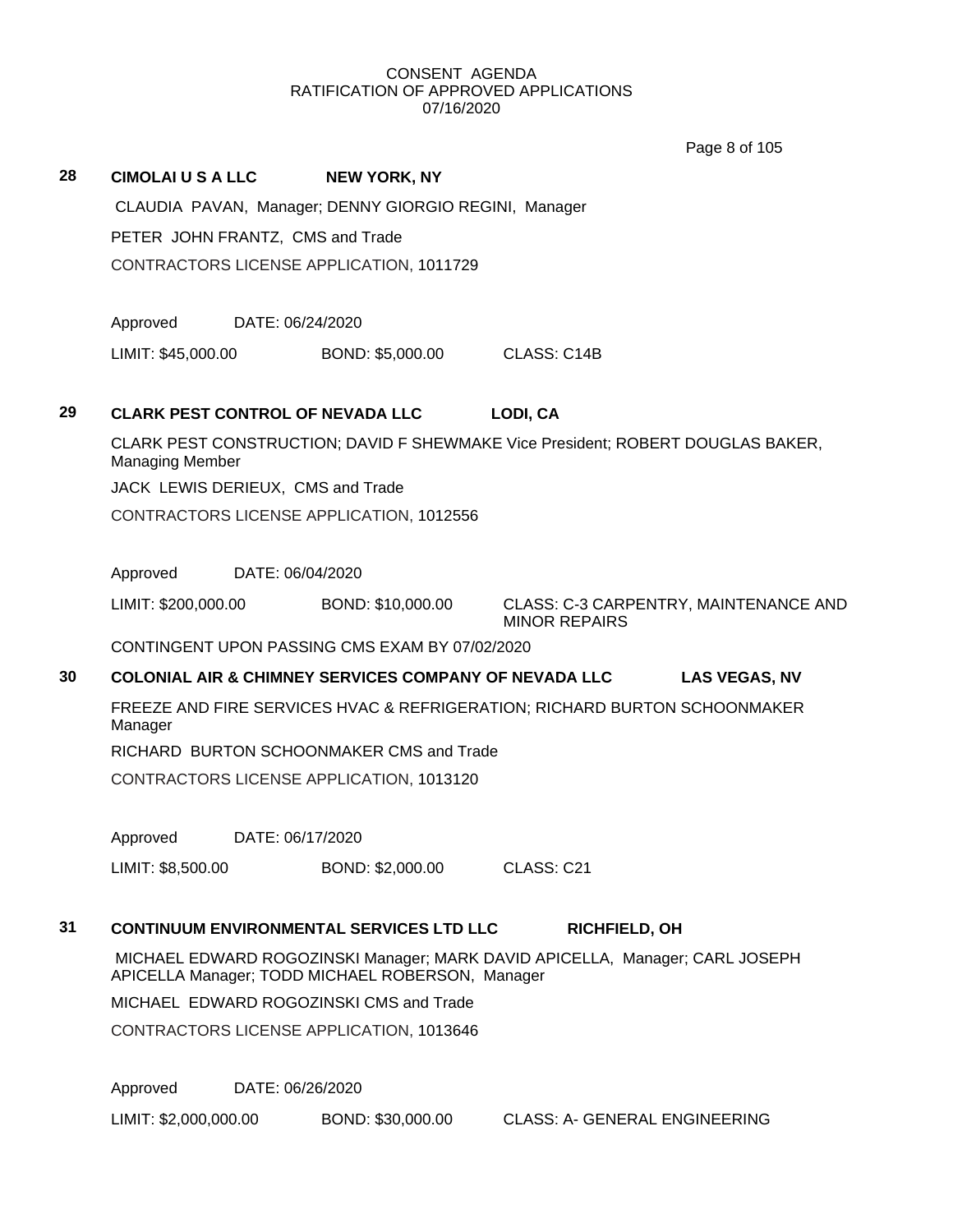CONSENT AGENDA
RATIFICATION OF APPROVED APPLICATIONS
07/16/2020

**28 CIMOLAI U S A LLC NEW YORK, NY**

CLAUDIA PAVAN, Manager; DENNY GIORGIO REGINI, Manager

PETER JOHN FRANTZ, CMS and Trade

CONTRACTORS LICENSE APPLICATION, 1011729

Approved DATE: 06/24/2020

LIMIT: $45,000.00 BOND: $5,000.00 CLASS: C14B

**29 CLARK PEST CONTROL OF NEVADA LLC LODI, CA**

CLARK PEST CONSTRUCTION; DAVID F SHEWMAKE Vice President; ROBERT DOUGLAS BAKER, Managing Member

JACK LEWIS DERIEUX, CMS and Trade

CONTRACTORS LICENSE APPLICATION, 1012556

Approved DATE: 06/04/2020

LIMIT: $200,000.00 BOND: $10,000.00 CLASS: C-3 CARPENTRY, MAINTENANCE AND MINOR REPAIRS

CONTINGENT UPON PASSING CMS EXAM BY 07/02/2020

**30 COLONIAL AIR & CHIMNEY SERVICES COMPANY OF NEVADA LLC LAS VEGAS, NV**

FREEZE AND FIRE SERVICES HVAC & REFRIGERATION; RICHARD BURTON SCHOONMAKER Manager

RICHARD BURTON SCHOONMAKER CMS and Trade

CONTRACTORS LICENSE APPLICATION, 1013120

Approved DATE: 06/17/2020

LIMIT: $8,500.00 BOND: $2,000.00 CLASS: C21

**31 CONTINUUM ENVIRONMENTAL SERVICES LTD LLC RICHFIELD, OH**

MICHAEL EDWARD ROGOZINSKI Manager; MARK DAVID APICELLA, Manager; CARL JOSEPH APICELLA Manager; TODD MICHAEL ROBERSON, Manager

MICHAEL EDWARD ROGOZINSKI CMS and Trade

CONTRACTORS LICENSE APPLICATION, 1013646

Approved DATE: 06/26/2020

LIMIT: $2,000,000.00 BOND: $30,000.00 CLASS: A- GENERAL ENGINEERING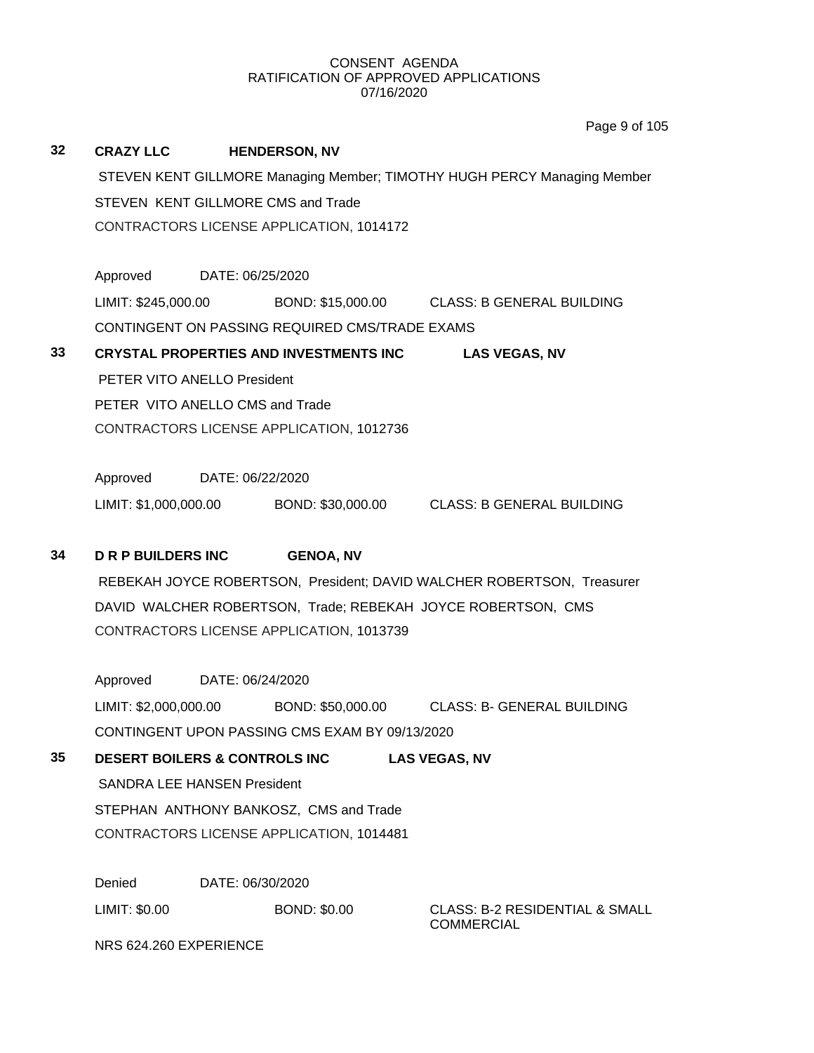CONSENT AGENDA
RATIFICATION OF APPROVED APPLICATIONS
07/16/2020

**32** **CRAZY LLC** **HENDERSON, NV**

STEVEN KENT GILLMORE Managing Member; TIMOTHY HUGH PERCY Managing Member

STEVEN KENT GILLMORE CMS and Trade

CONTRACTORS LICENSE APPLICATION, 1014172

Approved DATE: 06/25/2020

LIMIT: $245,000.00 BOND: $15,000.00 CLASS: B GENERAL BUILDING

CONTINGENT ON PASSING REQUIRED CMS/TRADE EXAMS

**33** **CRYSTAL PROPERTIES AND INVESTMENTS INC** **LAS VEGAS, NV**

PETER VITO ANELLO President

PETER VITO ANELLO CMS and Trade

CONTRACTORS LICENSE APPLICATION, 1012736

Approved DATE: 06/22/2020

LIMIT: $1,000,000.00 BOND: $30,000.00 CLASS: B GENERAL BUILDING

**34** **D R P BUILDERS INC** **GENOA, NV**

REBEKAH JOYCE ROBERTSON, President; DAVID WALCHER ROBERTSON, Treasurer

DAVID WALCHER ROBERTSON, Trade; REBEKAH JOYCE ROBERTSON, CMS

CONTRACTORS LICENSE APPLICATION, 1013739

Approved DATE: 06/24/2020

LIMIT: $2,000,000.00 BOND: $50,000.00 CLASS: B- GENERAL BUILDING

CONTINGENT UPON PASSING CMS EXAM BY 09/13/2020

**35** **DESERT BOILERS & CONTROLS INC** **LAS VEGAS, NV**

SANDRA LEE HANSEN President

STEPHAN ANTHONY BANKOSZ, CMS and Trade

CONTRACTORS LICENSE APPLICATION, 1014481

Denied DATE: 06/30/2020

LIMIT: $0.00 BOND: $0.00 CLASS: B-2 RESIDENTIAL & SMALL COMMERCIAL

NRS 624.260 EXPERIENCE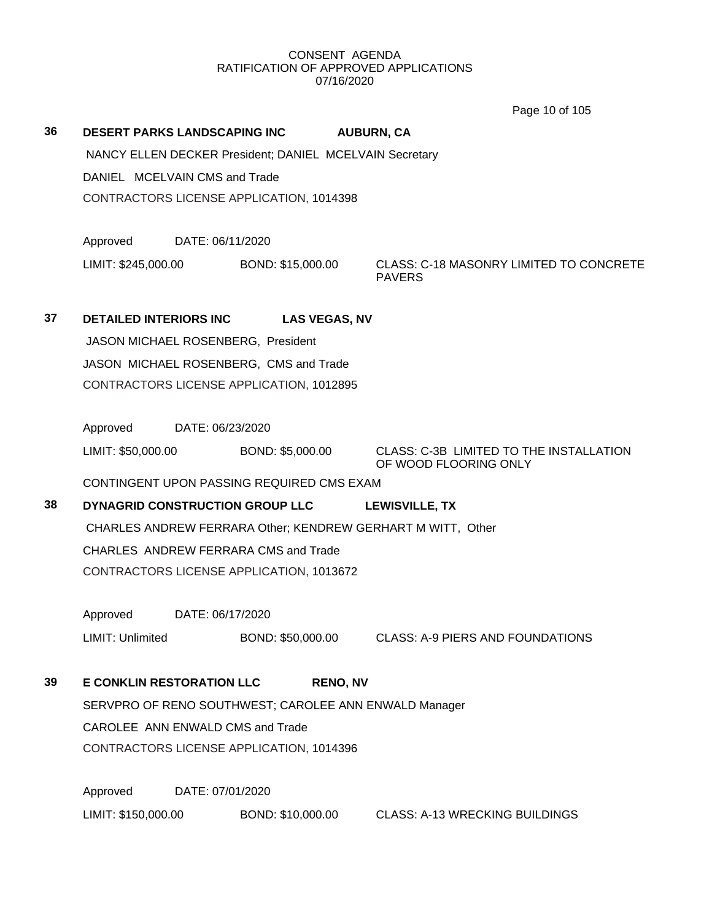CONSENT AGENDA
RATIFICATION OF APPROVED APPLICATIONS
07/16/2020

**36** **DESERT PARKS LANDSCAPING INC** **AUBURN, CA**

NANCY ELLEN DECKER President; DANIEL MCELVAIN Secretary

DANIEL MCELVAIN CMS and Trade

CONTRACTORS LICENSE APPLICATION, 1014398

Approved DATE: 06/11/2020

LIMIT: $245,000.00 BOND: $15,000.00 CLASS: C-18 MASONRY LIMITED TO CONCRETE PAVERS

**37** **DETAILED INTERIORS INC** **LAS VEGAS, NV**

JASON MICHAEL ROSENBERG, President

JASON MICHAEL ROSENBERG, CMS and Trade

CONTRACTORS LICENSE APPLICATION, 1012895

Approved DATE: 06/23/2020

LIMIT: $50,000.00 BOND: $5,000.00 CLASS: C-3B LIMITED TO THE INSTALLATION OF WOOD FLOORING ONLY

CONTINGENT UPON PASSING REQUIRED CMS EXAM

**38** **DYNAGRID CONSTRUCTION GROUP LLC** **LEWISVILLE, TX**

CHARLES ANDREW FERRARA Other; KENDREW GERHART M WITT, Other

CHARLES ANDREW FERRARA CMS and Trade

CONTRACTORS LICENSE APPLICATION, 1013672

Approved DATE: 06/17/2020

LIMIT: Unlimited BOND: $50,000.00 CLASS: A-9 PIERS AND FOUNDATIONS

**39** **E CONKLIN RESTORATION LLC** **RENO, NV**

SERVPRO OF RENO SOUTHWEST; CAROLEE ANN ENWALD Manager

CAROLEE ANN ENWALD CMS and Trade

CONTRACTORS LICENSE APPLICATION, 1014396

Approved DATE: 07/01/2020

LIMIT: $150,000.00 BOND: $10,000.00 CLASS: A-13 WRECKING BUILDINGS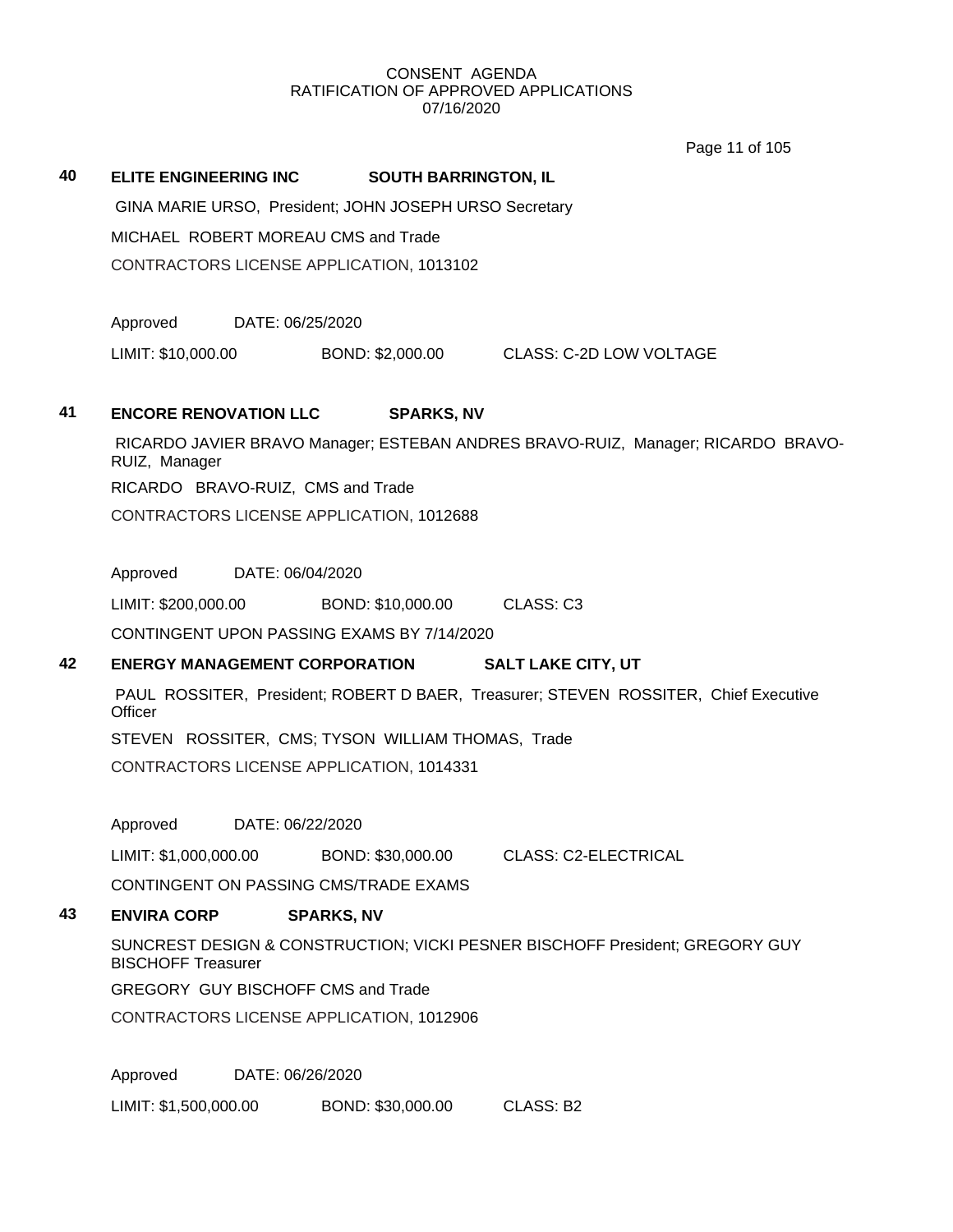CONSENT AGENDA
RATIFICATION OF APPROVED APPLICATIONS
07/16/2020

**40 ELITE ENGINEERING INC SOUTH BARRINGTON, IL**

GINA MARIE URSO, President; JOHN JOSEPH URSO Secretary

MICHAEL ROBERT MOREAU CMS and Trade

CONTRACTORS LICENSE APPLICATION, 1013102

Approved DATE: 06/25/2020

LIMIT: $10,000.00 BOND: $2,000.00 CLASS: C-2D LOW VOLTAGE

**41 ENCORE RENOVATION LLC SPARKS, NV**

RICARDO JAVIER BRAVO Manager; ESTEBAN ANDRES BRAVO-RUIZ, Manager; RICARDO BRAVO-RUIZ, Manager

RICARDO BRAVO-RUIZ, CMS and Trade

CONTRACTORS LICENSE APPLICATION, 1012688

Approved DATE: 06/04/2020

LIMIT: $200,000.00 BOND: $10,000.00 CLASS: C3

CONTINGENT UPON PASSING EXAMS BY 7/14/2020

**42 ENERGY MANAGEMENT CORPORATION SALT LAKE CITY, UT**

PAUL ROSSITER, President; ROBERT D BAER, Treasurer; STEVEN ROSSITER, Chief Executive Officer

STEVEN ROSSITER, CMS; TYSON WILLIAM THOMAS, Trade

CONTRACTORS LICENSE APPLICATION, 1014331

Approved DATE: 06/22/2020

LIMIT: $1,000,000.00 BOND: $30,000.00 CLASS: C2-ELECTRICAL

CONTINGENT ON PASSING CMS/TRADE EXAMS

**43 ENVIRA CORP SPARKS, NV**

SUNCREST DESIGN & CONSTRUCTION; VICKI PESNER BISCHOFF President; GREGORY GUY BISCHOFF Treasurer

GREGORY GUY BISCHOFF CMS and Trade

CONTRACTORS LICENSE APPLICATION, 1012906

Approved DATE: 06/26/2020

LIMIT: $1,500,000.00 BOND: $30,000.00 CLASS: B2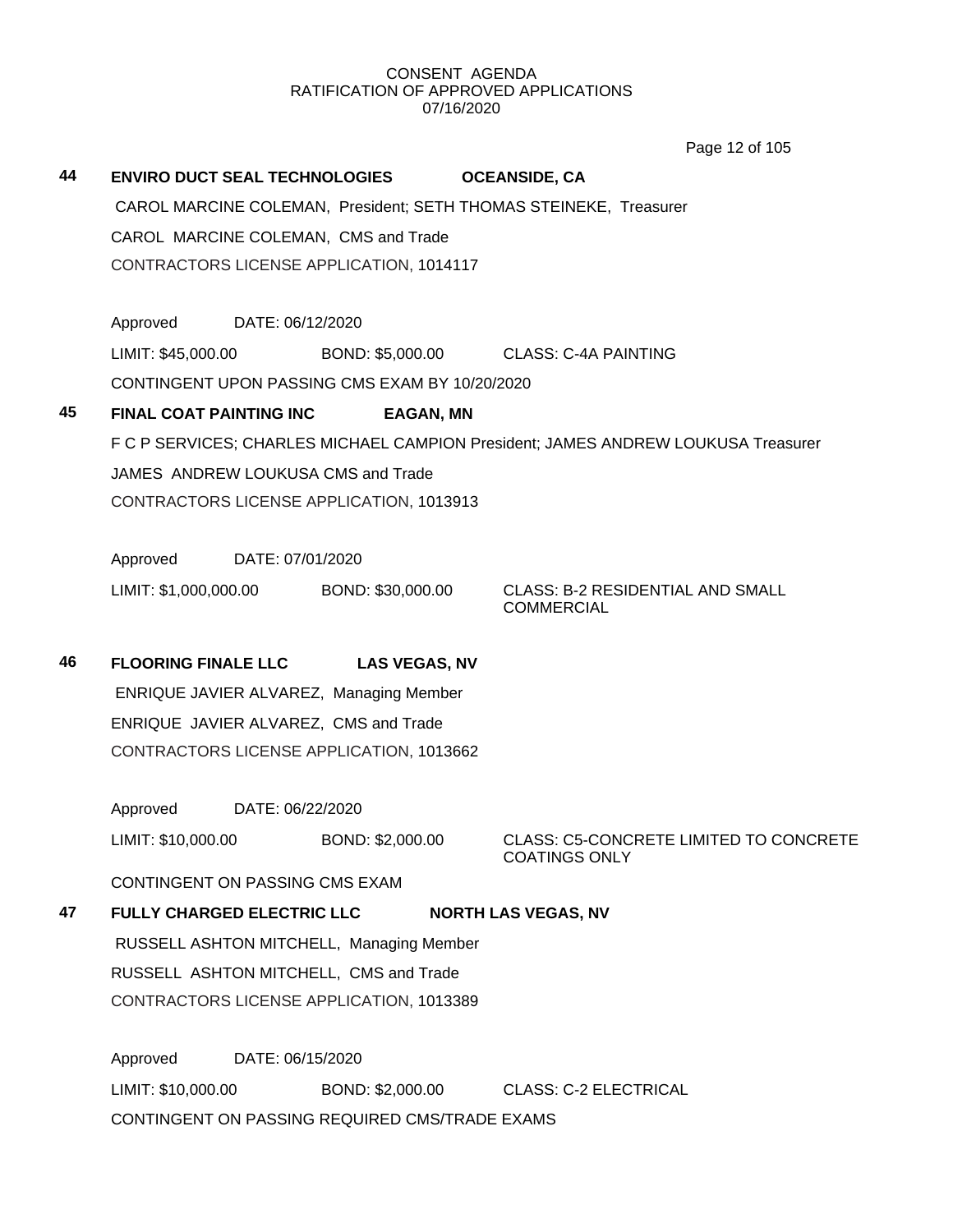CONSENT AGENDA
RATIFICATION OF APPROVED APPLICATIONS
07/16/2020

**44 ENVIRO DUCT SEAL TECHNOLOGIES OCEANSIDE, CA**

CAROL MARCINE COLEMAN, President; SETH THOMAS STEINEKE, Treasurer

CAROL MARCINE COLEMAN, CMS and Trade

CONTRACTORS LICENSE APPLICATION, 1014117

Approved DATE: 06/12/2020

LIMIT: $45,000.00 BOND: $5,000.00 CLASS: C-4A PAINTING

CONTINGENT UPON PASSING CMS EXAM BY 10/20/2020

**45 FINAL COAT PAINTING INC EAGAN, MN**

F C P SERVICES; CHARLES MICHAEL CAMPION President; JAMES ANDREW LOUKUSA Treasurer

JAMES ANDREW LOUKUSA CMS and Trade

CONTRACTORS LICENSE APPLICATION, 1013913

Approved DATE: 07/01/2020

LIMIT: $1,000,000.00 BOND: $30,000.00 CLASS: B-2 RESIDENTIAL AND SMALL COMMERCIAL

**46 FLOORING FINALE LLC LAS VEGAS, NV**

ENRIQUE JAVIER ALVAREZ, Managing Member

ENRIQUE JAVIER ALVAREZ, CMS and Trade

CONTRACTORS LICENSE APPLICATION, 1013662

Approved DATE: 06/22/2020

LIMIT: $10,000.00 BOND: $2,000.00 CLASS: C5-CONCRETE LIMITED TO CONCRETE COATINGS ONLY

CONTINGENT ON PASSING CMS EXAM

**47 FULLY CHARGED ELECTRIC LLC NORTH LAS VEGAS, NV**

RUSSELL ASHTON MITCHELL, Managing Member

RUSSELL ASHTON MITCHELL, CMS and Trade

CONTRACTORS LICENSE APPLICATION, 1013389

Approved DATE: 06/15/2020

LIMIT: $10,000.00 BOND: $2,000.00 CLASS: C-2 ELECTRICAL

CONTINGENT ON PASSING REQUIRED CMS/TRADE EXAMS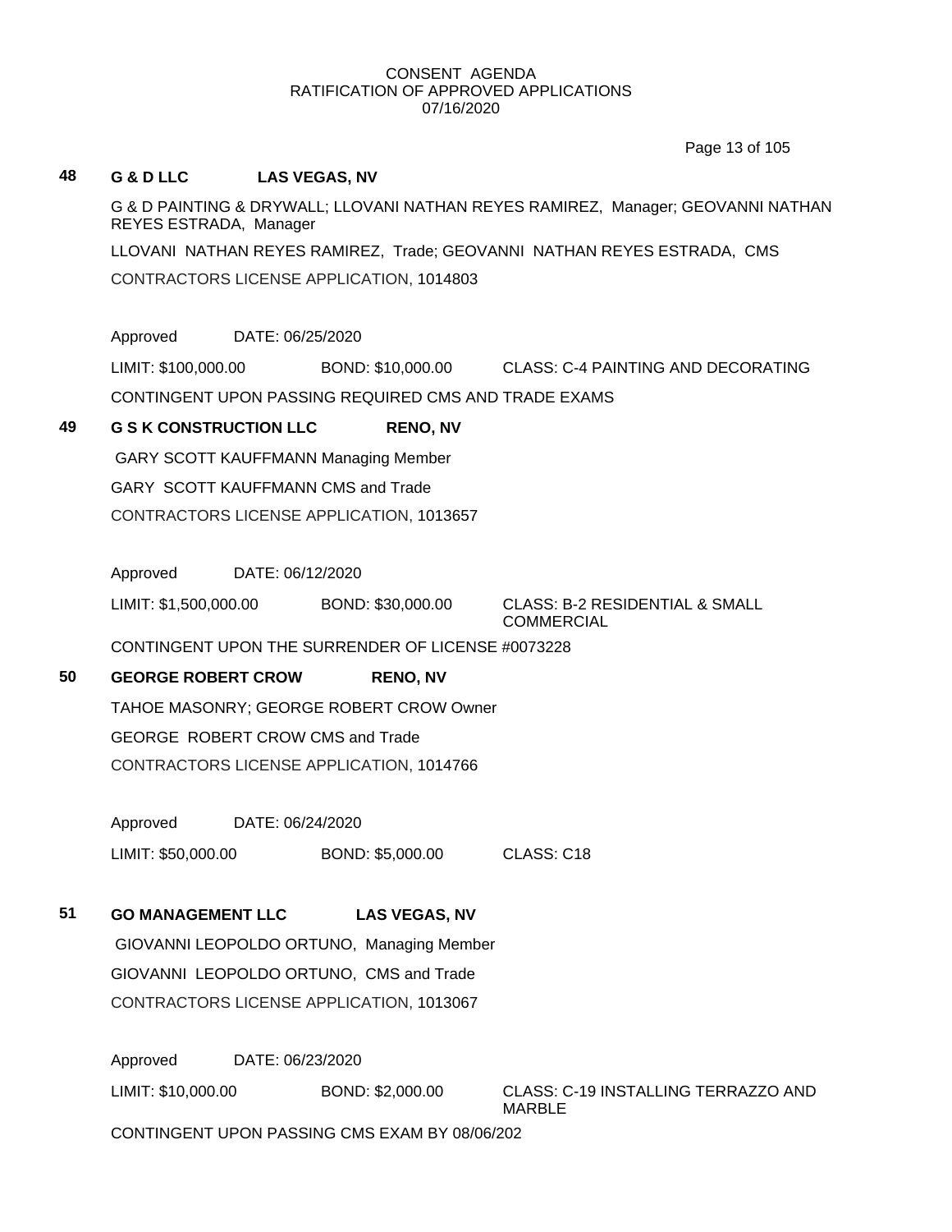CONSENT AGENDA
RATIFICATION OF APPROVED APPLICATIONS
07/16/2020

**48 G & D LLC LAS VEGAS, NV**

G & D PAINTING & DRYWALL; LLOVANI NATHAN REYES RAMIREZ, Manager; GEOVANNI NATHAN REYES ESTRADA, Manager

LLOVANI NATHAN REYES RAMIREZ, Trade; GEOVANNI NATHAN REYES ESTRADA, CMS

CONTRACTORS LICENSE APPLICATION, 1014803

Approved DATE: 06/25/2020

LIMIT: $100,000.00 BOND: $10,000.00 CLASS: C-4 PAINTING AND DECORATING

CONTINGENT UPON PASSING REQUIRED CMS AND TRADE EXAMS

**49 G S K CONSTRUCTION LLC RENO, NV**

GARY SCOTT KAUFFMANN Managing Member

GARY SCOTT KAUFFMANN CMS and Trade

CONTRACTORS LICENSE APPLICATION, 1013657

Approved DATE: 06/12/2020

LIMIT: $1,500,000.00 BOND: $30,000.00 CLASS: B-2 RESIDENTIAL & SMALL COMMERCIAL

CONTINGENT UPON THE SURRENDER OF LICENSE #0073228

**50 GEORGE ROBERT CROW RENO, NV**

TAHOE MASONRY; GEORGE ROBERT CROW Owner

GEORGE ROBERT CROW CMS and Trade

CONTRACTORS LICENSE APPLICATION, 1014766

Approved DATE: 06/24/2020

LIMIT: $50,000.00 BOND: $5,000.00 CLASS: C18

**51 GO MANAGEMENT LLC LAS VEGAS, NV**

GIOVANNI LEOPOLDO ORTUNO, Managing Member

GIOVANNI LEOPOLDO ORTUNO, CMS and Trade

CONTRACTORS LICENSE APPLICATION, 1013067

Approved DATE: 06/23/2020

LIMIT: $10,000.00 BOND: $2,000.00 CLASS: C-19 INSTALLING TERRAZZO AND MARBLE

CONTINGENT UPON PASSING CMS EXAM BY 08/06/202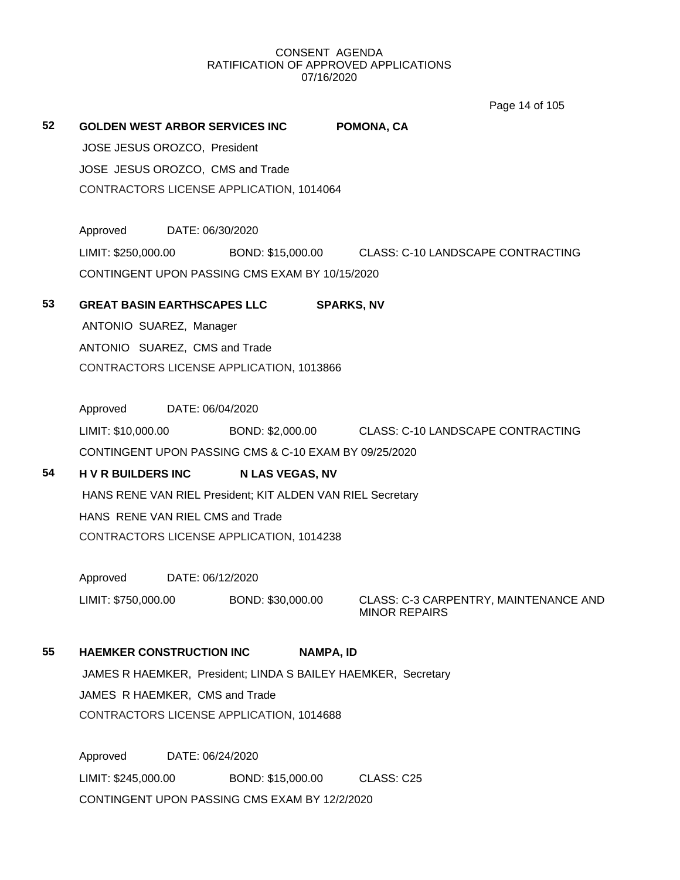CONSENT AGENDA
RATIFICATION OF APPROVED APPLICATIONS
07/16/2020

**52 GOLDEN WEST ARBOR SERVICES INC** **POMONA, CA**

JOSE JESUS OROZCO, President

JOSE JESUS OROZCO, CMS and Trade

CONTRACTORS LICENSE APPLICATION, 1014064

Approved DATE: 06/30/2020

LIMIT: $250,000.00 BOND: $15,000.00 CLASS: C-10 LANDSCAPE CONTRACTING

CONTINGENT UPON PASSING CMS EXAM BY 10/15/2020

**53 GREAT BASIN EARTHSCAPES LLC** **SPARKS, NV**

ANTONIO SUAREZ, Manager

ANTONIO SUAREZ, CMS and Trade

CONTRACTORS LICENSE APPLICATION, 1013866

Approved DATE: 06/04/2020

LIMIT: $10,000.00 BOND: $2,000.00 CLASS: C-10 LANDSCAPE CONTRACTING

CONTINGENT UPON PASSING CMS & C-10 EXAM BY 09/25/2020

**54 H V R BUILDERS INC** **N LAS VEGAS, NV**

HANS RENE VAN RIEL President; KIT ALDEN VAN RIEL Secretary

HANS RENE VAN RIEL CMS and Trade

CONTRACTORS LICENSE APPLICATION, 1014238

Approved DATE: 06/12/2020

LIMIT: $750,000.00 BOND: $30,000.00 CLASS: C-3 CARPENTRY, MAINTENANCE AND MINOR REPAIRS

**55 HAEMKER CONSTRUCTION INC** **NAMPA, ID**

JAMES R HAEMKER, President; LINDA S BAILEY HAEMKER, Secretary

JAMES R HAEMKER, CMS and Trade

CONTRACTORS LICENSE APPLICATION, 1014688

Approved DATE: 06/24/2020

LIMIT: $245,000.00 BOND: $15,000.00 CLASS: C25

CONTINGENT UPON PASSING CMS EXAM BY 12/2/2020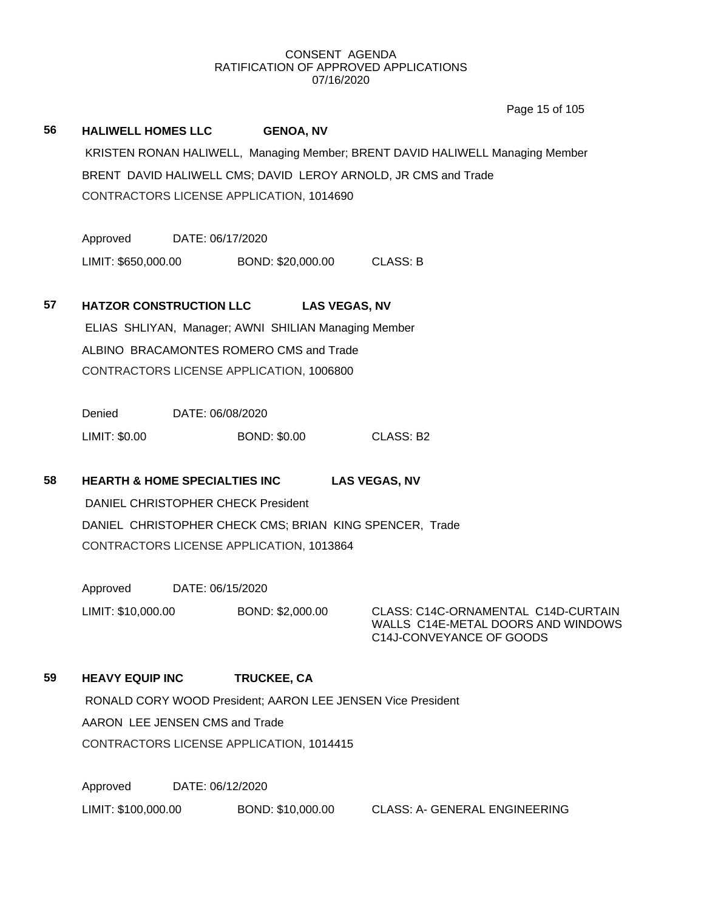CONSENT AGENDA
RATIFICATION OF APPROVED APPLICATIONS
07/16/2020

**56** **HALIWELL HOMES LLC** **GENOA, NV**

KRISTEN RONAN HALIWELL, Managing Member; BRENT DAVID HALIWELL Managing Member

BRENT DAVID HALIWELL CMS; DAVID LEROY ARNOLD, JR CMS and Trade

CONTRACTORS LICENSE APPLICATION, 1014690

Approved DATE: 06/17/2020

LIMIT: $650,000.00 BOND: $20,000.00 CLASS: B

**57** **HATZOR CONSTRUCTION LLC** **LAS VEGAS, NV**

ELIAS SHLIYAN, Manager; AWNI SHILIAN Managing Member

ALBINO BRACAMONTES ROMERO CMS and Trade

CONTRACTORS LICENSE APPLICATION, 1006800

Denied DATE: 06/08/2020

LIMIT: $0.00 BOND: $0.00 CLASS: B2

**58** **HEARTH & HOME SPECIALTIES INC** **LAS VEGAS, NV**

DANIEL CHRISTOPHER CHECK President

DANIEL CHRISTOPHER CHECK CMS; BRIAN KING SPENCER, Trade

CONTRACTORS LICENSE APPLICATION, 1013864

Approved DATE: 06/15/2020

LIMIT: $10,000.00 BOND: $2,000.00 CLASS: C14C-ORNAMENTAL C14D-CURTAIN WALLS C14E-METAL DOORS AND WINDOWS C14J-CONVEYANCE OF GOODS

**59** **HEAVY EQUIP INC** **TRUCKEE, CA**

RONALD CORY WOOD President; AARON LEE JENSEN Vice President

AARON LEE JENSEN CMS and Trade

CONTRACTORS LICENSE APPLICATION, 1014415

Approved DATE: 06/12/2020

LIMIT: $100,000.00 BOND: $10,000.00 CLASS: A- GENERAL ENGINEERING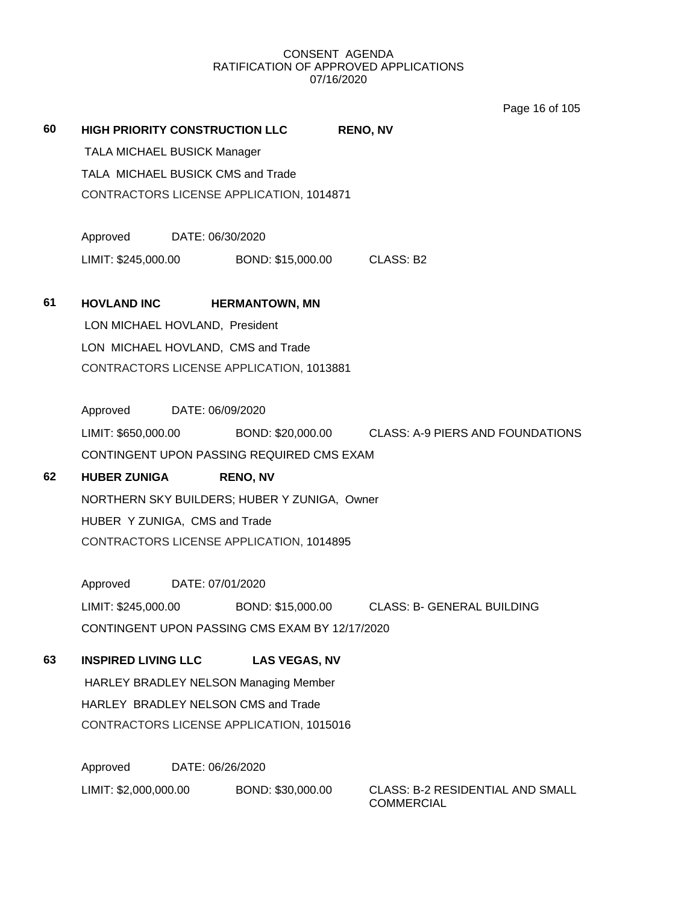CONSENT AGENDA
RATIFICATION OF APPROVED APPLICATIONS
07/16/2020

**60** **HIGH PRIORITY CONSTRUCTION LLC** **RENO, NV**

TALA MICHAEL BUSICK Manager

TALA MICHAEL BUSICK CMS and Trade

CONTRACTORS LICENSE APPLICATION, 1014871

Approved DATE: 06/30/2020

LIMIT: $245,000.00 BOND: $15,000.00 CLASS: B2

**61** **HOVLAND INC** **HERMANTOWN, MN**

LON MICHAEL HOVLAND, President

LON MICHAEL HOVLAND, CMS and Trade

CONTRACTORS LICENSE APPLICATION, 1013881

Approved DATE: 06/09/2020

LIMIT: $650,000.00 BOND: $20,000.00 CLASS: A-9 PIERS AND FOUNDATIONS

CONTINGENT UPON PASSING REQUIRED CMS EXAM

**62** **HUBER ZUNIGA** **RENO, NV**

NORTHERN SKY BUILDERS; HUBER Y ZUNIGA, Owner

HUBER Y ZUNIGA, CMS and Trade

CONTRACTORS LICENSE APPLICATION, 1014895

Approved DATE: 07/01/2020

LIMIT: $245,000.00 BOND: $15,000.00 CLASS: B- GENERAL BUILDING

CONTINGENT UPON PASSING CMS EXAM BY 12/17/2020

**63** **INSPIRED LIVING LLC** **LAS VEGAS, NV**

HARLEY BRADLEY NELSON Managing Member

HARLEY BRADLEY NELSON CMS and Trade

CONTRACTORS LICENSE APPLICATION, 1015016

Approved DATE: 06/26/2020

LIMIT: $2,000,000.00 BOND: $30,000.00 CLASS: B-2 RESIDENTIAL AND SMALL COMMERCIAL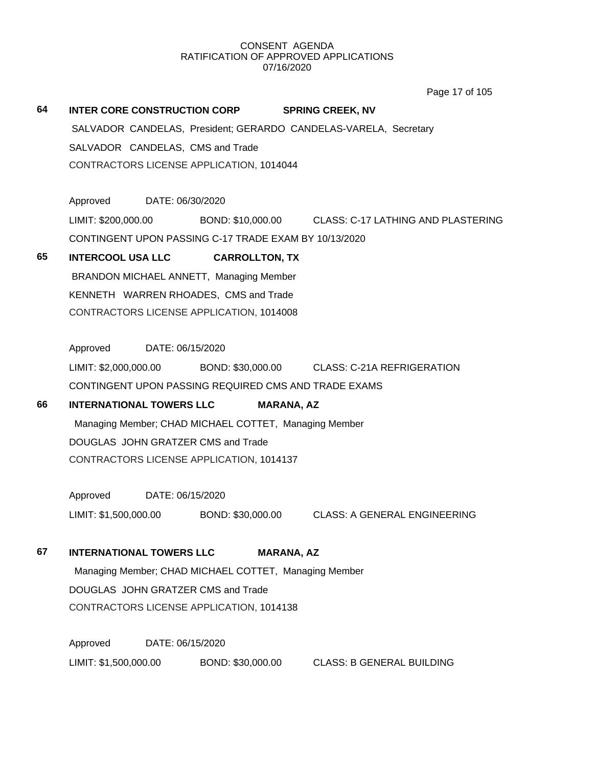CONSENT AGENDA
RATIFICATION OF APPROVED APPLICATIONS
07/16/2020

**64 INTER CORE CONSTRUCTION CORP SPRING CREEK, NV**

SALVADOR CANDELAS, President; GERARDO CANDELAS-VARELA, Secretary
SALVADOR CANDELAS, CMS and Trade
CONTRACTORS LICENSE APPLICATION, 1014044

Approved DATE: 06/30/2020
LIMIT: $200,000.00 BOND: $10,000.00 CLASS: C-17 LATHING AND PLASTERING
CONTINGENT UPON PASSING C-17 TRADE EXAM BY 10/13/2020

**65 INTERCOOL USA LLC CARROLLTON, TX**

BRANDON MICHAEL ANNETT, Managing Member
KENNETH WARREN RHOADES, CMS and Trade
CONTRACTORS LICENSE APPLICATION, 1014008

Approved DATE: 06/15/2020
LIMIT: $2,000,000.00 BOND: $30,000.00 CLASS: C-21A REFRIGERATION
CONTINGENT UPON PASSING REQUIRED CMS AND TRADE EXAMS

**66 INTERNATIONAL TOWERS LLC MARANA, AZ**

Managing Member; CHAD MICHAEL COTTET, Managing Member
DOUGLAS JOHN GRATZER CMS and Trade
CONTRACTORS LICENSE APPLICATION, 1014137

Approved DATE: 06/15/2020
LIMIT: $1,500,000.00 BOND: $30,000.00 CLASS: A GENERAL ENGINEERING

**67 INTERNATIONAL TOWERS LLC MARANA, AZ**

Managing Member; CHAD MICHAEL COTTET, Managing Member
DOUGLAS JOHN GRATZER CMS and Trade
CONTRACTORS LICENSE APPLICATION, 1014138

Approved DATE: 06/15/2020
LIMIT: $1,500,000.00 BOND: $30,000.00 CLASS: B GENERAL BUILDING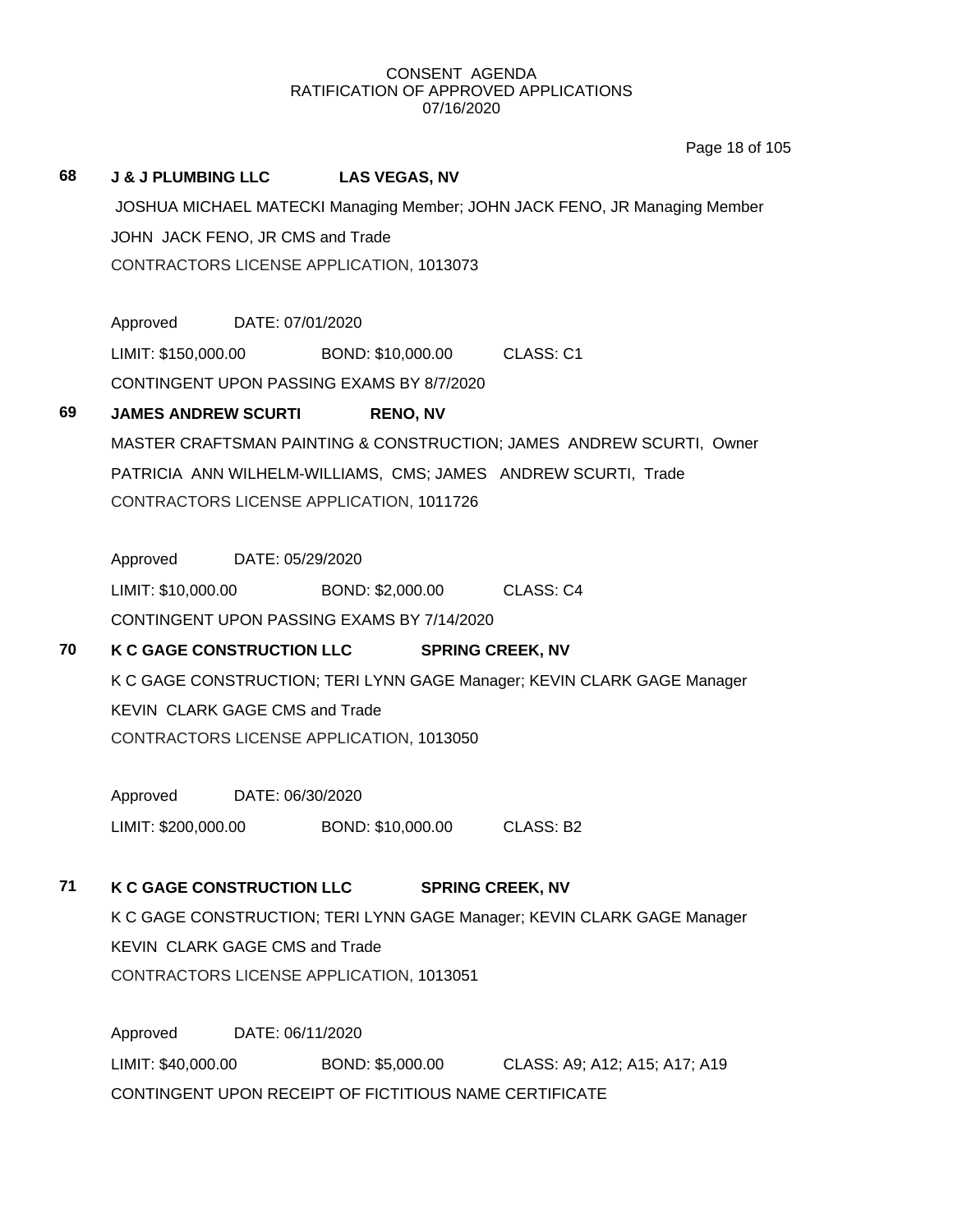CONSENT AGENDA
RATIFICATION OF APPROVED APPLICATIONS
07/16/2020

**68 J & J PLUMBING LLC LAS VEGAS, NV**

JOSHUA MICHAEL MATECKI Managing Member; JOHN JACK FENO, JR Managing Member
JOHN JACK FENO, JR CMS and Trade
CONTRACTORS LICENSE APPLICATION, 1013073

Approved DATE: 07/01/2020
LIMIT: $150,000.00 BOND: $10,000.00 CLASS: C1
CONTINGENT UPON PASSING EXAMS BY 8/7/2020

**69 JAMES ANDREW SCURTI RENO, NV**

MASTER CRAFTSMAN PAINTING & CONSTRUCTION; JAMES ANDREW SCURTI, Owner
PATRICIA ANN WILHELM-WILLIAMS, CMS; JAMES ANDREW SCURTI, Trade
CONTRACTORS LICENSE APPLICATION, 1011726

Approved DATE: 05/29/2020
LIMIT: $10,000.00 BOND: $2,000.00 CLASS: C4
CONTINGENT UPON PASSING EXAMS BY 7/14/2020

**70 K C GAGE CONSTRUCTION LLC SPRING CREEK, NV**

K C GAGE CONSTRUCTION; TERI LYNN GAGE Manager; KEVIN CLARK GAGE Manager
KEVIN CLARK GAGE CMS and Trade
CONTRACTORS LICENSE APPLICATION, 1013050

Approved DATE: 06/30/2020
LIMIT: $200,000.00 BOND: $10,000.00 CLASS: B2

**71 K C GAGE CONSTRUCTION LLC SPRING CREEK, NV**

K C GAGE CONSTRUCTION; TERI LYNN GAGE Manager; KEVIN CLARK GAGE Manager
KEVIN CLARK GAGE CMS and Trade
CONTRACTORS LICENSE APPLICATION, 1013051

Approved DATE: 06/11/2020
LIMIT: $40,000.00 BOND: $5,000.00 CLASS: A9; A12; A15; A17; A19
CONTINGENT UPON RECEIPT OF FICTITIOUS NAME CERTIFICATE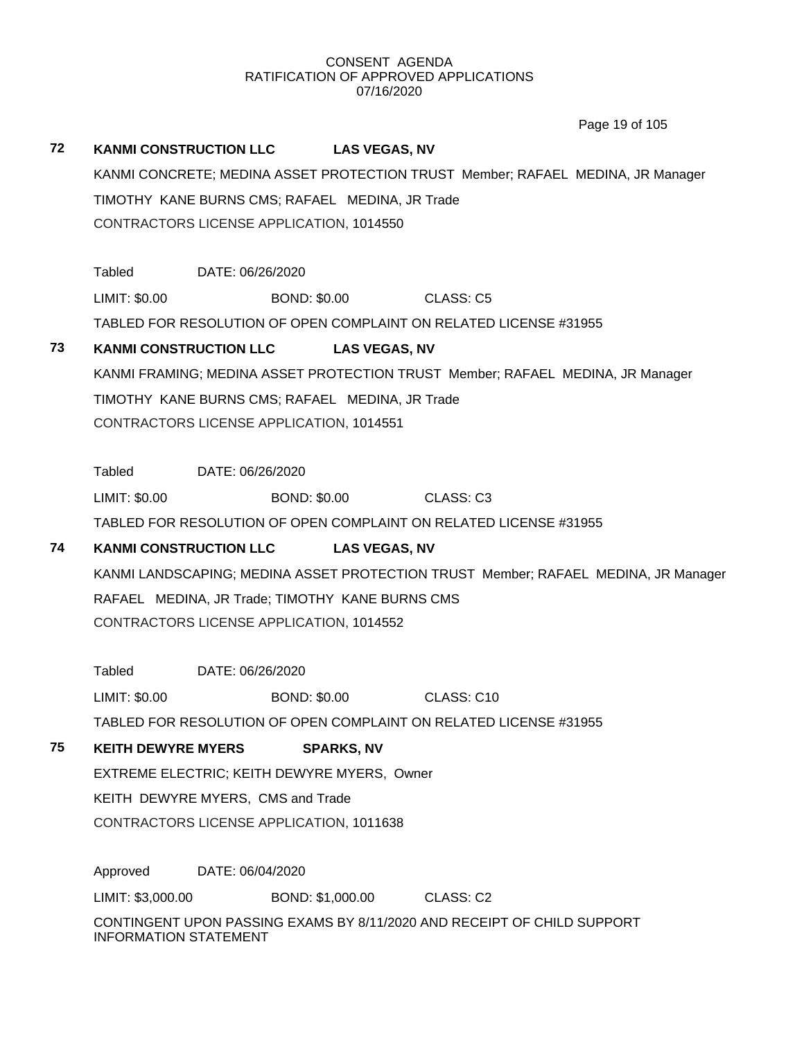CONSENT AGENDA
RATIFICATION OF APPROVED APPLICATIONS
07/16/2020

**72** **KANMI CONSTRUCTION LLC** **LAS VEGAS, NV**

KANMI CONCRETE; MEDINA ASSET PROTECTION TRUST Member; RAFAEL MEDINA, JR Manager

TIMOTHY KANE BURNS CMS; RAFAEL MEDINA, JR Trade

CONTRACTORS LICENSE APPLICATION, 1014550

Tabled DATE: 06/26/2020

LIMIT: $0.00 BOND: $0.00 CLASS: C5

TABLED FOR RESOLUTION OF OPEN COMPLAINT ON RELATED LICENSE #31955

**73** **KANMI CONSTRUCTION LLC** **LAS VEGAS, NV**

KANMI FRAMING; MEDINA ASSET PROTECTION TRUST Member; RAFAEL MEDINA, JR Manager

TIMOTHY KANE BURNS CMS; RAFAEL MEDINA, JR Trade

CONTRACTORS LICENSE APPLICATION, 1014551

Tabled DATE: 06/26/2020

LIMIT: $0.00 BOND: $0.00 CLASS: C3

TABLED FOR RESOLUTION OF OPEN COMPLAINT ON RELATED LICENSE #31955

**74** **KANMI CONSTRUCTION LLC** **LAS VEGAS, NV**

KANMI LANDSCAPING; MEDINA ASSET PROTECTION TRUST Member; RAFAEL MEDINA, JR Manager

RAFAEL MEDINA, JR Trade; TIMOTHY KANE BURNS CMS

CONTRACTORS LICENSE APPLICATION, 1014552

Tabled DATE: 06/26/2020

LIMIT: $0.00 BOND: $0.00 CLASS: C10

TABLED FOR RESOLUTION OF OPEN COMPLAINT ON RELATED LICENSE #31955

**75** **KEITH DEWYRE MYERS** **SPARKS, NV**

EXTREME ELECTRIC; KEITH DEWYRE MYERS, Owner

KEITH DEWYRE MYERS, CMS and Trade

CONTRACTORS LICENSE APPLICATION, 1011638

Approved DATE: 06/04/2020

LIMIT: $3,000.00 BOND: $1,000.00 CLASS: C2

CONTINGENT UPON PASSING EXAMS BY 8/11/2020 AND RECEIPT OF CHILD SUPPORT INFORMATION STATEMENT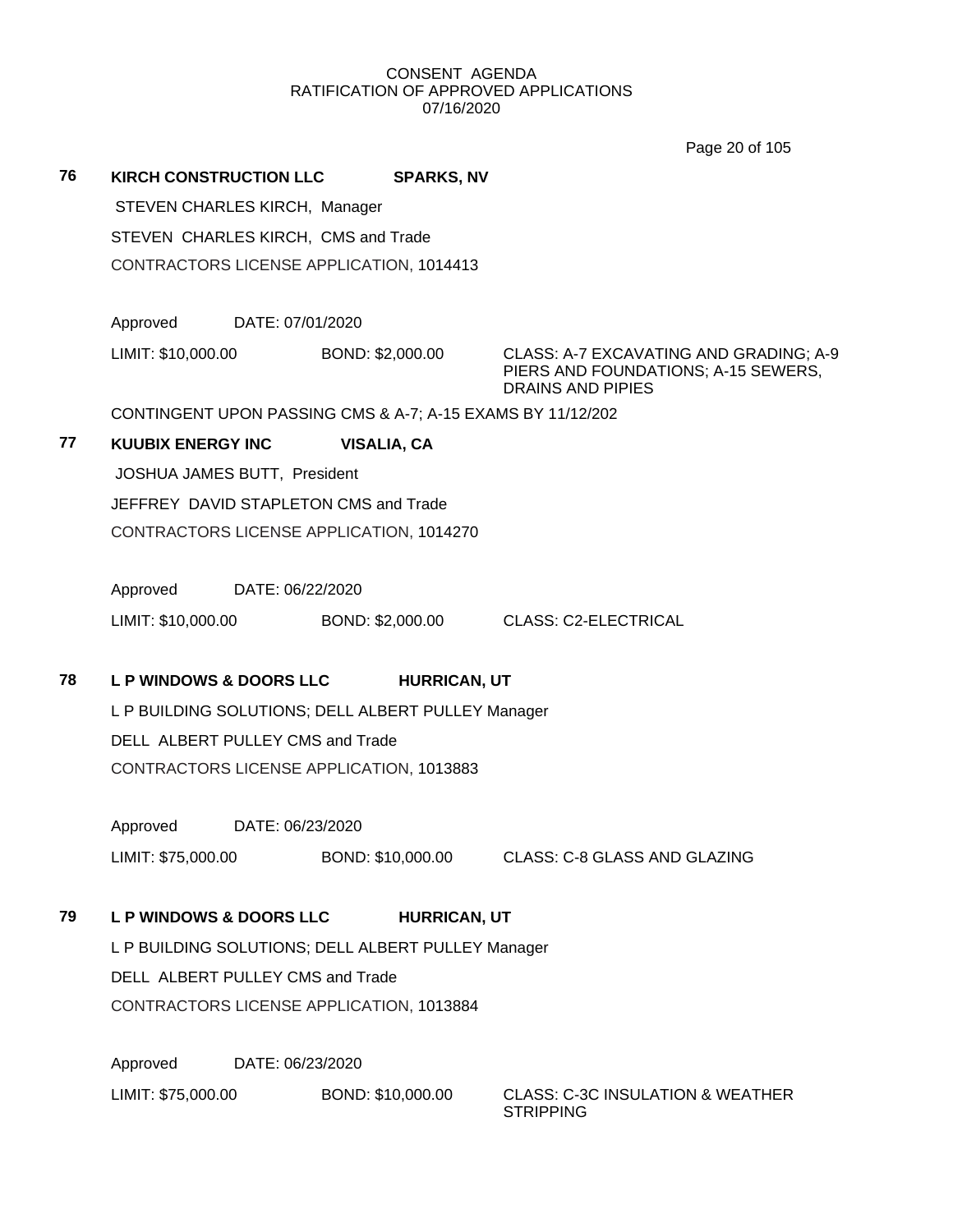CONSENT AGENDA
RATIFICATION OF APPROVED APPLICATIONS
07/16/2020

**76 KIRCH CONSTRUCTION LLC SPARKS, NV**

STEVEN CHARLES KIRCH, Manager

STEVEN CHARLES KIRCH, CMS and Trade

CONTRACTORS LICENSE APPLICATION, 1014413

Approved DATE: 07/01/2020

LIMIT: $10,000.00 BOND: $2,000.00 CLASS: A-7 EXCAVATING AND GRADING; A-9 PIERS AND FOUNDATIONS; A-15 SEWERS, DRAINS AND PIPIES

CONTINGENT UPON PASSING CMS & A-7; A-15 EXAMS BY 11/12/202

**77 KUUBIX ENERGY INC VISALIA, CA**

JOSHUA JAMES BUTT, President

JEFFREY DAVID STAPLETON CMS and Trade

CONTRACTORS LICENSE APPLICATION, 1014270

Approved DATE: 06/22/2020

LIMIT: $10,000.00 BOND: $2,000.00 CLASS: C2-ELECTRICAL

**78 L P WINDOWS & DOORS LLC HURRICAN, UT**

L P BUILDING SOLUTIONS; DELL ALBERT PULLEY Manager

DELL ALBERT PULLEY CMS and Trade

CONTRACTORS LICENSE APPLICATION, 1013883

Approved DATE: 06/23/2020

LIMIT: $75,000.00 BOND: $10,000.00 CLASS: C-8 GLASS AND GLAZING

**79 L P WINDOWS & DOORS LLC HURRICAN, UT**

L P BUILDING SOLUTIONS; DELL ALBERT PULLEY Manager

DELL ALBERT PULLEY CMS and Trade

CONTRACTORS LICENSE APPLICATION, 1013884

Approved DATE: 06/23/2020

LIMIT: $75,000.00 BOND: $10,000.00 CLASS: C-3C INSULATION & WEATHER STRIPPING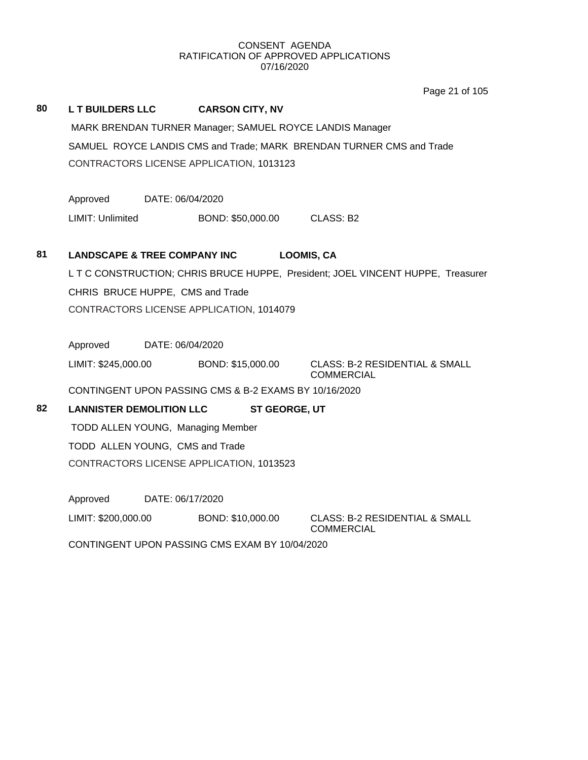CONSENT AGENDA
RATIFICATION OF APPROVED APPLICATIONS
07/16/2020

**80 L T BUILDERS LLC CARSON CITY, NV**

MARK BRENDAN TURNER Manager; SAMUEL ROYCE LANDIS Manager

SAMUEL ROYCE LANDIS CMS and Trade; MARK BRENDAN TURNER CMS and Trade

CONTRACTORS LICENSE APPLICATION, 1013123

Approved DATE: 06/04/2020

LIMIT: Unlimited BOND: $50,000.00 CLASS: B2

**81 LANDSCAPE & TREE COMPANY INC LOOMIS, CA**

L T C CONSTRUCTION; CHRIS BRUCE HUPPE, President; JOEL VINCENT HUPPE, Treasurer

CHRIS BRUCE HUPPE, CMS and Trade

CONTRACTORS LICENSE APPLICATION, 1014079

Approved DATE: 06/04/2020

LIMIT: $245,000.00 BOND: $15,000.00 CLASS: B-2 RESIDENTIAL & SMALL COMMERCIAL

CONTINGENT UPON PASSING CMS & B-2 EXAMS BY 10/16/2020

**82 LANNISTER DEMOLITION LLC ST GEORGE, UT**

TODD ALLEN YOUNG, Managing Member

TODD ALLEN YOUNG, CMS and Trade

CONTRACTORS LICENSE APPLICATION, 1013523

Approved DATE: 06/17/2020

LIMIT: $200,000.00 BOND: $10,000.00 CLASS: B-2 RESIDENTIAL & SMALL COMMERCIAL

CONTINGENT UPON PASSING CMS EXAM BY 10/04/2020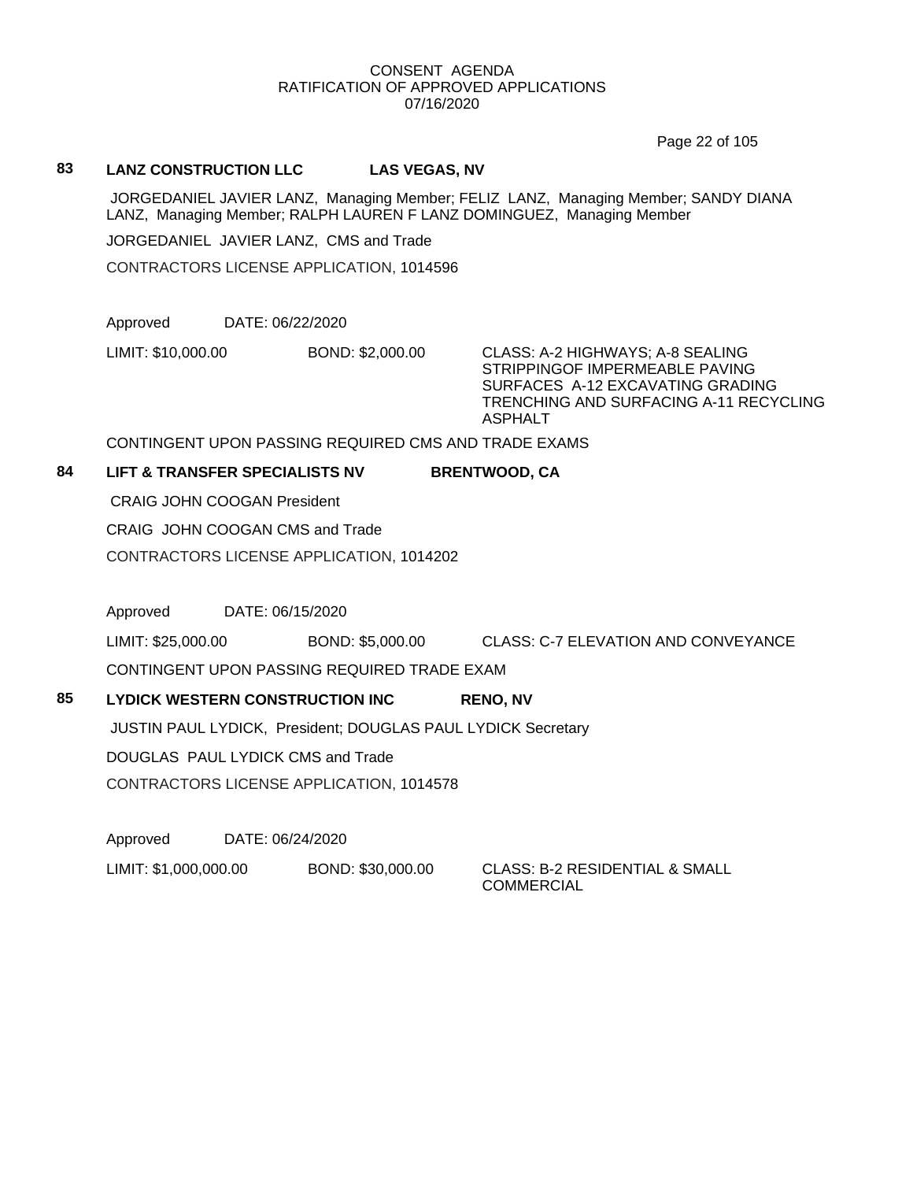CONSENT AGENDA
RATIFICATION OF APPROVED APPLICATIONS
07/16/2020

**83 LANZ CONSTRUCTION LLC LAS VEGAS, NV**

JORGEDANIEL JAVIER LANZ, Managing Member; FELIZ LANZ, Managing Member; SANDY DIANA LANZ, Managing Member; RALPH LAUREN F LANZ DOMINGUEZ, Managing Member

JORGEDANIEL JAVIER LANZ, CMS and Trade

CONTRACTORS LICENSE APPLICATION, 1014596

Approved DATE: 06/22/2020

LIMIT: $10,000.00 BOND: $2,000.00 CLASS: A-2 HIGHWAYS; A-8 SEALING STRIPPINGOF IMPERMEABLE PAVING SURFACES A-12 EXCAVATING GRADING TRENCHING AND SURFACING A-11 RECYCLING ASPHALT

CONTINGENT UPON PASSING REQUIRED CMS AND TRADE EXAMS

**84 LIFT & TRANSFER SPECIALISTS NV BRENTWOOD, CA**

CRAIG JOHN COOGAN President

CRAIG JOHN COOGAN CMS and Trade

CONTRACTORS LICENSE APPLICATION, 1014202

Approved DATE: 06/15/2020

LIMIT: $25,000.00 BOND: $5,000.00 CLASS: C-7 ELEVATION AND CONVEYANCE

CONTINGENT UPON PASSING REQUIRED TRADE EXAM

**85 LYDICK WESTERN CONSTRUCTION INC RENO, NV**

JUSTIN PAUL LYDICK, President; DOUGLAS PAUL LYDICK Secretary

DOUGLAS PAUL LYDICK CMS and Trade

CONTRACTORS LICENSE APPLICATION, 1014578

Approved DATE: 06/24/2020

LIMIT: $1,000,000.00 BOND: $30,000.00 CLASS: B-2 RESIDENTIAL & SMALL COMMERCIAL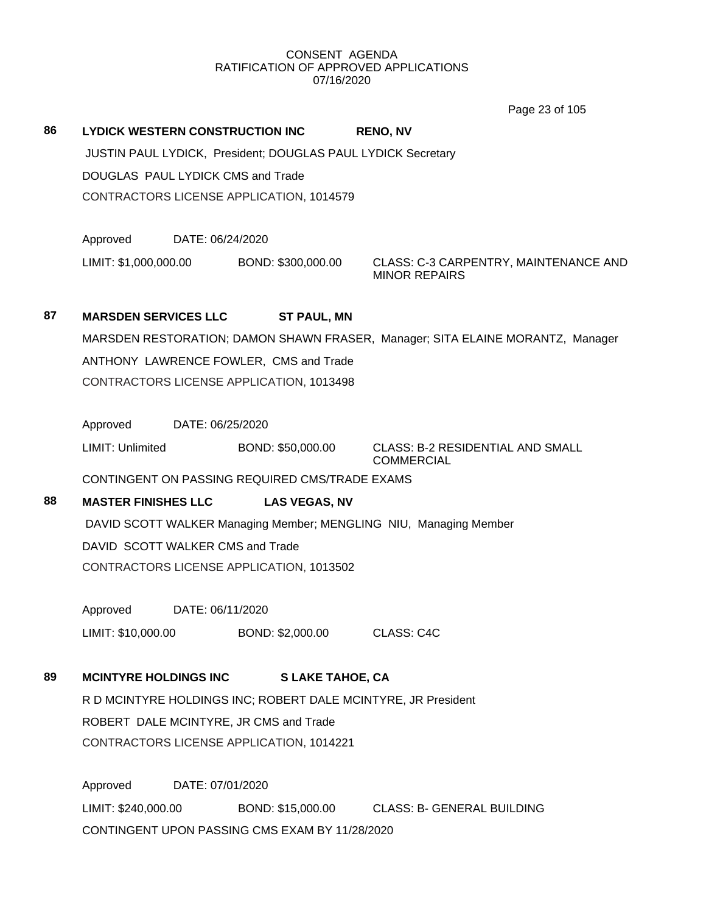CONSENT AGENDA
RATIFICATION OF APPROVED APPLICATIONS
07/16/2020

**86 LYDICK WESTERN CONSTRUCTION INC — RENO, NV**

JUSTIN PAUL LYDICK, President; DOUGLAS PAUL LYDICK Secretary

DOUGLAS PAUL LYDICK CMS and Trade

CONTRACTORS LICENSE APPLICATION, 1014579

Approved DATE: 06/24/2020

LIMIT: $1,000,000.00 BOND: $300,000.00 CLASS: C-3 CARPENTRY, MAINTENANCE AND MINOR REPAIRS

**87 MARSDEN SERVICES LLC — ST PAUL, MN**

MARSDEN RESTORATION; DAMON SHAWN FRASER, Manager; SITA ELAINE MORANTZ, Manager

ANTHONY LAWRENCE FOWLER, CMS and Trade

CONTRACTORS LICENSE APPLICATION, 1013498

Approved DATE: 06/25/2020

LIMIT: Unlimited BOND: $50,000.00 CLASS: B-2 RESIDENTIAL AND SMALL COMMERCIAL

CONTINGENT ON PASSING REQUIRED CMS/TRADE EXAMS

**88 MASTER FINISHES LLC — LAS VEGAS, NV**

DAVID SCOTT WALKER Managing Member; MENGLING NIU, Managing Member

DAVID SCOTT WALKER CMS and Trade

CONTRACTORS LICENSE APPLICATION, 1013502

Approved DATE: 06/11/2020

LIMIT: $10,000.00 BOND: $2,000.00 CLASS: C4C

**89 MCINTYRE HOLDINGS INC — S LAKE TAHOE, CA**

R D MCINTYRE HOLDINGS INC; ROBERT DALE MCINTYRE, JR President

ROBERT DALE MCINTYRE, JR CMS and Trade

CONTRACTORS LICENSE APPLICATION, 1014221

Approved DATE: 07/01/2020

LIMIT: $240,000.00 BOND: $15,000.00 CLASS: B- GENERAL BUILDING

CONTINGENT UPON PASSING CMS EXAM BY 11/28/2020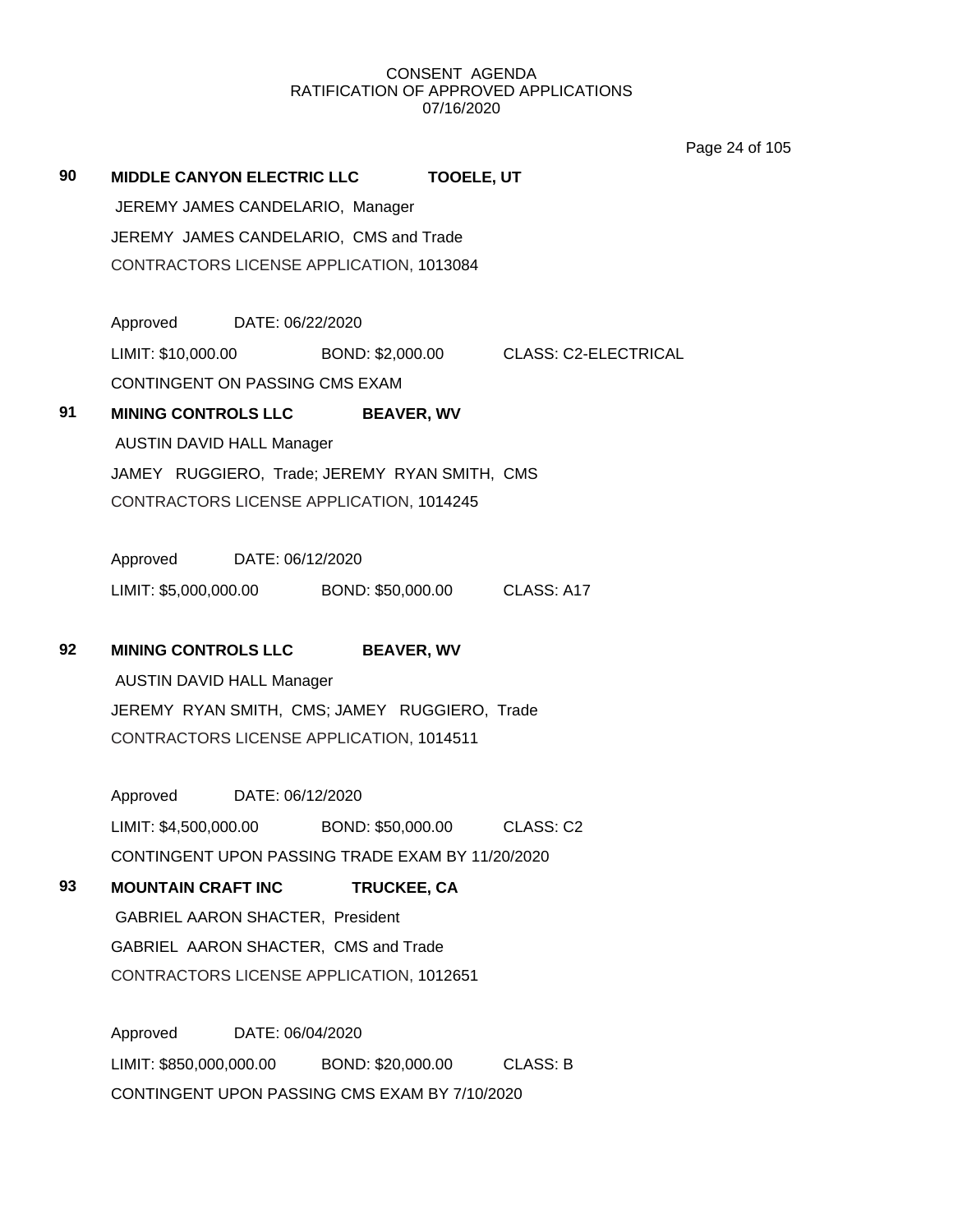CONSENT AGENDA
RATIFICATION OF APPROVED APPLICATIONS
07/16/2020

**90** **MIDDLE CANYON ELECTRIC LLC** **TOOELE, UT**

JEREMY JAMES CANDELARIO, Manager
JEREMY JAMES CANDELARIO, CMS and Trade
CONTRACTORS LICENSE APPLICATION, 1013084

Approved DATE: 06/22/2020
LIMIT: $10,000.00 BOND: $2,000.00 CLASS: C2-ELECTRICAL
CONTINGENT ON PASSING CMS EXAM

**91** **MINING CONTROLS LLC** **BEAVER, WV**

AUSTIN DAVID HALL Manager
JAMEY RUGGIERO, Trade; JEREMY RYAN SMITH, CMS
CONTRACTORS LICENSE APPLICATION, 1014245

Approved DATE: 06/12/2020
LIMIT: $5,000,000.00 BOND: $50,000.00 CLASS: A17

**92** **MINING CONTROLS LLC** **BEAVER, WV**

AUSTIN DAVID HALL Manager
JEREMY RYAN SMITH, CMS; JAMEY RUGGIERO, Trade
CONTRACTORS LICENSE APPLICATION, 1014511

Approved DATE: 06/12/2020
LIMIT: $4,500,000.00 BOND: $50,000.00 CLASS: C2
CONTINGENT UPON PASSING TRADE EXAM BY 11/20/2020

**93** **MOUNTAIN CRAFT INC** **TRUCKEE, CA**

GABRIEL AARON SHACTER, President
GABRIEL AARON SHACTER, CMS and Trade
CONTRACTORS LICENSE APPLICATION, 1012651

Approved DATE: 06/04/2020
LIMIT: $850,000,000.00 BOND: $20,000.00 CLASS: B
CONTINGENT UPON PASSING CMS EXAM BY 7/10/2020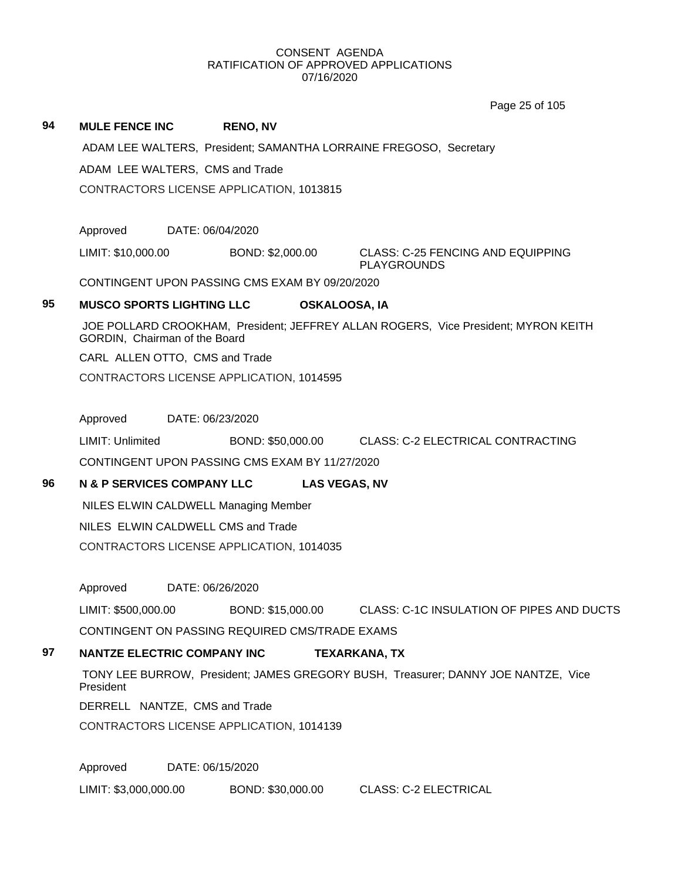CONSENT AGENDA
RATIFICATION OF APPROVED APPLICATIONS
07/16/2020

**94 MULE FENCE INC RENO, NV**

ADAM LEE WALTERS, President; SAMANTHA LORRAINE FREGOSO, Secretary

ADAM LEE WALTERS, CMS and Trade

CONTRACTORS LICENSE APPLICATION, 1013815

Approved DATE: 06/04/2020

LIMIT: $10,000.00 BOND: $2,000.00 CLASS: C-25 FENCING AND EQUIPPING PLAYGROUNDS

CONTINGENT UPON PASSING CMS EXAM BY 09/20/2020

**95 MUSCO SPORTS LIGHTING LLC OSKALOOSA, IA**

JOE POLLARD CROOKHAM, President; JEFFREY ALLAN ROGERS, Vice President; MYRON KEITH GORDIN, Chairman of the Board

CARL ALLEN OTTO, CMS and Trade

CONTRACTORS LICENSE APPLICATION, 1014595

Approved DATE: 06/23/2020

LIMIT: Unlimited BOND: $50,000.00 CLASS: C-2 ELECTRICAL CONTRACTING

CONTINGENT UPON PASSING CMS EXAM BY 11/27/2020

**96 N & P SERVICES COMPANY LLC LAS VEGAS, NV**

NILES ELWIN CALDWELL Managing Member

NILES ELWIN CALDWELL CMS and Trade

CONTRACTORS LICENSE APPLICATION, 1014035

Approved DATE: 06/26/2020

LIMIT: $500,000.00 BOND: $15,000.00 CLASS: C-1C INSULATION OF PIPES AND DUCTS

CONTINGENT ON PASSING REQUIRED CMS/TRADE EXAMS

**97 NANTZE ELECTRIC COMPANY INC TEXARKANA, TX**

TONY LEE BURROW, President; JAMES GREGORY BUSH, Treasurer; DANNY JOE NANTZE, Vice President

DERRELL NANTZE, CMS and Trade

CONTRACTORS LICENSE APPLICATION, 1014139

Approved DATE: 06/15/2020

LIMIT: $3,000,000.00 BOND: $30,000.00 CLASS: C-2 ELECTRICAL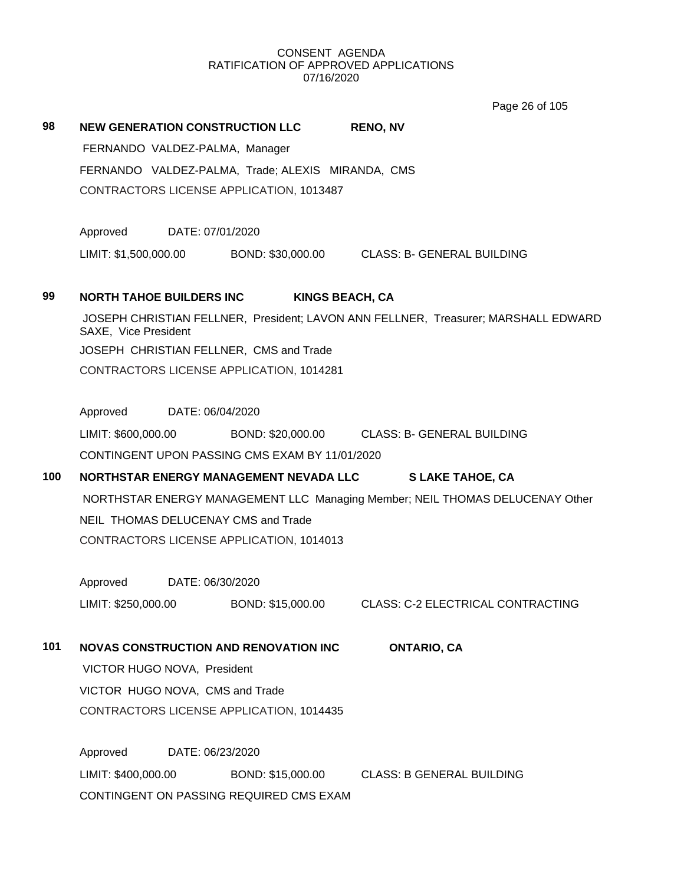CONSENT AGENDA
RATIFICATION OF APPROVED APPLICATIONS
07/16/2020

**98 NEW GENERATION CONSTRUCTION LLC RENO, NV**

FERNANDO VALDEZ-PALMA, Manager

FERNANDO VALDEZ-PALMA, Trade; ALEXIS MIRANDA, CMS

CONTRACTORS LICENSE APPLICATION, 1013487

Approved DATE: 07/01/2020

LIMIT: $1,500,000.00 BOND: $30,000.00 CLASS: B- GENERAL BUILDING

**99 NORTH TAHOE BUILDERS INC KINGS BEACH, CA**

JOSEPH CHRISTIAN FELLNER, President; LAVON ANN FELLNER, Treasurer; MARSHALL EDWARD SAXE, Vice President

JOSEPH CHRISTIAN FELLNER, CMS and Trade

CONTRACTORS LICENSE APPLICATION, 1014281

Approved DATE: 06/04/2020

LIMIT: $600,000.00 BOND: $20,000.00 CLASS: B- GENERAL BUILDING

CONTINGENT UPON PASSING CMS EXAM BY 11/01/2020

**100 NORTHSTAR ENERGY MANAGEMENT NEVADA LLC S LAKE TAHOE, CA**

NORTHSTAR ENERGY MANAGEMENT LLC Managing Member; NEIL THOMAS DELUCENAY Other

NEIL THOMAS DELUCENAY CMS and Trade

CONTRACTORS LICENSE APPLICATION, 1014013

Approved DATE: 06/30/2020

LIMIT: $250,000.00 BOND: $15,000.00 CLASS: C-2 ELECTRICAL CONTRACTING

**101 NOVAS CONSTRUCTION AND RENOVATION INC ONTARIO, CA**

VICTOR HUGO NOVA, President

VICTOR HUGO NOVA, CMS and Trade

CONTRACTORS LICENSE APPLICATION, 1014435

Approved DATE: 06/23/2020

LIMIT: $400,000.00 BOND: $15,000.00 CLASS: B GENERAL BUILDING

CONTINGENT ON PASSING REQUIRED CMS EXAM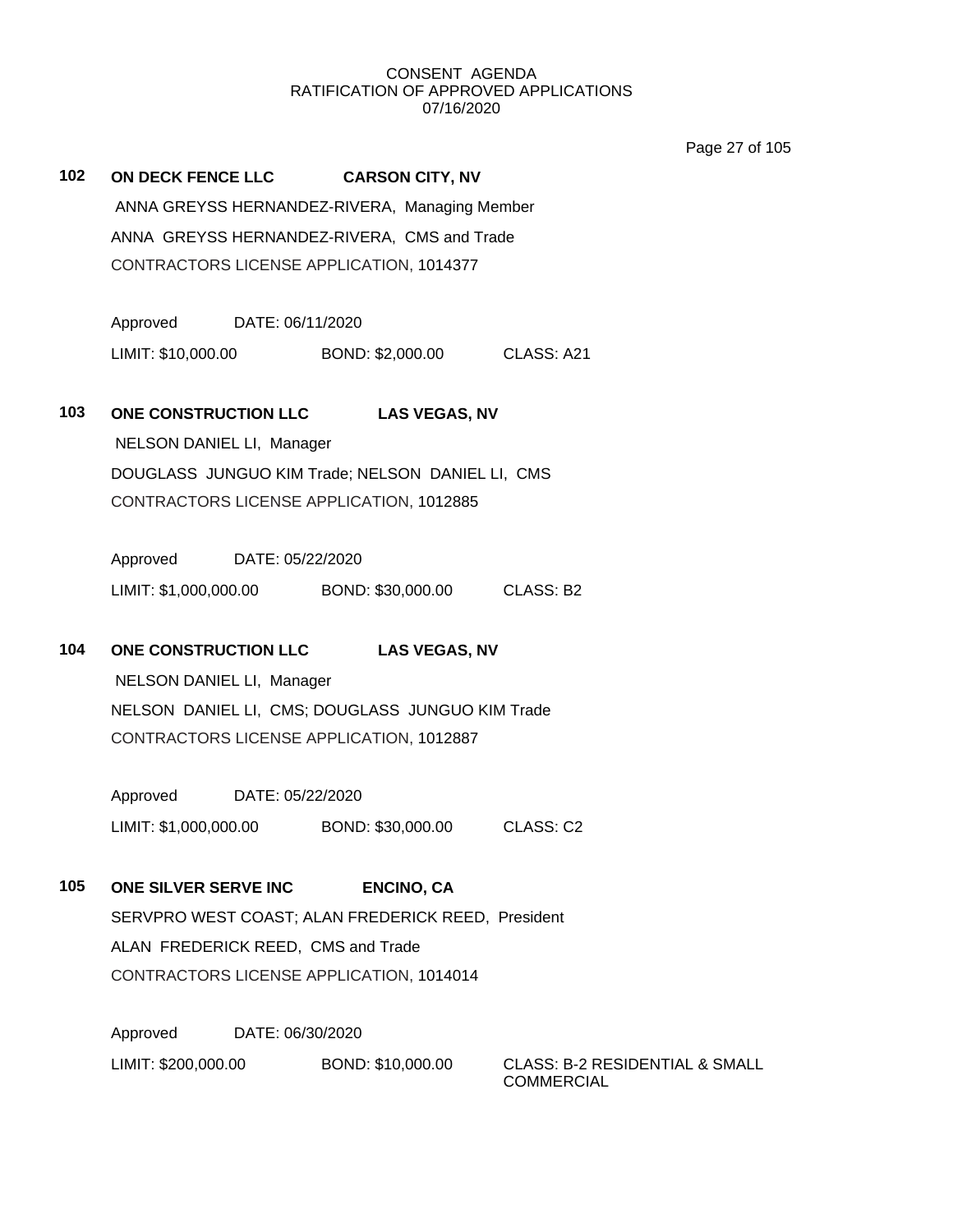CONSENT AGENDA
RATIFICATION OF APPROVED APPLICATIONS
07/16/2020

**102 ON DECK FENCE LLC CARSON CITY, NV**

ANNA GREYSS HERNANDEZ-RIVERA, Managing Member
ANNA GREYSS HERNANDEZ-RIVERA, CMS and Trade
CONTRACTORS LICENSE APPLICATION, 1014377

Approved DATE: 06/11/2020
LIMIT: $10,000.00 BOND: $2,000.00 CLASS: A21

**103 ONE CONSTRUCTION LLC LAS VEGAS, NV**

NELSON DANIEL LI, Manager
DOUGLASS JUNGUO KIM Trade; NELSON DANIEL LI, CMS
CONTRACTORS LICENSE APPLICATION, 1012885

Approved DATE: 05/22/2020
LIMIT: $1,000,000.00 BOND: $30,000.00 CLASS: B2

**104 ONE CONSTRUCTION LLC LAS VEGAS, NV**

NELSON DANIEL LI, Manager
NELSON DANIEL LI, CMS; DOUGLASS JUNGUO KIM Trade
CONTRACTORS LICENSE APPLICATION, 1012887

Approved DATE: 05/22/2020
LIMIT: $1,000,000.00 BOND: $30,000.00 CLASS: C2

**105 ONE SILVER SERVE INC ENCINO, CA**

SERVPRO WEST COAST; ALAN FREDERICK REED, President
ALAN FREDERICK REED, CMS and Trade
CONTRACTORS LICENSE APPLICATION, 1014014

Approved DATE: 06/30/2020
LIMIT: $200,000.00 BOND: $10,000.00 CLASS: B-2 RESIDENTIAL & SMALL COMMERCIAL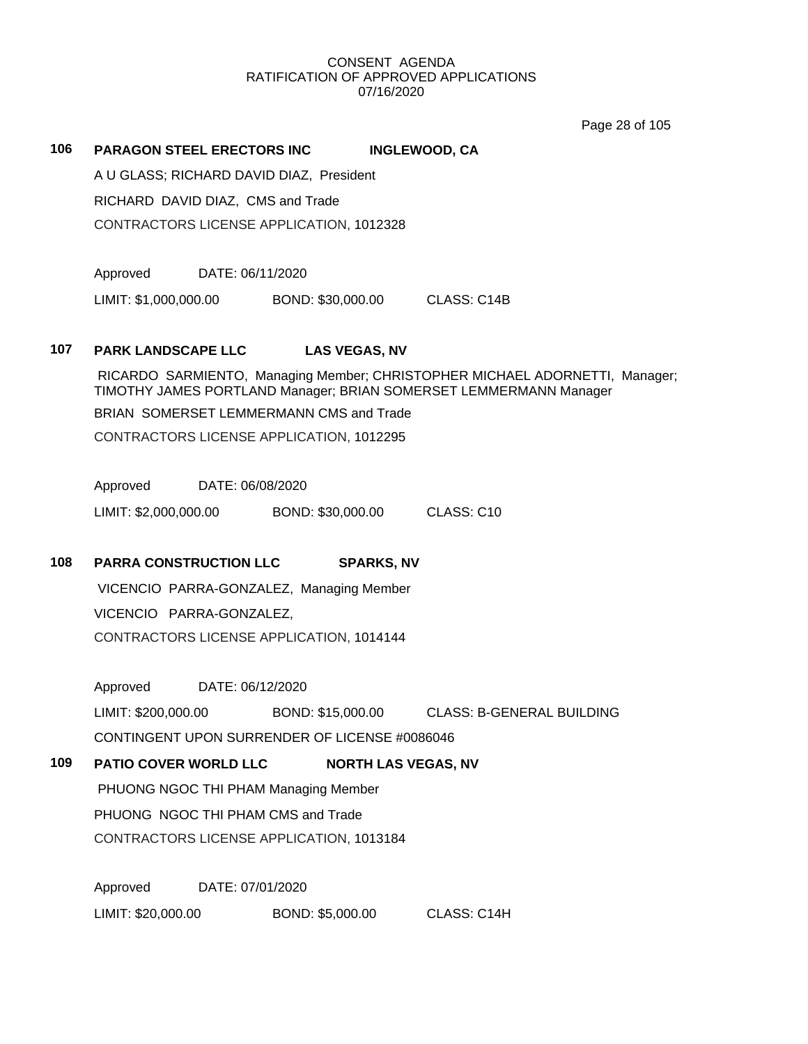CONSENT AGENDA
RATIFICATION OF APPROVED APPLICATIONS
07/16/2020

**106 PARAGON STEEL ERECTORS INC INGLEWOOD, CA**

A U GLASS; RICHARD DAVID DIAZ, President

RICHARD DAVID DIAZ, CMS and Trade

CONTRACTORS LICENSE APPLICATION, 1012328

Approved DATE: 06/11/2020

LIMIT: $1,000,000.00 BOND: $30,000.00 CLASS: C14B

**107 PARK LANDSCAPE LLC LAS VEGAS, NV**

RICARDO SARMIENTO, Managing Member; CHRISTOPHER MICHAEL ADORNETTI, Manager; TIMOTHY JAMES PORTLAND Manager; BRIAN SOMERSET LEMMERMANN Manager

BRIAN SOMERSET LEMMERMANN CMS and Trade

CONTRACTORS LICENSE APPLICATION, 1012295

Approved DATE: 06/08/2020

LIMIT: $2,000,000.00 BOND: $30,000.00 CLASS: C10

**108 PARRA CONSTRUCTION LLC SPARKS, NV**

VICENCIO PARRA-GONZALEZ, Managing Member

VICENCIO PARRA-GONZALEZ,

CONTRACTORS LICENSE APPLICATION, 1014144

Approved DATE: 06/12/2020

LIMIT: $200,000.00 BOND: $15,000.00 CLASS: B-GENERAL BUILDING

CONTINGENT UPON SURRENDER OF LICENSE #0086046

**109 PATIO COVER WORLD LLC NORTH LAS VEGAS, NV**

PHUONG NGOC THI PHAM Managing Member

PHUONG NGOC THI PHAM CMS and Trade

CONTRACTORS LICENSE APPLICATION, 1013184

Approved DATE: 07/01/2020

LIMIT: $20,000.00 BOND: $5,000.00 CLASS: C14H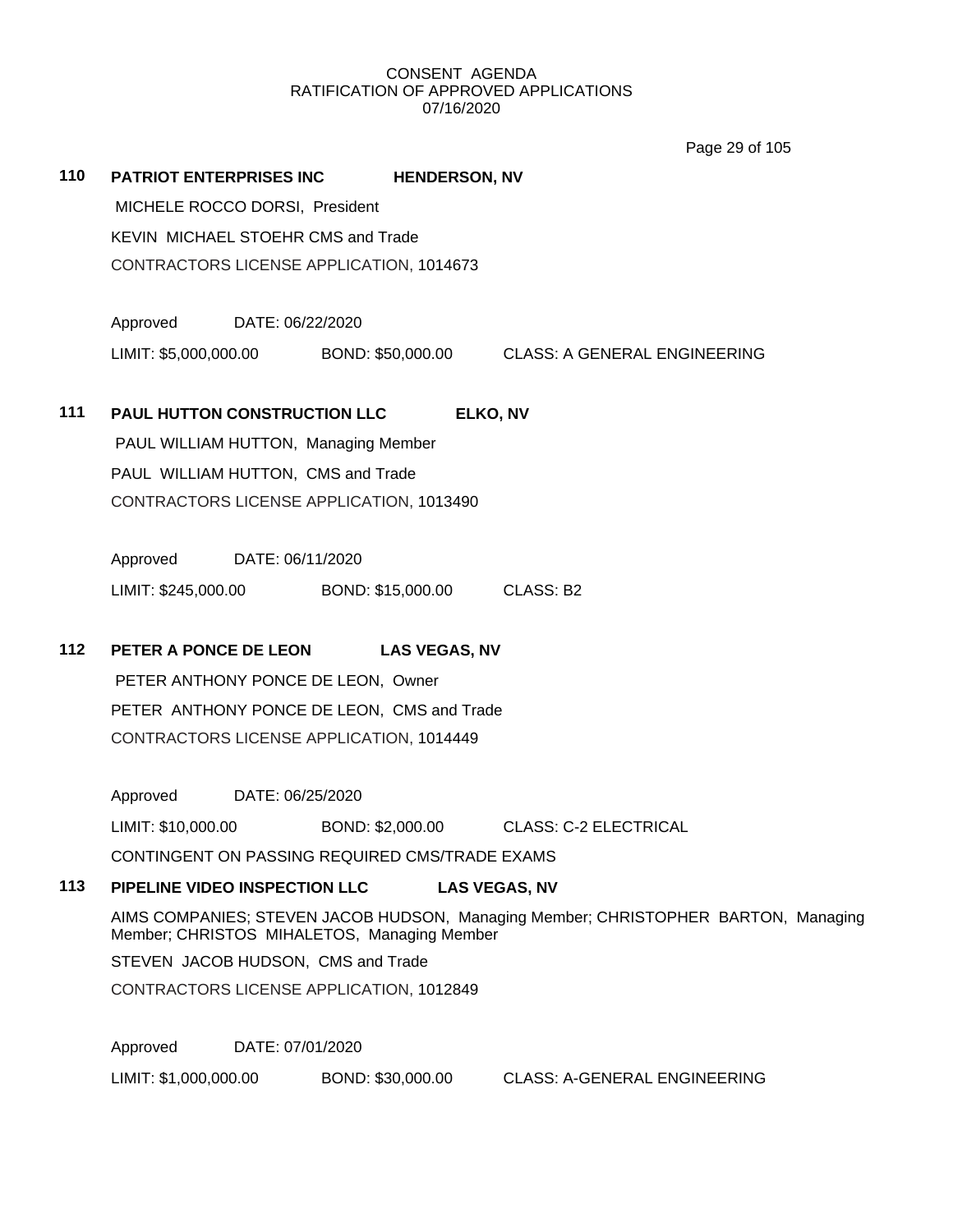CONSENT AGENDA
RATIFICATION OF APPROVED APPLICATIONS
07/16/2020

**110 PATRIOT ENTERPRISES INC HENDERSON, NV**

MICHELE ROCCO DORSI, President
KEVIN MICHAEL STOEHR CMS and Trade
CONTRACTORS LICENSE APPLICATION, 1014673

Approved DATE: 06/22/2020
LIMIT: $5,000,000.00 BOND: $50,000.00 CLASS: A GENERAL ENGINEERING

**111 PAUL HUTTON CONSTRUCTION LLC ELKO, NV**

PAUL WILLIAM HUTTON, Managing Member
PAUL WILLIAM HUTTON, CMS and Trade
CONTRACTORS LICENSE APPLICATION, 1013490

Approved DATE: 06/11/2020
LIMIT: $245,000.00 BOND: $15,000.00 CLASS: B2

**112 PETER A PONCE DE LEON LAS VEGAS, NV**

PETER ANTHONY PONCE DE LEON, Owner
PETER ANTHONY PONCE DE LEON, CMS and Trade
CONTRACTORS LICENSE APPLICATION, 1014449

Approved DATE: 06/25/2020
LIMIT: $10,000.00 BOND: $2,000.00 CLASS: C-2 ELECTRICAL
CONTINGENT ON PASSING REQUIRED CMS/TRADE EXAMS

**113 PIPELINE VIDEO INSPECTION LLC LAS VEGAS, NV**

AIMS COMPANIES; STEVEN JACOB HUDSON, Managing Member; CHRISTOPHER BARTON, Managing Member; CHRISTOS MIHALETOS, Managing Member
STEVEN JACOB HUDSON, CMS and Trade
CONTRACTORS LICENSE APPLICATION, 1012849

Approved DATE: 07/01/2020
LIMIT: $1,000,000.00 BOND: $30,000.00 CLASS: A-GENERAL ENGINEERING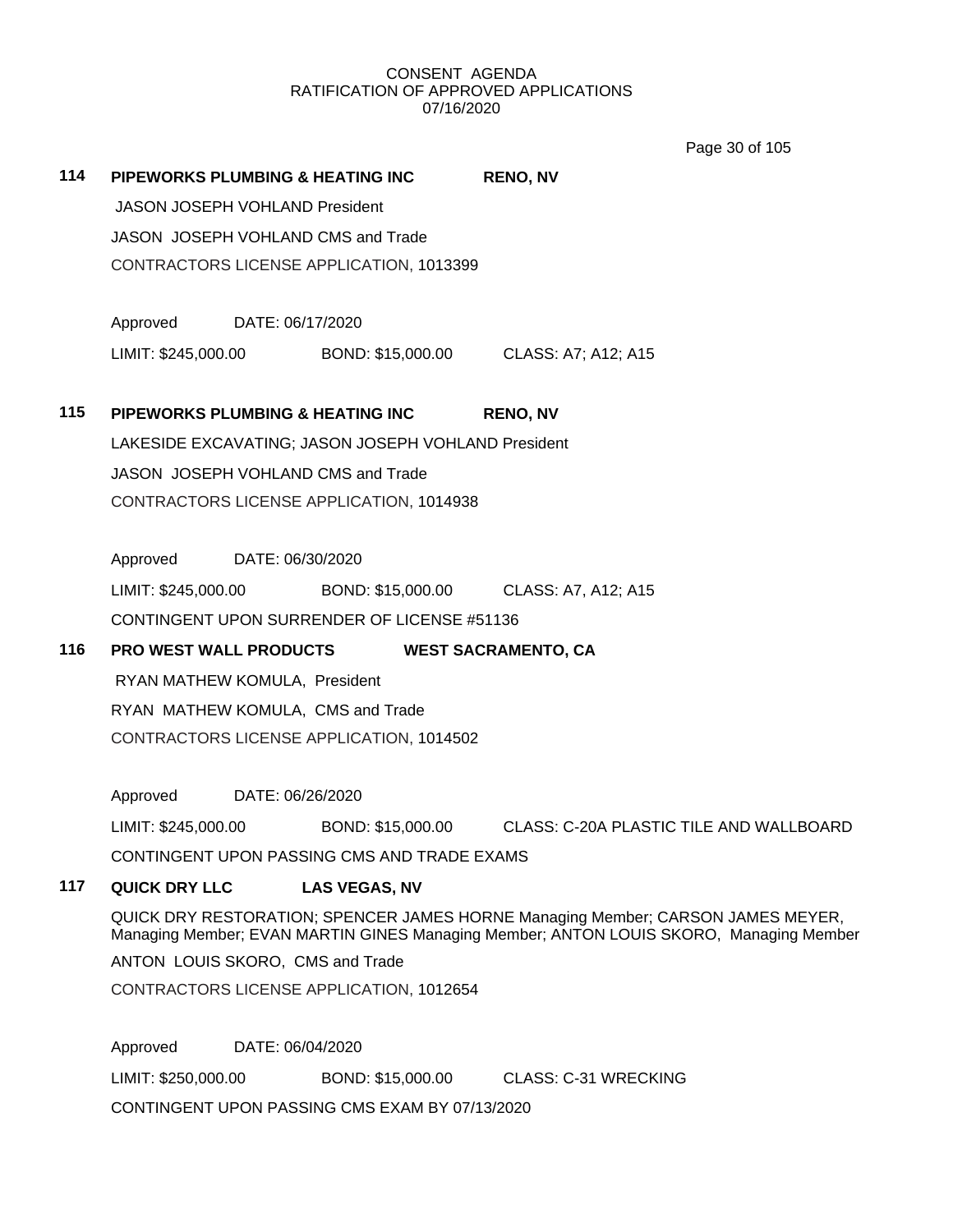CONSENT AGENDA
RATIFICATION OF APPROVED APPLICATIONS
07/16/2020

**114 PIPEWORKS PLUMBING & HEATING INC RENO, NV**

JASON JOSEPH VOHLAND President

JASON JOSEPH VOHLAND CMS and Trade

CONTRACTORS LICENSE APPLICATION, 1013399

Approved DATE: 06/17/2020

LIMIT: $245,000.00 BOND: $15,000.00 CLASS: A7; A12; A15

**115 PIPEWORKS PLUMBING & HEATING INC RENO, NV**

LAKESIDE EXCAVATING; JASON JOSEPH VOHLAND President

JASON JOSEPH VOHLAND CMS and Trade

CONTRACTORS LICENSE APPLICATION, 1014938

Approved DATE: 06/30/2020

LIMIT: $245,000.00 BOND: $15,000.00 CLASS: A7, A12; A15

CONTINGENT UPON SURRENDER OF LICENSE #51136

**116 PRO WEST WALL PRODUCTS WEST SACRAMENTO, CA**

RYAN MATHEW KOMULA, President

RYAN MATHEW KOMULA, CMS and Trade

CONTRACTORS LICENSE APPLICATION, 1014502

Approved DATE: 06/26/2020

LIMIT: $245,000.00 BOND: $15,000.00 CLASS: C-20A PLASTIC TILE AND WALLBOARD

CONTINGENT UPON PASSING CMS AND TRADE EXAMS

**117 QUICK DRY LLC LAS VEGAS, NV**

QUICK DRY RESTORATION; SPENCER JAMES HORNE Managing Member; CARSON JAMES MEYER, Managing Member; EVAN MARTIN GINES Managing Member; ANTON LOUIS SKORO, Managing Member

ANTON LOUIS SKORO, CMS and Trade

CONTRACTORS LICENSE APPLICATION, 1012654

Approved DATE: 06/04/2020

LIMIT: $250,000.00 BOND: $15,000.00 CLASS: C-31 WRECKING

CONTINGENT UPON PASSING CMS EXAM BY 07/13/2020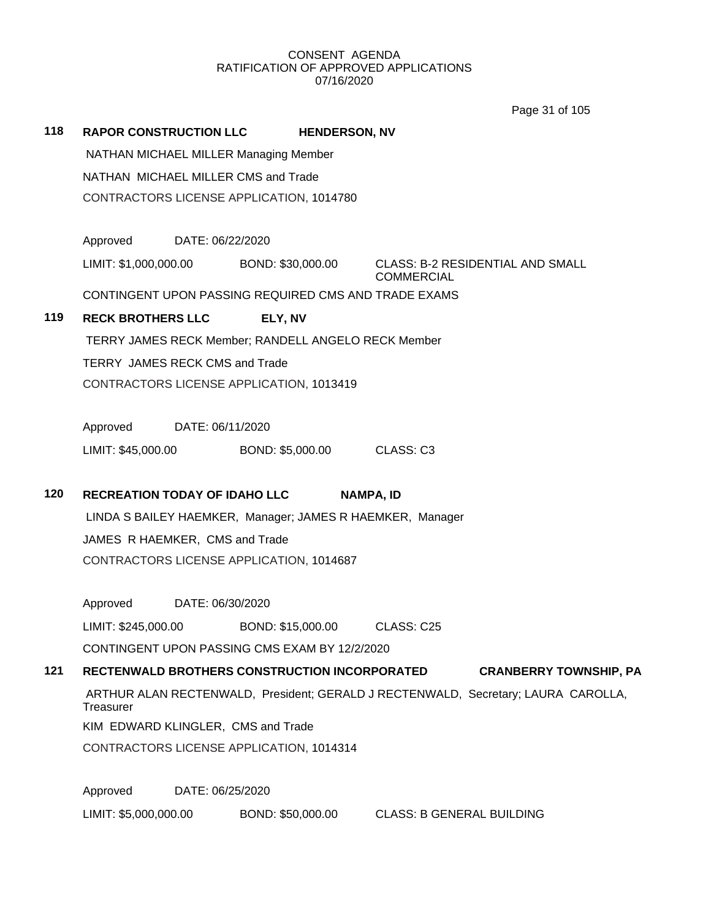CONSENT AGENDA
RATIFICATION OF APPROVED APPLICATIONS
07/16/2020

**118 RAPOR CONSTRUCTION LLC HENDERSON, NV**

NATHAN MICHAEL MILLER Managing Member

NATHAN MICHAEL MILLER CMS and Trade

CONTRACTORS LICENSE APPLICATION, 1014780

Approved DATE: 06/22/2020

LIMIT: $1,000,000.00 BOND: $30,000.00 CLASS: B-2 RESIDENTIAL AND SMALL COMMERCIAL

CONTINGENT UPON PASSING REQUIRED CMS AND TRADE EXAMS

**119 RECK BROTHERS LLC ELY, NV**

TERRY JAMES RECK Member; RANDELL ANGELO RECK Member

TERRY JAMES RECK CMS and Trade

CONTRACTORS LICENSE APPLICATION, 1013419

Approved DATE: 06/11/2020

LIMIT: $45,000.00 BOND: $5,000.00 CLASS: C3

**120 RECREATION TODAY OF IDAHO LLC NAMPA, ID**

LINDA S BAILEY HAEMKER, Manager; JAMES R HAEMKER, Manager

JAMES R HAEMKER, CMS and Trade

CONTRACTORS LICENSE APPLICATION, 1014687

Approved DATE: 06/30/2020

LIMIT: $245,000.00 BOND: $15,000.00 CLASS: C25

CONTINGENT UPON PASSING CMS EXAM BY 12/2/2020

**121 RECTENWALD BROTHERS CONSTRUCTION INCORPORATED CRANBERRY TOWNSHIP, PA**

ARTHUR ALAN RECTENWALD, President; GERALD J RECTENWALD, Secretary; LAURA CAROLLA, Treasurer

KIM EDWARD KLINGLER, CMS and Trade

CONTRACTORS LICENSE APPLICATION, 1014314

Approved DATE: 06/25/2020

LIMIT: $5,000,000.00 BOND: $50,000.00 CLASS: B GENERAL BUILDING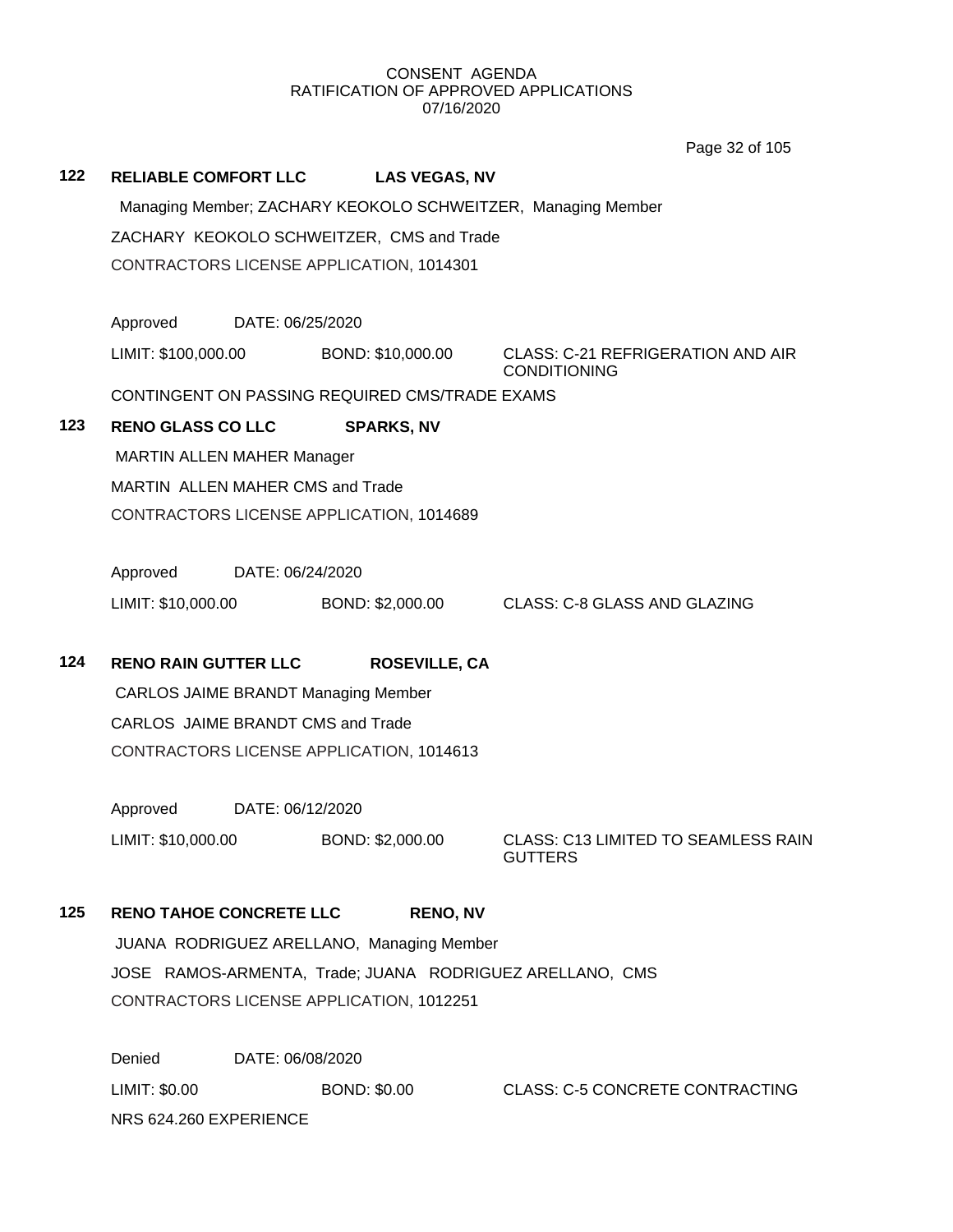CONSENT AGENDA
RATIFICATION OF APPROVED APPLICATIONS
07/16/2020

**122 RELIABLE COMFORT LLC LAS VEGAS, NV**

Managing Member; ZACHARY KEOKOLO SCHWEITZER, Managing Member

ZACHARY KEOKOLO SCHWEITZER, CMS and Trade

CONTRACTORS LICENSE APPLICATION, 1014301

Approved DATE: 06/25/2020

LIMIT: $100,000.00 BOND: $10,000.00 CLASS: C-21 REFRIGERATION AND AIR CONDITIONING

CONTINGENT ON PASSING REQUIRED CMS/TRADE EXAMS

**123 RENO GLASS CO LLC SPARKS, NV**

MARTIN ALLEN MAHER Manager

MARTIN ALLEN MAHER CMS and Trade

CONTRACTORS LICENSE APPLICATION, 1014689

Approved DATE: 06/24/2020

LIMIT: $10,000.00 BOND: $2,000.00 CLASS: C-8 GLASS AND GLAZING

**124 RENO RAIN GUTTER LLC ROSEVILLE, CA**

CARLOS JAIME BRANDT Managing Member

CARLOS JAIME BRANDT CMS and Trade

CONTRACTORS LICENSE APPLICATION, 1014613

Approved DATE: 06/12/2020

LIMIT: $10,000.00 BOND: $2,000.00 CLASS: C13 LIMITED TO SEAMLESS RAIN GUTTERS

**125 RENO TAHOE CONCRETE LLC RENO, NV**

JUANA RODRIGUEZ ARELLANO, Managing Member

JOSE RAMOS-ARMENTA, Trade; JUANA RODRIGUEZ ARELLANO, CMS

CONTRACTORS LICENSE APPLICATION, 1012251

Denied DATE: 06/08/2020

LIMIT: $0.00 BOND: $0.00 CLASS: C-5 CONCRETE CONTRACTING

NRS 624.260 EXPERIENCE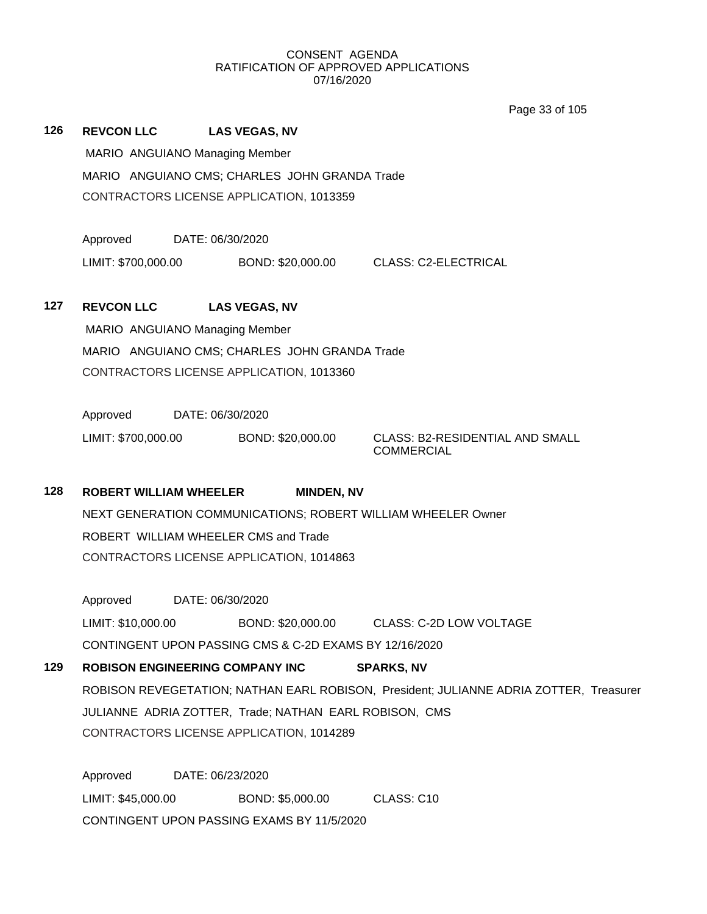CONSENT AGENDA
RATIFICATION OF APPROVED APPLICATIONS
07/16/2020

**126 REVCON LLC LAS VEGAS, NV**

MARIO ANGUIANO Managing Member

MARIO ANGUIANO CMS; CHARLES JOHN GRANDA Trade

CONTRACTORS LICENSE APPLICATION, 1013359

Approved DATE: 06/30/2020

LIMIT: $700,000.00 BOND: $20,000.00 CLASS: C2-ELECTRICAL

**127 REVCON LLC LAS VEGAS, NV**

MARIO ANGUIANO Managing Member

MARIO ANGUIANO CMS; CHARLES JOHN GRANDA Trade

CONTRACTORS LICENSE APPLICATION, 1013360

Approved DATE: 06/30/2020

LIMIT: $700,000.00 BOND: $20,000.00 CLASS: B2-RESIDENTIAL AND SMALL COMMERCIAL

**128 ROBERT WILLIAM WHEELER MINDEN, NV**

NEXT GENERATION COMMUNICATIONS; ROBERT WILLIAM WHEELER Owner

ROBERT WILLIAM WHEELER CMS and Trade

CONTRACTORS LICENSE APPLICATION, 1014863

Approved DATE: 06/30/2020

LIMIT: $10,000.00 BOND: $20,000.00 CLASS: C-2D LOW VOLTAGE

CONTINGENT UPON PASSING CMS & C-2D EXAMS BY 12/16/2020

**129 ROBISON ENGINEERING COMPANY INC SPARKS, NV**

ROBISON REVEGETATION; NATHAN EARL ROBISON, President; JULIANNE ADRIA ZOTTER, Treasurer

JULIANNE ADRIA ZOTTER, Trade; NATHAN EARL ROBISON, CMS

CONTRACTORS LICENSE APPLICATION, 1014289

Approved DATE: 06/23/2020

LIMIT: $45,000.00 BOND: $5,000.00 CLASS: C10

CONTINGENT UPON PASSING EXAMS BY 11/5/2020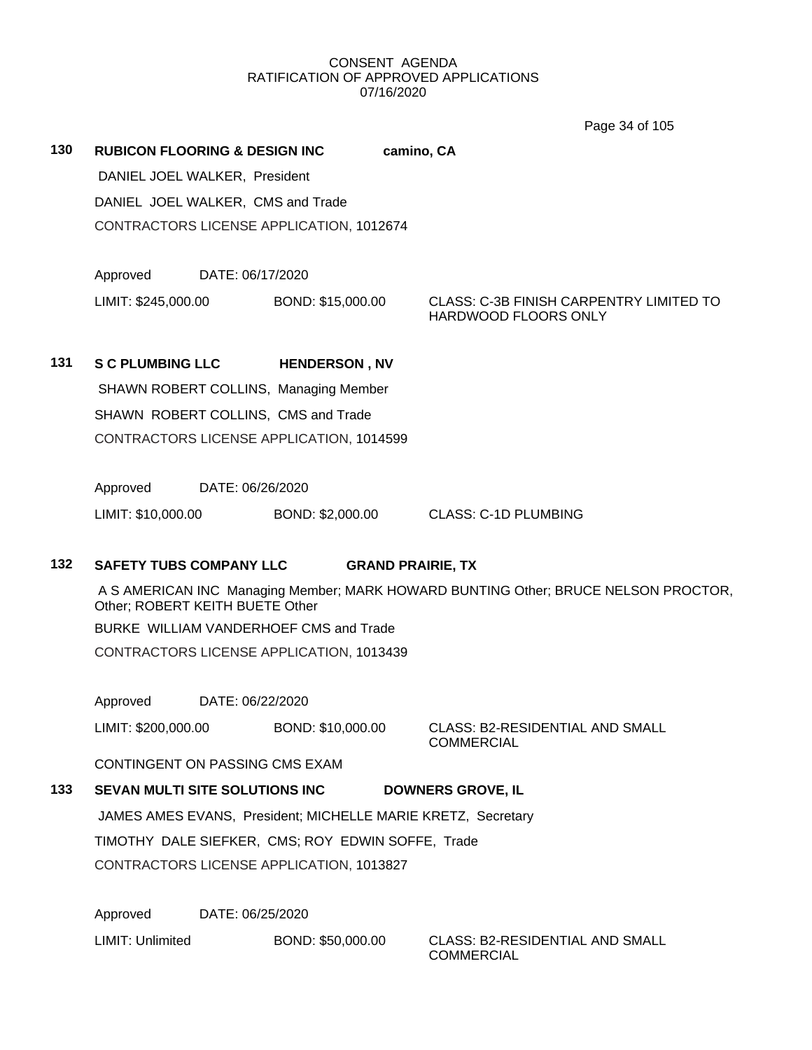CONSENT AGENDA
RATIFICATION OF APPROVED APPLICATIONS
07/16/2020

**130 RUBICON FLOORING & DESIGN INC** **camino, CA**

DANIEL JOEL WALKER, President

DANIEL JOEL WALKER, CMS and Trade

CONTRACTORS LICENSE APPLICATION, 1012674

Approved DATE: 06/17/2020

LIMIT: $245,000.00 BOND: $15,000.00 CLASS: C-3B FINISH CARPENTRY LIMITED TO HARDWOOD FLOORS ONLY

**131 S C PLUMBING LLC** **HENDERSON , NV**

SHAWN ROBERT COLLINS, Managing Member

SHAWN ROBERT COLLINS, CMS and Trade

CONTRACTORS LICENSE APPLICATION, 1014599

Approved DATE: 06/26/2020

LIMIT: $10,000.00 BOND: $2,000.00 CLASS: C-1D PLUMBING

**132 SAFETY TUBS COMPANY LLC** **GRAND PRAIRIE, TX**

A S AMERICAN INC Managing Member; MARK HOWARD BUNTING Other; BRUCE NELSON PROCTOR, Other; ROBERT KEITH BUETE Other

BURKE WILLIAM VANDERHOEF CMS and Trade

CONTRACTORS LICENSE APPLICATION, 1013439

Approved DATE: 06/22/2020

LIMIT: $200,000.00 BOND: $10,000.00 CLASS: B2-RESIDENTIAL AND SMALL COMMERCIAL

CONTINGENT ON PASSING CMS EXAM

**133 SEVAN MULTI SITE SOLUTIONS INC** **DOWNERS GROVE, IL**

JAMES AMES EVANS, President; MICHELLE MARIE KRETZ, Secretary

TIMOTHY DALE SIEFKER, CMS; ROY EDWIN SOFFE, Trade

CONTRACTORS LICENSE APPLICATION, 1013827

Approved DATE: 06/25/2020

LIMIT: Unlimited BOND: $50,000.00 CLASS: B2-RESIDENTIAL AND SMALL COMMERCIAL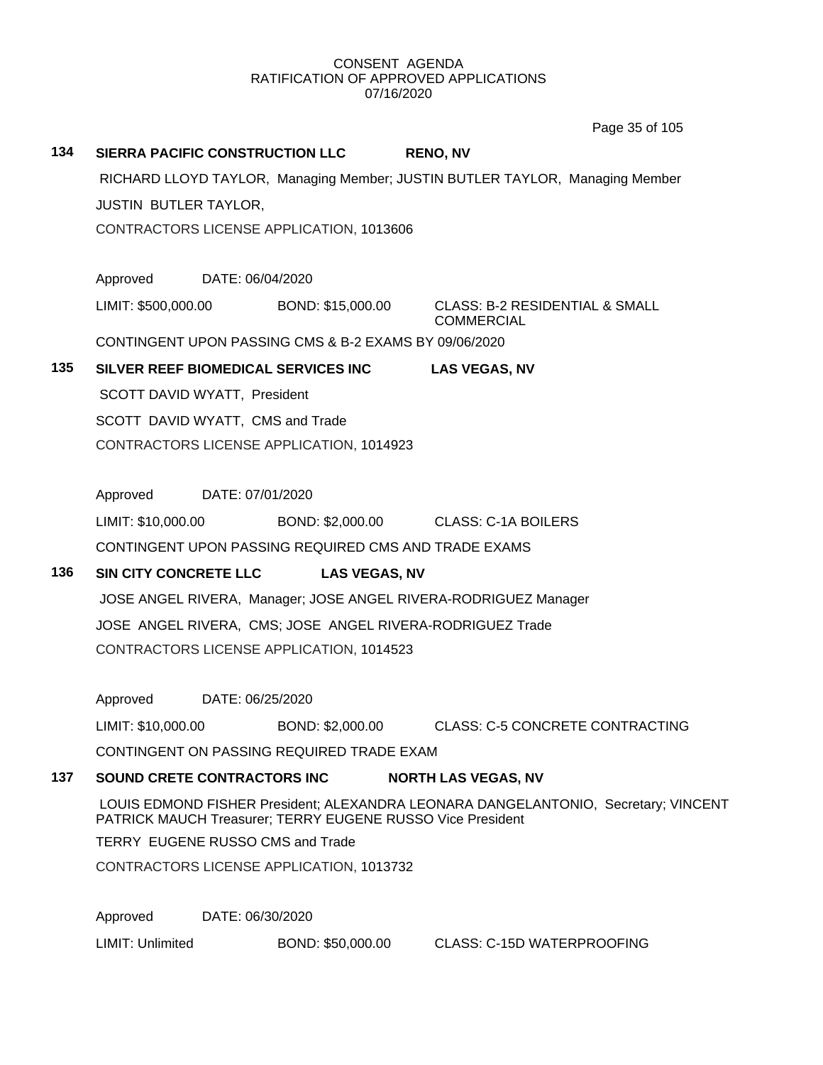CONSENT AGENDA
RATIFICATION OF APPROVED APPLICATIONS
07/16/2020

**134 SIERRA PACIFIC CONSTRUCTION LLC RENO, NV**

RICHARD LLOYD TAYLOR, Managing Member; JUSTIN BUTLER TAYLOR, Managing Member

JUSTIN BUTLER TAYLOR,

CONTRACTORS LICENSE APPLICATION, 1013606

Approved DATE: 06/04/2020

LIMIT: $500,000.00 BOND: $15,000.00 CLASS: B-2 RESIDENTIAL & SMALL COMMERCIAL

CONTINGENT UPON PASSING CMS & B-2 EXAMS BY 09/06/2020

**135 SILVER REEF BIOMEDICAL SERVICES INC LAS VEGAS, NV**

SCOTT DAVID WYATT, President

SCOTT DAVID WYATT, CMS and Trade

CONTRACTORS LICENSE APPLICATION, 1014923

Approved DATE: 07/01/2020

LIMIT: $10,000.00 BOND: $2,000.00 CLASS: C-1A BOILERS

CONTINGENT UPON PASSING REQUIRED CMS AND TRADE EXAMS

**136 SIN CITY CONCRETE LLC LAS VEGAS, NV**

JOSE ANGEL RIVERA, Manager; JOSE ANGEL RIVERA-RODRIGUEZ Manager

JOSE ANGEL RIVERA, CMS; JOSE ANGEL RIVERA-RODRIGUEZ Trade

CONTRACTORS LICENSE APPLICATION, 1014523

Approved DATE: 06/25/2020

LIMIT: $10,000.00 BOND: $2,000.00 CLASS: C-5 CONCRETE CONTRACTING

CONTINGENT ON PASSING REQUIRED TRADE EXAM

**137 SOUND CRETE CONTRACTORS INC NORTH LAS VEGAS, NV**

LOUIS EDMOND FISHER President; ALEXANDRA LEONARA DANGELANTONIO, Secretary; VINCENT PATRICK MAUCH Treasurer; TERRY EUGENE RUSSO Vice President

TERRY EUGENE RUSSO CMS and Trade

CONTRACTORS LICENSE APPLICATION, 1013732

Approved DATE: 06/30/2020

LIMIT: Unlimited BOND: $50,000.00 CLASS: C-15D WATERPROOFING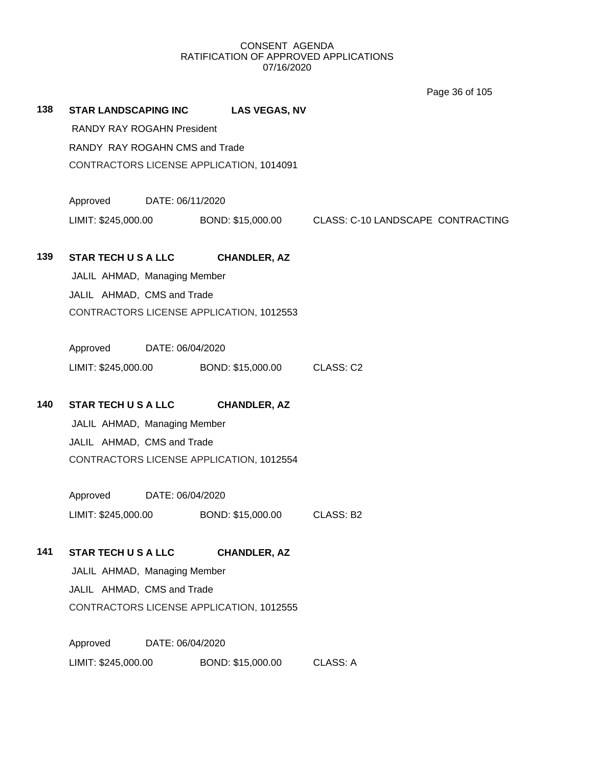CONSENT AGENDA
RATIFICATION OF APPROVED APPLICATIONS
07/16/2020

**138 STAR LANDSCAPING INC LAS VEGAS, NV**

RANDY RAY ROGAHN President

RANDY RAY ROGAHN CMS and Trade

CONTRACTORS LICENSE APPLICATION, 1014091

Approved DATE: 06/11/2020

LIMIT: $245,000.00 BOND: $15,000.00 CLASS: C-10 LANDSCAPE CONTRACTING

**139 STAR TECH U S A LLC CHANDLER, AZ**

JALIL AHMAD, Managing Member

JALIL AHMAD, CMS and Trade

CONTRACTORS LICENSE APPLICATION, 1012553

Approved DATE: 06/04/2020

LIMIT: $245,000.00 BOND: $15,000.00 CLASS: C2

**140 STAR TECH U S A LLC CHANDLER, AZ**

JALIL AHMAD, Managing Member

JALIL AHMAD, CMS and Trade

CONTRACTORS LICENSE APPLICATION, 1012554

Approved DATE: 06/04/2020

LIMIT: $245,000.00 BOND: $15,000.00 CLASS: B2

**141 STAR TECH U S A LLC CHANDLER, AZ**

JALIL AHMAD, Managing Member

JALIL AHMAD, CMS and Trade

CONTRACTORS LICENSE APPLICATION, 1012555

Approved DATE: 06/04/2020

LIMIT: $245,000.00 BOND: $15,000.00 CLASS: A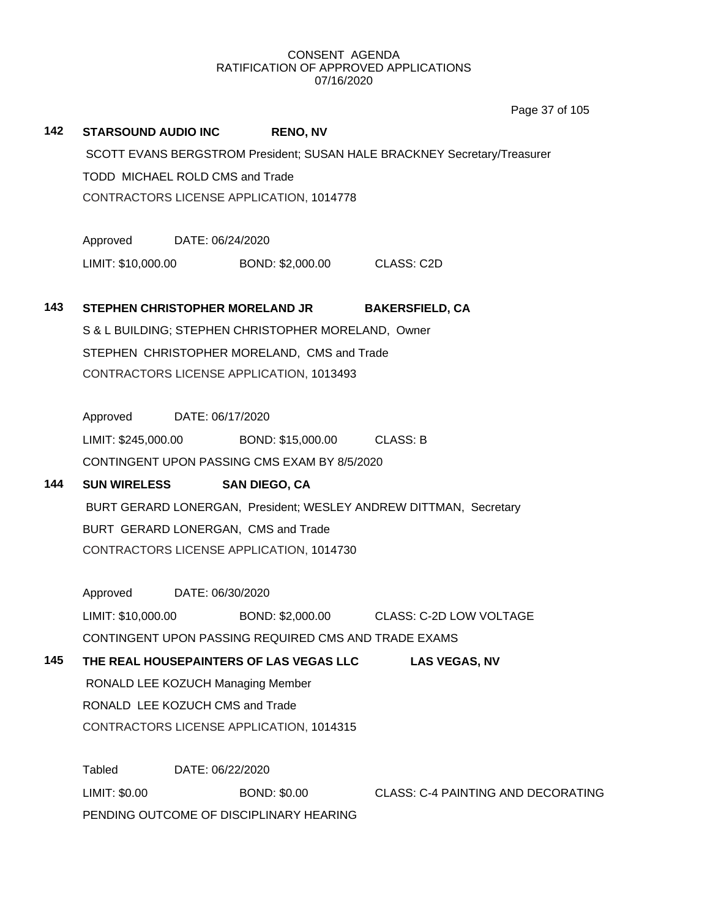CONSENT AGENDA
RATIFICATION OF APPROVED APPLICATIONS
07/16/2020

**142 STARSOUND AUDIO INC RENO, NV**

SCOTT EVANS BERGSTROM President; SUSAN HALE BRACKNEY Secretary/Treasurer

TODD MICHAEL ROLD CMS and Trade

CONTRACTORS LICENSE APPLICATION, 1014778

Approved DATE: 06/24/2020

LIMIT: $10,000.00 BOND: $2,000.00 CLASS: C2D

**143 STEPHEN CHRISTOPHER MORELAND JR BAKERSFIELD, CA**

S & L BUILDING; STEPHEN CHRISTOPHER MORELAND, Owner

STEPHEN CHRISTOPHER MORELAND, CMS and Trade

CONTRACTORS LICENSE APPLICATION, 1013493

Approved DATE: 06/17/2020

LIMIT: $245,000.00 BOND: $15,000.00 CLASS: B

CONTINGENT UPON PASSING CMS EXAM BY 8/5/2020

**144 SUN WIRELESS SAN DIEGO, CA**

BURT GERARD LONERGAN, President; WESLEY ANDREW DITTMAN, Secretary

BURT GERARD LONERGAN, CMS and Trade

CONTRACTORS LICENSE APPLICATION, 1014730

Approved DATE: 06/30/2020

LIMIT: $10,000.00 BOND: $2,000.00 CLASS: C-2D LOW VOLTAGE

CONTINGENT UPON PASSING REQUIRED CMS AND TRADE EXAMS

**145 THE REAL HOUSEPAINTERS OF LAS VEGAS LLC LAS VEGAS, NV**

RONALD LEE KOZUCH Managing Member

RONALD LEE KOZUCH CMS and Trade

CONTRACTORS LICENSE APPLICATION, 1014315

Tabled DATE: 06/22/2020

LIMIT: $0.00 BOND: $0.00 CLASS: C-4 PAINTING AND DECORATING

PENDING OUTCOME OF DISCIPLINARY HEARING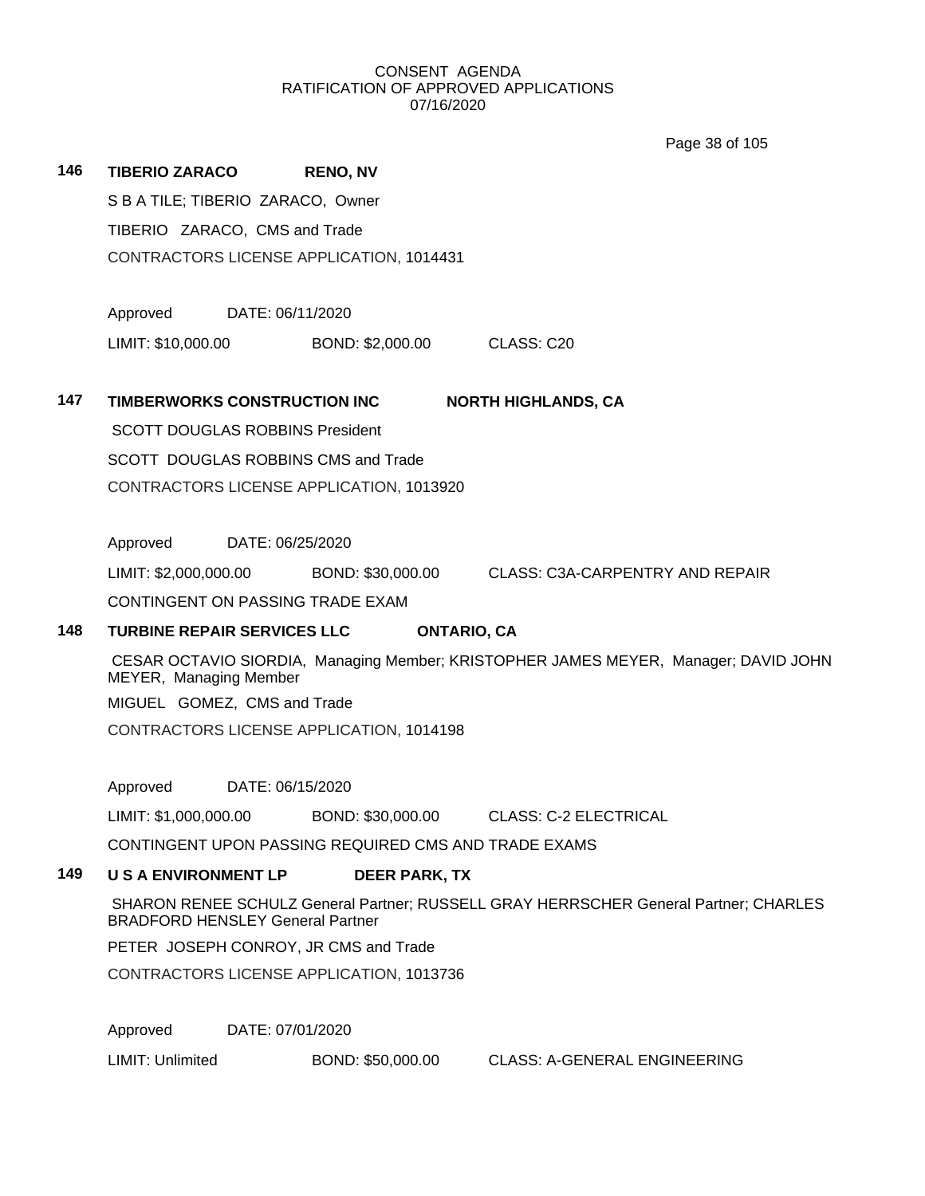CONSENT AGENDA
RATIFICATION OF APPROVED APPLICATIONS
07/16/2020

**146 TIBERIO ZARACO** **RENO, NV**

S B A TILE; TIBERIO ZARACO, Owner

TIBERIO ZARACO, CMS and Trade

CONTRACTORS LICENSE APPLICATION, 1014431

Approved DATE: 06/11/2020

LIMIT: $10,000.00 BOND: $2,000.00 CLASS: C20

**147 TIMBERWORKS CONSTRUCTION INC** **NORTH HIGHLANDS, CA**

SCOTT DOUGLAS ROBBINS President

SCOTT DOUGLAS ROBBINS CMS and Trade

CONTRACTORS LICENSE APPLICATION, 1013920

Approved DATE: 06/25/2020

LIMIT: $2,000,000.00 BOND: $30,000.00 CLASS: C3A-CARPENTRY AND REPAIR

CONTINGENT ON PASSING TRADE EXAM

**148 TURBINE REPAIR SERVICES LLC** **ONTARIO, CA**

CESAR OCTAVIO SIORDIA, Managing Member; KRISTOPHER JAMES MEYER, Manager; DAVID JOHN MEYER, Managing Member

MIGUEL GOMEZ, CMS and Trade

CONTRACTORS LICENSE APPLICATION, 1014198

Approved DATE: 06/15/2020

LIMIT: $1,000,000.00 BOND: $30,000.00 CLASS: C-2 ELECTRICAL

CONTINGENT UPON PASSING REQUIRED CMS AND TRADE EXAMS

**149 U S A ENVIRONMENT LP** **DEER PARK, TX**

SHARON RENEE SCHULZ General Partner; RUSSELL GRAY HERRSCHER General Partner; CHARLES BRADFORD HENSLEY General Partner

PETER JOSEPH CONROY, JR CMS and Trade

CONTRACTORS LICENSE APPLICATION, 1013736

Approved DATE: 07/01/2020

LIMIT: Unlimited BOND: $50,000.00 CLASS: A-GENERAL ENGINEERING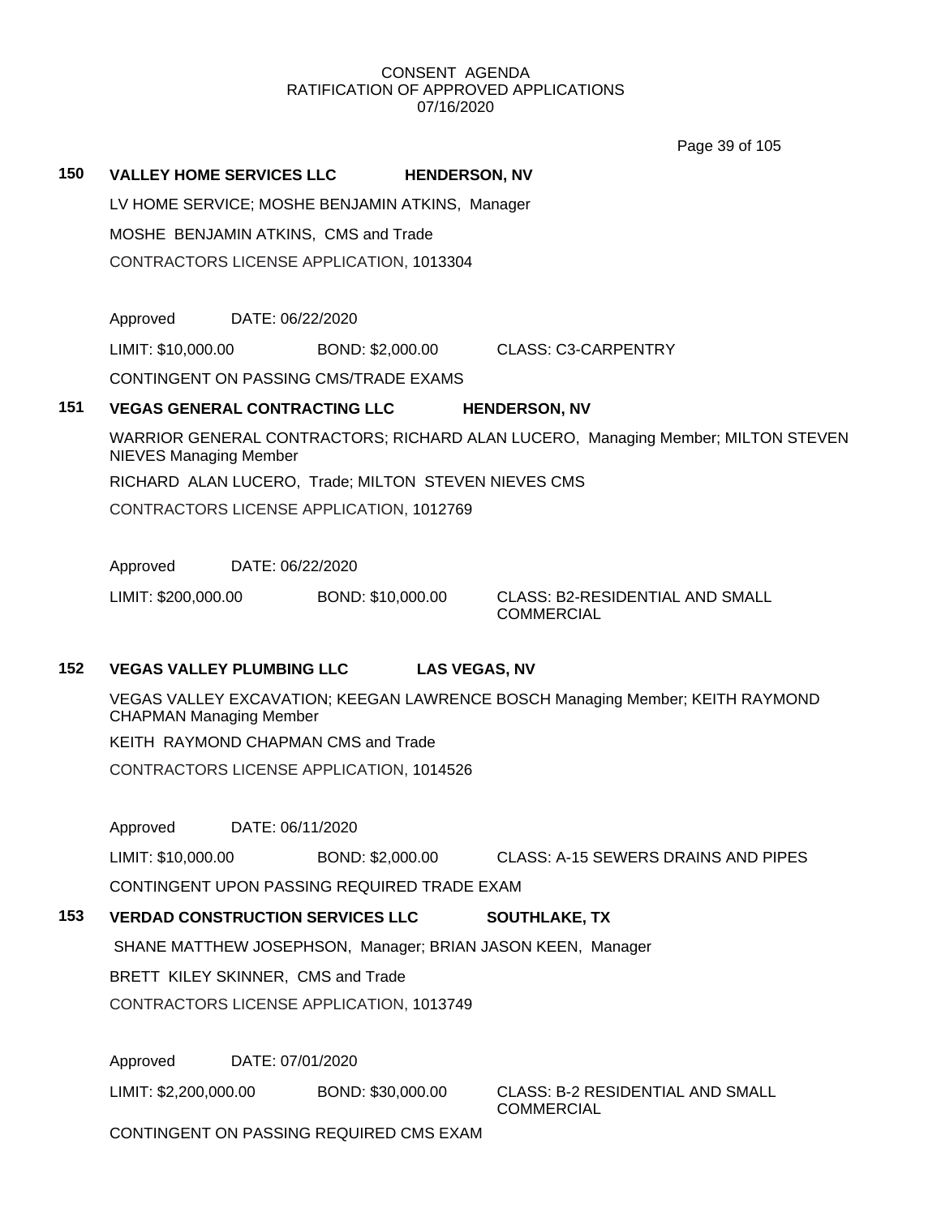CONSENT AGENDA
RATIFICATION OF APPROVED APPLICATIONS
07/16/2020

**150 VALLEY HOME SERVICES LLC HENDERSON, NV**

LV HOME SERVICE; MOSHE BENJAMIN ATKINS, Manager

MOSHE BENJAMIN ATKINS, CMS and Trade

CONTRACTORS LICENSE APPLICATION, 1013304

Approved DATE: 06/22/2020

LIMIT: $10,000.00 BOND: $2,000.00 CLASS: C3-CARPENTRY

CONTINGENT ON PASSING CMS/TRADE EXAMS

**151 VEGAS GENERAL CONTRACTING LLC HENDERSON, NV**

WARRIOR GENERAL CONTRACTORS; RICHARD ALAN LUCERO, Managing Member; MILTON STEVEN NIEVES Managing Member

RICHARD ALAN LUCERO, Trade; MILTON STEVEN NIEVES CMS

CONTRACTORS LICENSE APPLICATION, 1012769

Approved DATE: 06/22/2020

LIMIT: $200,000.00 BOND: $10,000.00 CLASS: B2-RESIDENTIAL AND SMALL COMMERCIAL

**152 VEGAS VALLEY PLUMBING LLC LAS VEGAS, NV**

VEGAS VALLEY EXCAVATION; KEEGAN LAWRENCE BOSCH Managing Member; KEITH RAYMOND CHAPMAN Managing Member

KEITH RAYMOND CHAPMAN CMS and Trade

CONTRACTORS LICENSE APPLICATION, 1014526

Approved DATE: 06/11/2020

LIMIT: $10,000.00 BOND: $2,000.00 CLASS: A-15 SEWERS DRAINS AND PIPES

CONTINGENT UPON PASSING REQUIRED TRADE EXAM

**153 VERDAD CONSTRUCTION SERVICES LLC SOUTHLAKE, TX**

SHANE MATTHEW JOSEPHSON, Manager; BRIAN JASON KEEN, Manager

BRETT KILEY SKINNER, CMS and Trade

CONTRACTORS LICENSE APPLICATION, 1013749

Approved DATE: 07/01/2020

LIMIT: $2,200,000.00 BOND: $30,000.00 CLASS: B-2 RESIDENTIAL AND SMALL COMMERCIAL

CONTINGENT ON PASSING REQUIRED CMS EXAM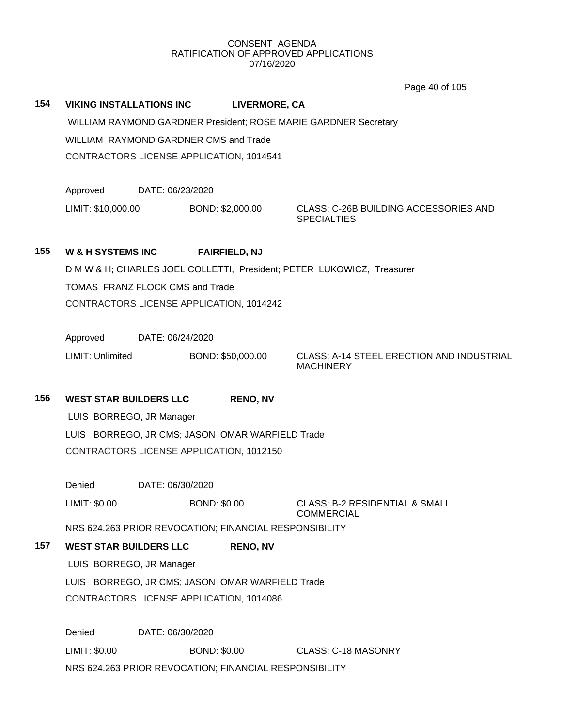CONSENT AGENDA
RATIFICATION OF APPROVED APPLICATIONS
07/16/2020

**154 VIKING INSTALLATIONS INC LIVERMORE, CA**

WILLIAM RAYMOND GARDNER President; ROSE MARIE GARDNER Secretary

WILLIAM RAYMOND GARDNER CMS and Trade

CONTRACTORS LICENSE APPLICATION, 1014541

Approved DATE: 06/23/2020

LIMIT: $10,000.00 BOND: $2,000.00 CLASS: C-26B BUILDING ACCESSORIES AND SPECIALTIES

**155 W & H SYSTEMS INC FAIRFIELD, NJ**

D M W & H; CHARLES JOEL COLLETTI, President; PETER LUKOWICZ, Treasurer

TOMAS FRANZ FLOCK CMS and Trade

CONTRACTORS LICENSE APPLICATION, 1014242

Approved DATE: 06/24/2020

LIMIT: Unlimited BOND: $50,000.00 CLASS: A-14 STEEL ERECTION AND INDUSTRIAL MACHINERY

**156 WEST STAR BUILDERS LLC RENO, NV**

LUIS BORREGO, JR Manager

LUIS BORREGO, JR CMS; JASON OMAR WARFIELD Trade

CONTRACTORS LICENSE APPLICATION, 1012150

Denied DATE: 06/30/2020

LIMIT: $0.00 BOND: $0.00 CLASS: B-2 RESIDENTIAL & SMALL COMMERCIAL

NRS 624.263 PRIOR REVOCATION; FINANCIAL RESPONSIBILITY

**157 WEST STAR BUILDERS LLC RENO, NV**

LUIS BORREGO, JR Manager

LUIS BORREGO, JR CMS; JASON OMAR WARFIELD Trade

CONTRACTORS LICENSE APPLICATION, 1014086

Denied DATE: 06/30/2020

LIMIT: $0.00 BOND: $0.00 CLASS: C-18 MASONRY

NRS 624.263 PRIOR REVOCATION; FINANCIAL RESPONSIBILITY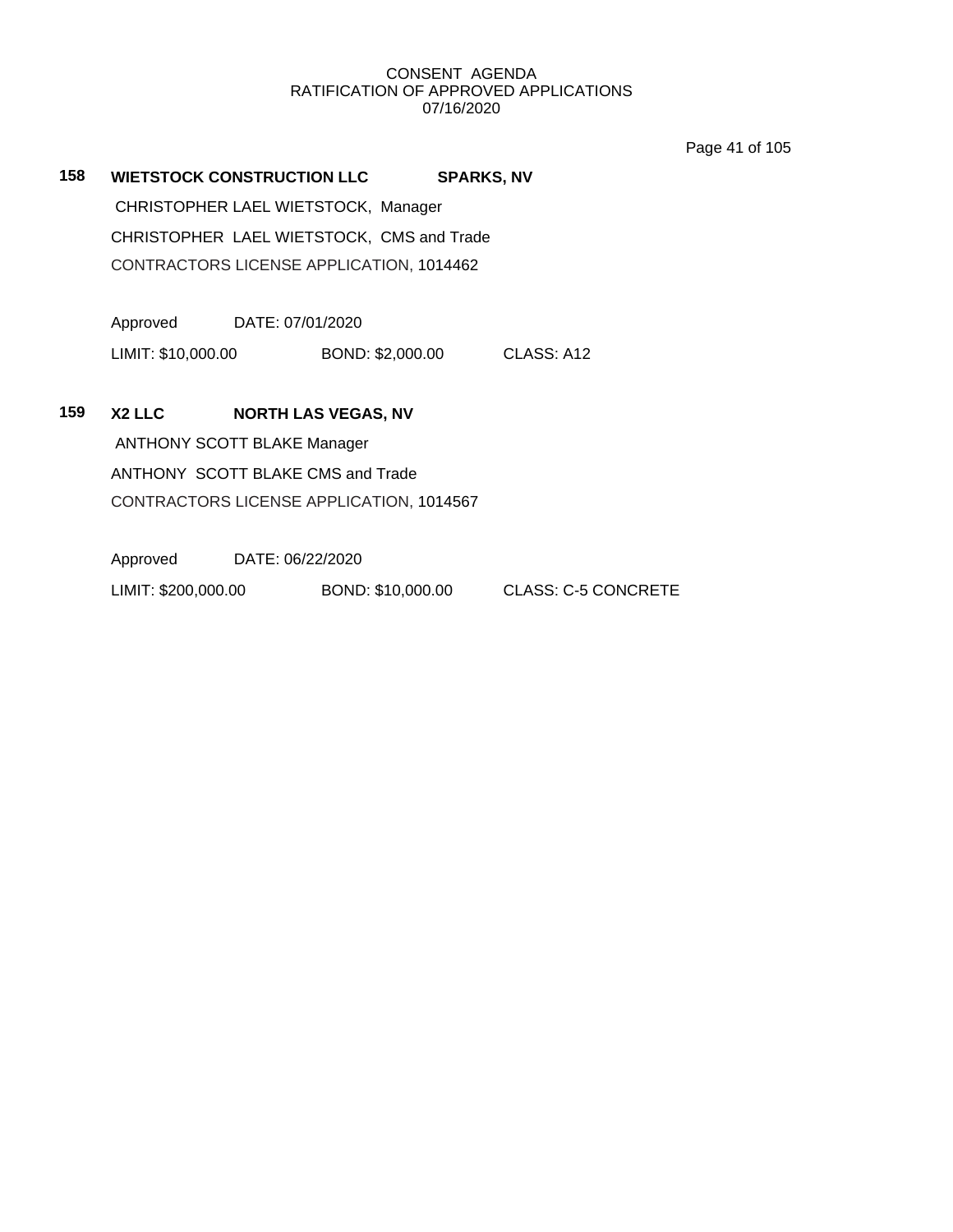CONSENT AGENDA
RATIFICATION OF APPROVED APPLICATIONS
07/16/2020

**158 WIETSTOCK CONSTRUCTION LLC SPARKS, NV**

CHRISTOPHER LAEL WIETSTOCK, Manager

CHRISTOPHER LAEL WIETSTOCK, CMS and Trade

CONTRACTORS LICENSE APPLICATION, 1014462

Approved DATE: 07/01/2020

LIMIT: $10,000.00 BOND: $2,000.00 CLASS: A12

**159 X2 LLC NORTH LAS VEGAS, NV**

ANTHONY SCOTT BLAKE Manager

ANTHONY SCOTT BLAKE CMS and Trade

CONTRACTORS LICENSE APPLICATION, 1014567

Approved DATE: 06/22/2020

LIMIT: $200,000.00 BOND: $10,000.00 CLASS: C-5 CONCRETE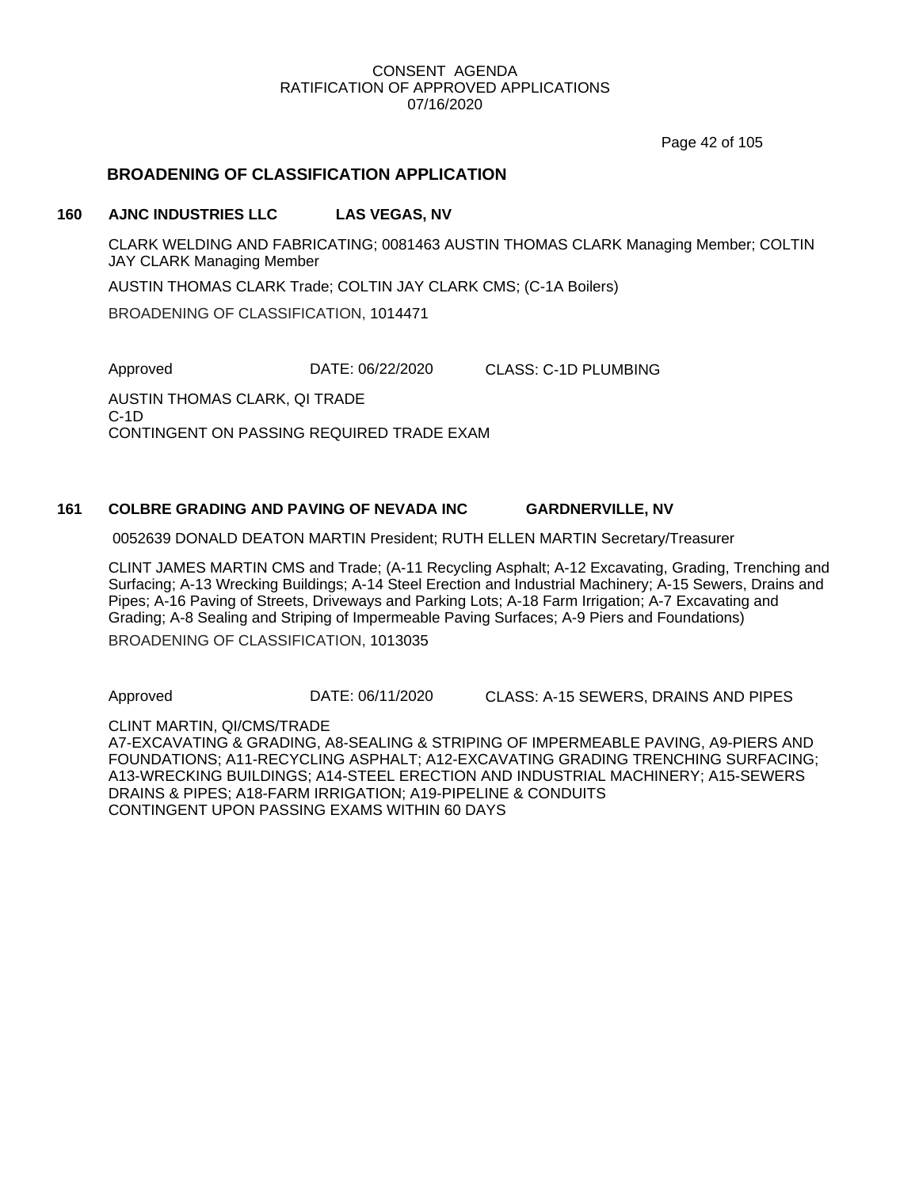CONSENT AGENDA
RATIFICATION OF APPROVED APPLICATIONS
07/16/2020

## BROADENING OF CLASSIFICATION APPLICATION

### 160 AJNC INDUSTRIES LLC LAS VEGAS, NV

CLARK WELDING AND FABRICATING; 0081463 AUSTIN THOMAS CLARK Managing Member; COLTIN JAY CLARK Managing Member

AUSTIN THOMAS CLARK Trade; COLTIN JAY CLARK CMS; (C-1A Boilers)

BROADENING OF CLASSIFICATION, 1014471

Approved DATE: 06/22/2020 CLASS: C-1D PLUMBING

AUSTIN THOMAS CLARK, QI TRADE
C-1D
CONTINGENT ON PASSING REQUIRED TRADE EXAM

### 161 COLBRE GRADING AND PAVING OF NEVADA INC GARDNERVILLE, NV

0052639 DONALD DEATON MARTIN President; RUTH ELLEN MARTIN Secretary/Treasurer

CLINT JAMES MARTIN CMS and Trade; (A-11 Recycling Asphalt; A-12 Excavating, Grading, Trenching and Surfacing; A-13 Wrecking Buildings; A-14 Steel Erection and Industrial Machinery; A-15 Sewers, Drains and Pipes; A-16 Paving of Streets, Driveways and Parking Lots; A-18 Farm Irrigation; A-7 Excavating and Grading; A-8 Sealing and Striping of Impermeable Paving Surfaces; A-9 Piers and Foundations)

BROADENING OF CLASSIFICATION, 1013035

Approved DATE: 06/11/2020 CLASS: A-15 SEWERS, DRAINS AND PIPES

CLINT MARTIN, QI/CMS/TRADE
A7-EXCAVATING & GRADING, A8-SEALING & STRIPING OF IMPERMEABLE PAVING, A9-PIERS AND FOUNDATIONS; A11-RECYCLING ASPHALT; A12-EXCAVATING GRADING TRENCHING SURFACING; A13-WRECKING BUILDINGS; A14-STEEL ERECTION AND INDUSTRIAL MACHINERY; A15-SEWERS DRAINS & PIPES; A18-FARM IRRIGATION; A19-PIPELINE & CONDUITS
CONTINGENT UPON PASSING EXAMS WITHIN 60 DAYS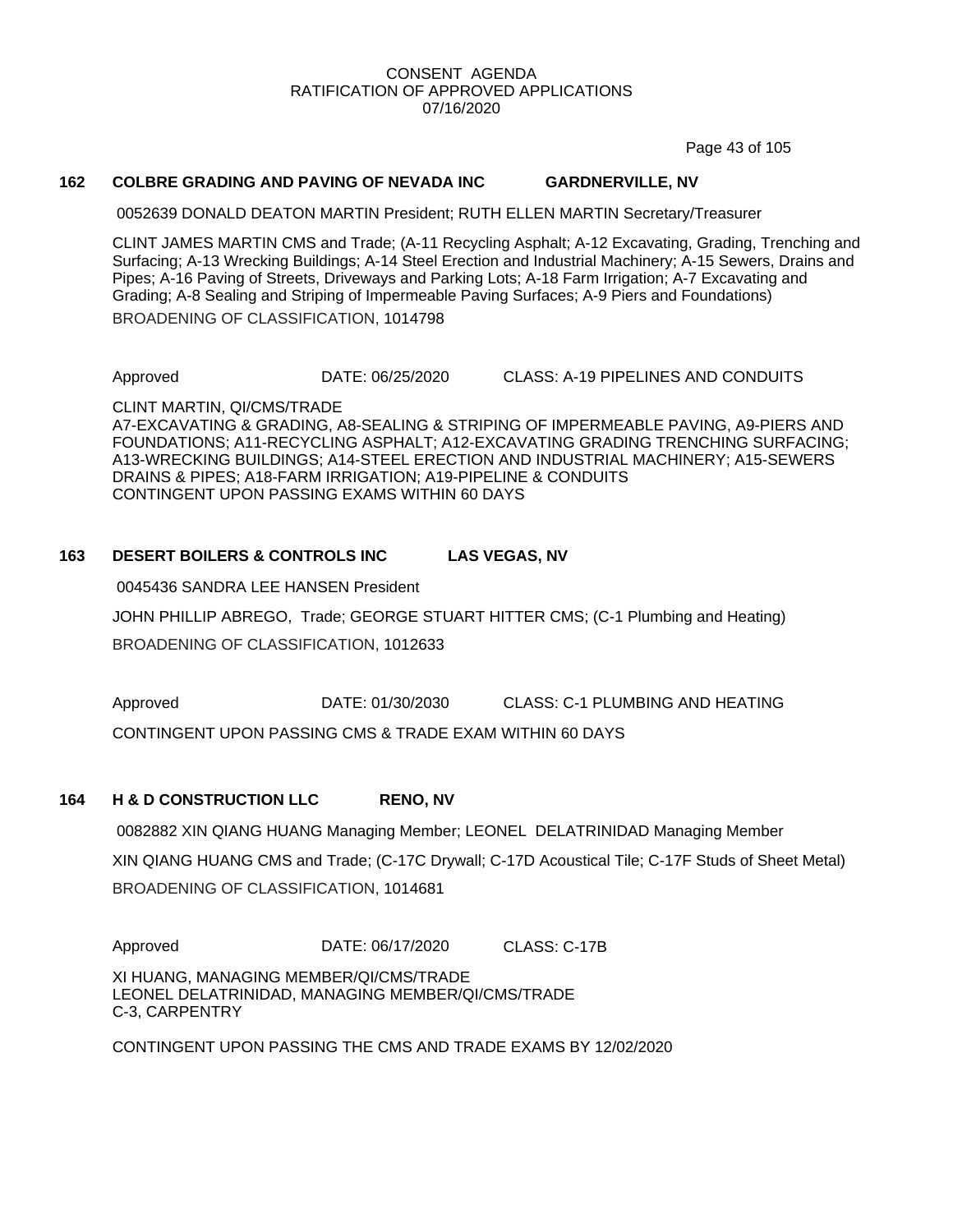CONSENT AGENDA
RATIFICATION OF APPROVED APPLICATIONS
07/16/2020

**162 COLBRE GRADING AND PAVING OF NEVADA INC GARDNERVILLE, NV**

0052639 DONALD DEATON MARTIN President; RUTH ELLEN MARTIN Secretary/Treasurer

CLINT JAMES MARTIN CMS and Trade; (A-11 Recycling Asphalt; A-12 Excavating, Grading, Trenching and Surfacing; A-13 Wrecking Buildings; A-14 Steel Erection and Industrial Machinery; A-15 Sewers, Drains and Pipes; A-16 Paving of Streets, Driveways and Parking Lots; A-18 Farm Irrigation; A-7 Excavating and Grading; A-8 Sealing and Striping of Impermeable Paving Surfaces; A-9 Piers and Foundations)

BROADENING OF CLASSIFICATION, 1014798

Approved DATE: 06/25/2020 CLASS: A-19 PIPELINES AND CONDUITS

CLINT MARTIN, QI/CMS/TRADE
A7-EXCAVATING & GRADING, A8-SEALING & STRIPING OF IMPERMEABLE PAVING, A9-PIERS AND FOUNDATIONS; A11-RECYCLING ASPHALT; A12-EXCAVATING GRADING TRENCHING SURFACING; A13-WRECKING BUILDINGS; A14-STEEL ERECTION AND INDUSTRIAL MACHINERY; A15-SEWERS DRAINS & PIPES; A18-FARM IRRIGATION; A19-PIPELINE & CONDUITS
CONTINGENT UPON PASSING EXAMS WITHIN 60 DAYS

**163 DESERT BOILERS & CONTROLS INC LAS VEGAS, NV**

0045436 SANDRA LEE HANSEN President

JOHN PHILLIP ABREGO, Trade; GEORGE STUART HITTER CMS; (C-1 Plumbing and Heating)

BROADENING OF CLASSIFICATION, 1012633

Approved DATE: 01/30/2030 CLASS: C-1 PLUMBING AND HEATING

CONTINGENT UPON PASSING CMS & TRADE EXAM WITHIN 60 DAYS

**164 H & D CONSTRUCTION LLC RENO, NV**

0082882 XIN QIANG HUANG Managing Member; LEONEL DELATRINIDAD Managing Member

XIN QIANG HUANG CMS and Trade; (C-17C Drywall; C-17D Acoustical Tile; C-17F Studs of Sheet Metal)

BROADENING OF CLASSIFICATION, 1014681

Approved DATE: 06/17/2020 CLASS: C-17B

XI HUANG, MANAGING MEMBER/QI/CMS/TRADE
LEONEL DELATRINIDAD, MANAGING MEMBER/QI/CMS/TRADE
C-3, CARPENTRY

CONTINGENT UPON PASSING THE CMS AND TRADE EXAMS BY 12/02/2020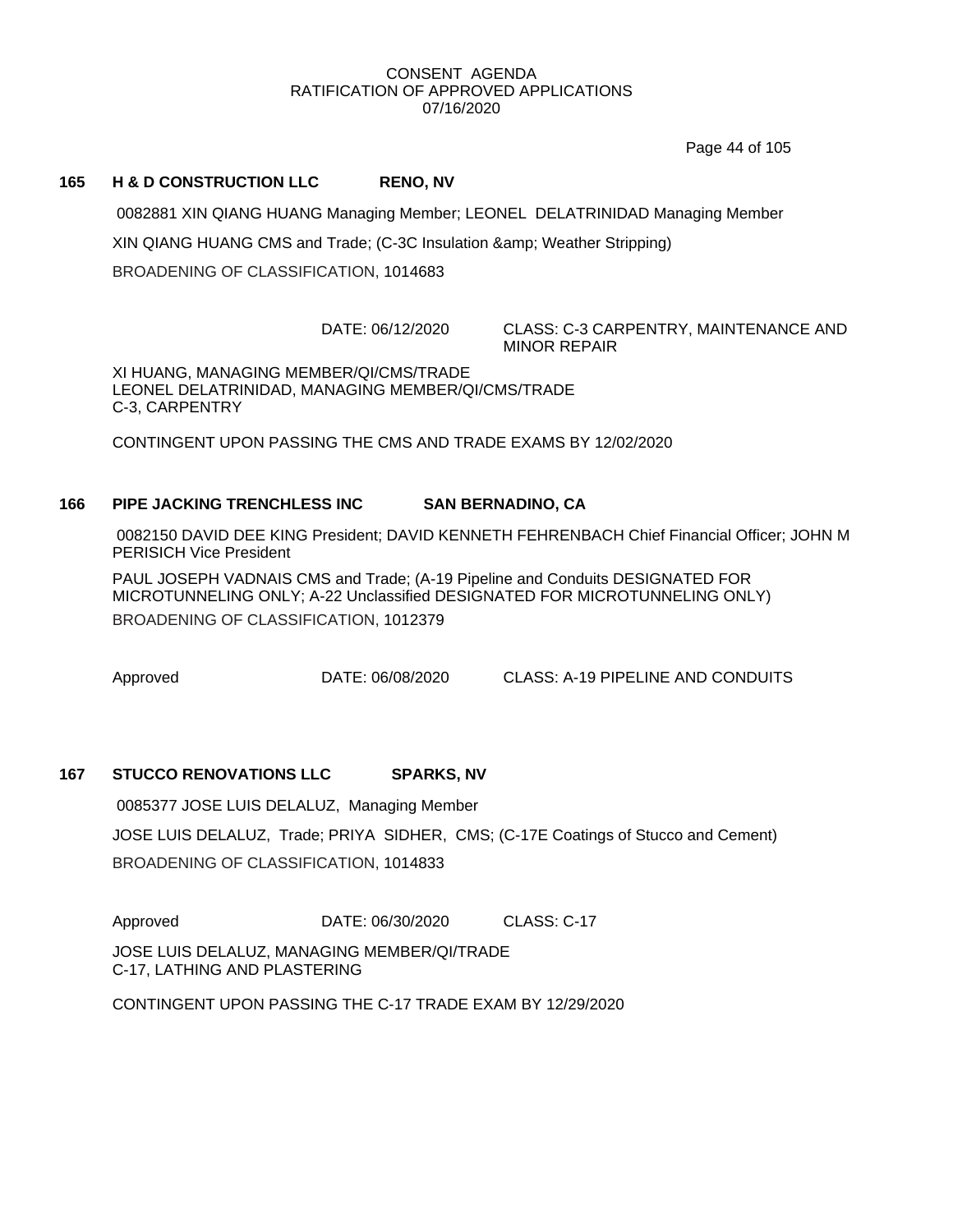CONSENT AGENDA
RATIFICATION OF APPROVED APPLICATIONS
07/16/2020

**165 H & D CONSTRUCTION LLC RENO, NV**

0082881 XIN QIANG HUANG Managing Member; LEONEL DELATRINIDAD Managing Member

XIN QIANG HUANG CMS and Trade; (C-3C Insulation &amp; Weather Stripping)

BROADENING OF CLASSIFICATION, 1014683

DATE: 06/12/2020 CLASS: C-3 CARPENTRY, MAINTENANCE AND MINOR REPAIR

XI HUANG, MANAGING MEMBER/QI/CMS/TRADE
LEONEL DELATRINIDAD, MANAGING MEMBER/QI/CMS/TRADE
C-3, CARPENTRY

CONTINGENT UPON PASSING THE CMS AND TRADE EXAMS BY 12/02/2020

**166 PIPE JACKING TRENCHLESS INC SAN BERNADINO, CA**

0082150 DAVID DEE KING President; DAVID KENNETH FEHRENBACH Chief Financial Officer; JOHN M PERISICH Vice President

PAUL JOSEPH VADNAIS CMS and Trade; (A-19 Pipeline and Conduits DESIGNATED FOR MICROTUNNELING ONLY; A-22 Unclassified DESIGNATED FOR MICROTUNNELING ONLY)

BROADENING OF CLASSIFICATION, 1012379

Approved DATE: 06/08/2020 CLASS: A-19 PIPELINE AND CONDUITS

**167 STUCCO RENOVATIONS LLC SPARKS, NV**

0085377 JOSE LUIS DELALUZ, Managing Member

JOSE LUIS DELALUZ, Trade; PRIYA SIDHER, CMS; (C-17E Coatings of Stucco and Cement)

BROADENING OF CLASSIFICATION, 1014833

Approved DATE: 06/30/2020 CLASS: C-17

JOSE LUIS DELALUZ, MANAGING MEMBER/QI/TRADE
C-17, LATHING AND PLASTERING

CONTINGENT UPON PASSING THE C-17 TRADE EXAM BY 12/29/2020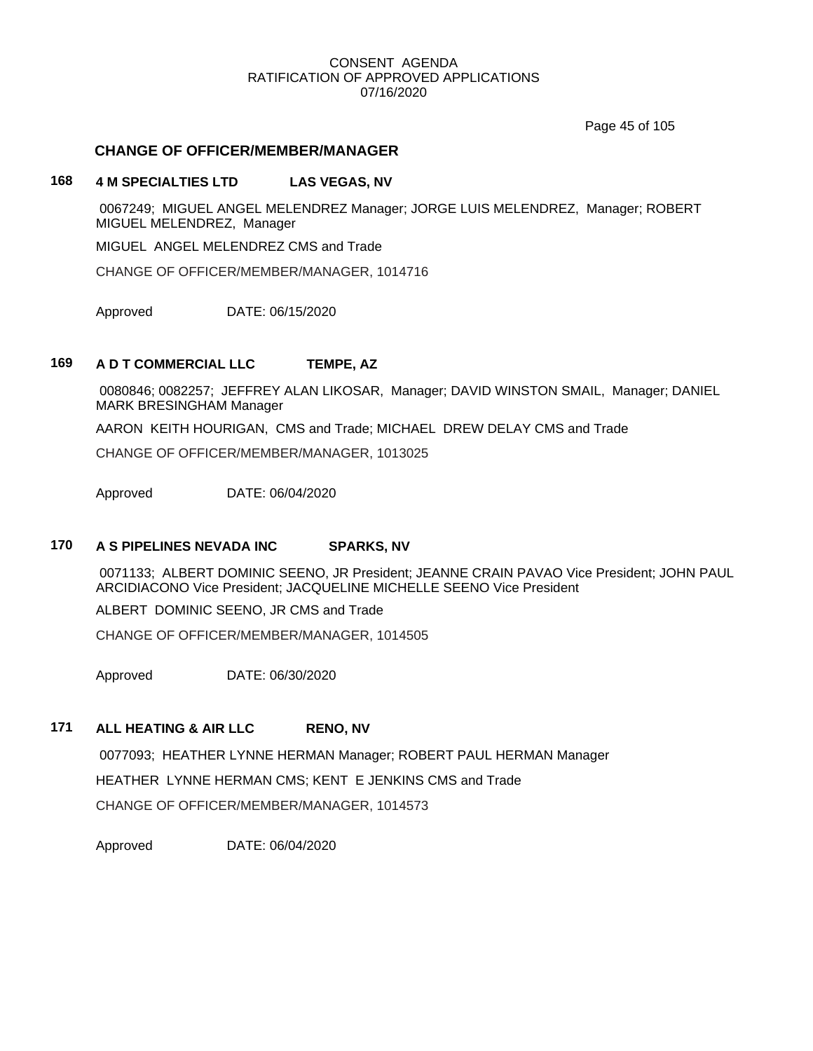CONSENT AGENDA
RATIFICATION OF APPROVED APPLICATIONS
07/16/2020

## CHANGE OF OFFICER/MEMBER/MANAGER

### 168 4 M SPECIALTIES LTD LAS VEGAS, NV

0067249; MIGUEL ANGEL MELENDREZ Manager; JORGE LUIS MELENDREZ, Manager; ROBERT MIGUEL MELENDREZ, Manager

MIGUEL ANGEL MELENDREZ CMS and Trade

CHANGE OF OFFICER/MEMBER/MANAGER, 1014716

Approved DATE: 06/15/2020

### 169 A D T COMMERCIAL LLC TEMPE, AZ

0080846; 0082257; JEFFREY ALAN LIKOSAR, Manager; DAVID WINSTON SMAIL, Manager; DANIEL MARK BRESINGHAM Manager

AARON KEITH HOURIGAN, CMS and Trade; MICHAEL DREW DELAY CMS and Trade

CHANGE OF OFFICER/MEMBER/MANAGER, 1013025

Approved DATE: 06/04/2020

### 170 A S PIPELINES NEVADA INC SPARKS, NV

0071133; ALBERT DOMINIC SEENO, JR President; JEANNE CRAIN PAVAO Vice President; JOHN PAUL ARCIDIACONO Vice President; JACQUELINE MICHELLE SEENO Vice President

ALBERT DOMINIC SEENO, JR CMS and Trade

CHANGE OF OFFICER/MEMBER/MANAGER, 1014505

Approved DATE: 06/30/2020

### 171 ALL HEATING & AIR LLC RENO, NV

0077093; HEATHER LYNNE HERMAN Manager; ROBERT PAUL HERMAN Manager

HEATHER LYNNE HERMAN CMS; KENT E JENKINS CMS and Trade

CHANGE OF OFFICER/MEMBER/MANAGER, 1014573

Approved DATE: 06/04/2020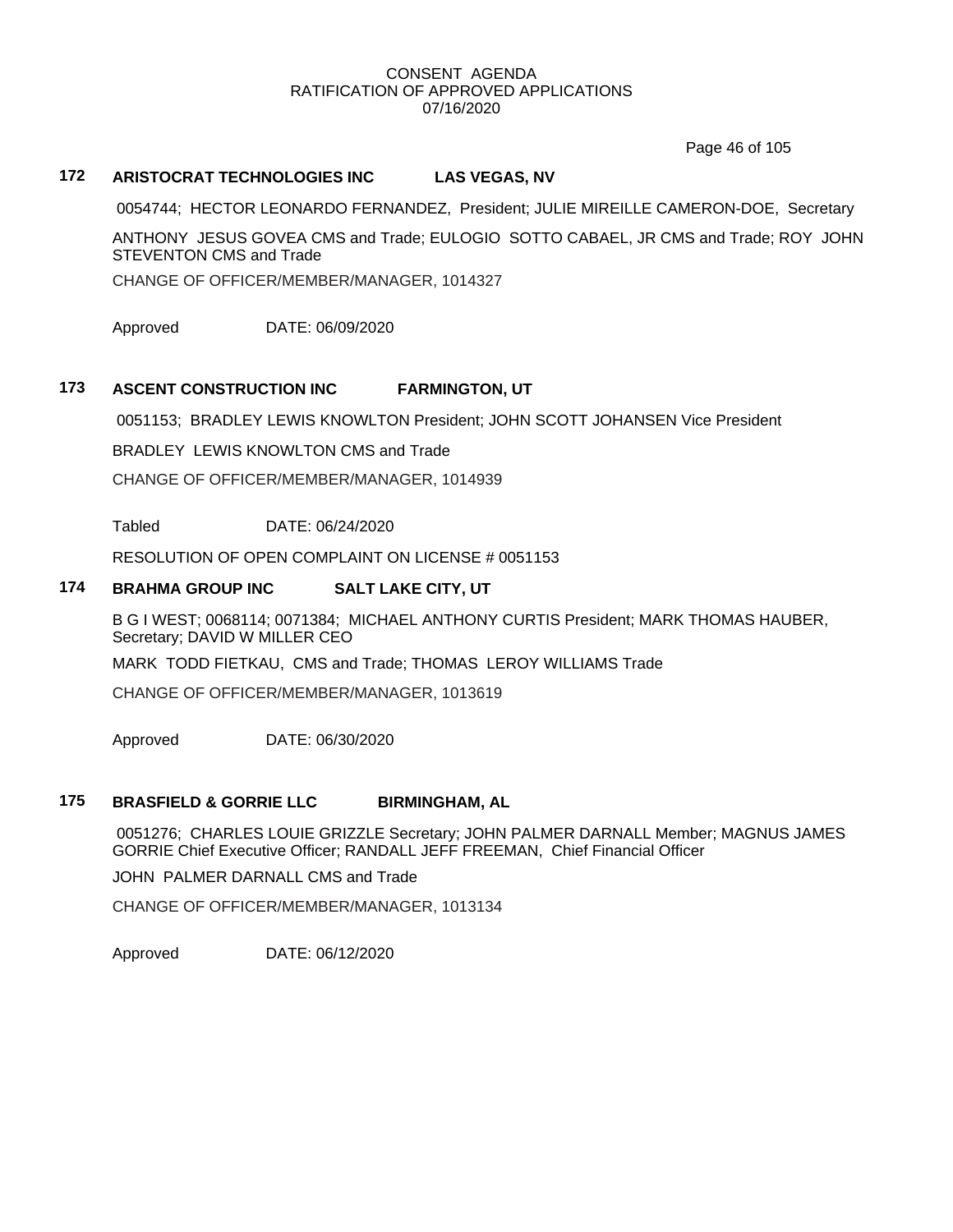CONSENT AGENDA
RATIFICATION OF APPROVED APPLICATIONS
07/16/2020

### 172 ARISTOCRAT TECHNOLOGIES INC LAS VEGAS, NV

0054744; HECTOR LEONARDO FERNANDEZ, President; JULIE MIREILLE CAMERON-DOE, Secretary

ANTHONY JESUS GOVEA CMS and Trade; EULOGIO SOTTO CABAEL, JR CMS and Trade; ROY JOHN STEVENTON CMS and Trade

CHANGE OF OFFICER/MEMBER/MANAGER, 1014327

Approved DATE: 06/09/2020

### 173 ASCENT CONSTRUCTION INC FARMINGTON, UT

0051153; BRADLEY LEWIS KNOWLTON President; JOHN SCOTT JOHANSEN Vice President

BRADLEY LEWIS KNOWLTON CMS and Trade

CHANGE OF OFFICER/MEMBER/MANAGER, 1014939

Tabled DATE: 06/24/2020

RESOLUTION OF OPEN COMPLAINT ON LICENSE # 0051153

### 174 BRAHMA GROUP INC SALT LAKE CITY, UT

B G I WEST; 0068114; 0071384; MICHAEL ANTHONY CURTIS President; MARK THOMAS HAUBER, Secretary; DAVID W MILLER CEO

MARK TODD FIETKAU, CMS and Trade; THOMAS LEROY WILLIAMS Trade

CHANGE OF OFFICER/MEMBER/MANAGER, 1013619

Approved DATE: 06/30/2020

### 175 BRASFIELD & GORRIE LLC BIRMINGHAM, AL

0051276; CHARLES LOUIE GRIZZLE Secretary; JOHN PALMER DARNALL Member; MAGNUS JAMES GORRIE Chief Executive Officer; RANDALL JEFF FREEMAN, Chief Financial Officer

JOHN PALMER DARNALL CMS and Trade

CHANGE OF OFFICER/MEMBER/MANAGER, 1013134

Approved DATE: 06/12/2020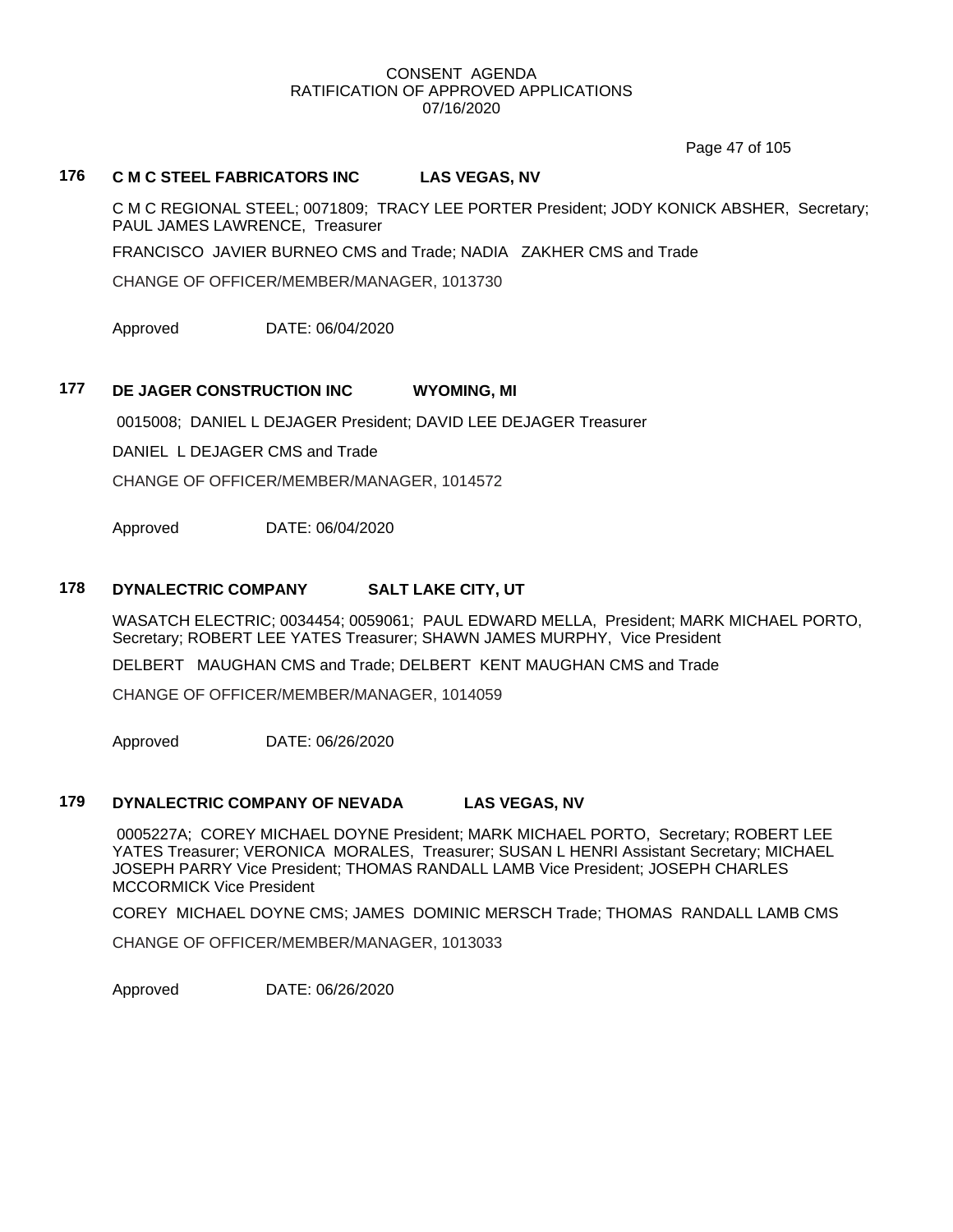CONSENT AGENDA
RATIFICATION OF APPROVED APPLICATIONS
07/16/2020

### 176 C M C STEEL FABRICATORS INC LAS VEGAS, NV

C M C REGIONAL STEEL; 0071809; TRACY LEE PORTER President; JODY KONICK ABSHER, Secretary; PAUL JAMES LAWRENCE, Treasurer

FRANCISCO JAVIER BURNEO CMS and Trade; NADIA ZAKHER CMS and Trade

CHANGE OF OFFICER/MEMBER/MANAGER, 1013730

Approved DATE: 06/04/2020

### 177 DE JAGER CONSTRUCTION INC WYOMING, MI

0015008; DANIEL L DEJAGER President; DAVID LEE DEJAGER Treasurer

DANIEL L DEJAGER CMS and Trade

CHANGE OF OFFICER/MEMBER/MANAGER, 1014572

Approved DATE: 06/04/2020

### 178 DYNALECTRIC COMPANY SALT LAKE CITY, UT

WASATCH ELECTRIC; 0034454; 0059061; PAUL EDWARD MELLA, President; MARK MICHAEL PORTO, Secretary; ROBERT LEE YATES Treasurer; SHAWN JAMES MURPHY, Vice President

DELBERT MAUGHAN CMS and Trade; DELBERT KENT MAUGHAN CMS and Trade

CHANGE OF OFFICER/MEMBER/MANAGER, 1014059

Approved DATE: 06/26/2020

### 179 DYNALECTRIC COMPANY OF NEVADA LAS VEGAS, NV

0005227A; COREY MICHAEL DOYNE President; MARK MICHAEL PORTO, Secretary; ROBERT LEE YATES Treasurer; VERONICA MORALES, Treasurer; SUSAN L HENRI Assistant Secretary; MICHAEL JOSEPH PARRY Vice President; THOMAS RANDALL LAMB Vice President; JOSEPH CHARLES MCCORMICK Vice President

COREY MICHAEL DOYNE CMS; JAMES DOMINIC MERSCH Trade; THOMAS RANDALL LAMB CMS

CHANGE OF OFFICER/MEMBER/MANAGER, 1013033

Approved DATE: 06/26/2020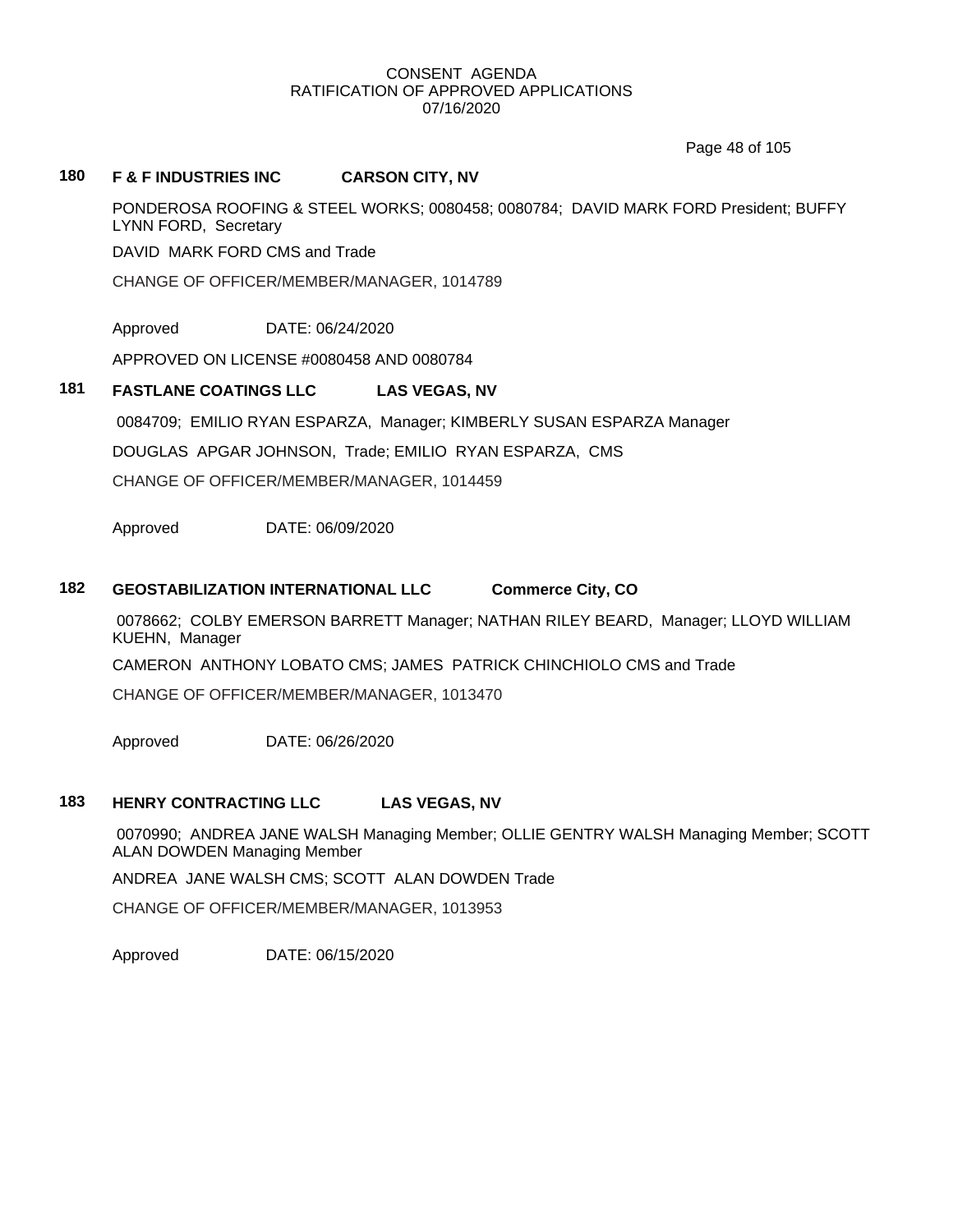CONSENT AGENDA
RATIFICATION OF APPROVED APPLICATIONS
07/16/2020

### 180 F & F INDUSTRIES INC CARSON CITY, NV

PONDEROSA ROOFING & STEEL WORKS; 0080458; 0080784; DAVID MARK FORD President; BUFFY LYNN FORD, Secretary

DAVID MARK FORD CMS and Trade

CHANGE OF OFFICER/MEMBER/MANAGER, 1014789

Approved DATE: 06/24/2020

APPROVED ON LICENSE #0080458 AND 0080784

### 181 FASTLANE COATINGS LLC LAS VEGAS, NV

0084709; EMILIO RYAN ESPARZA, Manager; KIMBERLY SUSAN ESPARZA Manager

DOUGLAS APGAR JOHNSON, Trade; EMILIO RYAN ESPARZA, CMS

CHANGE OF OFFICER/MEMBER/MANAGER, 1014459

Approved DATE: 06/09/2020

### 182 GEOSTABILIZATION INTERNATIONAL LLC Commerce City, CO

0078662; COLBY EMERSON BARRETT Manager; NATHAN RILEY BEARD, Manager; LLOYD WILLIAM KUEHN, Manager

CAMERON ANTHONY LOBATO CMS; JAMES PATRICK CHINCHIOLO CMS and Trade

CHANGE OF OFFICER/MEMBER/MANAGER, 1013470

Approved DATE: 06/26/2020

### 183 HENRY CONTRACTING LLC LAS VEGAS, NV

0070990; ANDREA JANE WALSH Managing Member; OLLIE GENTRY WALSH Managing Member; SCOTT ALAN DOWDEN Managing Member

ANDREA JANE WALSH CMS; SCOTT ALAN DOWDEN Trade

CHANGE OF OFFICER/MEMBER/MANAGER, 1013953

Approved DATE: 06/15/2020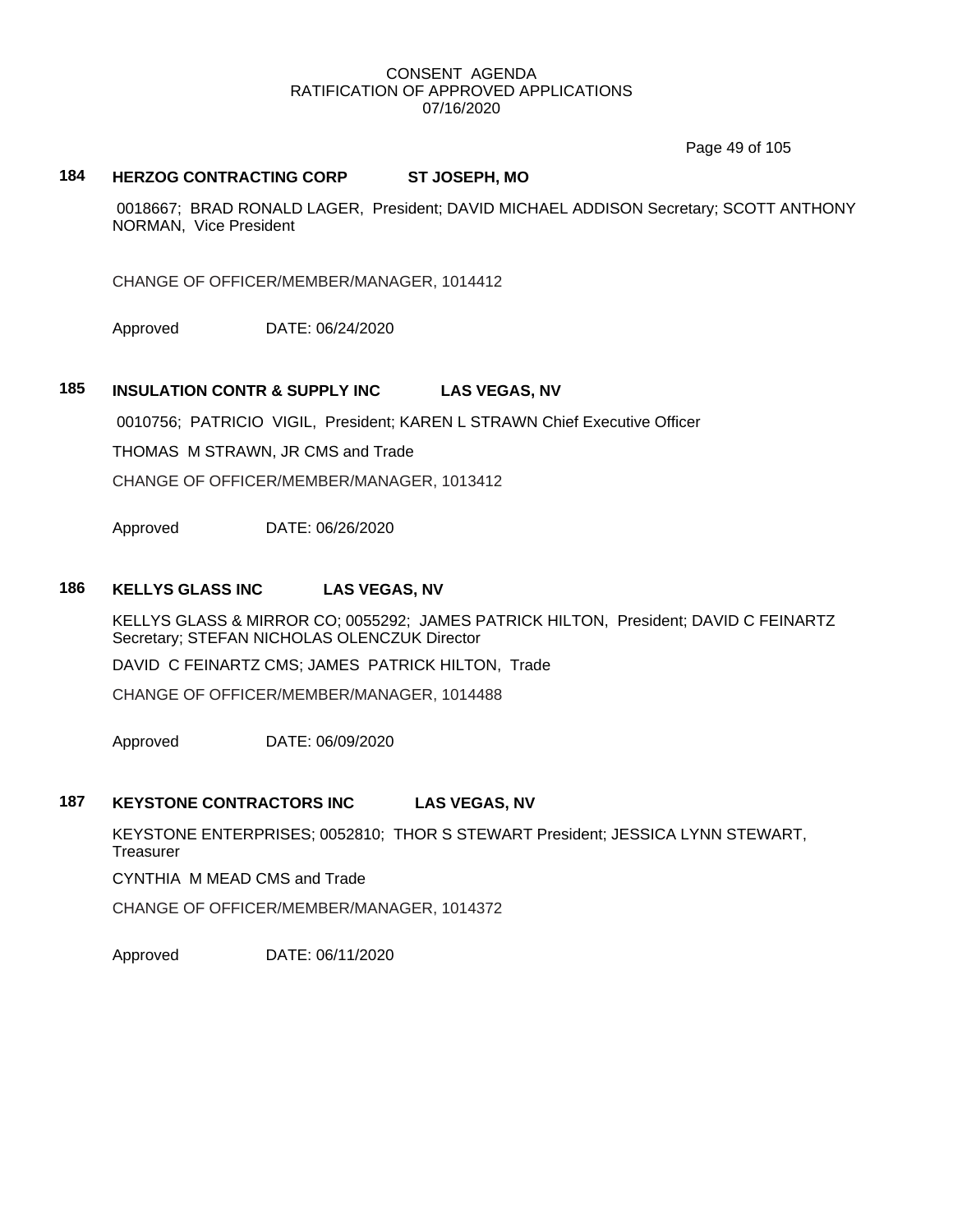CONSENT AGENDA
RATIFICATION OF APPROVED APPLICATIONS
07/16/2020

**184 HERZOG CONTRACTING CORP ST JOSEPH, MO**

0018667; BRAD RONALD LAGER, President; DAVID MICHAEL ADDISON Secretary; SCOTT ANTHONY NORMAN, Vice President

CHANGE OF OFFICER/MEMBER/MANAGER, 1014412

Approved DATE: 06/24/2020

**185 INSULATION CONTR & SUPPLY INC LAS VEGAS, NV**

0010756; PATRICIO VIGIL, President; KAREN L STRAWN Chief Executive Officer

THOMAS M STRAWN, JR CMS and Trade

CHANGE OF OFFICER/MEMBER/MANAGER, 1013412

Approved DATE: 06/26/2020

**186 KELLYS GLASS INC LAS VEGAS, NV**

KELLYS GLASS & MIRROR CO; 0055292; JAMES PATRICK HILTON, President; DAVID C FEINARTZ Secretary; STEFAN NICHOLAS OLENCZUK Director

DAVID C FEINARTZ CMS; JAMES PATRICK HILTON, Trade

CHANGE OF OFFICER/MEMBER/MANAGER, 1014488

Approved DATE: 06/09/2020

**187 KEYSTONE CONTRACTORS INC LAS VEGAS, NV**

KEYSTONE ENTERPRISES; 0052810; THOR S STEWART President; JESSICA LYNN STEWART, Treasurer

CYNTHIA M MEAD CMS and Trade

CHANGE OF OFFICER/MEMBER/MANAGER, 1014372

Approved DATE: 06/11/2020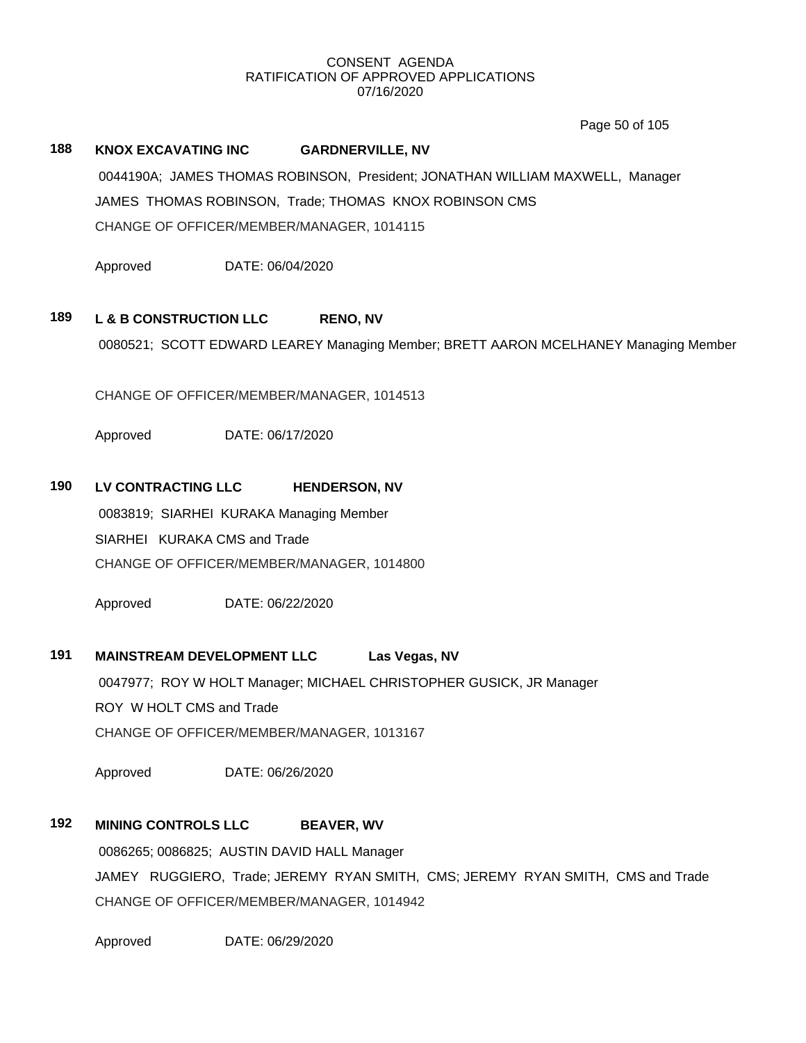CONSENT AGENDA
RATIFICATION OF APPROVED APPLICATIONS
07/16/2020

**188 KNOX EXCAVATING INC GARDNERVILLE, NV**

0044190A; JAMES THOMAS ROBINSON, President; JONATHAN WILLIAM MAXWELL, Manager
JAMES THOMAS ROBINSON, Trade; THOMAS KNOX ROBINSON CMS
CHANGE OF OFFICER/MEMBER/MANAGER, 1014115

Approved DATE: 06/04/2020

**189 L & B CONSTRUCTION LLC RENO, NV**

0080521; SCOTT EDWARD LEAREY Managing Member; BRETT AARON MCELHANEY Managing Member

CHANGE OF OFFICER/MEMBER/MANAGER, 1014513

Approved DATE: 06/17/2020

**190 LV CONTRACTING LLC HENDERSON, NV**

0083819; SIARHEI KURAKA Managing Member
SIARHEI KURAKA CMS and Trade
CHANGE OF OFFICER/MEMBER/MANAGER, 1014800

Approved DATE: 06/22/2020

**191 MAINSTREAM DEVELOPMENT LLC Las Vegas, NV**

0047977; ROY W HOLT Manager; MICHAEL CHRISTOPHER GUSICK, JR Manager
ROY W HOLT CMS and Trade
CHANGE OF OFFICER/MEMBER/MANAGER, 1013167

Approved DATE: 06/26/2020

**192 MINING CONTROLS LLC BEAVER, WV**

0086265; 0086825; AUSTIN DAVID HALL Manager
JAMEY RUGGIERO, Trade; JEREMY RYAN SMITH, CMS; JEREMY RYAN SMITH, CMS and Trade
CHANGE OF OFFICER/MEMBER/MANAGER, 1014942

Approved DATE: 06/29/2020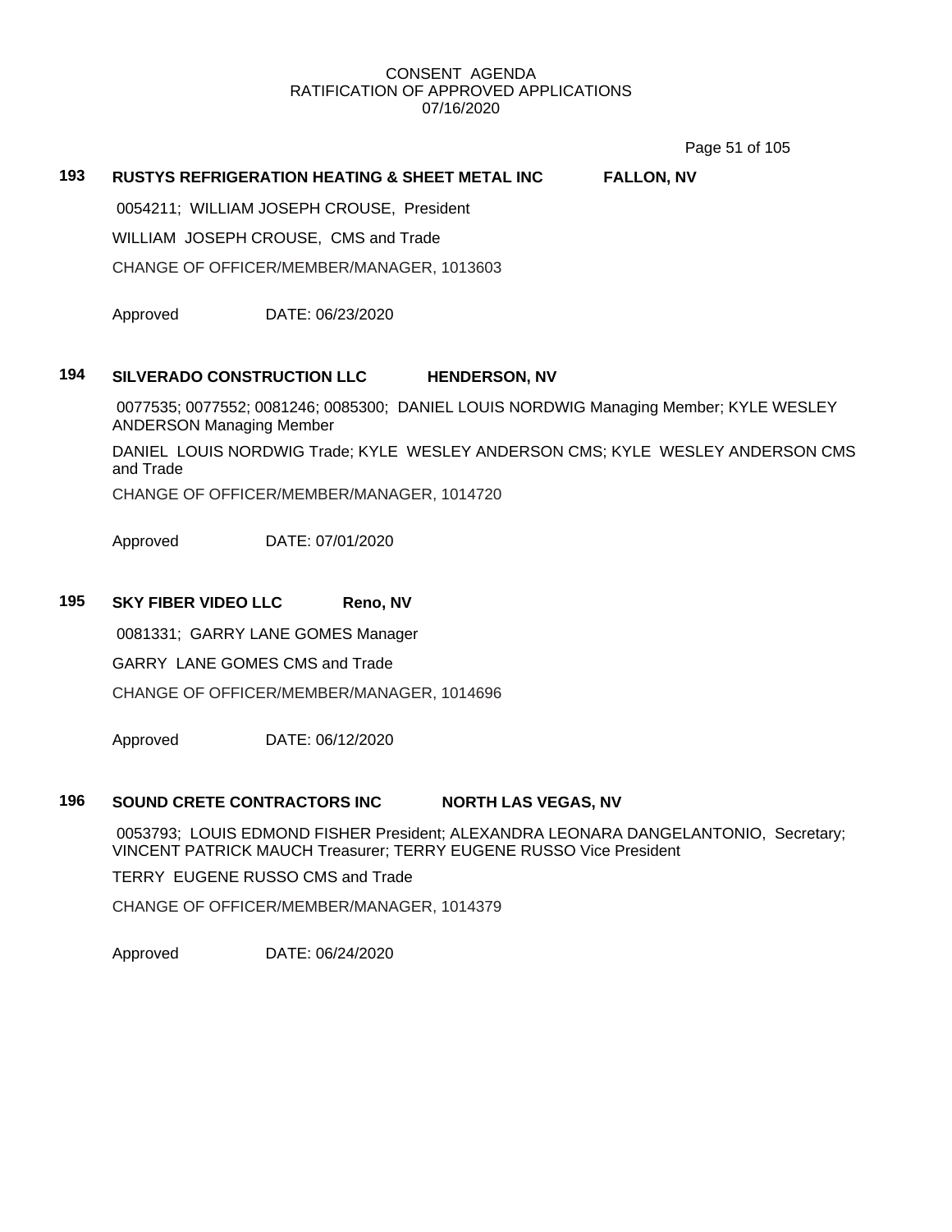CONSENT AGENDA
RATIFICATION OF APPROVED APPLICATIONS
07/16/2020

### 193 RUSTYS REFRIGERATION HEATING & SHEET METAL INC FALLON, NV

0054211; WILLIAM JOSEPH CROUSE, President

WILLIAM JOSEPH CROUSE, CMS and Trade

CHANGE OF OFFICER/MEMBER/MANAGER, 1013603

Approved DATE: 06/23/2020

### 194 SILVERADO CONSTRUCTION LLC HENDERSON, NV

0077535; 0077552; 0081246; 0085300; DANIEL LOUIS NORDWIG Managing Member; KYLE WESLEY ANDERSON Managing Member

DANIEL LOUIS NORDWIG Trade; KYLE WESLEY ANDERSON CMS; KYLE WESLEY ANDERSON CMS and Trade

CHANGE OF OFFICER/MEMBER/MANAGER, 1014720

Approved DATE: 07/01/2020

### 195 SKY FIBER VIDEO LLC Reno, NV

0081331; GARRY LANE GOMES Manager

GARRY LANE GOMES CMS and Trade

CHANGE OF OFFICER/MEMBER/MANAGER, 1014696

Approved DATE: 06/12/2020

### 196 SOUND CRETE CONTRACTORS INC NORTH LAS VEGAS, NV

0053793; LOUIS EDMOND FISHER President; ALEXANDRA LEONARA DANGELANTONIO, Secretary; VINCENT PATRICK MAUCH Treasurer; TERRY EUGENE RUSSO Vice President

TERRY EUGENE RUSSO CMS and Trade

CHANGE OF OFFICER/MEMBER/MANAGER, 1014379

Approved DATE: 06/24/2020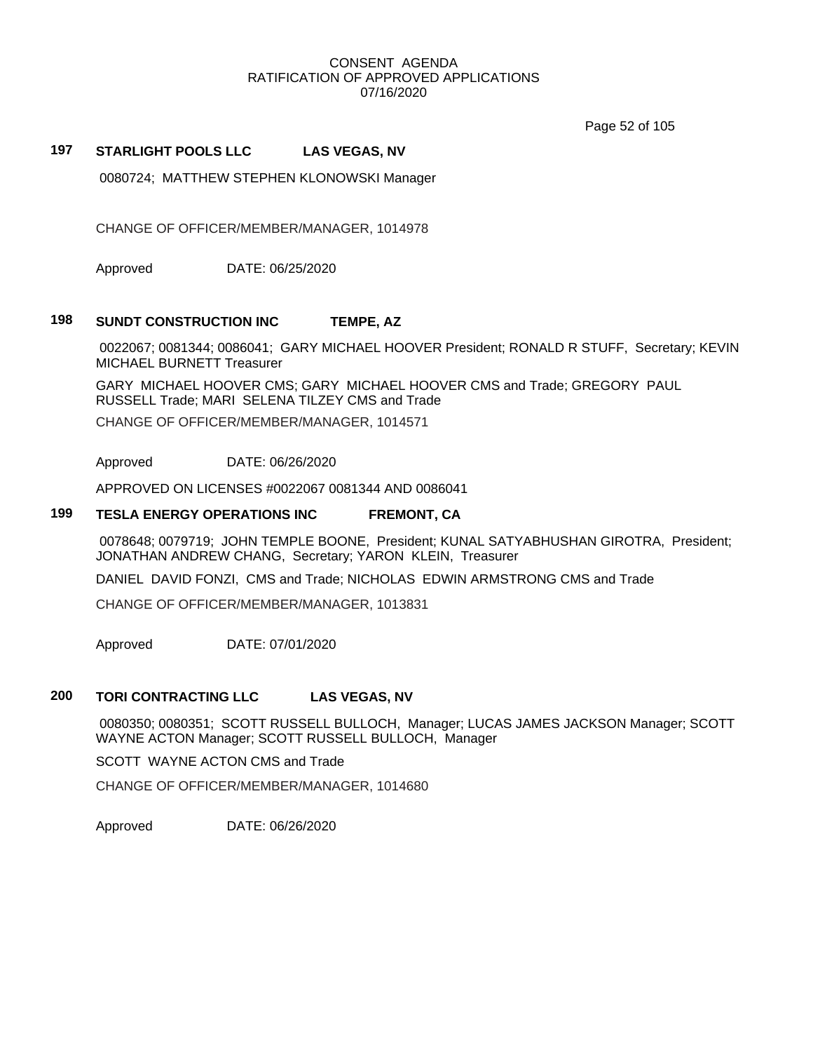### 197 STARLIGHT POOLS LLC LAS VEGAS, NV

0080724; MATTHEW STEPHEN KLONOWSKI Manager

CHANGE OF OFFICER/MEMBER/MANAGER, 1014978

Approved DATE: 06/25/2020

### 198 SUNDT CONSTRUCTION INC TEMPE, AZ

0022067; 0081344; 0086041; GARY MICHAEL HOOVER President; RONALD R STUFF, Secretary; KEVIN MICHAEL BURNETT Treasurer

GARY MICHAEL HOOVER CMS; GARY MICHAEL HOOVER CMS and Trade; GREGORY PAUL RUSSELL Trade; MARI SELENA TILZEY CMS and Trade

CHANGE OF OFFICER/MEMBER/MANAGER, 1014571

Approved DATE: 06/26/2020

APPROVED ON LICENSES #0022067 0081344 AND 0086041

### 199 TESLA ENERGY OPERATIONS INC FREMONT, CA

0078648; 0079719; JOHN TEMPLE BOONE, President; KUNAL SATYABHUSHAN GIROTRA, President; JONATHAN ANDREW CHANG, Secretary; YARON KLEIN, Treasurer

DANIEL DAVID FONZI, CMS and Trade; NICHOLAS EDWIN ARMSTRONG CMS and Trade

CHANGE OF OFFICER/MEMBER/MANAGER, 1013831

Approved DATE: 07/01/2020

### 200 TORI CONTRACTING LLC LAS VEGAS, NV

0080350; 0080351; SCOTT RUSSELL BULLOCH, Manager; LUCAS JAMES JACKSON Manager; SCOTT WAYNE ACTON Manager; SCOTT RUSSELL BULLOCH, Manager

SCOTT WAYNE ACTON CMS and Trade

CHANGE OF OFFICER/MEMBER/MANAGER, 1014680

Approved DATE: 06/26/2020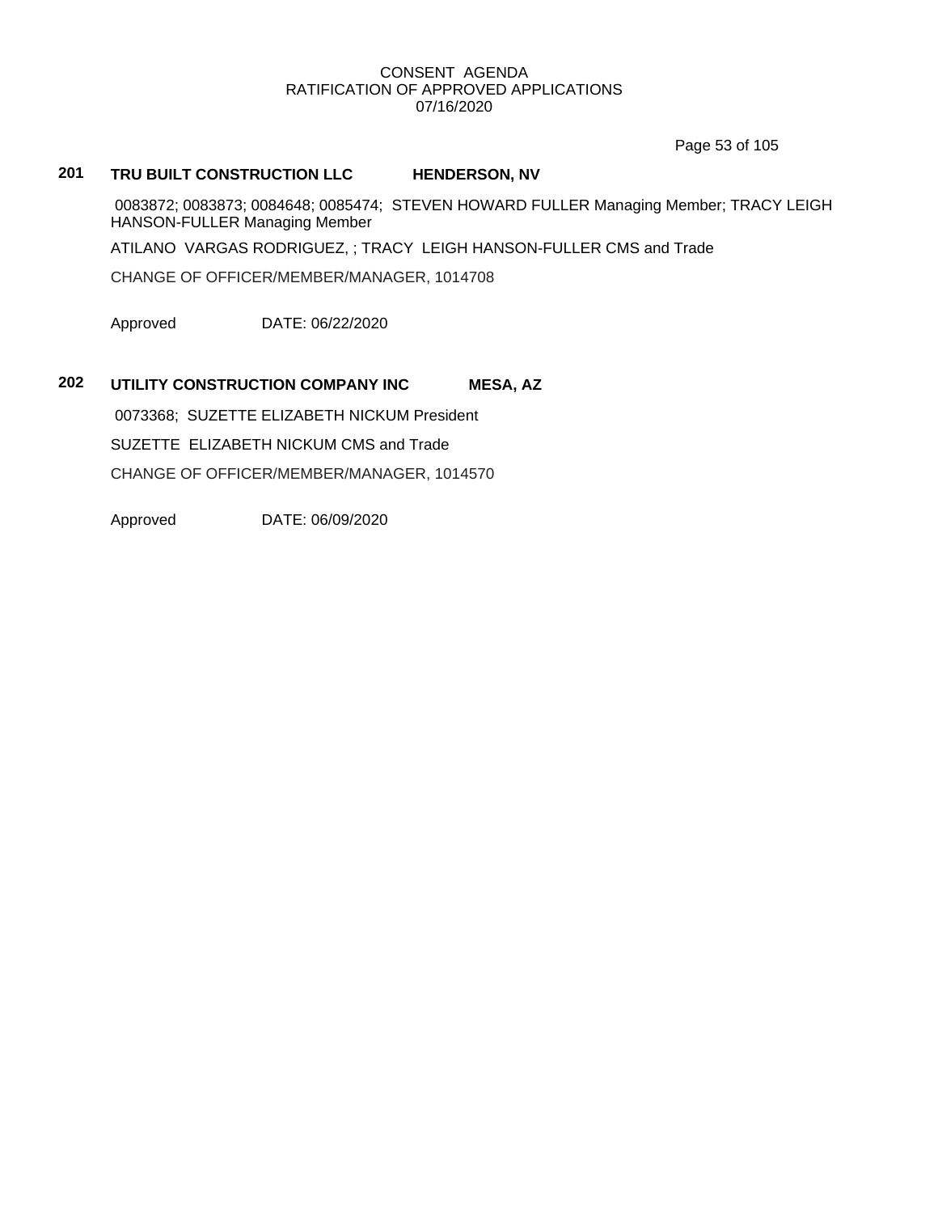CONSENT AGENDA
RATIFICATION OF APPROVED APPLICATIONS
07/16/2020

**201 TRU BUILT CONSTRUCTION LLC HENDERSON, NV**

0083872; 0083873; 0084648; 0085474; STEVEN HOWARD FULLER Managing Member; TRACY LEIGH HANSON-FULLER Managing Member

ATILANO VARGAS RODRIGUEZ, ; TRACY LEIGH HANSON-FULLER CMS and Trade

CHANGE OF OFFICER/MEMBER/MANAGER, 1014708

Approved DATE: 06/22/2020

**202 UTILITY CONSTRUCTION COMPANY INC MESA, AZ**

0073368; SUZETTE ELIZABETH NICKUM President

SUZETTE ELIZABETH NICKUM CMS and Trade

CHANGE OF OFFICER/MEMBER/MANAGER, 1014570

Approved DATE: 06/09/2020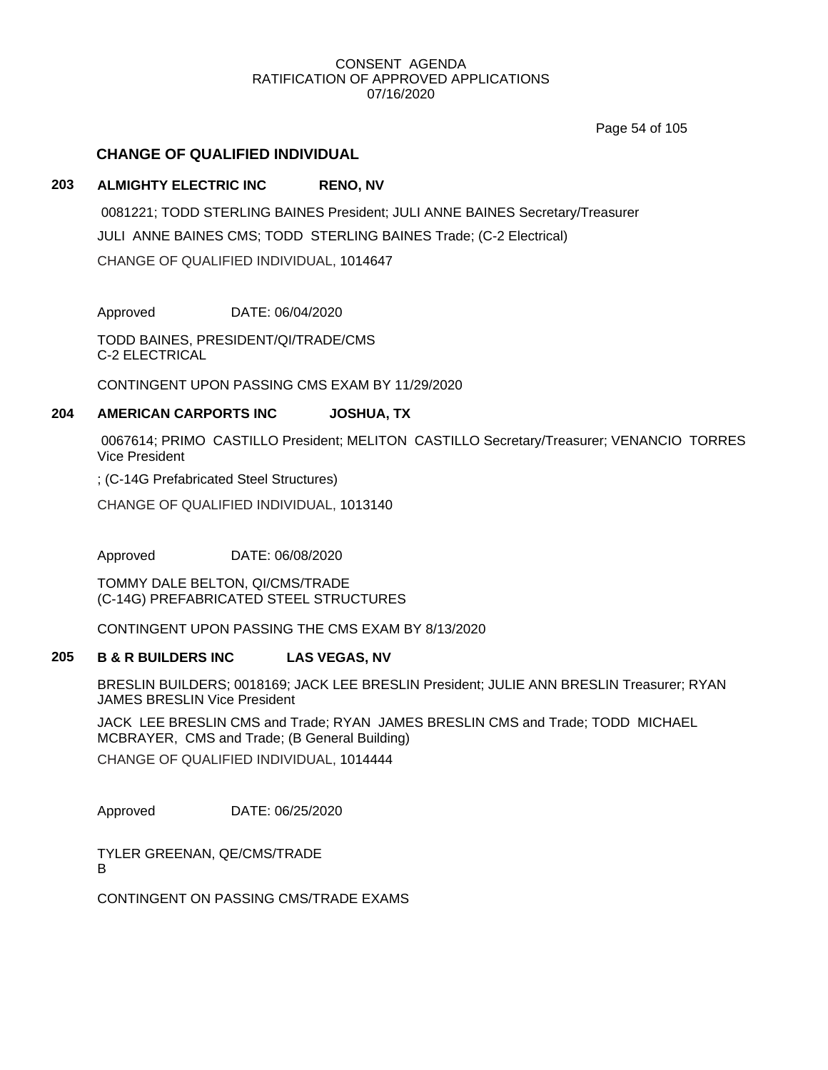## CHANGE OF QUALIFIED INDIVIDUAL

### 203 ALMIGHTY ELECTRIC INC RENO, NV

0081221; TODD STERLING BAINES President; JULI ANNE BAINES Secretary/Treasurer

JULI ANNE BAINES CMS; TODD STERLING BAINES Trade; (C-2 Electrical)

CHANGE OF QUALIFIED INDIVIDUAL, 1014647

Approved DATE: 06/04/2020

TODD BAINES, PRESIDENT/QI/TRADE/CMS
C-2 ELECTRICAL

CONTINGENT UPON PASSING CMS EXAM BY 11/29/2020

### 204 AMERICAN CARPORTS INC JOSHUA, TX

0067614; PRIMO CASTILLO President; MELITON CASTILLO Secretary/Treasurer; VENANCIO TORRES Vice President

; (C-14G Prefabricated Steel Structures)

CHANGE OF QUALIFIED INDIVIDUAL, 1013140

Approved DATE: 06/08/2020

TOMMY DALE BELTON, QI/CMS/TRADE
(C-14G) PREFABRICATED STEEL STRUCTURES

CONTINGENT UPON PASSING THE CMS EXAM BY 8/13/2020

### 205 B & R BUILDERS INC LAS VEGAS, NV

BRESLIN BUILDERS; 0018169; JACK LEE BRESLIN President; JULIE ANN BRESLIN Treasurer; RYAN JAMES BRESLIN Vice President

JACK LEE BRESLIN CMS and Trade; RYAN JAMES BRESLIN CMS and Trade; TODD MICHAEL MCBRAYER, CMS and Trade; (B General Building)

CHANGE OF QUALIFIED INDIVIDUAL, 1014444

Approved DATE: 06/25/2020

TYLER GREENAN, QE/CMS/TRADE
B

CONTINGENT ON PASSING CMS/TRADE EXAMS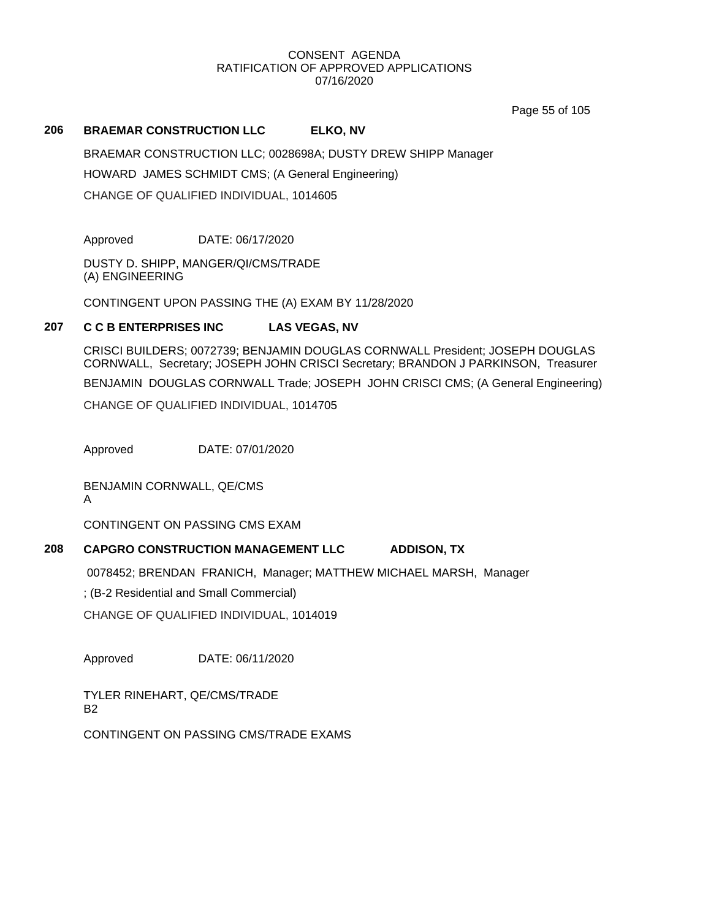CONSENT AGENDA
RATIFICATION OF APPROVED APPLICATIONS
07/16/2020

**206 BRAEMAR CONSTRUCTION LLC ELKO, NV**

BRAEMAR CONSTRUCTION LLC; 0028698A; DUSTY DREW SHIPP Manager

HOWARD JAMES SCHMIDT CMS; (A General Engineering)

CHANGE OF QUALIFIED INDIVIDUAL, 1014605

Approved DATE: 06/17/2020

DUSTY D. SHIPP, MANGER/QI/CMS/TRADE
(A) ENGINEERING

CONTINGENT UPON PASSING THE (A) EXAM BY 11/28/2020

**207 C C B ENTERPRISES INC LAS VEGAS, NV**

CRISCI BUILDERS; 0072739; BENJAMIN DOUGLAS CORNWALL President; JOSEPH DOUGLAS CORNWALL, Secretary; JOSEPH JOHN CRISCI Secretary; BRANDON J PARKINSON, Treasurer

BENJAMIN DOUGLAS CORNWALL Trade; JOSEPH JOHN CRISCI CMS; (A General Engineering)

CHANGE OF QUALIFIED INDIVIDUAL, 1014705

Approved DATE: 07/01/2020

BENJAMIN CORNWALL, QE/CMS
A

CONTINGENT ON PASSING CMS EXAM

**208 CAPGRO CONSTRUCTION MANAGEMENT LLC ADDISON, TX**

0078452; BRENDAN FRANICH, Manager; MATTHEW MICHAEL MARSH, Manager

; (B-2 Residential and Small Commercial)

CHANGE OF QUALIFIED INDIVIDUAL, 1014019

Approved DATE: 06/11/2020

TYLER RINEHART, QE/CMS/TRADE
B2

CONTINGENT ON PASSING CMS/TRADE EXAMS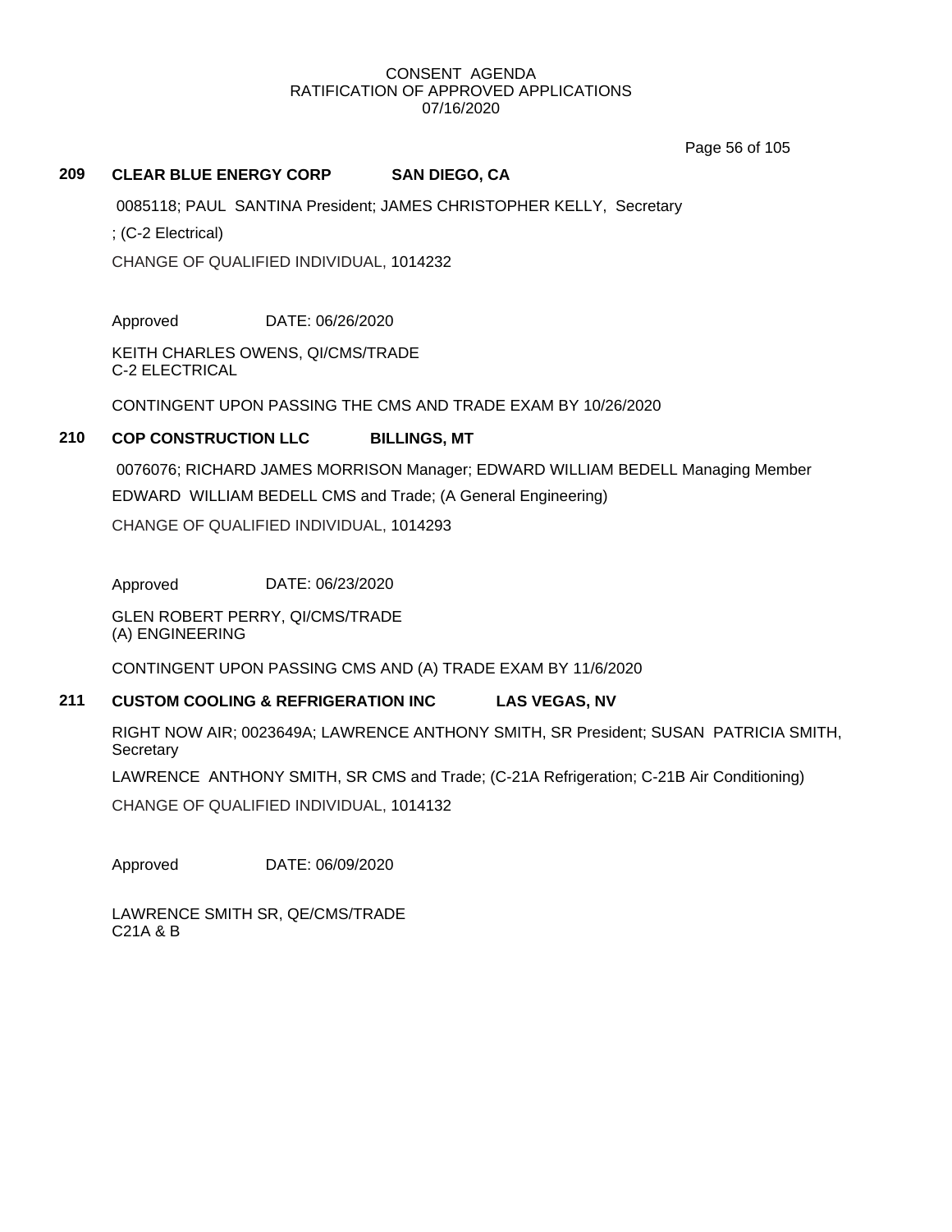CONSENT AGENDA
RATIFICATION OF APPROVED APPLICATIONS
07/16/2020

## 209 CLEAR BLUE ENERGY CORP SAN DIEGO, CA

0085118; PAUL SANTINA President; JAMES CHRISTOPHER KELLY, Secretary

; (C-2 Electrical)

CHANGE OF QUALIFIED INDIVIDUAL, 1014232

Approved DATE: 06/26/2020

KEITH CHARLES OWENS, QI/CMS/TRADE
C-2 ELECTRICAL

CONTINGENT UPON PASSING THE CMS AND TRADE EXAM BY 10/26/2020

## 210 COP CONSTRUCTION LLC BILLINGS, MT

0076076; RICHARD JAMES MORRISON Manager; EDWARD WILLIAM BEDELL Managing Member

EDWARD WILLIAM BEDELL CMS and Trade; (A General Engineering)

CHANGE OF QUALIFIED INDIVIDUAL, 1014293

Approved DATE: 06/23/2020

GLEN ROBERT PERRY, QI/CMS/TRADE
(A) ENGINEERING

CONTINGENT UPON PASSING CMS AND (A) TRADE EXAM BY 11/6/2020

## 211 CUSTOM COOLING & REFRIGERATION INC LAS VEGAS, NV

RIGHT NOW AIR; 0023649A; LAWRENCE ANTHONY SMITH, SR President; SUSAN PATRICIA SMITH, Secretary

LAWRENCE ANTHONY SMITH, SR CMS and Trade; (C-21A Refrigeration; C-21B Air Conditioning)

CHANGE OF QUALIFIED INDIVIDUAL, 1014132

Approved DATE: 06/09/2020

LAWRENCE SMITH SR, QE/CMS/TRADE
C21A & B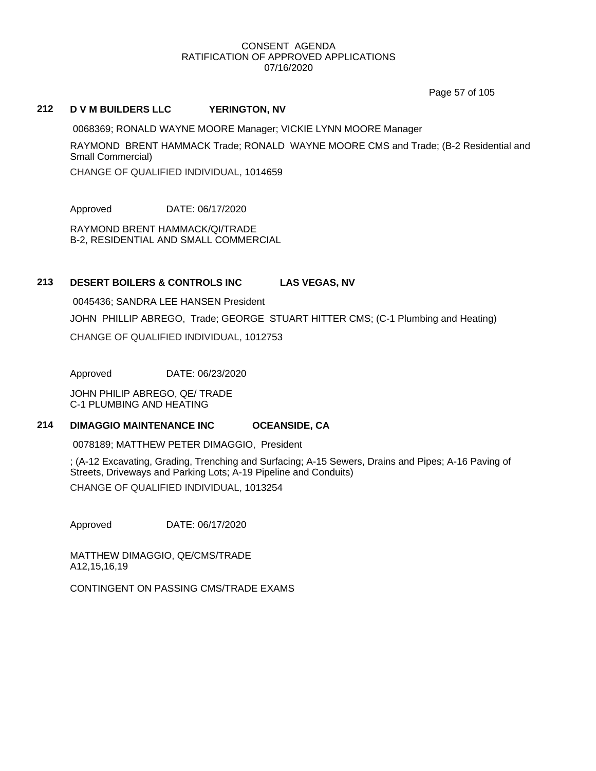CONSENT AGENDA
RATIFICATION OF APPROVED APPLICATIONS
07/16/2020

## 212 D V M BUILDERS LLC YERINGTON, NV

0068369; RONALD WAYNE MOORE Manager; VICKIE LYNN MOORE Manager

RAYMOND BRENT HAMMACK Trade; RONALD WAYNE MOORE CMS and Trade; (B-2 Residential and Small Commercial)

CHANGE OF QUALIFIED INDIVIDUAL, 1014659

Approved DATE: 06/17/2020

RAYMOND BRENT HAMMACK/QI/TRADE
B-2, RESIDENTIAL AND SMALL COMMERCIAL

## 213 DESERT BOILERS & CONTROLS INC LAS VEGAS, NV

0045436; SANDRA LEE HANSEN President

JOHN PHILLIP ABREGO, Trade; GEORGE STUART HITTER CMS; (C-1 Plumbing and Heating)

CHANGE OF QUALIFIED INDIVIDUAL, 1012753

Approved DATE: 06/23/2020

JOHN PHILIP ABREGO, QE/ TRADE
C-1 PLUMBING AND HEATING

## 214 DIMAGGIO MAINTENANCE INC OCEANSIDE, CA

0078189; MATTHEW PETER DIMAGGIO, President

; (A-12 Excavating, Grading, Trenching and Surfacing; A-15 Sewers, Drains and Pipes; A-16 Paving of Streets, Driveways and Parking Lots; A-19 Pipeline and Conduits)

CHANGE OF QUALIFIED INDIVIDUAL, 1013254

Approved DATE: 06/17/2020

MATTHEW DIMAGGIO, QE/CMS/TRADE
A12,15,16,19

CONTINGENT ON PASSING CMS/TRADE EXAMS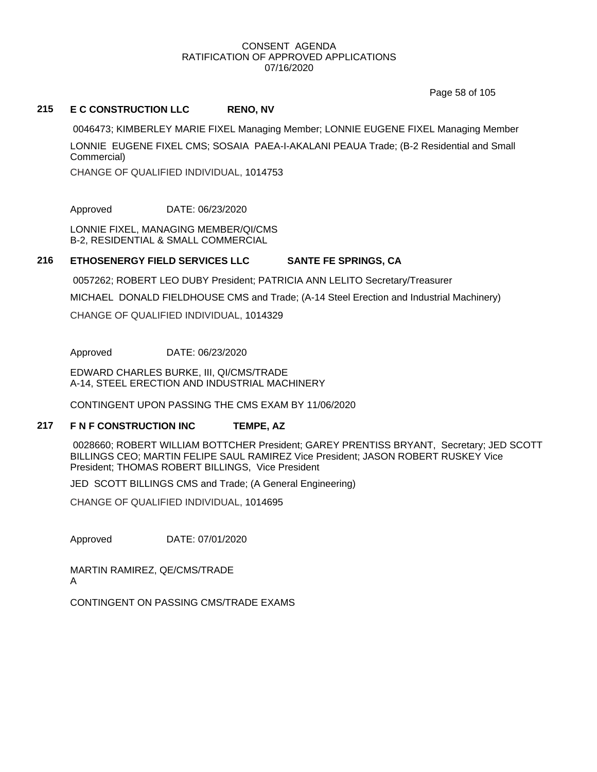CONSENT AGENDA
RATIFICATION OF APPROVED APPLICATIONS
07/16/2020

**215 E C CONSTRUCTION LLC RENO, NV**

0046473; KIMBERLEY MARIE FIXEL Managing Member; LONNIE EUGENE FIXEL Managing Member

LONNIE EUGENE FIXEL CMS; SOSAIA PAEA-I-AKALANI PEAUA Trade; (B-2 Residential and Small Commercial)

CHANGE OF QUALIFIED INDIVIDUAL, 1014753

Approved DATE: 06/23/2020

LONNIE FIXEL, MANAGING MEMBER/QI/CMS
B-2, RESIDENTIAL & SMALL COMMERCIAL

**216 ETHOSENERGY FIELD SERVICES LLC SANTE FE SPRINGS, CA**

0057262; ROBERT LEO DUBY President; PATRICIA ANN LELITO Secretary/Treasurer

MICHAEL DONALD FIELDHOUSE CMS and Trade; (A-14 Steel Erection and Industrial Machinery)

CHANGE OF QUALIFIED INDIVIDUAL, 1014329

Approved DATE: 06/23/2020

EDWARD CHARLES BURKE, III, QI/CMS/TRADE
A-14, STEEL ERECTION AND INDUSTRIAL MACHINERY

CONTINGENT UPON PASSING THE CMS EXAM BY 11/06/2020

**217 F N F CONSTRUCTION INC TEMPE, AZ**

0028660; ROBERT WILLIAM BOTTCHER President; GAREY PRENTISS BRYANT, Secretary; JED SCOTT BILLINGS CEO; MARTIN FELIPE SAUL RAMIREZ Vice President; JASON ROBERT RUSKEY Vice President; THOMAS ROBERT BILLINGS, Vice President

JED SCOTT BILLINGS CMS and Trade; (A General Engineering)

CHANGE OF QUALIFIED INDIVIDUAL, 1014695

Approved DATE: 07/01/2020

MARTIN RAMIREZ, QE/CMS/TRADE
A

CONTINGENT ON PASSING CMS/TRADE EXAMS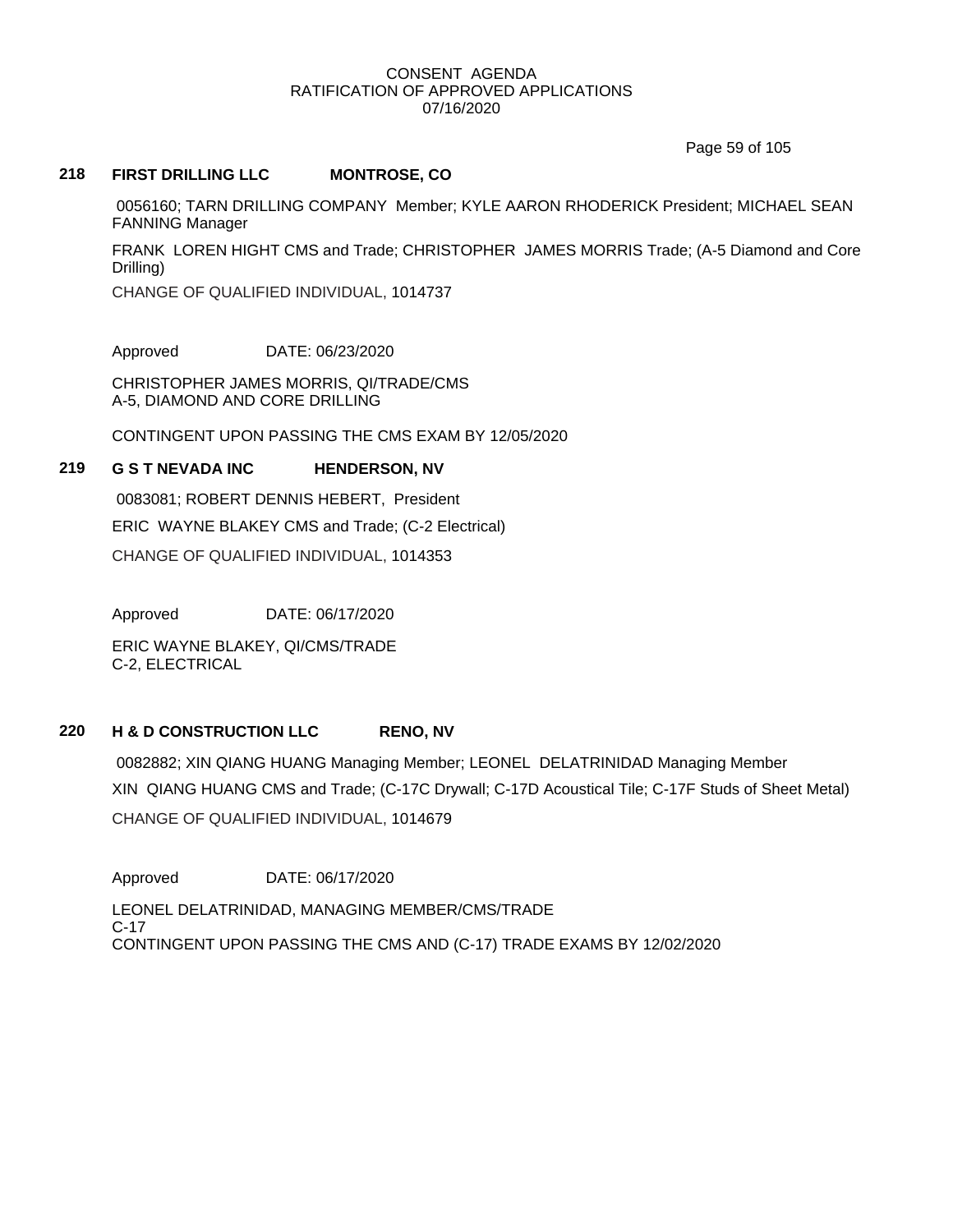CONSENT AGENDA
RATIFICATION OF APPROVED APPLICATIONS
07/16/2020

### 218 FIRST DRILLING LLC MONTROSE, CO

0056160; TARN DRILLING COMPANY Member; KYLE AARON RHODERICK President; MICHAEL SEAN FANNING Manager

FRANK LOREN HIGHT CMS and Trade; CHRISTOPHER JAMES MORRIS Trade; (A-5 Diamond and Core Drilling)

CHANGE OF QUALIFIED INDIVIDUAL, 1014737

Approved DATE: 06/23/2020

CHRISTOPHER JAMES MORRIS, QI/TRADE/CMS
A-5, DIAMOND AND CORE DRILLING

CONTINGENT UPON PASSING THE CMS EXAM BY 12/05/2020

### 219 G S T NEVADA INC HENDERSON, NV

0083081; ROBERT DENNIS HEBERT, President

ERIC WAYNE BLAKEY CMS and Trade; (C-2 Electrical)

CHANGE OF QUALIFIED INDIVIDUAL, 1014353

Approved DATE: 06/17/2020

ERIC WAYNE BLAKEY, QI/CMS/TRADE
C-2, ELECTRICAL

### 220 H & D CONSTRUCTION LLC RENO, NV

0082882; XIN QIANG HUANG Managing Member; LEONEL DELATRINIDAD Managing Member

XIN QIANG HUANG CMS and Trade; (C-17C Drywall; C-17D Acoustical Tile; C-17F Studs of Sheet Metal)

CHANGE OF QUALIFIED INDIVIDUAL, 1014679

Approved DATE: 06/17/2020

LEONEL DELATRINIDAD, MANAGING MEMBER/CMS/TRADE
C-17
CONTINGENT UPON PASSING THE CMS AND (C-17) TRADE EXAMS BY 12/02/2020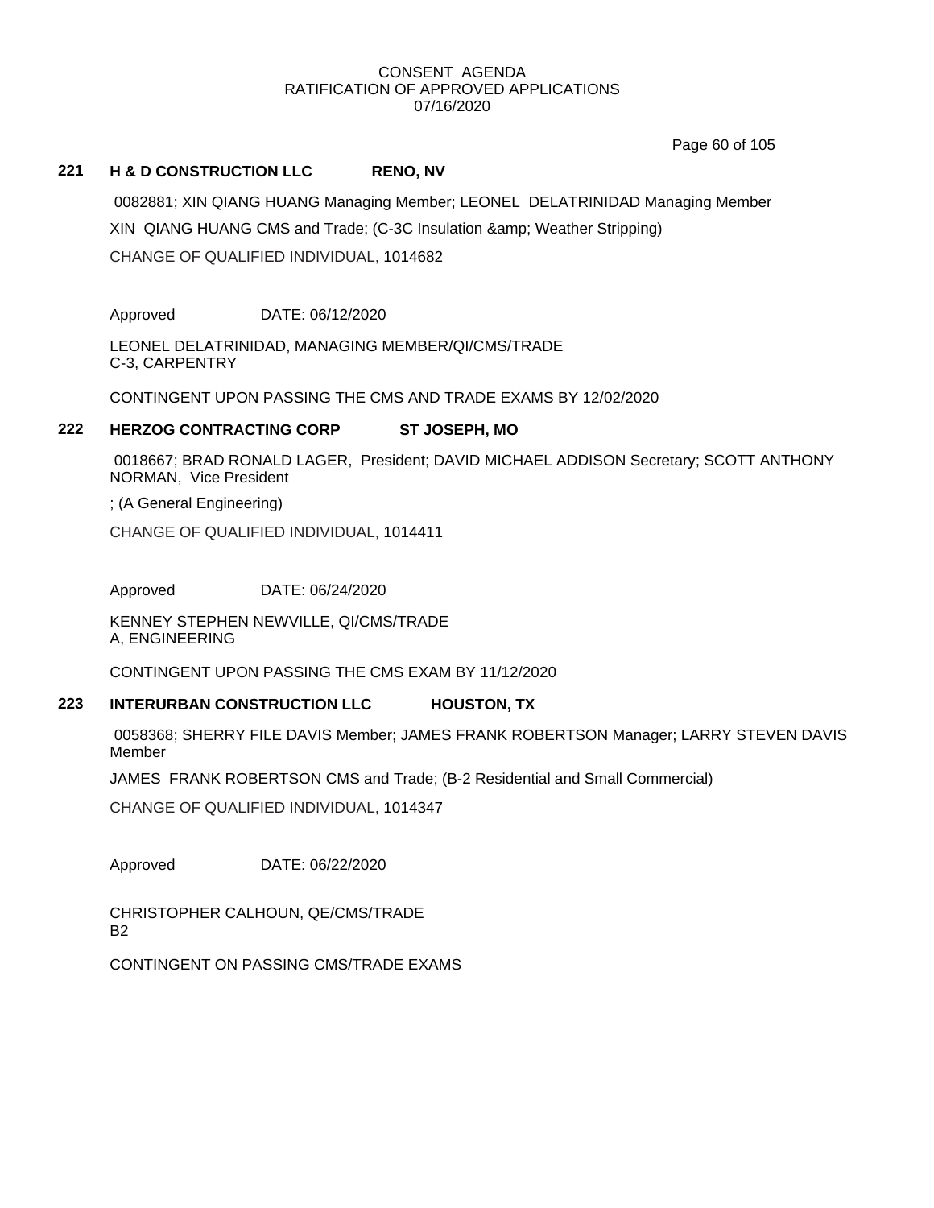CONSENT AGENDA
RATIFICATION OF APPROVED APPLICATIONS
07/16/2020

## 221 H & D CONSTRUCTION LLC RENO, NV

0082881; XIN QIANG HUANG Managing Member; LEONEL DELATRINIDAD Managing Member

XIN QIANG HUANG CMS and Trade; (C-3C Insulation &amp; Weather Stripping)

CHANGE OF QUALIFIED INDIVIDUAL, 1014682

Approved DATE: 06/12/2020

LEONEL DELATRINIDAD, MANAGING MEMBER/QI/CMS/TRADE
C-3, CARPENTRY

CONTINGENT UPON PASSING THE CMS AND TRADE EXAMS BY 12/02/2020

## 222 HERZOG CONTRACTING CORP ST JOSEPH, MO

0018667; BRAD RONALD LAGER, President; DAVID MICHAEL ADDISON Secretary; SCOTT ANTHONY NORMAN, Vice President

; (A General Engineering)

CHANGE OF QUALIFIED INDIVIDUAL, 1014411

Approved DATE: 06/24/2020

KENNEY STEPHEN NEWVILLE, QI/CMS/TRADE
A, ENGINEERING

CONTINGENT UPON PASSING THE CMS EXAM BY 11/12/2020

## 223 INTERURBAN CONSTRUCTION LLC HOUSTON, TX

0058368; SHERRY FILE DAVIS Member; JAMES FRANK ROBERTSON Manager; LARRY STEVEN DAVIS Member

JAMES FRANK ROBERTSON CMS and Trade; (B-2 Residential and Small Commercial)

CHANGE OF QUALIFIED INDIVIDUAL, 1014347

Approved DATE: 06/22/2020

CHRISTOPHER CALHOUN, QE/CMS/TRADE
B2

CONTINGENT ON PASSING CMS/TRADE EXAMS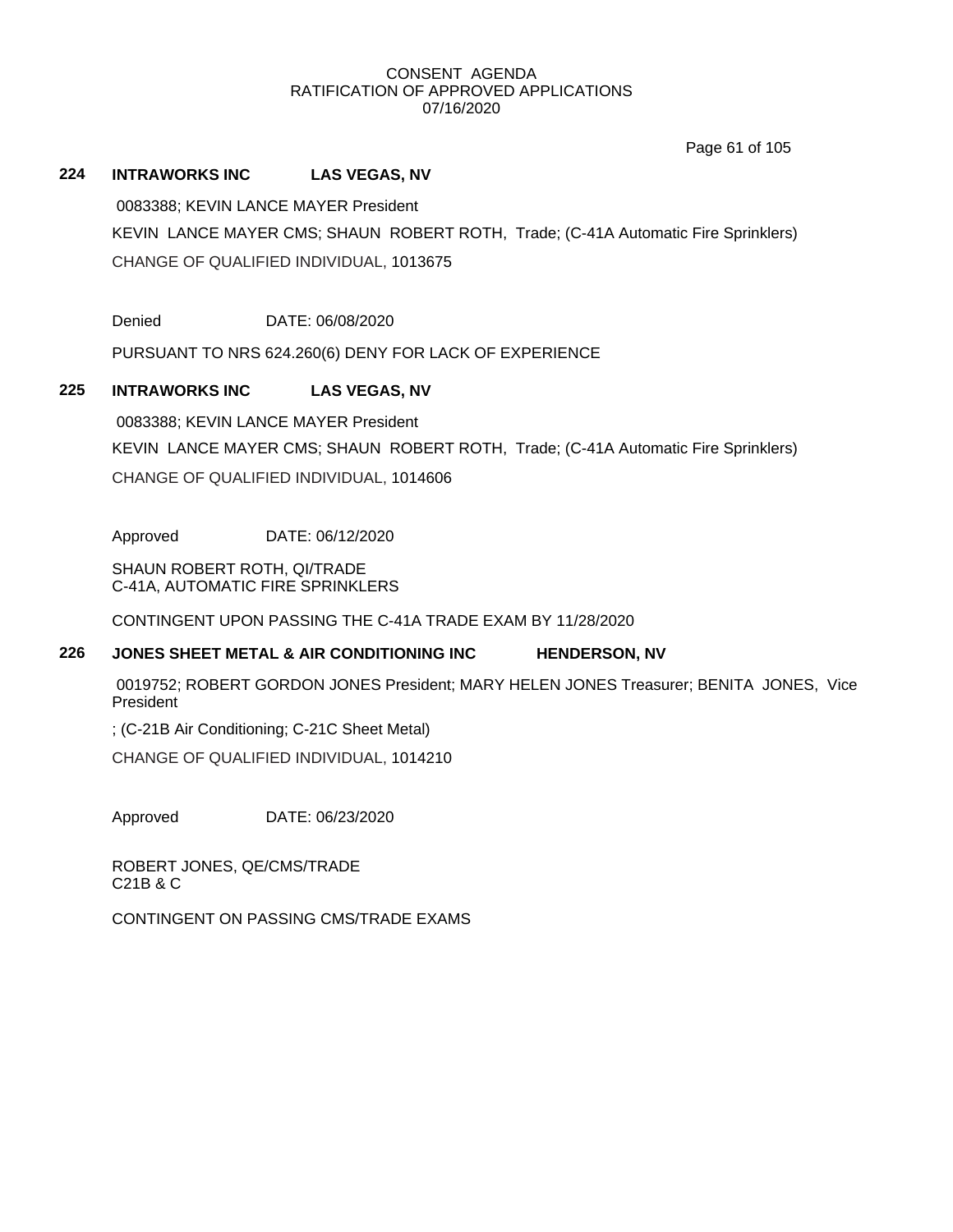CONSENT AGENDA
RATIFICATION OF APPROVED APPLICATIONS
07/16/2020

**224 INTRAWORKS INC LAS VEGAS, NV**

0083388; KEVIN LANCE MAYER President

KEVIN LANCE MAYER CMS; SHAUN ROBERT ROTH, Trade; (C-41A Automatic Fire Sprinklers)

CHANGE OF QUALIFIED INDIVIDUAL, 1013675

Denied DATE: 06/08/2020

PURSUANT TO NRS 624.260(6) DENY FOR LACK OF EXPERIENCE

**225 INTRAWORKS INC LAS VEGAS, NV**

0083388; KEVIN LANCE MAYER President

KEVIN LANCE MAYER CMS; SHAUN ROBERT ROTH, Trade; (C-41A Automatic Fire Sprinklers)

CHANGE OF QUALIFIED INDIVIDUAL, 1014606

Approved DATE: 06/12/2020

SHAUN ROBERT ROTH, QI/TRADE
C-41A, AUTOMATIC FIRE SPRINKLERS

CONTINGENT UPON PASSING THE C-41A TRADE EXAM BY 11/28/2020

**226 JONES SHEET METAL & AIR CONDITIONING INC HENDERSON, NV**

0019752; ROBERT GORDON JONES President; MARY HELEN JONES Treasurer; BENITA JONES, Vice President

; (C-21B Air Conditioning; C-21C Sheet Metal)

CHANGE OF QUALIFIED INDIVIDUAL, 1014210

Approved DATE: 06/23/2020

ROBERT JONES, QE/CMS/TRADE
C21B & C

CONTINGENT ON PASSING CMS/TRADE EXAMS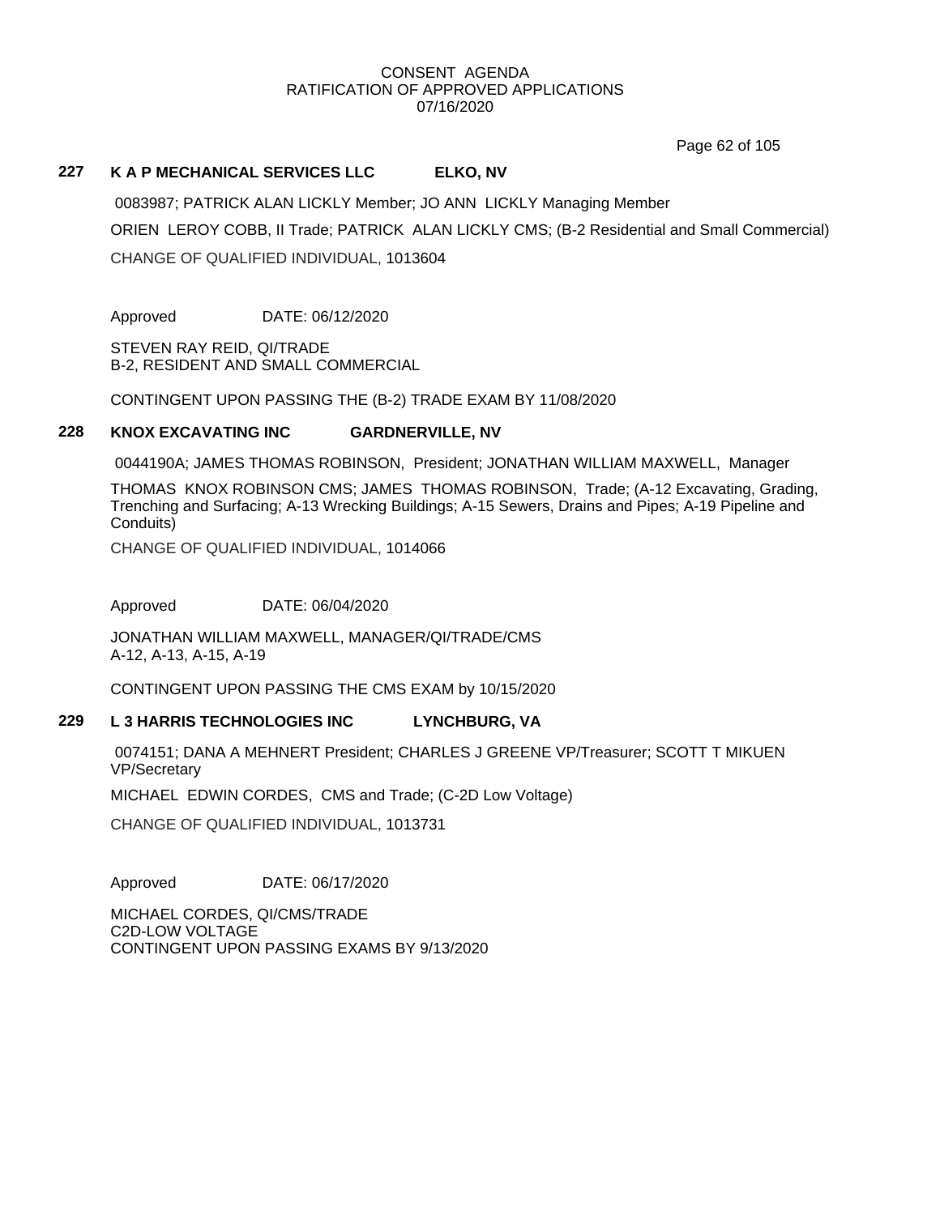CONSENT AGENDA
RATIFICATION OF APPROVED APPLICATIONS
07/16/2020

### 227 K A P MECHANICAL SERVICES LLC ELKO, NV

0083987; PATRICK ALAN LICKLY Member; JO ANN LICKLY Managing Member

ORIEN LEROY COBB, II Trade; PATRICK ALAN LICKLY CMS; (B-2 Residential and Small Commercial)

CHANGE OF QUALIFIED INDIVIDUAL, 1013604

Approved DATE: 06/12/2020

STEVEN RAY REID, QI/TRADE
B-2, RESIDENT AND SMALL COMMERCIAL

CONTINGENT UPON PASSING THE (B-2) TRADE EXAM BY 11/08/2020

### 228 KNOX EXCAVATING INC GARDNERVILLE, NV

0044190A; JAMES THOMAS ROBINSON, President; JONATHAN WILLIAM MAXWELL, Manager

THOMAS KNOX ROBINSON CMS; JAMES THOMAS ROBINSON, Trade; (A-12 Excavating, Grading, Trenching and Surfacing; A-13 Wrecking Buildings; A-15 Sewers, Drains and Pipes; A-19 Pipeline and Conduits)

CHANGE OF QUALIFIED INDIVIDUAL, 1014066

Approved DATE: 06/04/2020

JONATHAN WILLIAM MAXWELL, MANAGER/QI/TRADE/CMS
A-12, A-13, A-15, A-19

CONTINGENT UPON PASSING THE CMS EXAM by 10/15/2020

### 229 L 3 HARRIS TECHNOLOGIES INC LYNCHBURG, VA

0074151; DANA A MEHNERT President; CHARLES J GREENE VP/Treasurer; SCOTT T MIKUEN VP/Secretary

MICHAEL EDWIN CORDES, CMS and Trade; (C-2D Low Voltage)

CHANGE OF QUALIFIED INDIVIDUAL, 1013731

Approved DATE: 06/17/2020

MICHAEL CORDES, QI/CMS/TRADE
C2D-LOW VOLTAGE
CONTINGENT UPON PASSING EXAMS BY 9/13/2020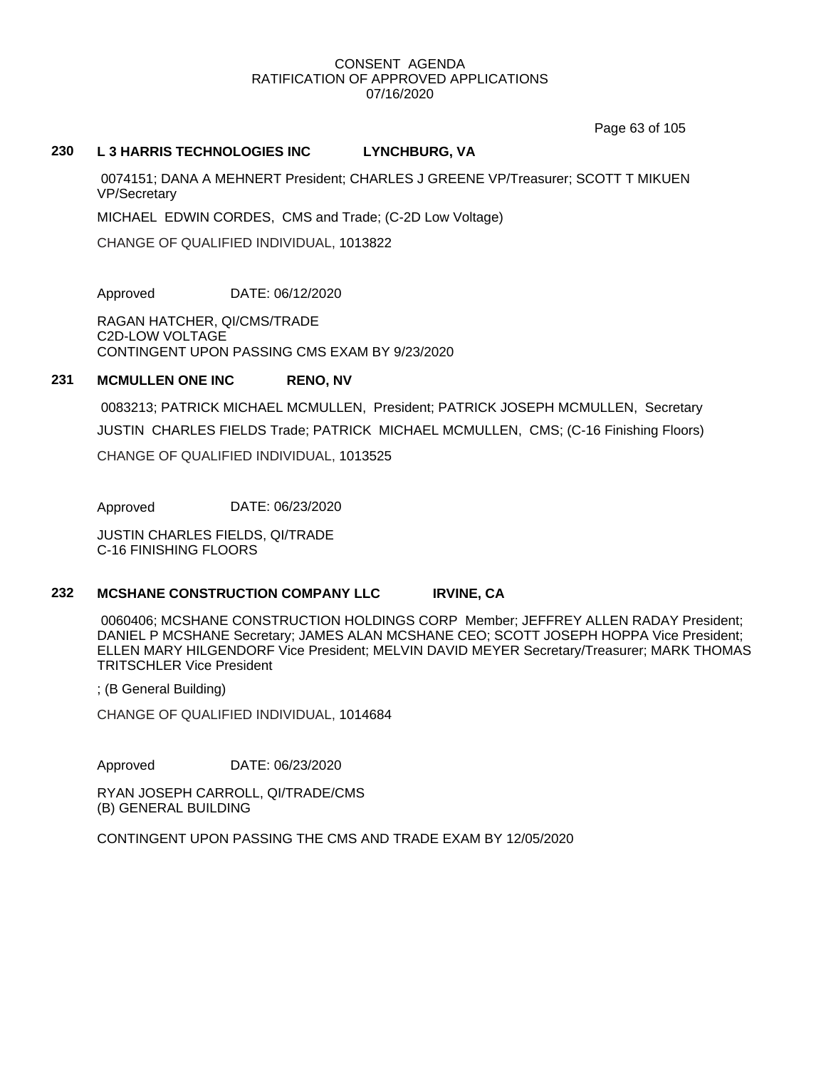CONSENT AGENDA
RATIFICATION OF APPROVED APPLICATIONS
07/16/2020

**230 L 3 HARRIS TECHNOLOGIES INC LYNCHBURG, VA**

0074151; DANA A MEHNERT President; CHARLES J GREENE VP/Treasurer; SCOTT T MIKUEN VP/Secretary

MICHAEL EDWIN CORDES, CMS and Trade; (C-2D Low Voltage)

CHANGE OF QUALIFIED INDIVIDUAL, 1013822

Approved DATE: 06/12/2020

RAGAN HATCHER, QI/CMS/TRADE
C2D-LOW VOLTAGE
CONTINGENT UPON PASSING CMS EXAM BY 9/23/2020

**231 MCMULLEN ONE INC RENO, NV**

0083213; PATRICK MICHAEL MCMULLEN, President; PATRICK JOSEPH MCMULLEN, Secretary

JUSTIN CHARLES FIELDS Trade; PATRICK MICHAEL MCMULLEN, CMS; (C-16 Finishing Floors)

CHANGE OF QUALIFIED INDIVIDUAL, 1013525

Approved DATE: 06/23/2020

JUSTIN CHARLES FIELDS, QI/TRADE
C-16 FINISHING FLOORS

**232 MCSHANE CONSTRUCTION COMPANY LLC IRVINE, CA**

0060406; MCSHANE CONSTRUCTION HOLDINGS CORP Member; JEFFREY ALLEN RADAY President; DANIEL P MCSHANE Secretary; JAMES ALAN MCSHANE CEO; SCOTT JOSEPH HOPPA Vice President; ELLEN MARY HILGENDORF Vice President; MELVIN DAVID MEYER Secretary/Treasurer; MARK THOMAS TRITSCHLER Vice President

; (B General Building)

CHANGE OF QUALIFIED INDIVIDUAL, 1014684

Approved DATE: 06/23/2020

RYAN JOSEPH CARROLL, QI/TRADE/CMS
(B) GENERAL BUILDING

CONTINGENT UPON PASSING THE CMS AND TRADE EXAM BY 12/05/2020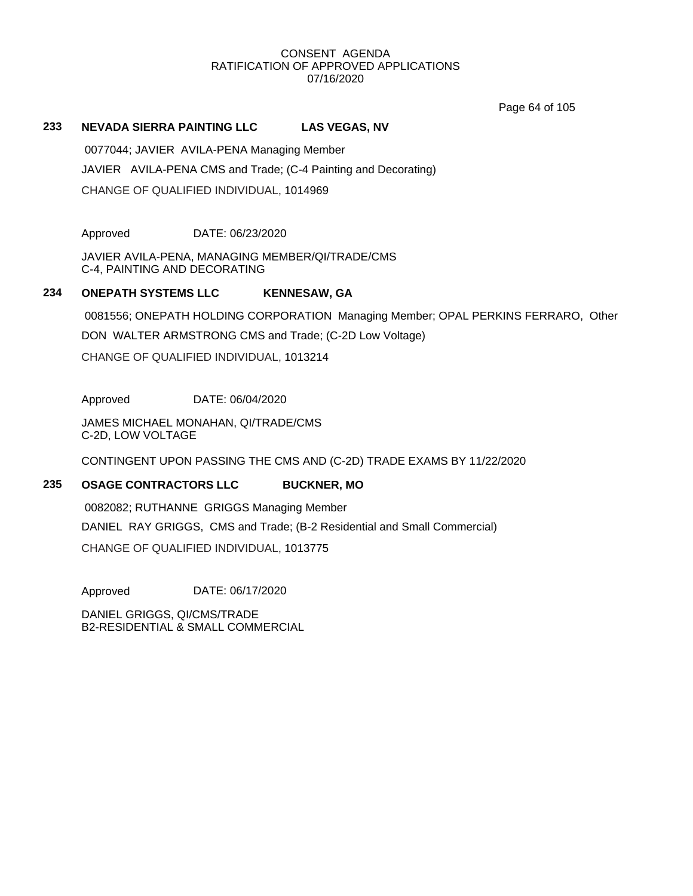CONSENT AGENDA
RATIFICATION OF APPROVED APPLICATIONS
07/16/2020

**233 NEVADA SIERRA PAINTING LLC LAS VEGAS, NV**

0077044; JAVIER AVILA-PENA Managing Member

JAVIER AVILA-PENA CMS and Trade; (C-4 Painting and Decorating)

CHANGE OF QUALIFIED INDIVIDUAL, 1014969

Approved DATE: 06/23/2020

JAVIER AVILA-PENA, MANAGING MEMBER/QI/TRADE/CMS
C-4, PAINTING AND DECORATING

**234 ONEPATH SYSTEMS LLC KENNESAW, GA**

0081556; ONEPATH HOLDING CORPORATION Managing Member; OPAL PERKINS FERRARO, Other

DON WALTER ARMSTRONG CMS and Trade; (C-2D Low Voltage)

CHANGE OF QUALIFIED INDIVIDUAL, 1013214

Approved DATE: 06/04/2020

JAMES MICHAEL MONAHAN, QI/TRADE/CMS
C-2D, LOW VOLTAGE

CONTINGENT UPON PASSING THE CMS AND (C-2D) TRADE EXAMS BY 11/22/2020

**235 OSAGE CONTRACTORS LLC BUCKNER, MO**

0082082; RUTHANNE GRIGGS Managing Member

DANIEL RAY GRIGGS, CMS and Trade; (B-2 Residential and Small Commercial)

CHANGE OF QUALIFIED INDIVIDUAL, 1013775

Approved DATE: 06/17/2020

DANIEL GRIGGS, QI/CMS/TRADE
B2-RESIDENTIAL & SMALL COMMERCIAL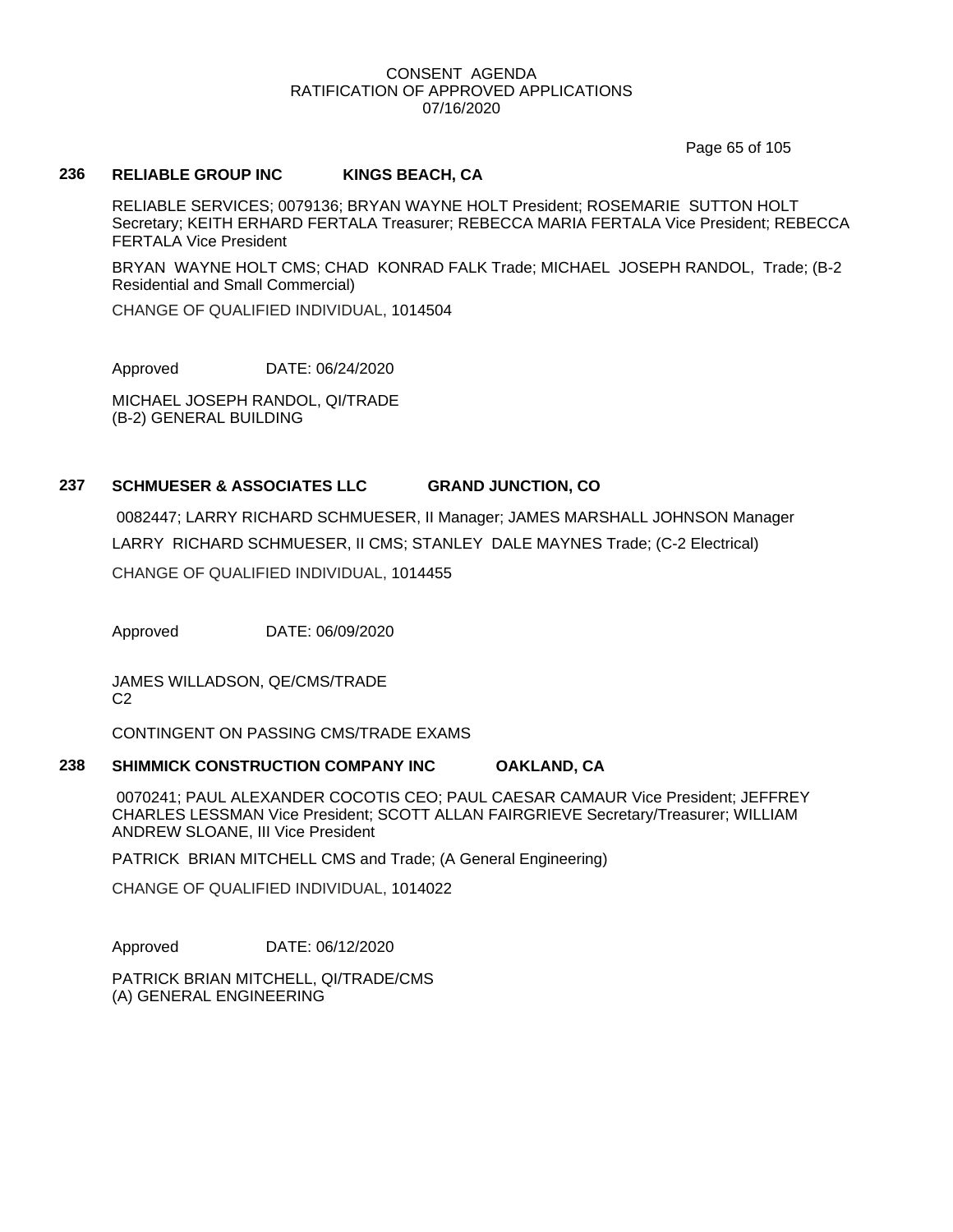## 236 RELIABLE GROUP INC KINGS BEACH, CA

RELIABLE SERVICES; 0079136; BRYAN WAYNE HOLT President; ROSEMARIE SUTTON HOLT Secretary; KEITH ERHARD FERTALA Treasurer; REBECCA MARIA FERTALA Vice President; REBECCA FERTALA Vice President

BRYAN WAYNE HOLT CMS; CHAD KONRAD FALK Trade; MICHAEL JOSEPH RANDOL, Trade; (B-2 Residential and Small Commercial)

CHANGE OF QUALIFIED INDIVIDUAL, 1014504

Approved DATE: 06/24/2020

MICHAEL JOSEPH RANDOL, QI/TRADE
(B-2) GENERAL BUILDING

## 237 SCHMUESER & ASSOCIATES LLC GRAND JUNCTION, CO

0082447; LARRY RICHARD SCHMUESER, II Manager; JAMES MARSHALL JOHNSON Manager

LARRY RICHARD SCHMUESER, II CMS; STANLEY DALE MAYNES Trade; (C-2 Electrical)

CHANGE OF QUALIFIED INDIVIDUAL, 1014455

Approved DATE: 06/09/2020

JAMES WILLADSON, QE/CMS/TRADE
C2

CONTINGENT ON PASSING CMS/TRADE EXAMS

## 238 SHIMMICK CONSTRUCTION COMPANY INC OAKLAND, CA

0070241; PAUL ALEXANDER COCOTIS CEO; PAUL CAESAR CAMAUR Vice President; JEFFREY CHARLES LESSMAN Vice President; SCOTT ALLAN FAIRGRIEVE Secretary/Treasurer; WILLIAM ANDREW SLOANE, III Vice President

PATRICK BRIAN MITCHELL CMS and Trade; (A General Engineering)

CHANGE OF QUALIFIED INDIVIDUAL, 1014022

Approved DATE: 06/12/2020

PATRICK BRIAN MITCHELL, QI/TRADE/CMS
(A) GENERAL ENGINEERING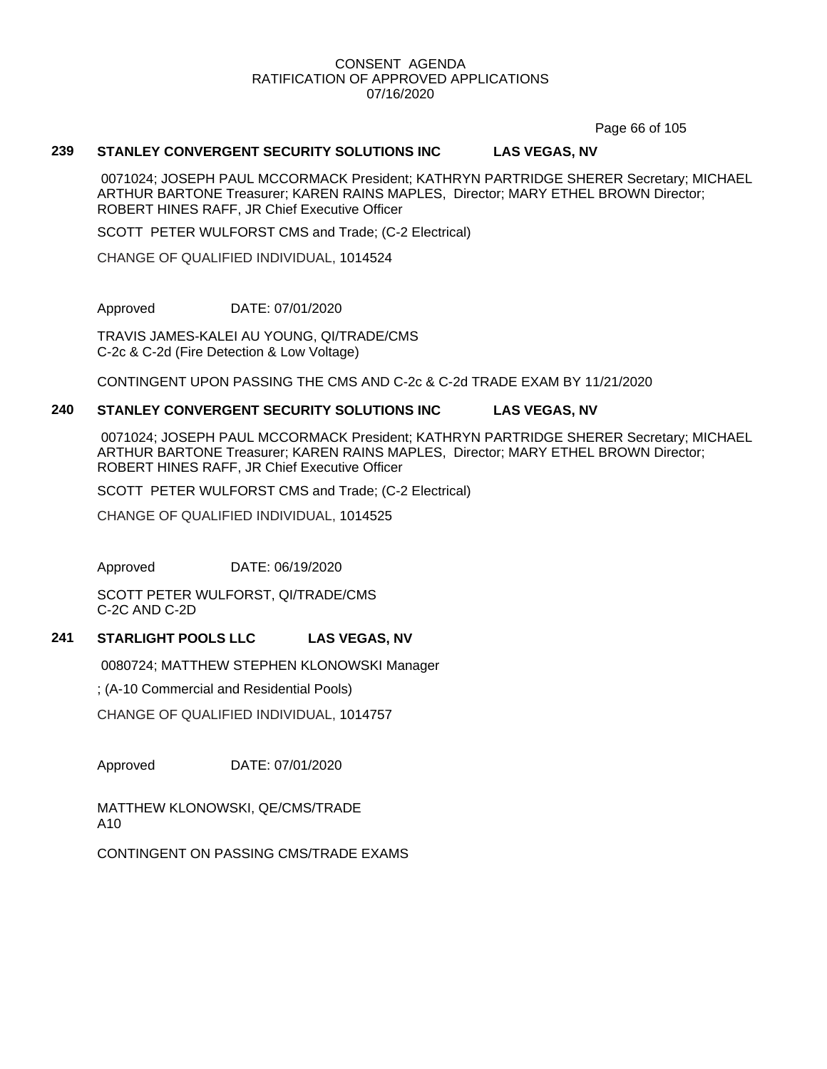CONSENT AGENDA
RATIFICATION OF APPROVED APPLICATIONS
07/16/2020

**239 STANLEY CONVERGENT SECURITY SOLUTIONS INC LAS VEGAS, NV**

0071024; JOSEPH PAUL MCCORMACK President; KATHRYN PARTRIDGE SHERER Secretary; MICHAEL ARTHUR BARTONE Treasurer; KAREN RAINS MAPLES, Director; MARY ETHEL BROWN Director; ROBERT HINES RAFF, JR Chief Executive Officer

SCOTT PETER WULFORST CMS and Trade; (C-2 Electrical)

CHANGE OF QUALIFIED INDIVIDUAL, 1014524

Approved DATE: 07/01/2020

TRAVIS JAMES-KALEI AU YOUNG, QI/TRADE/CMS
C-2c & C-2d (Fire Detection & Low Voltage)

CONTINGENT UPON PASSING THE CMS AND C-2c & C-2d TRADE EXAM BY 11/21/2020

**240 STANLEY CONVERGENT SECURITY SOLUTIONS INC LAS VEGAS, NV**

0071024; JOSEPH PAUL MCCORMACK President; KATHRYN PARTRIDGE SHERER Secretary; MICHAEL ARTHUR BARTONE Treasurer; KAREN RAINS MAPLES, Director; MARY ETHEL BROWN Director; ROBERT HINES RAFF, JR Chief Executive Officer

SCOTT PETER WULFORST CMS and Trade; (C-2 Electrical)

CHANGE OF QUALIFIED INDIVIDUAL, 1014525

Approved DATE: 06/19/2020

SCOTT PETER WULFORST, QI/TRADE/CMS
C-2C AND C-2D

**241 STARLIGHT POOLS LLC LAS VEGAS, NV**

0080724; MATTHEW STEPHEN KLONOWSKI Manager

; (A-10 Commercial and Residential Pools)

CHANGE OF QUALIFIED INDIVIDUAL, 1014757

Approved DATE: 07/01/2020

MATTHEW KLONOWSKI, QE/CMS/TRADE
A10

CONTINGENT ON PASSING CMS/TRADE EXAMS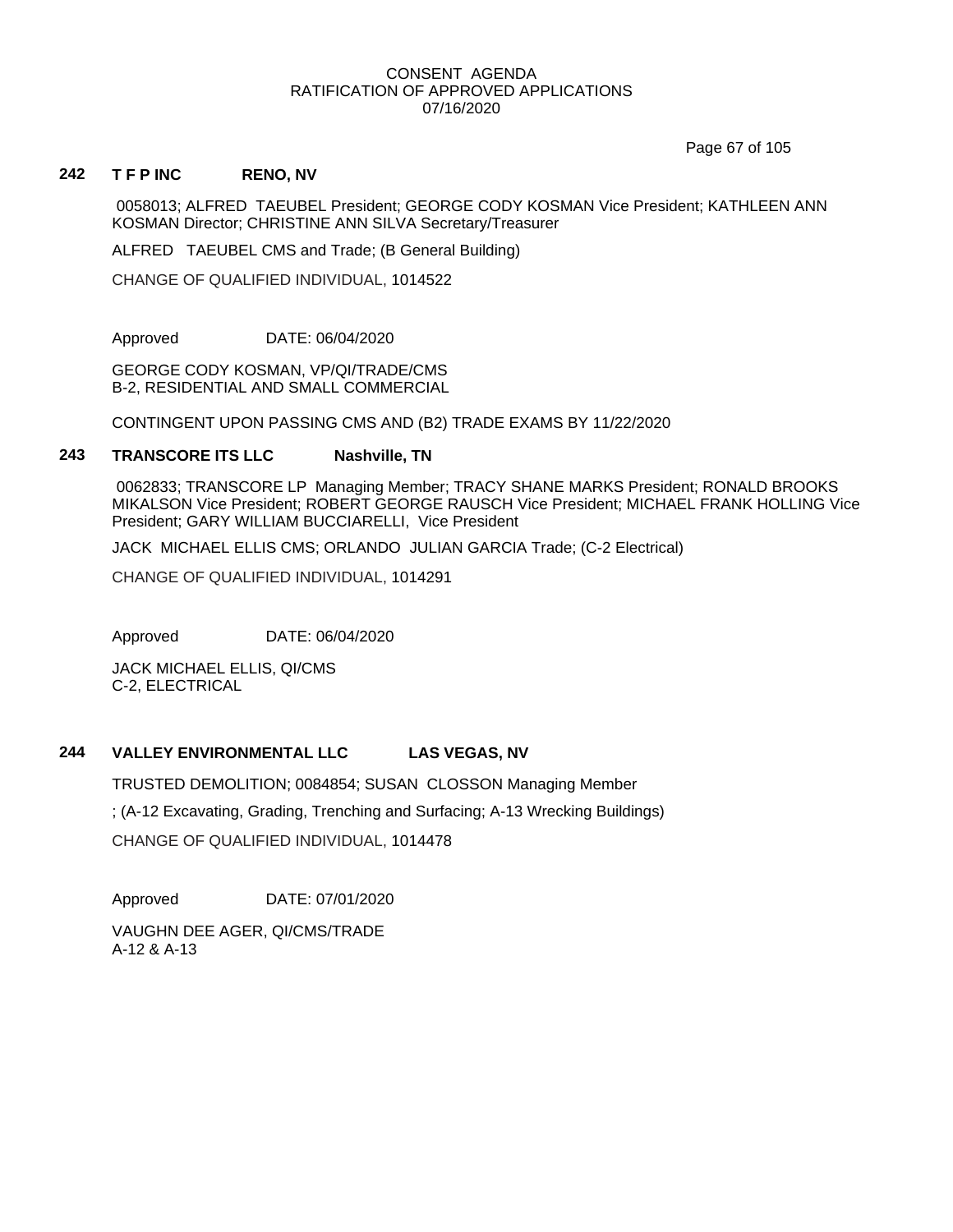## 242 T F P INC RENO, NV

0058013; ALFRED TAEUBEL President; GEORGE CODY KOSMAN Vice President; KATHLEEN ANN KOSMAN Director; CHRISTINE ANN SILVA Secretary/Treasurer

ALFRED TAEUBEL CMS and Trade; (B General Building)

CHANGE OF QUALIFIED INDIVIDUAL, 1014522

Approved DATE: 06/04/2020

GEORGE CODY KOSMAN, VP/QI/TRADE/CMS
B-2, RESIDENTIAL AND SMALL COMMERCIAL

CONTINGENT UPON PASSING CMS AND (B2) TRADE EXAMS BY 11/22/2020

## 243 TRANSCORE ITS LLC Nashville, TN

0062833; TRANSCORE LP Managing Member; TRACY SHANE MARKS President; RONALD BROOKS MIKALSON Vice President; ROBERT GEORGE RAUSCH Vice President; MICHAEL FRANK HOLLING Vice President; GARY WILLIAM BUCCIARELLI, Vice President

JACK MICHAEL ELLIS CMS; ORLANDO JULIAN GARCIA Trade; (C-2 Electrical)

CHANGE OF QUALIFIED INDIVIDUAL, 1014291

Approved DATE: 06/04/2020

JACK MICHAEL ELLIS, QI/CMS
C-2, ELECTRICAL

## 244 VALLEY ENVIRONMENTAL LLC LAS VEGAS, NV

TRUSTED DEMOLITION; 0084854; SUSAN CLOSSON Managing Member

; (A-12 Excavating, Grading, Trenching and Surfacing; A-13 Wrecking Buildings)

CHANGE OF QUALIFIED INDIVIDUAL, 1014478

Approved DATE: 07/01/2020

VAUGHN DEE AGER, QI/CMS/TRADE
A-12 & A-13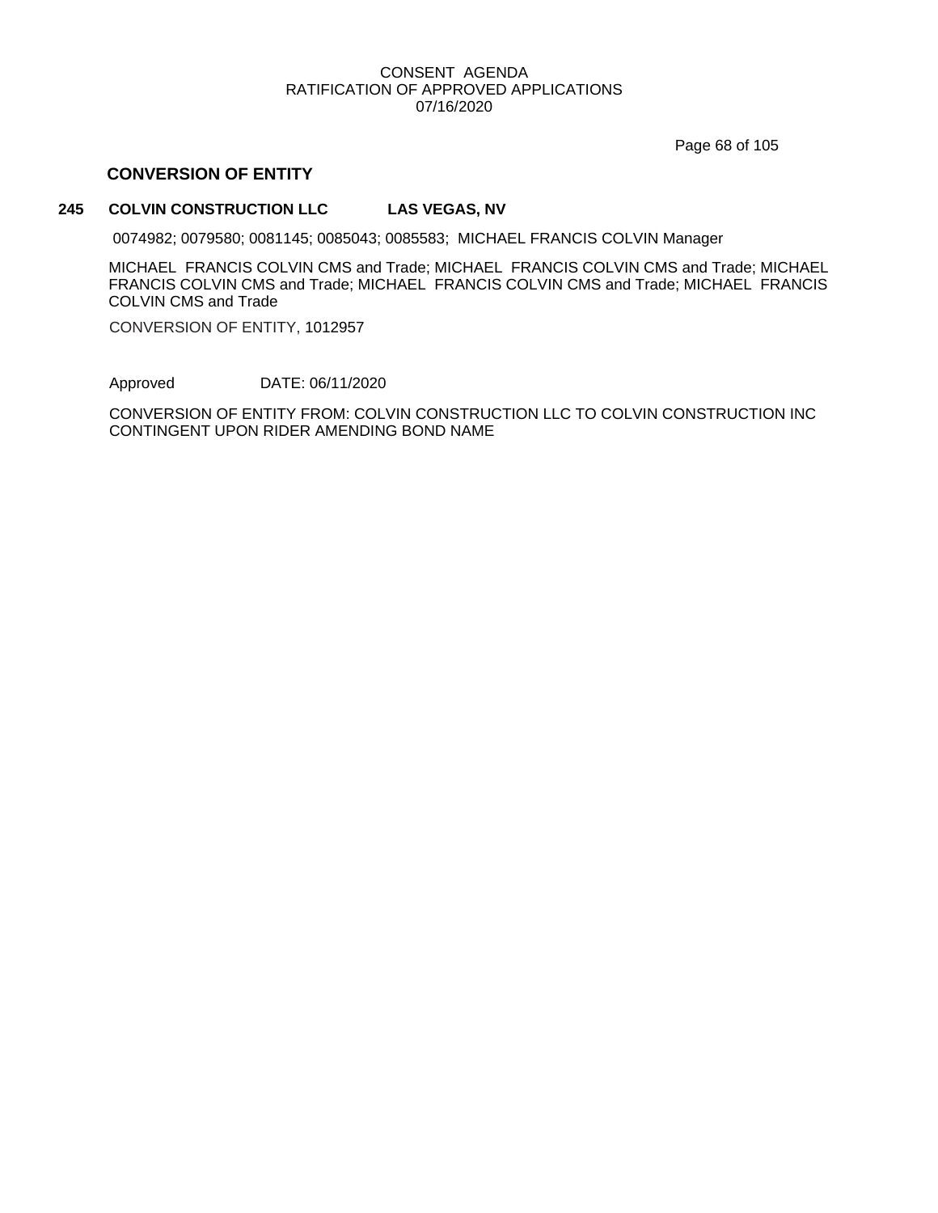## CONVERSION OF ENTITY

**245 COLVIN CONSTRUCTION LLC LAS VEGAS, NV**

0074982; 0079580; 0081145; 0085043; 0085583; MICHAEL FRANCIS COLVIN Manager

MICHAEL FRANCIS COLVIN CMS and Trade; MICHAEL FRANCIS COLVIN CMS and Trade; MICHAEL FRANCIS COLVIN CMS and Trade; MICHAEL FRANCIS COLVIN CMS and Trade; MICHAEL FRANCIS COLVIN CMS and Trade

CONVERSION OF ENTITY, 1012957

Approved DATE: 06/11/2020

CONVERSION OF ENTITY FROM: COLVIN CONSTRUCTION LLC TO COLVIN CONSTRUCTION INC CONTINGENT UPON RIDER AMENDING BOND NAME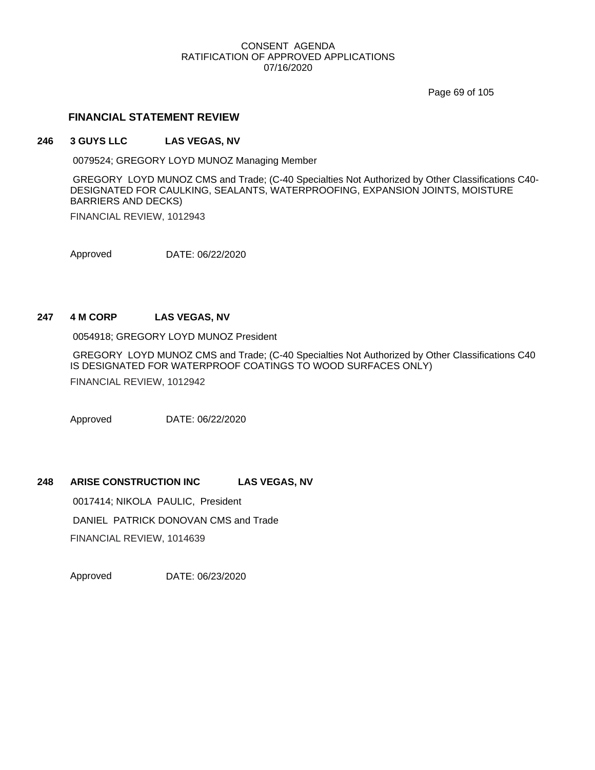## FINANCIAL STATEMENT REVIEW

**246 3 GUYS LLC LAS VEGAS, NV**

0079524; GREGORY LOYD MUNOZ Managing Member

GREGORY LOYD MUNOZ CMS and Trade; (C-40 Specialties Not Authorized by Other Classifications C40-DESIGNATED FOR CAULKING, SEALANTS, WATERPROOFING, EXPANSION JOINTS, MOISTURE BARRIERS AND DECKS)

FINANCIAL REVIEW, 1012943

Approved DATE: 06/22/2020

**247 4 M CORP LAS VEGAS, NV**

0054918; GREGORY LOYD MUNOZ President

GREGORY LOYD MUNOZ CMS and Trade; (C-40 Specialties Not Authorized by Other Classifications C40 IS DESIGNATED FOR WATERPROOF COATINGS TO WOOD SURFACES ONLY)

FINANCIAL REVIEW, 1012942

Approved DATE: 06/22/2020

**248 ARISE CONSTRUCTION INC LAS VEGAS, NV**

0017414; NIKOLA PAULIC, President

DANIEL PATRICK DONOVAN CMS and Trade

FINANCIAL REVIEW, 1014639

Approved DATE: 06/23/2020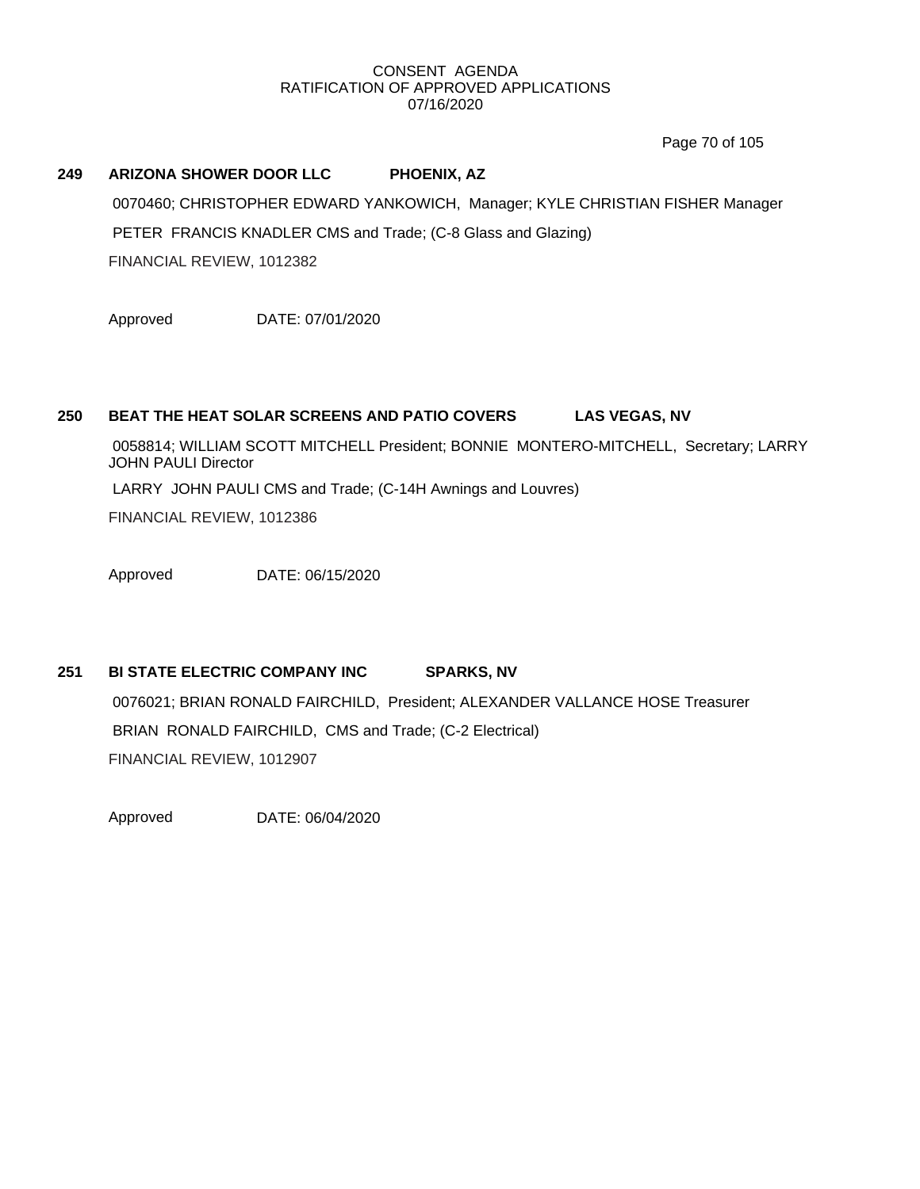CONSENT AGENDA
RATIFICATION OF APPROVED APPLICATIONS
07/16/2020

**249 ARIZONA SHOWER DOOR LLC PHOENIX, AZ**

0070460; CHRISTOPHER EDWARD YANKOWICH, Manager; KYLE CHRISTIAN FISHER Manager

PETER FRANCIS KNADLER CMS and Trade; (C-8 Glass and Glazing)

FINANCIAL REVIEW, 1012382

Approved DATE: 07/01/2020

**250 BEAT THE HEAT SOLAR SCREENS AND PATIO COVERS LAS VEGAS, NV**

0058814; WILLIAM SCOTT MITCHELL President; BONNIE MONTERO-MITCHELL, Secretary; LARRY JOHN PAULI Director

LARRY JOHN PAULI CMS and Trade; (C-14H Awnings and Louvres)

FINANCIAL REVIEW, 1012386

Approved DATE: 06/15/2020

**251 BI STATE ELECTRIC COMPANY INC SPARKS, NV**

0076021; BRIAN RONALD FAIRCHILD, President; ALEXANDER VALLANCE HOSE Treasurer

BRIAN RONALD FAIRCHILD, CMS and Trade; (C-2 Electrical)

FINANCIAL REVIEW, 1012907

Approved DATE: 06/04/2020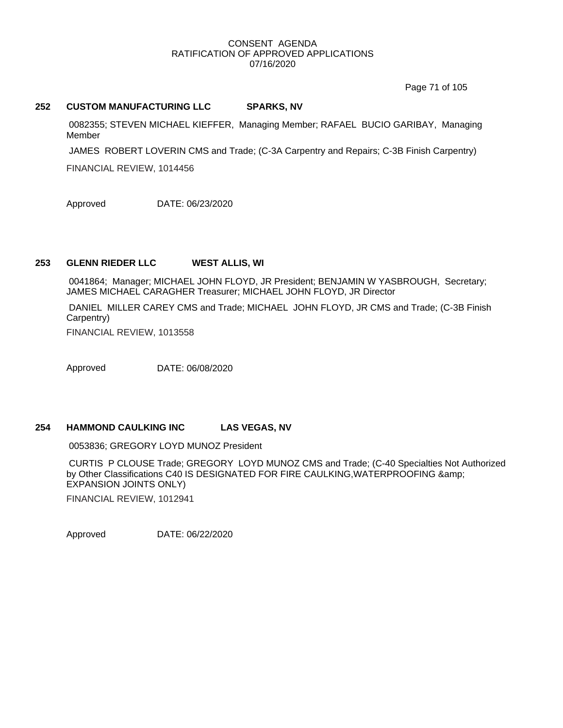CONSENT AGENDA
RATIFICATION OF APPROVED APPLICATIONS
07/16/2020

**252 CUSTOM MANUFACTURING LLC SPARKS, NV**

0082355; STEVEN MICHAEL KIEFFER, Managing Member; RAFAEL BUCIO GARIBAY, Managing Member

JAMES ROBERT LOVERIN CMS and Trade; (C-3A Carpentry and Repairs; C-3B Finish Carpentry)

FINANCIAL REVIEW, 1014456

Approved DATE: 06/23/2020

**253 GLENN RIEDER LLC WEST ALLIS, WI**

0041864; Manager; MICHAEL JOHN FLOYD, JR President; BENJAMIN W YASBROUGH, Secretary; JAMES MICHAEL CARAGHER Treasurer; MICHAEL JOHN FLOYD, JR Director

DANIEL MILLER CAREY CMS and Trade; MICHAEL JOHN FLOYD, JR CMS and Trade; (C-3B Finish Carpentry)

FINANCIAL REVIEW, 1013558

Approved DATE: 06/08/2020

**254 HAMMOND CAULKING INC LAS VEGAS, NV**

0053836; GREGORY LOYD MUNOZ President

CURTIS P CLOUSE Trade; GREGORY LOYD MUNOZ CMS and Trade; (C-40 Specialties Not Authorized by Other Classifications C40 IS DESIGNATED FOR FIRE CAULKING,WATERPROOFING &amp; EXPANSION JOINTS ONLY)

FINANCIAL REVIEW, 1012941

Approved DATE: 06/22/2020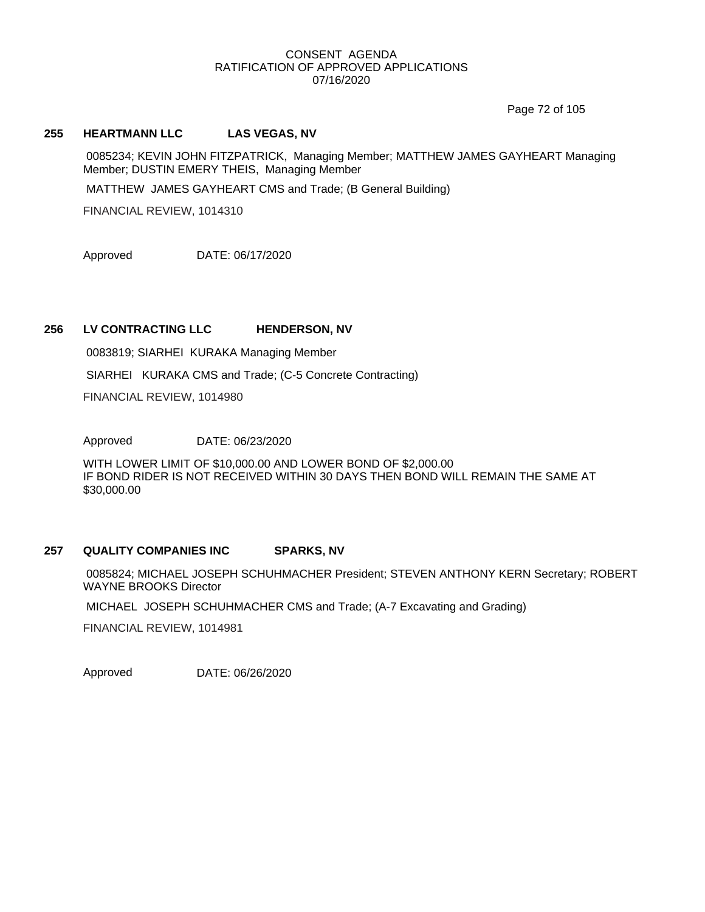CONSENT AGENDA
RATIFICATION OF APPROVED APPLICATIONS
07/16/2020

**255 HEARTMANN LLC LAS VEGAS, NV**

0085234; KEVIN JOHN FITZPATRICK, Managing Member; MATTHEW JAMES GAYHEART Managing Member; DUSTIN EMERY THEIS, Managing Member

MATTHEW JAMES GAYHEART CMS and Trade; (B General Building)

FINANCIAL REVIEW, 1014310

Approved DATE: 06/17/2020

**256 LV CONTRACTING LLC HENDERSON, NV**

0083819; SIARHEI KURAKA Managing Member

SIARHEI KURAKA CMS and Trade; (C-5 Concrete Contracting)

FINANCIAL REVIEW, 1014980

Approved DATE: 06/23/2020

WITH LOWER LIMIT OF $10,000.00 AND LOWER BOND OF $2,000.00
IF BOND RIDER IS NOT RECEIVED WITHIN 30 DAYS THEN BOND WILL REMAIN THE SAME AT $30,000.00

**257 QUALITY COMPANIES INC SPARKS, NV**

0085824; MICHAEL JOSEPH SCHUHMACHER President; STEVEN ANTHONY KERN Secretary; ROBERT WAYNE BROOKS Director

MICHAEL JOSEPH SCHUHMACHER CMS and Trade; (A-7 Excavating and Grading)

FINANCIAL REVIEW, 1014981

Approved DATE: 06/26/2020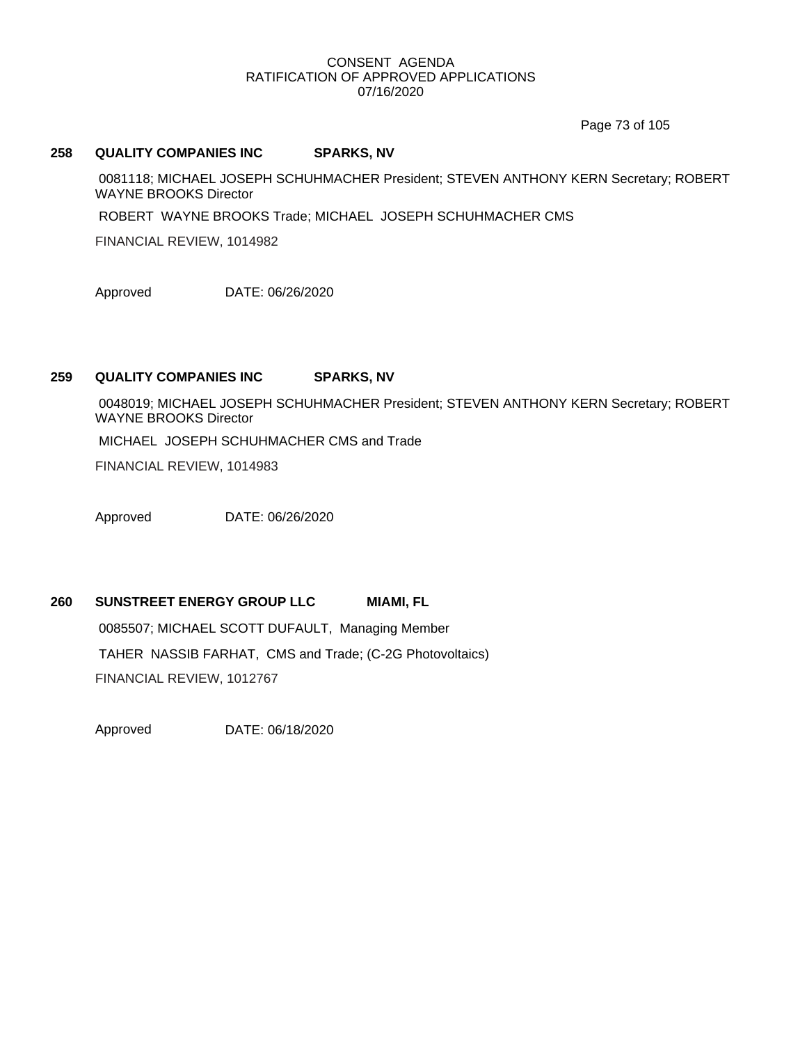**258 QUALITY COMPANIES INC SPARKS, NV**

0081118; MICHAEL JOSEPH SCHUHMACHER President; STEVEN ANTHONY KERN Secretary; ROBERT WAYNE BROOKS Director

ROBERT WAYNE BROOKS Trade; MICHAEL JOSEPH SCHUHMACHER CMS

FINANCIAL REVIEW, 1014982

Approved DATE: 06/26/2020

**259 QUALITY COMPANIES INC SPARKS, NV**

0048019; MICHAEL JOSEPH SCHUHMACHER President; STEVEN ANTHONY KERN Secretary; ROBERT WAYNE BROOKS Director

MICHAEL JOSEPH SCHUHMACHER CMS and Trade

FINANCIAL REVIEW, 1014983

Approved DATE: 06/26/2020

**260 SUNSTREET ENERGY GROUP LLC MIAMI, FL**

0085507; MICHAEL SCOTT DUFAULT, Managing Member

TAHER NASSIB FARHAT, CMS and Trade; (C-2G Photovoltaics)

FINANCIAL REVIEW, 1012767

Approved DATE: 06/18/2020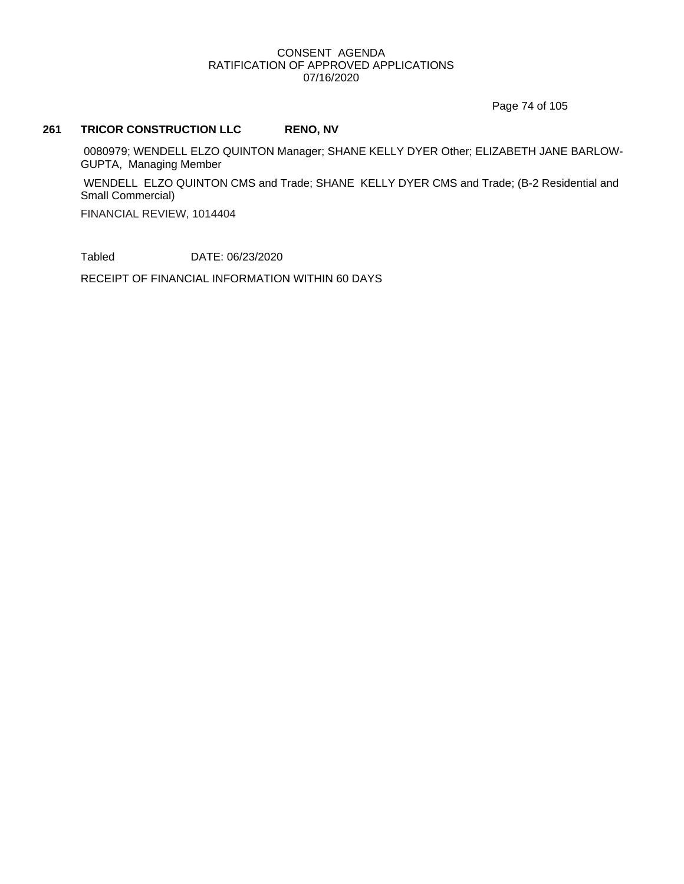**261 TRICOR CONSTRUCTION LLC RENO, NV**

0080979; WENDELL ELZO QUINTON Manager; SHANE KELLY DYER Other; ELIZABETH JANE BARLOW-GUPTA, Managing Member

WENDELL ELZO QUINTON CMS and Trade; SHANE KELLY DYER CMS and Trade; (B-2 Residential and Small Commercial)

FINANCIAL REVIEW, 1014404

Tabled DATE: 06/23/2020

RECEIPT OF FINANCIAL INFORMATION WITHIN 60 DAYS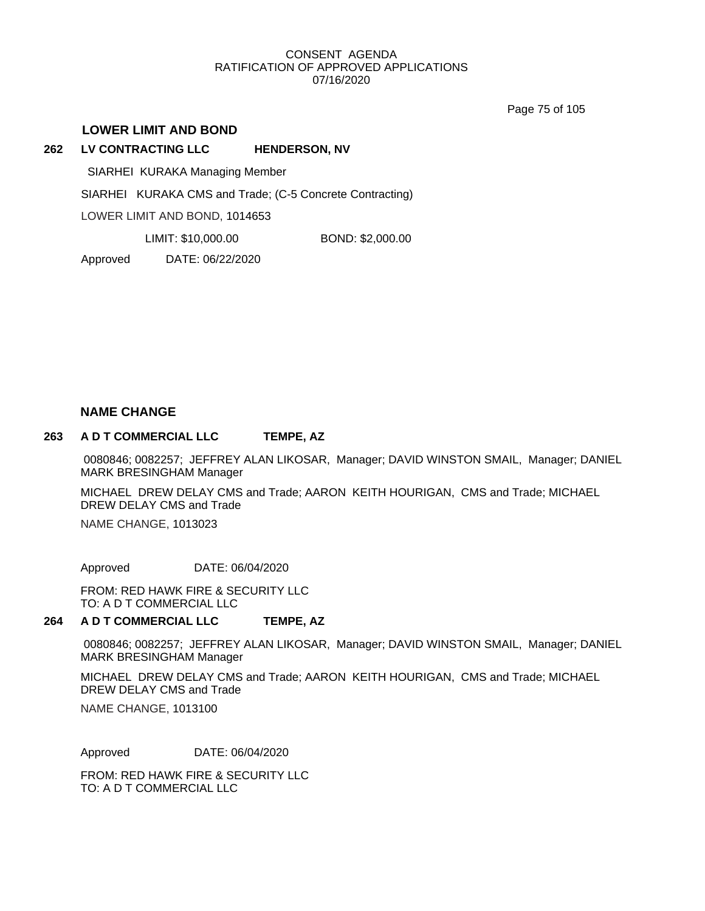CONSENT AGENDA
RATIFICATION OF APPROVED APPLICATIONS
07/16/2020

## LOWER LIMIT AND BOND

**262 LV CONTRACTING LLC HENDERSON, NV**

SIARHEI KURAKA Managing Member

SIARHEI KURAKA CMS and Trade; (C-5 Concrete Contracting)

LOWER LIMIT AND BOND, 1014653

LIMIT: $10,000.00 BOND: $2,000.00

Approved DATE: 06/22/2020

## NAME CHANGE

**263 A D T COMMERCIAL LLC TEMPE, AZ**

0080846; 0082257; JEFFREY ALAN LIKOSAR, Manager; DAVID WINSTON SMAIL, Manager; DANIEL MARK BRESINGHAM Manager

MICHAEL DREW DELAY CMS and Trade; AARON KEITH HOURIGAN, CMS and Trade; MICHAEL DREW DELAY CMS and Trade

NAME CHANGE, 1013023

Approved DATE: 06/04/2020

FROM: RED HAWK FIRE & SECURITY LLC
TO: A D T COMMERCIAL LLC

**264 A D T COMMERCIAL LLC TEMPE, AZ**

0080846; 0082257; JEFFREY ALAN LIKOSAR, Manager; DAVID WINSTON SMAIL, Manager; DANIEL MARK BRESINGHAM Manager

MICHAEL DREW DELAY CMS and Trade; AARON KEITH HOURIGAN, CMS and Trade; MICHAEL DREW DELAY CMS and Trade

NAME CHANGE, 1013100

Approved DATE: 06/04/2020

FROM: RED HAWK FIRE & SECURITY LLC
TO: A D T COMMERCIAL LLC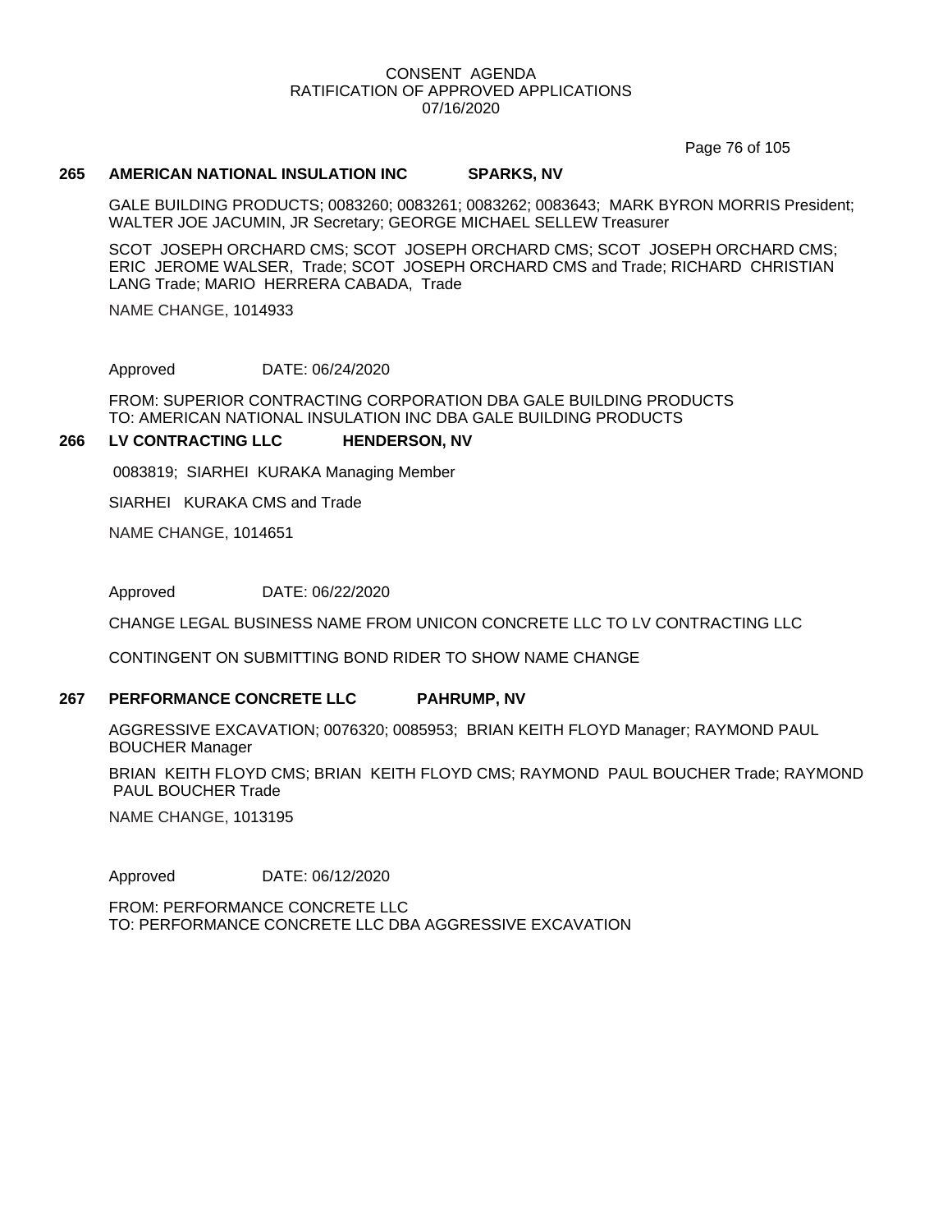CONSENT AGENDA
RATIFICATION OF APPROVED APPLICATIONS
07/16/2020

**265 AMERICAN NATIONAL INSULATION INC SPARKS, NV**

GALE BUILDING PRODUCTS; 0083260; 0083261; 0083262; 0083643; MARK BYRON MORRIS President; WALTER JOE JACUMIN, JR Secretary; GEORGE MICHAEL SELLEW Treasurer

SCOT JOSEPH ORCHARD CMS; SCOT JOSEPH ORCHARD CMS; SCOT JOSEPH ORCHARD CMS; ERIC JEROME WALSER, Trade; SCOT JOSEPH ORCHARD CMS and Trade; RICHARD CHRISTIAN LANG Trade; MARIO HERRERA CABADA, Trade

NAME CHANGE, 1014933

Approved DATE: 06/24/2020

FROM: SUPERIOR CONTRACTING CORPORATION DBA GALE BUILDING PRODUCTS
TO: AMERICAN NATIONAL INSULATION INC DBA GALE BUILDING PRODUCTS

**266 LV CONTRACTING LLC HENDERSON, NV**

0083819; SIARHEI KURAKA Managing Member

SIARHEI KURAKA CMS and Trade

NAME CHANGE, 1014651

Approved DATE: 06/22/2020

CHANGE LEGAL BUSINESS NAME FROM UNICON CONCRETE LLC TO LV CONTRACTING LLC

CONTINGENT ON SUBMITTING BOND RIDER TO SHOW NAME CHANGE

**267 PERFORMANCE CONCRETE LLC PAHRUMP, NV**

AGGRESSIVE EXCAVATION; 0076320; 0085953; BRIAN KEITH FLOYD Manager; RAYMOND PAUL BOUCHER Manager

BRIAN KEITH FLOYD CMS; BRIAN KEITH FLOYD CMS; RAYMOND PAUL BOUCHER Trade; RAYMOND PAUL BOUCHER Trade

NAME CHANGE, 1013195

Approved DATE: 06/12/2020

FROM: PERFORMANCE CONCRETE LLC
TO: PERFORMANCE CONCRETE LLC DBA AGGRESSIVE EXCAVATION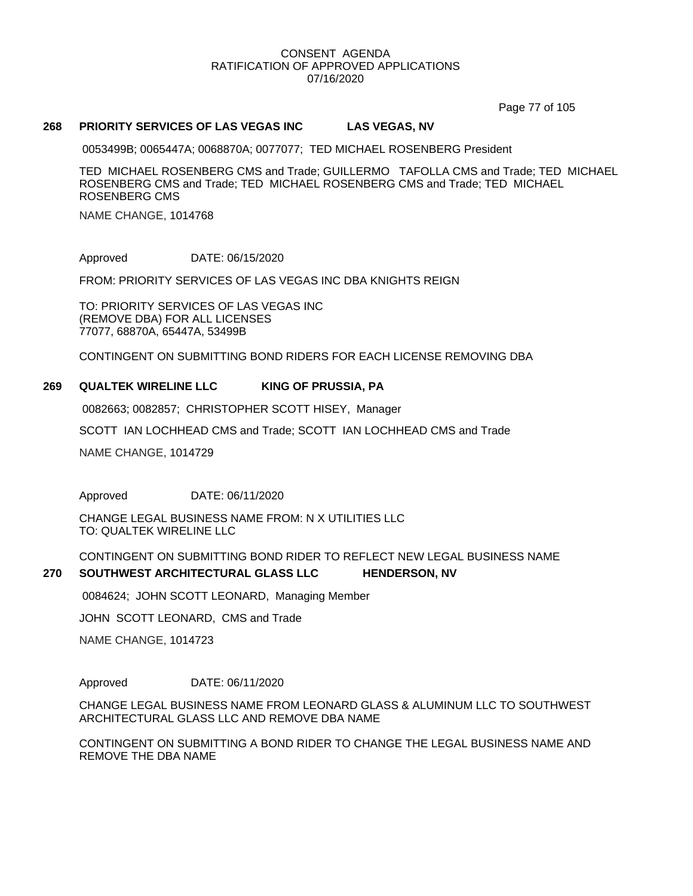CONSENT AGENDA
RATIFICATION OF APPROVED APPLICATIONS
07/16/2020

**268 PRIORITY SERVICES OF LAS VEGAS INC LAS VEGAS, NV**

0053499B; 0065447A; 0068870A; 0077077; TED MICHAEL ROSENBERG President

TED MICHAEL ROSENBERG CMS and Trade; GUILLERMO TAFOLLA CMS and Trade; TED MICHAEL ROSENBERG CMS and Trade; TED MICHAEL ROSENBERG CMS and Trade; TED MICHAEL ROSENBERG CMS

NAME CHANGE, 1014768

Approved DATE: 06/15/2020

FROM: PRIORITY SERVICES OF LAS VEGAS INC DBA KNIGHTS REIGN

TO: PRIORITY SERVICES OF LAS VEGAS INC
(REMOVE DBA) FOR ALL LICENSES
77077, 68870A, 65447A, 53499B

CONTINGENT ON SUBMITTING BOND RIDERS FOR EACH LICENSE REMOVING DBA

**269 QUALTEK WIRELINE LLC KING OF PRUSSIA, PA**

0082663; 0082857; CHRISTOPHER SCOTT HISEY, Manager

SCOTT IAN LOCHHEAD CMS and Trade; SCOTT IAN LOCHHEAD CMS and Trade

NAME CHANGE, 1014729

Approved DATE: 06/11/2020

CHANGE LEGAL BUSINESS NAME FROM: N X UTILITIES LLC
TO: QUALTEK WIRELINE LLC

CONTINGENT ON SUBMITTING BOND RIDER TO REFLECT NEW LEGAL BUSINESS NAME

**270 SOUTHWEST ARCHITECTURAL GLASS LLC HENDERSON, NV**

0084624; JOHN SCOTT LEONARD, Managing Member

JOHN SCOTT LEONARD, CMS and Trade

NAME CHANGE, 1014723

Approved DATE: 06/11/2020

CHANGE LEGAL BUSINESS NAME FROM LEONARD GLASS & ALUMINUM LLC TO SOUTHWEST ARCHITECTURAL GLASS LLC AND REMOVE DBA NAME

CONTINGENT ON SUBMITTING A BOND RIDER TO CHANGE THE LEGAL BUSINESS NAME AND REMOVE THE DBA NAME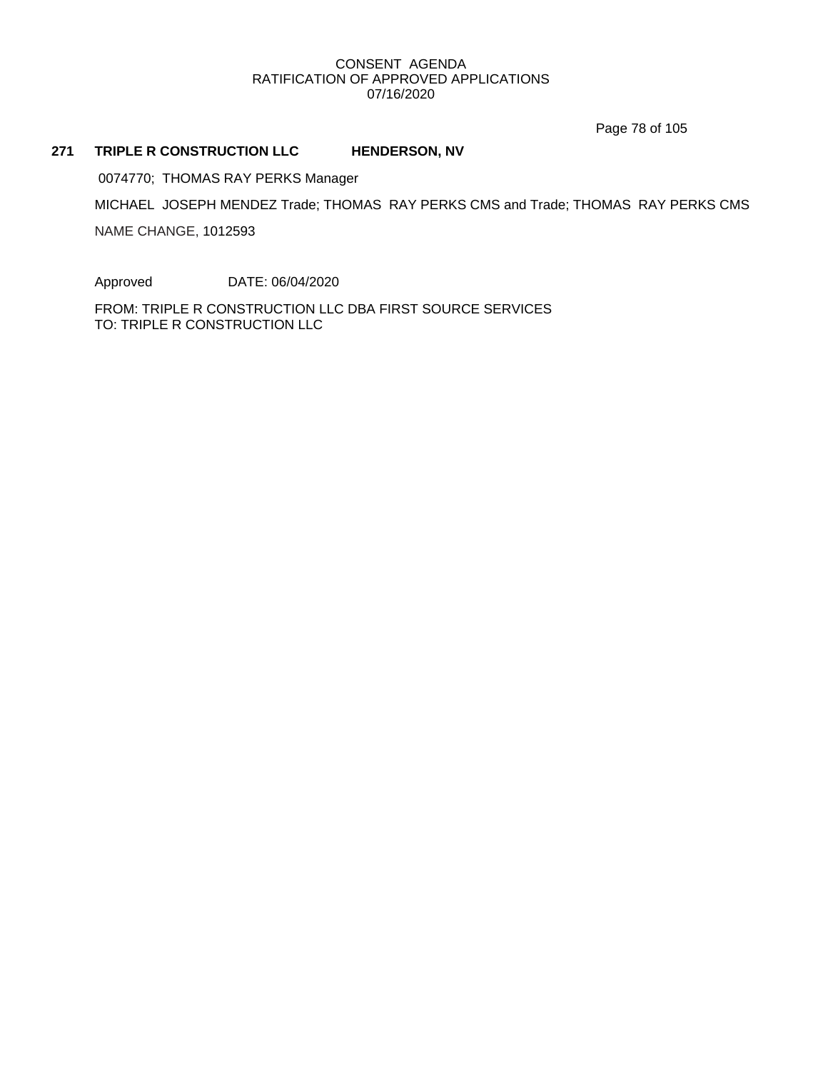CONSENT AGENDA
RATIFICATION OF APPROVED APPLICATIONS
07/16/2020

**271 TRIPLE R CONSTRUCTION LLC HENDERSON, NV**

0074770; THOMAS RAY PERKS Manager

MICHAEL JOSEPH MENDEZ Trade; THOMAS RAY PERKS CMS and Trade; THOMAS RAY PERKS CMS

NAME CHANGE, 1012593

Approved DATE: 06/04/2020

FROM: TRIPLE R CONSTRUCTION LLC DBA FIRST SOURCE SERVICES
TO: TRIPLE R CONSTRUCTION LLC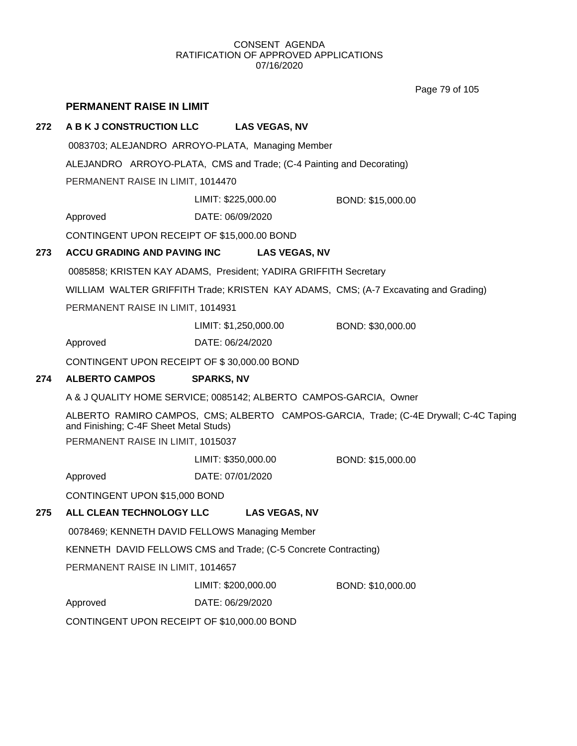CONSENT AGENDA
RATIFICATION OF APPROVED APPLICATIONS
07/16/2020

## PERMANENT RAISE IN LIMIT

**272 A B K J CONSTRUCTION LLC LAS VEGAS, NV**

0083703; ALEJANDRO ARROYO-PLATA, Managing Member

ALEJANDRO ARROYO-PLATA, CMS and Trade; (C-4 Painting and Decorating)

PERMANENT RAISE IN LIMIT, 1014470

LIMIT: $225,000.00 BOND: $15,000.00

Approved DATE: 06/09/2020

CONTINGENT UPON RECEIPT OF $15,000.00 BOND

**273 ACCU GRADING AND PAVING INC LAS VEGAS, NV**

0085858; KRISTEN KAY ADAMS, President; YADIRA GRIFFITH Secretary

WILLIAM WALTER GRIFFITH Trade; KRISTEN KAY ADAMS, CMS; (A-7 Excavating and Grading)

PERMANENT RAISE IN LIMIT, 1014931

LIMIT: $1,250,000.00 BOND: $30,000.00

Approved DATE: 06/24/2020

CONTINGENT UPON RECEIPT OF $ 30,000.00 BOND

**274 ALBERTO CAMPOS SPARKS, NV**

A & J QUALITY HOME SERVICE; 0085142; ALBERTO CAMPOS-GARCIA, Owner

ALBERTO RAMIRO CAMPOS, CMS; ALBERTO CAMPOS-GARCIA, Trade; (C-4E Drywall; C-4C Taping and Finishing; C-4F Sheet Metal Studs)

PERMANENT RAISE IN LIMIT, 1015037

LIMIT: $350,000.00 BOND: $15,000.00

Approved DATE: 07/01/2020

CONTINGENT UPON $15,000 BOND

**275 ALL CLEAN TECHNOLOGY LLC LAS VEGAS, NV**

0078469; KENNETH DAVID FELLOWS Managing Member

KENNETH DAVID FELLOWS CMS and Trade; (C-5 Concrete Contracting)

PERMANENT RAISE IN LIMIT, 1014657

LIMIT: $200,000.00 BOND: $10,000.00

Approved DATE: 06/29/2020

CONTINGENT UPON RECEIPT OF $10,000.00 BOND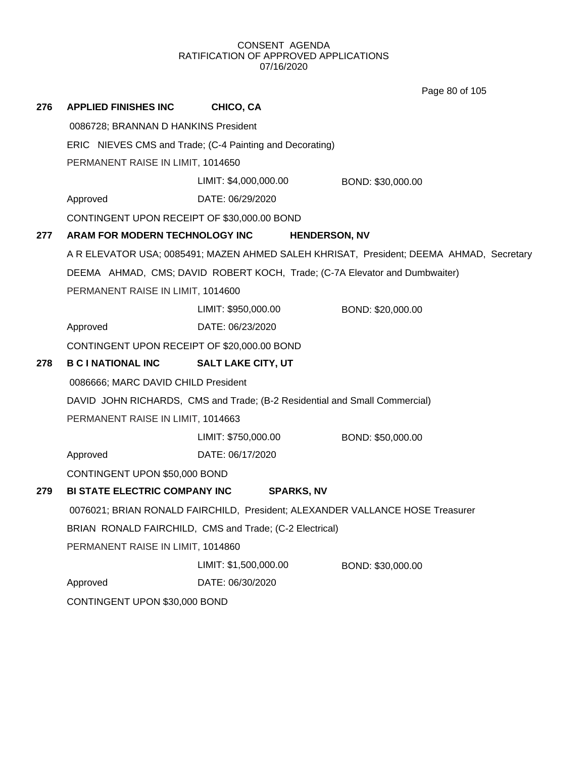CONSENT AGENDA
RATIFICATION OF APPROVED APPLICATIONS
07/16/2020

**276 APPLIED FINISHES INC CHICO, CA**

0086728; BRANNAN D HANKINS President

ERIC NIEVES CMS and Trade; (C-4 Painting and Decorating)

PERMANENT RAISE IN LIMIT, 1014650

LIMIT: $4,000,000.00 BOND: $30,000.00

Approved DATE: 06/29/2020

CONTINGENT UPON RECEIPT OF $30,000.00 BOND

**277 ARAM FOR MODERN TECHNOLOGY INC HENDERSON, NV**

A R ELEVATOR USA; 0085491; MAZEN AHMED SALEH KHRISAT, President; DEEMA AHMAD, Secretary

DEEMA AHMAD, CMS; DAVID ROBERT KOCH, Trade; (C-7A Elevator and Dumbwaiter)

PERMANENT RAISE IN LIMIT, 1014600

LIMIT: $950,000.00 BOND: $20,000.00

Approved DATE: 06/23/2020

CONTINGENT UPON RECEIPT OF $20,000.00 BOND

**278 B C I NATIONAL INC SALT LAKE CITY, UT**

0086666; MARC DAVID CHILD President

DAVID JOHN RICHARDS, CMS and Trade; (B-2 Residential and Small Commercial)

PERMANENT RAISE IN LIMIT, 1014663

LIMIT: $750,000.00 BOND: $50,000.00

Approved DATE: 06/17/2020

CONTINGENT UPON $50,000 BOND

**279 BI STATE ELECTRIC COMPANY INC SPARKS, NV**

0076021; BRIAN RONALD FAIRCHILD, President; ALEXANDER VALLANCE HOSE Treasurer

BRIAN RONALD FAIRCHILD, CMS and Trade; (C-2 Electrical)

PERMANENT RAISE IN LIMIT, 1014860

LIMIT: $1,500,000.00 BOND: $30,000.00

Approved DATE: 06/30/2020

CONTINGENT UPON $30,000 BOND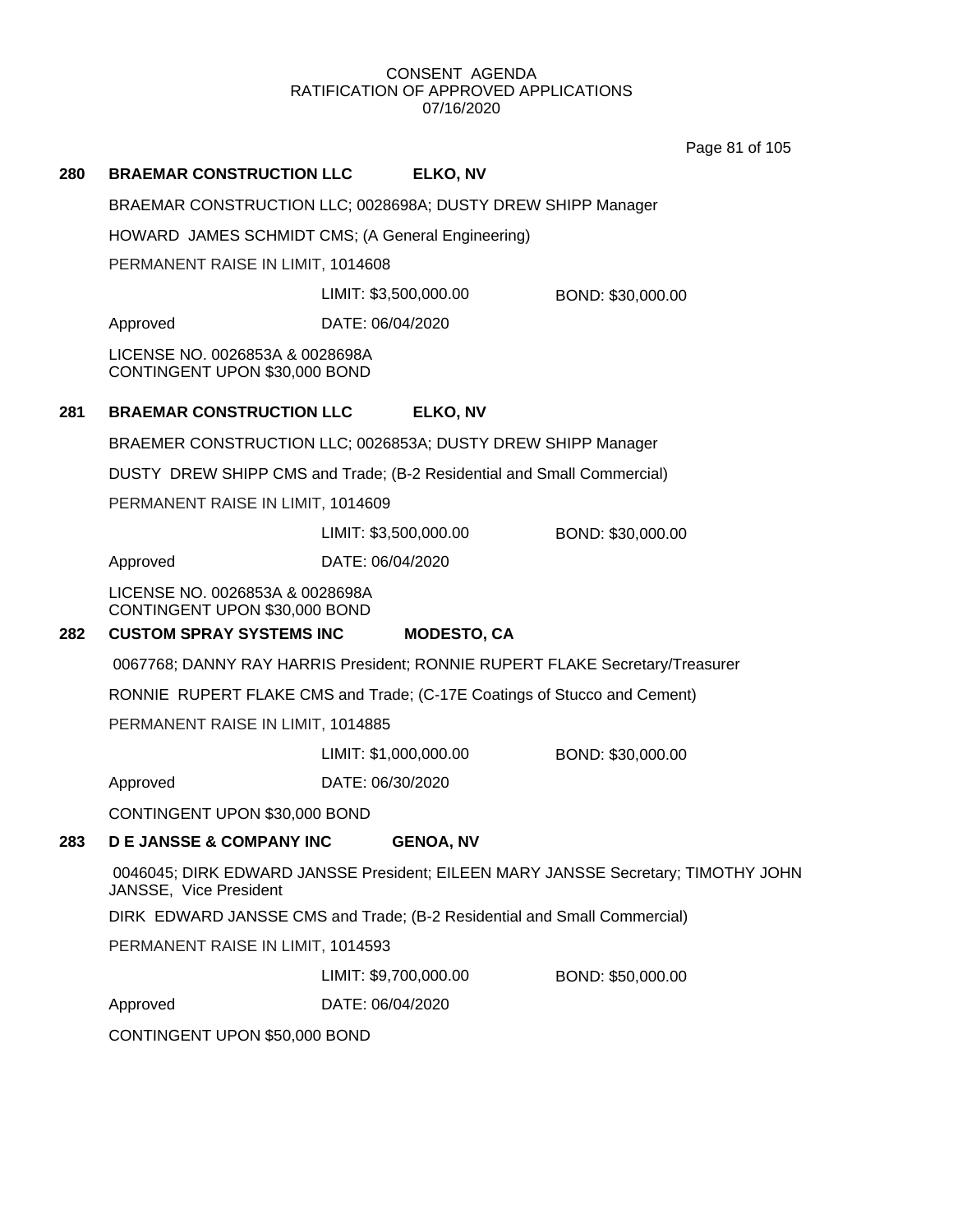CONSENT AGENDA
RATIFICATION OF APPROVED APPLICATIONS
07/16/2020

**280 BRAEMAR CONSTRUCTION LLC ELKO, NV**

BRAEMAR CONSTRUCTION LLC; 0028698A; DUSTY DREW SHIPP Manager

HOWARD JAMES SCHMIDT CMS; (A General Engineering)

PERMANENT RAISE IN LIMIT, 1014608

LIMIT: $3,500,000.00 BOND: $30,000.00

Approved DATE: 06/04/2020

LICENSE NO. 0026853A & 0028698A
CONTINGENT UPON $30,000 BOND

**281 BRAEMAR CONSTRUCTION LLC ELKO, NV**

BRAEMER CONSTRUCTION LLC; 0026853A; DUSTY DREW SHIPP Manager

DUSTY DREW SHIPP CMS and Trade; (B-2 Residential and Small Commercial)

PERMANENT RAISE IN LIMIT, 1014609

LIMIT: $3,500,000.00 BOND: $30,000.00

Approved DATE: 06/04/2020

LICENSE NO. 0026853A & 0028698A
CONTINGENT UPON $30,000 BOND

**282 CUSTOM SPRAY SYSTEMS INC MODESTO, CA**

0067768; DANNY RAY HARRIS President; RONNIE RUPERT FLAKE Secretary/Treasurer

RONNIE RUPERT FLAKE CMS and Trade; (C-17E Coatings of Stucco and Cement)

PERMANENT RAISE IN LIMIT, 1014885

LIMIT: $1,000,000.00 BOND: $30,000.00

Approved DATE: 06/30/2020

CONTINGENT UPON $30,000 BOND

**283 D E JANSSE & COMPANY INC GENOA, NV**

0046045; DIRK EDWARD JANSSE President; EILEEN MARY JANSSE Secretary; TIMOTHY JOHN JANSSE, Vice President

DIRK EDWARD JANSSE CMS and Trade; (B-2 Residential and Small Commercial)

PERMANENT RAISE IN LIMIT, 1014593

LIMIT: $9,700,000.00 BOND: $50,000.00

Approved DATE: 06/04/2020

CONTINGENT UPON $50,000 BOND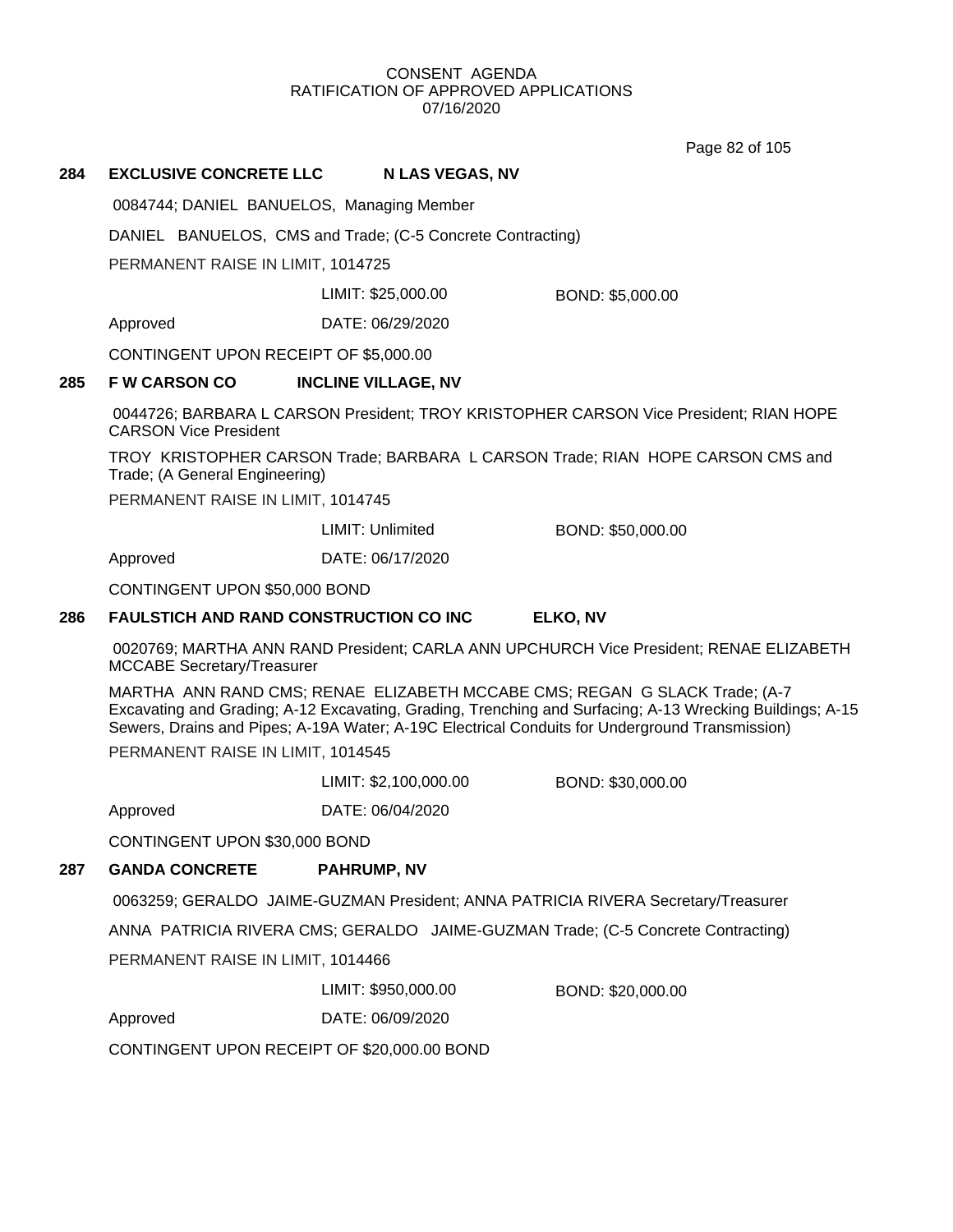CONSENT AGENDA
RATIFICATION OF APPROVED APPLICATIONS
07/16/2020

**284 EXCLUSIVE CONCRETE LLC N LAS VEGAS, NV**

0084744; DANIEL BANUELOS, Managing Member

DANIEL BANUELOS, CMS and Trade; (C-5 Concrete Contracting)

PERMANENT RAISE IN LIMIT, 1014725

LIMIT: $25,000.00 BOND: $5,000.00

Approved DATE: 06/29/2020

CONTINGENT UPON RECEIPT OF $5,000.00

**285 F W CARSON CO INCLINE VILLAGE, NV**

0044726; BARBARA L CARSON President; TROY KRISTOPHER CARSON Vice President; RIAN HOPE CARSON Vice President

TROY KRISTOPHER CARSON Trade; BARBARA L CARSON Trade; RIAN HOPE CARSON CMS and Trade; (A General Engineering)

PERMANENT RAISE IN LIMIT, 1014745

LIMIT: Unlimited BOND: $50,000.00

Approved DATE: 06/17/2020

CONTINGENT UPON $50,000 BOND

**286 FAULSTICH AND RAND CONSTRUCTION CO INC ELKO, NV**

0020769; MARTHA ANN RAND President; CARLA ANN UPCHURCH Vice President; RENAE ELIZABETH MCCABE Secretary/Treasurer

MARTHA ANN RAND CMS; RENAE ELIZABETH MCCABE CMS; REGAN G SLACK Trade; (A-7 Excavating and Grading; A-12 Excavating, Grading, Trenching and Surfacing; A-13 Wrecking Buildings; A-15 Sewers, Drains and Pipes; A-19A Water; A-19C Electrical Conduits for Underground Transmission)

PERMANENT RAISE IN LIMIT, 1014545

LIMIT: $2,100,000.00 BOND: $30,000.00

Approved DATE: 06/04/2020

CONTINGENT UPON $30,000 BOND

**287 GANDA CONCRETE PAHRUMP, NV**

0063259; GERALDO JAIME-GUZMAN President; ANNA PATRICIA RIVERA Secretary/Treasurer

ANNA PATRICIA RIVERA CMS; GERALDO JAIME-GUZMAN Trade; (C-5 Concrete Contracting)

PERMANENT RAISE IN LIMIT, 1014466

LIMIT: $950,000.00 BOND: $20,000.00

Approved DATE: 06/09/2020

CONTINGENT UPON RECEIPT OF $20,000.00 BOND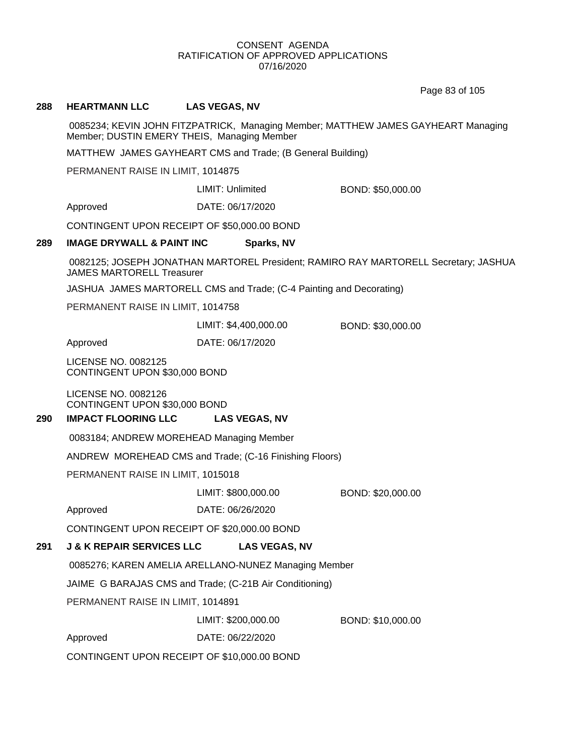CONSENT AGENDA
RATIFICATION OF APPROVED APPLICATIONS
07/16/2020

### 288 HEARTMANN LLC LAS VEGAS, NV

0085234; KEVIN JOHN FITZPATRICK, Managing Member; MATTHEW JAMES GAYHEART Managing Member; DUSTIN EMERY THEIS, Managing Member

MATTHEW JAMES GAYHEART CMS and Trade; (B General Building)

PERMANENT RAISE IN LIMIT, 1014875

LIMIT: Unlimited BOND: $50,000.00

Approved DATE: 06/17/2020

CONTINGENT UPON RECEIPT OF $50,000.00 BOND

### 289 IMAGE DRYWALL & PAINT INC Sparks, NV

0082125; JOSEPH JONATHAN MARTOREL President; RAMIRO RAY MARTORELL Secretary; JASHUA JAMES MARTORELL Treasurer

JASHUA JAMES MARTORELL CMS and Trade; (C-4 Painting and Decorating)

PERMANENT RAISE IN LIMIT, 1014758

LIMIT: $4,400,000.00 BOND: $30,000.00

Approved DATE: 06/17/2020

LICENSE NO. 0082125
CONTINGENT UPON $30,000 BOND

LICENSE NO. 0082126
CONTINGENT UPON $30,000 BOND

### 290 IMPACT FLOORING LLC LAS VEGAS, NV

0083184; ANDREW MOREHEAD Managing Member

ANDREW MOREHEAD CMS and Trade; (C-16 Finishing Floors)

PERMANENT RAISE IN LIMIT, 1015018

LIMIT: $800,000.00 BOND: $20,000.00

Approved DATE: 06/26/2020

CONTINGENT UPON RECEIPT OF $20,000.00 BOND

### 291 J & K REPAIR SERVICES LLC LAS VEGAS, NV

0085276; KAREN AMELIA ARELLANO-NUNEZ Managing Member

JAIME G BARAJAS CMS and Trade; (C-21B Air Conditioning)

PERMANENT RAISE IN LIMIT, 1014891

LIMIT: $200,000.00 BOND: $10,000.00

Approved DATE: 06/22/2020

CONTINGENT UPON RECEIPT OF $10,000.00 BOND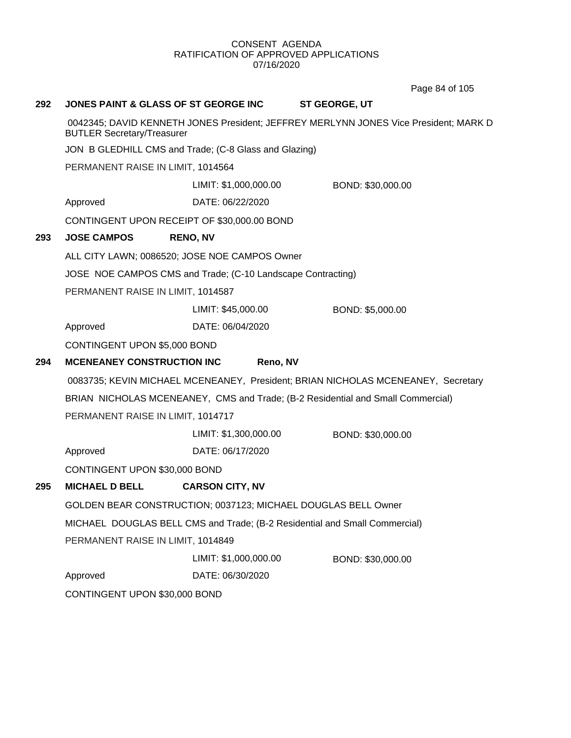CONSENT AGENDA
RATIFICATION OF APPROVED APPLICATIONS
07/16/2020

**292 JONES PAINT & GLASS OF ST GEORGE INC ST GEORGE, UT**

0042345; DAVID KENNETH JONES President; JEFFREY MERLYNN JONES Vice President; MARK D BUTLER Secretary/Treasurer

JON B GLEDHILL CMS and Trade; (C-8 Glass and Glazing)

PERMANENT RAISE IN LIMIT, 1014564

LIMIT: $1,000,000.00 BOND: $30,000.00

Approved DATE: 06/22/2020

CONTINGENT UPON RECEIPT OF $30,000.00 BOND

**293 JOSE CAMPOS RENO, NV**

ALL CITY LAWN; 0086520; JOSE NOE CAMPOS Owner

JOSE NOE CAMPOS CMS and Trade; (C-10 Landscape Contracting)

PERMANENT RAISE IN LIMIT, 1014587

LIMIT: $45,000.00 BOND: $5,000.00

Approved DATE: 06/04/2020

CONTINGENT UPON $5,000 BOND

**294 MCENEANEY CONSTRUCTION INC Reno, NV**

0083735; KEVIN MICHAEL MCENEANEY, President; BRIAN NICHOLAS MCENEANEY, Secretary

BRIAN NICHOLAS MCENEANEY, CMS and Trade; (B-2 Residential and Small Commercial)

PERMANENT RAISE IN LIMIT, 1014717

LIMIT: $1,300,000.00 BOND: $30,000.00

Approved DATE: 06/17/2020

CONTINGENT UPON $30,000 BOND

**295 MICHAEL D BELL CARSON CITY, NV**

GOLDEN BEAR CONSTRUCTION; 0037123; MICHAEL DOUGLAS BELL Owner

MICHAEL DOUGLAS BELL CMS and Trade; (B-2 Residential and Small Commercial)

PERMANENT RAISE IN LIMIT, 1014849

LIMIT: $1,000,000.00 BOND: $30,000.00

Approved DATE: 06/30/2020

CONTINGENT UPON $30,000 BOND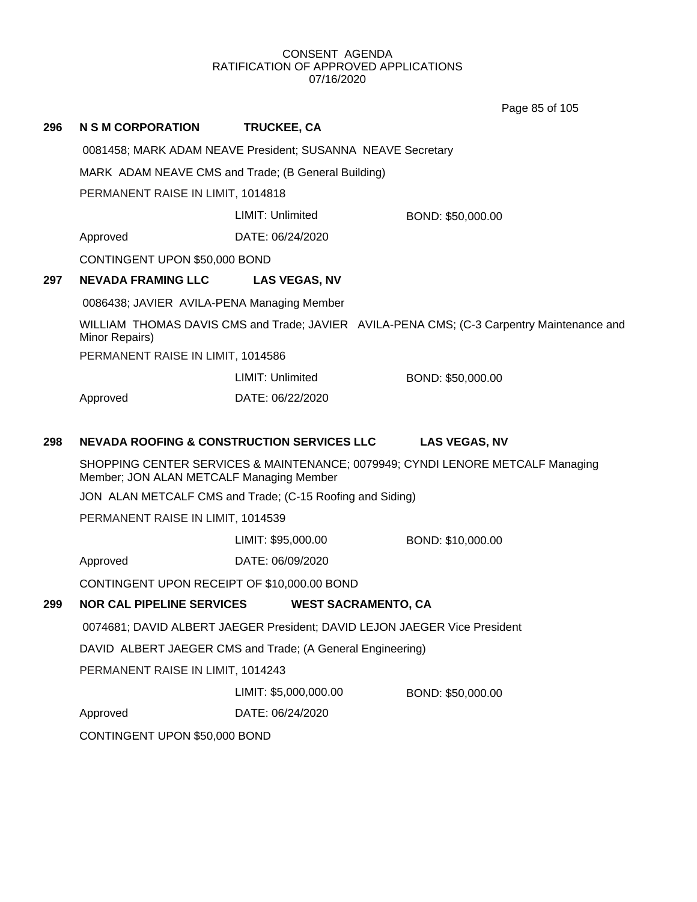CONSENT AGENDA
RATIFICATION OF APPROVED APPLICATIONS
07/16/2020

**296 N S M CORPORATION TRUCKEE, CA**

0081458; MARK ADAM NEAVE President; SUSANNA NEAVE Secretary

MARK ADAM NEAVE CMS and Trade; (B General Building)

PERMANENT RAISE IN LIMIT, 1014818

LIMIT: Unlimited BOND: $50,000.00

Approved DATE: 06/24/2020

CONTINGENT UPON $50,000 BOND

**297 NEVADA FRAMING LLC LAS VEGAS, NV**

0086438; JAVIER AVILA-PENA Managing Member

WILLIAM THOMAS DAVIS CMS and Trade; JAVIER AVILA-PENA CMS; (C-3 Carpentry Maintenance and Minor Repairs)

PERMANENT RAISE IN LIMIT, 1014586

LIMIT: Unlimited BOND: $50,000.00

Approved DATE: 06/22/2020

**298 NEVADA ROOFING & CONSTRUCTION SERVICES LLC LAS VEGAS, NV**

SHOPPING CENTER SERVICES & MAINTENANCE; 0079949; CYNDI LENORE METCALF Managing Member; JON ALAN METCALF Managing Member

JON ALAN METCALF CMS and Trade; (C-15 Roofing and Siding)

PERMANENT RAISE IN LIMIT, 1014539

LIMIT: $95,000.00 BOND: $10,000.00

Approved DATE: 06/09/2020

CONTINGENT UPON RECEIPT OF $10,000.00 BOND

**299 NOR CAL PIPELINE SERVICES WEST SACRAMENTO, CA**

0074681; DAVID ALBERT JAEGER President; DAVID LEJON JAEGER Vice President

DAVID ALBERT JAEGER CMS and Trade; (A General Engineering)

PERMANENT RAISE IN LIMIT, 1014243

LIMIT: $5,000,000.00 BOND: $50,000.00

Approved DATE: 06/24/2020

CONTINGENT UPON $50,000 BOND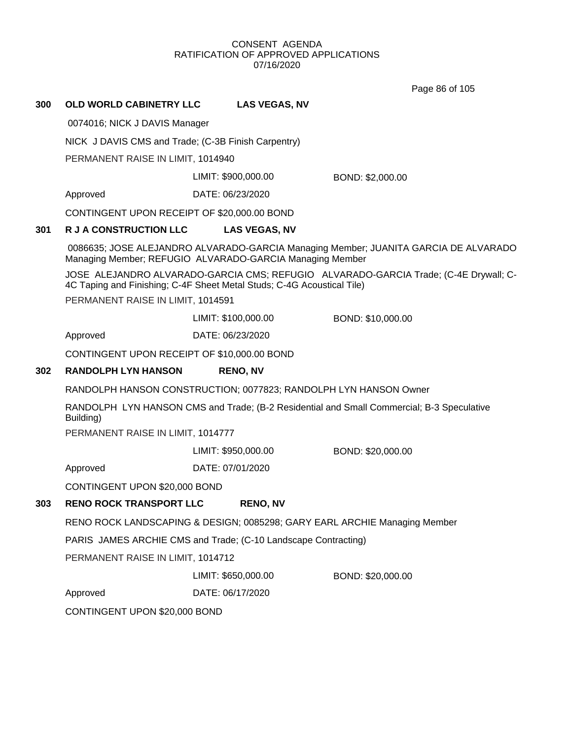## 300 OLD WORLD CABINETRY LLC LAS VEGAS, NV

0074016; NICK J DAVIS Manager

NICK J DAVIS CMS and Trade; (C-3B Finish Carpentry)

PERMANENT RAISE IN LIMIT, 1014940

LIMIT: $900,000.00 BOND: $2,000.00

Approved DATE: 06/23/2020

CONTINGENT UPON RECEIPT OF $20,000.00 BOND

## 301 R J A CONSTRUCTION LLC LAS VEGAS, NV

0086635; JOSE ALEJANDRO ALVARADO-GARCIA Managing Member; JUANITA GARCIA DE ALVARADO Managing Member; REFUGIO ALVARADO-GARCIA Managing Member

JOSE ALEJANDRO ALVARADO-GARCIA CMS; REFUGIO ALVARADO-GARCIA Trade; (C-4E Drywall; C-4C Taping and Finishing; C-4F Sheet Metal Studs; C-4G Acoustical Tile)

PERMANENT RAISE IN LIMIT, 1014591

LIMIT: $100,000.00 BOND: $10,000.00

Approved DATE: 06/23/2020

CONTINGENT UPON RECEIPT OF $10,000.00 BOND

## 302 RANDOLPH LYN HANSON RENO, NV

RANDOLPH HANSON CONSTRUCTION; 0077823; RANDOLPH LYN HANSON Owner

RANDOLPH LYN HANSON CMS and Trade; (B-2 Residential and Small Commercial; B-3 Speculative Building)

PERMANENT RAISE IN LIMIT, 1014777

LIMIT: $950,000.00 BOND: $20,000.00

Approved DATE: 07/01/2020

CONTINGENT UPON $20,000 BOND

## 303 RENO ROCK TRANSPORT LLC RENO, NV

RENO ROCK LANDSCAPING & DESIGN; 0085298; GARY EARL ARCHIE Managing Member

PARIS JAMES ARCHIE CMS and Trade; (C-10 Landscape Contracting)

PERMANENT RAISE IN LIMIT, 1014712

LIMIT: $650,000.00 BOND: $20,000.00

Approved DATE: 06/17/2020

CONTINGENT UPON $20,000 BOND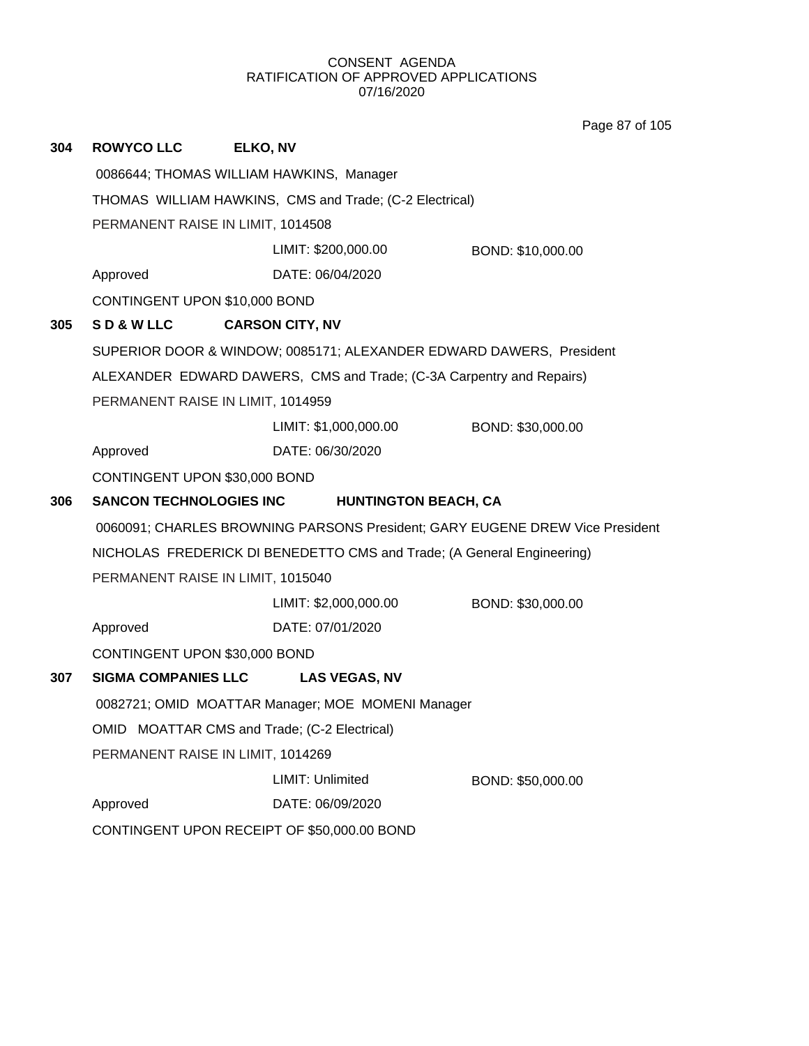CONSENT AGENDA
RATIFICATION OF APPROVED APPLICATIONS
07/16/2020

**304 ROWYCO LLC ELKO, NV**

0086644; THOMAS WILLIAM HAWKINS, Manager

THOMAS WILLIAM HAWKINS, CMS and Trade; (C-2 Electrical)

PERMANENT RAISE IN LIMIT, 1014508

LIMIT: $200,000.00 BOND: $10,000.00

Approved DATE: 06/04/2020

CONTINGENT UPON $10,000 BOND

**305 S D & W LLC CARSON CITY, NV**

SUPERIOR DOOR & WINDOW; 0085171; ALEXANDER EDWARD DAWERS, President

ALEXANDER EDWARD DAWERS, CMS and Trade; (C-3A Carpentry and Repairs)

PERMANENT RAISE IN LIMIT, 1014959

LIMIT: $1,000,000.00 BOND: $30,000.00

Approved DATE: 06/30/2020

CONTINGENT UPON $30,000 BOND

**306 SANCON TECHNOLOGIES INC HUNTINGTON BEACH, CA**

0060091; CHARLES BROWNING PARSONS President; GARY EUGENE DREW Vice President

NICHOLAS FREDERICK DI BENEDETTO CMS and Trade; (A General Engineering)

PERMANENT RAISE IN LIMIT, 1015040

LIMIT: $2,000,000.00 BOND: $30,000.00

Approved DATE: 07/01/2020

CONTINGENT UPON $30,000 BOND

**307 SIGMA COMPANIES LLC LAS VEGAS, NV**

0082721; OMID MOATTAR Manager; MOE MOMENI Manager

OMID MOATTAR CMS and Trade; (C-2 Electrical)

PERMANENT RAISE IN LIMIT, 1014269

LIMIT: Unlimited BOND: $50,000.00

Approved DATE: 06/09/2020

CONTINGENT UPON RECEIPT OF $50,000.00 BOND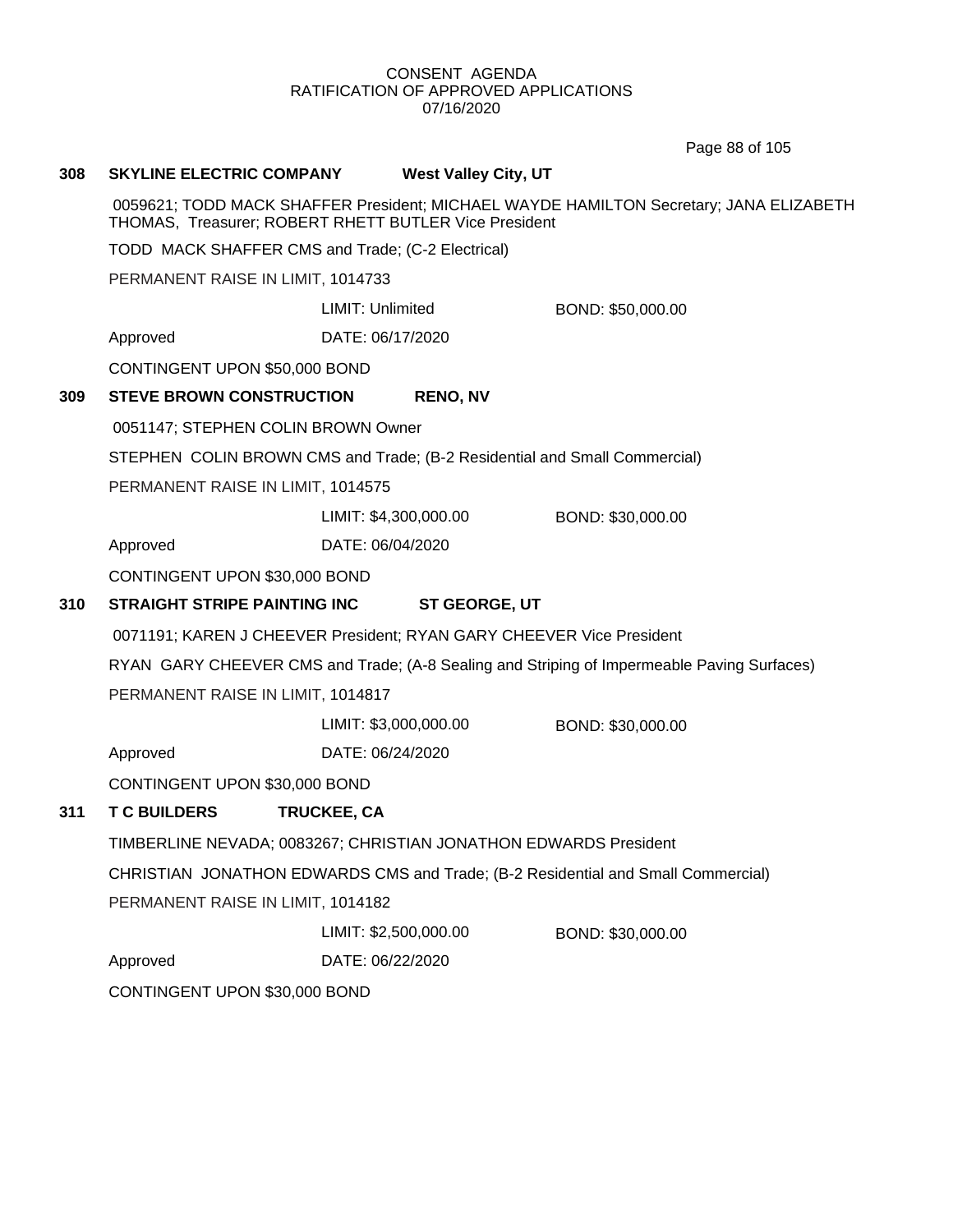CONSENT AGENDA
RATIFICATION OF APPROVED APPLICATIONS
07/16/2020

**308 SKYLINE ELECTRIC COMPANY West Valley City, UT**

0059621; TODD MACK SHAFFER President; MICHAEL WAYDE HAMILTON Secretary; JANA ELIZABETH THOMAS, Treasurer; ROBERT RHETT BUTLER Vice President

TODD MACK SHAFFER CMS and Trade; (C-2 Electrical)

PERMANENT RAISE IN LIMIT, 1014733

LIMIT: Unlimited BOND: $50,000.00

Approved DATE: 06/17/2020

CONTINGENT UPON $50,000 BOND

**309 STEVE BROWN CONSTRUCTION RENO, NV**

0051147; STEPHEN COLIN BROWN Owner

STEPHEN COLIN BROWN CMS and Trade; (B-2 Residential and Small Commercial)

PERMANENT RAISE IN LIMIT, 1014575

LIMIT: $4,300,000.00 BOND: $30,000.00

Approved DATE: 06/04/2020

CONTINGENT UPON $30,000 BOND

**310 STRAIGHT STRIPE PAINTING INC ST GEORGE, UT**

0071191; KAREN J CHEEVER President; RYAN GARY CHEEVER Vice President

RYAN GARY CHEEVER CMS and Trade; (A-8 Sealing and Striping of Impermeable Paving Surfaces)

PERMANENT RAISE IN LIMIT, 1014817

LIMIT: $3,000,000.00 BOND: $30,000.00

Approved DATE: 06/24/2020

CONTINGENT UPON $30,000 BOND

**311 T C BUILDERS TRUCKEE, CA**

TIMBERLINE NEVADA; 0083267; CHRISTIAN JONATHON EDWARDS President

CHRISTIAN JONATHON EDWARDS CMS and Trade; (B-2 Residential and Small Commercial)

PERMANENT RAISE IN LIMIT, 1014182

LIMIT: $2,500,000.00 BOND: $30,000.00

Approved DATE: 06/22/2020

CONTINGENT UPON $30,000 BOND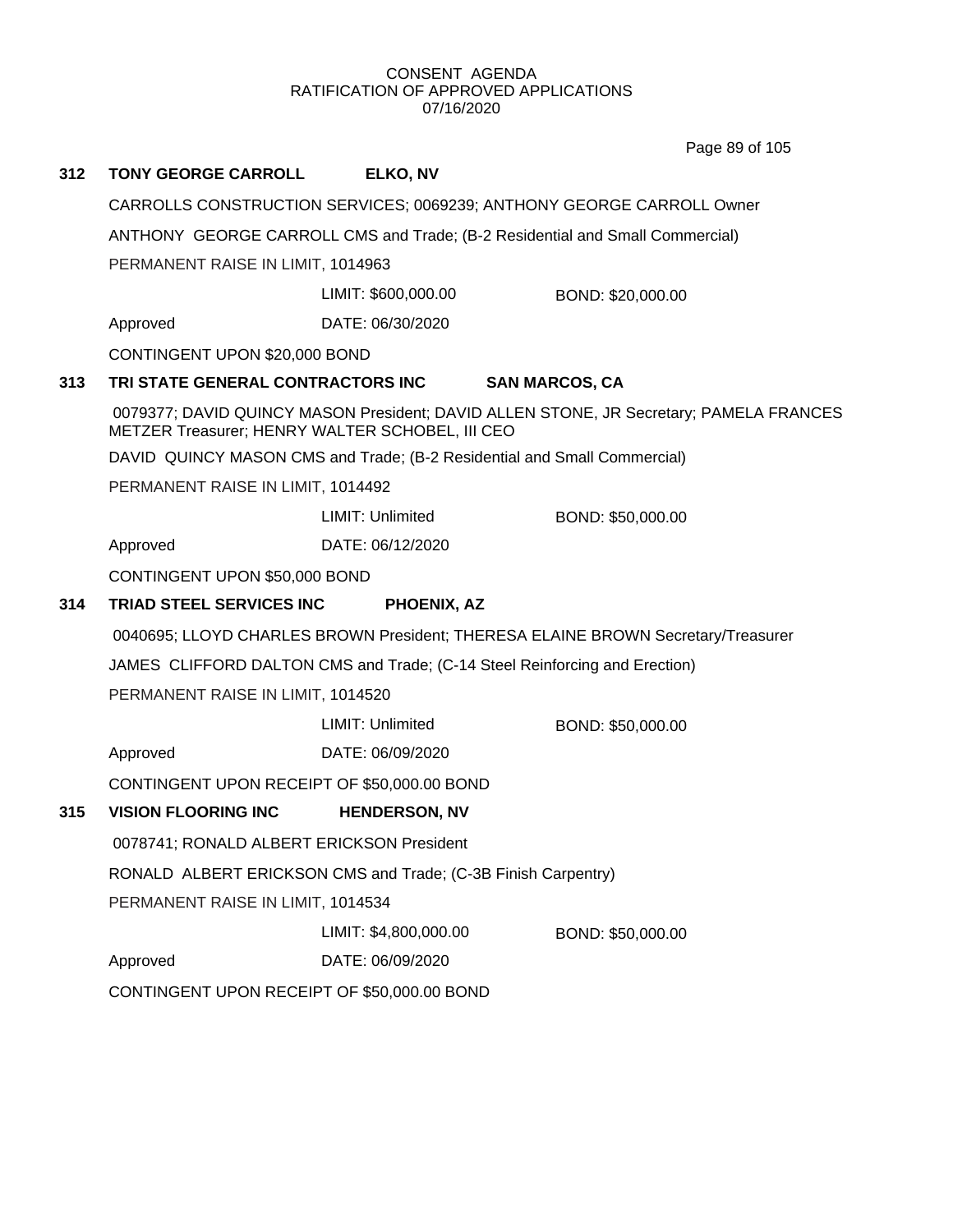CONSENT AGENDA
RATIFICATION OF APPROVED APPLICATIONS
07/16/2020

**312 TONY GEORGE CARROLL ELKO, NV**

CARROLLS CONSTRUCTION SERVICES; 0069239; ANTHONY GEORGE CARROLL Owner

ANTHONY GEORGE CARROLL CMS and Trade; (B-2 Residential and Small Commercial)

PERMANENT RAISE IN LIMIT, 1014963

LIMIT: $600,000.00 BOND: $20,000.00

Approved DATE: 06/30/2020

CONTINGENT UPON $20,000 BOND

**313 TRI STATE GENERAL CONTRACTORS INC SAN MARCOS, CA**

0079377; DAVID QUINCY MASON President; DAVID ALLEN STONE, JR Secretary; PAMELA FRANCES METZER Treasurer; HENRY WALTER SCHOBEL, III CEO

DAVID QUINCY MASON CMS and Trade; (B-2 Residential and Small Commercial)

PERMANENT RAISE IN LIMIT, 1014492

LIMIT: Unlimited BOND: $50,000.00

Approved DATE: 06/12/2020

CONTINGENT UPON $50,000 BOND

**314 TRIAD STEEL SERVICES INC PHOENIX, AZ**

0040695; LLOYD CHARLES BROWN President; THERESA ELAINE BROWN Secretary/Treasurer

JAMES CLIFFORD DALTON CMS and Trade; (C-14 Steel Reinforcing and Erection)

PERMANENT RAISE IN LIMIT, 1014520

LIMIT: Unlimited BOND: $50,000.00

Approved DATE: 06/09/2020

CONTINGENT UPON RECEIPT OF $50,000.00 BOND

**315 VISION FLOORING INC HENDERSON, NV**

0078741; RONALD ALBERT ERICKSON President

RONALD ALBERT ERICKSON CMS and Trade; (C-3B Finish Carpentry)

PERMANENT RAISE IN LIMIT, 1014534

LIMIT: $4,800,000.00 BOND: $50,000.00

Approved DATE: 06/09/2020

CONTINGENT UPON RECEIPT OF $50,000.00 BOND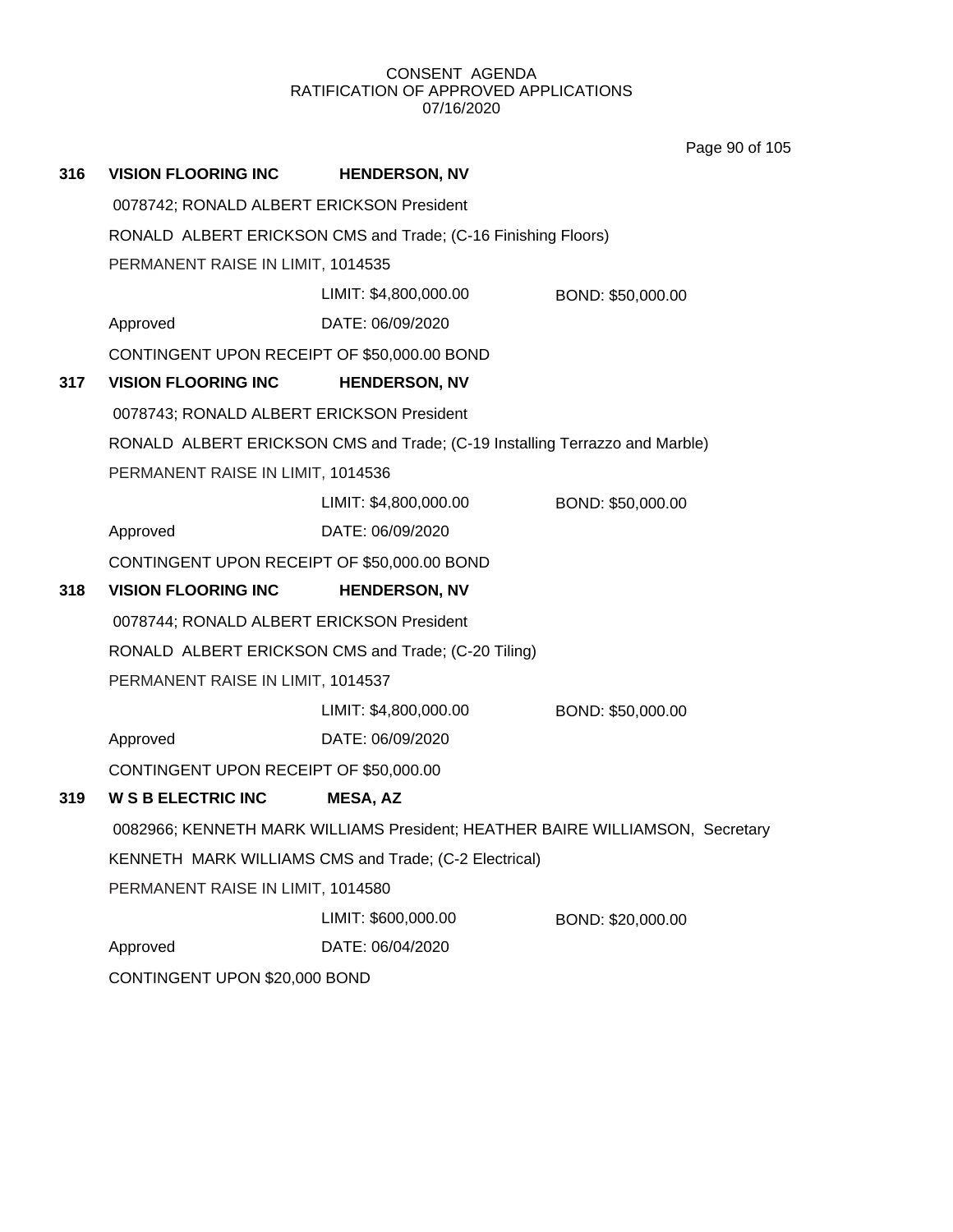CONSENT AGENDA
RATIFICATION OF APPROVED APPLICATIONS
07/16/2020

**316 VISION FLOORING INC HENDERSON, NV**

0078742; RONALD ALBERT ERICKSON President

RONALD ALBERT ERICKSON CMS and Trade; (C-16 Finishing Floors)

PERMANENT RAISE IN LIMIT, 1014535

LIMIT: $4,800,000.00 BOND: $50,000.00

Approved DATE: 06/09/2020

CONTINGENT UPON RECEIPT OF $50,000.00 BOND

**317 VISION FLOORING INC HENDERSON, NV**

0078743; RONALD ALBERT ERICKSON President

RONALD ALBERT ERICKSON CMS and Trade; (C-19 Installing Terrazzo and Marble)

PERMANENT RAISE IN LIMIT, 1014536

LIMIT: $4,800,000.00 BOND: $50,000.00

Approved DATE: 06/09/2020

CONTINGENT UPON RECEIPT OF $50,000.00 BOND

**318 VISION FLOORING INC HENDERSON, NV**

0078744; RONALD ALBERT ERICKSON President

RONALD ALBERT ERICKSON CMS and Trade; (C-20 Tiling)

PERMANENT RAISE IN LIMIT, 1014537

LIMIT: $4,800,000.00 BOND: $50,000.00

Approved DATE: 06/09/2020

CONTINGENT UPON RECEIPT OF $50,000.00

**319 W S B ELECTRIC INC MESA, AZ**

0082966; KENNETH MARK WILLIAMS President; HEATHER BAIRE WILLIAMSON, Secretary

KENNETH MARK WILLIAMS CMS and Trade; (C-2 Electrical)

PERMANENT RAISE IN LIMIT, 1014580

LIMIT: $600,000.00 BOND: $20,000.00

Approved DATE: 06/04/2020

CONTINGENT UPON $20,000 BOND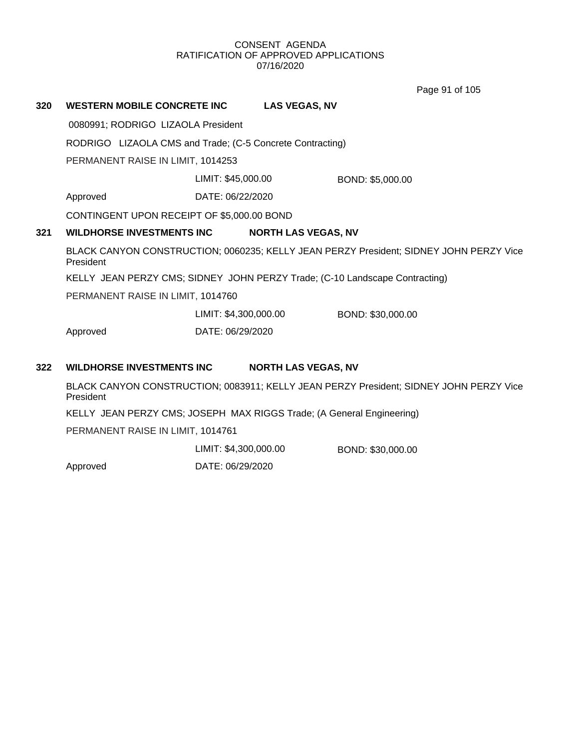CONSENT AGENDA
RATIFICATION OF APPROVED APPLICATIONS
07/16/2020

**320 WESTERN MOBILE CONCRETE INC LAS VEGAS, NV**

0080991; RODRIGO LIZAOLA President

RODRIGO LIZAOLA CMS and Trade; (C-5 Concrete Contracting)

PERMANENT RAISE IN LIMIT, 1014253

LIMIT: $45,000.00 BOND: $5,000.00

Approved DATE: 06/22/2020

CONTINGENT UPON RECEIPT OF $5,000.00 BOND

**321 WILDHORSE INVESTMENTS INC NORTH LAS VEGAS, NV**

BLACK CANYON CONSTRUCTION; 0060235; KELLY JEAN PERZY President; SIDNEY JOHN PERZY Vice President

KELLY JEAN PERZY CMS; SIDNEY JOHN PERZY Trade; (C-10 Landscape Contracting)

PERMANENT RAISE IN LIMIT, 1014760

LIMIT: $4,300,000.00 BOND: $30,000.00

Approved DATE: 06/29/2020

**322 WILDHORSE INVESTMENTS INC NORTH LAS VEGAS, NV**

BLACK CANYON CONSTRUCTION; 0083911; KELLY JEAN PERZY President; SIDNEY JOHN PERZY Vice President

KELLY JEAN PERZY CMS; JOSEPH MAX RIGGS Trade; (A General Engineering)

PERMANENT RAISE IN LIMIT, 1014761

LIMIT: $4,300,000.00 BOND: $30,000.00

Approved DATE: 06/29/2020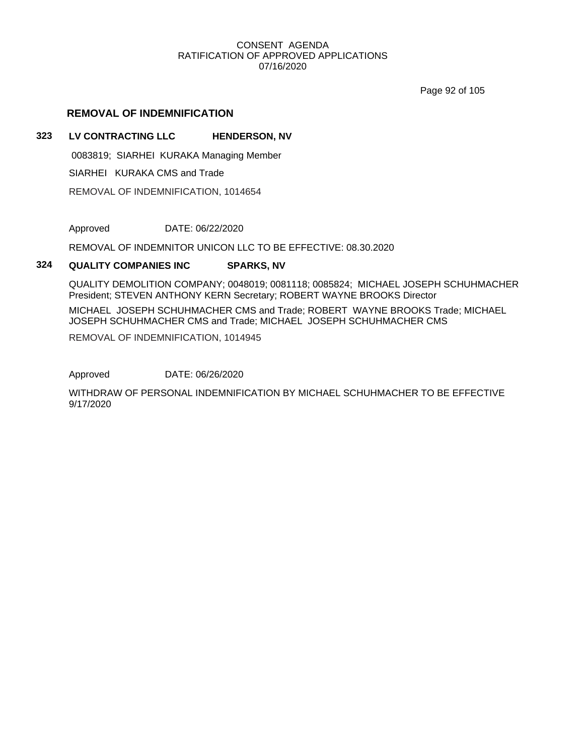CONSENT AGENDA
RATIFICATION OF APPROVED APPLICATIONS
07/16/2020

## REMOVAL OF INDEMNIFICATION

### 323 LV CONTRACTING LLC HENDERSON, NV

0083819; SIARHEI KURAKA Managing Member

SIARHEI KURAKA CMS and Trade

REMOVAL OF INDEMNIFICATION, 1014654

Approved DATE: 06/22/2020

REMOVAL OF INDEMNITOR UNICON LLC TO BE EFFECTIVE: 08.30.2020

### 324 QUALITY COMPANIES INC SPARKS, NV

QUALITY DEMOLITION COMPANY; 0048019; 0081118; 0085824; MICHAEL JOSEPH SCHUHMACHER President; STEVEN ANTHONY KERN Secretary; ROBERT WAYNE BROOKS Director

MICHAEL JOSEPH SCHUHMACHER CMS and Trade; ROBERT WAYNE BROOKS Trade; MICHAEL JOSEPH SCHUHMACHER CMS and Trade; MICHAEL JOSEPH SCHUHMACHER CMS

REMOVAL OF INDEMNIFICATION, 1014945

Approved DATE: 06/26/2020

WITHDRAW OF PERSONAL INDEMNIFICATION BY MICHAEL SCHUHMACHER TO BE EFFECTIVE 9/17/2020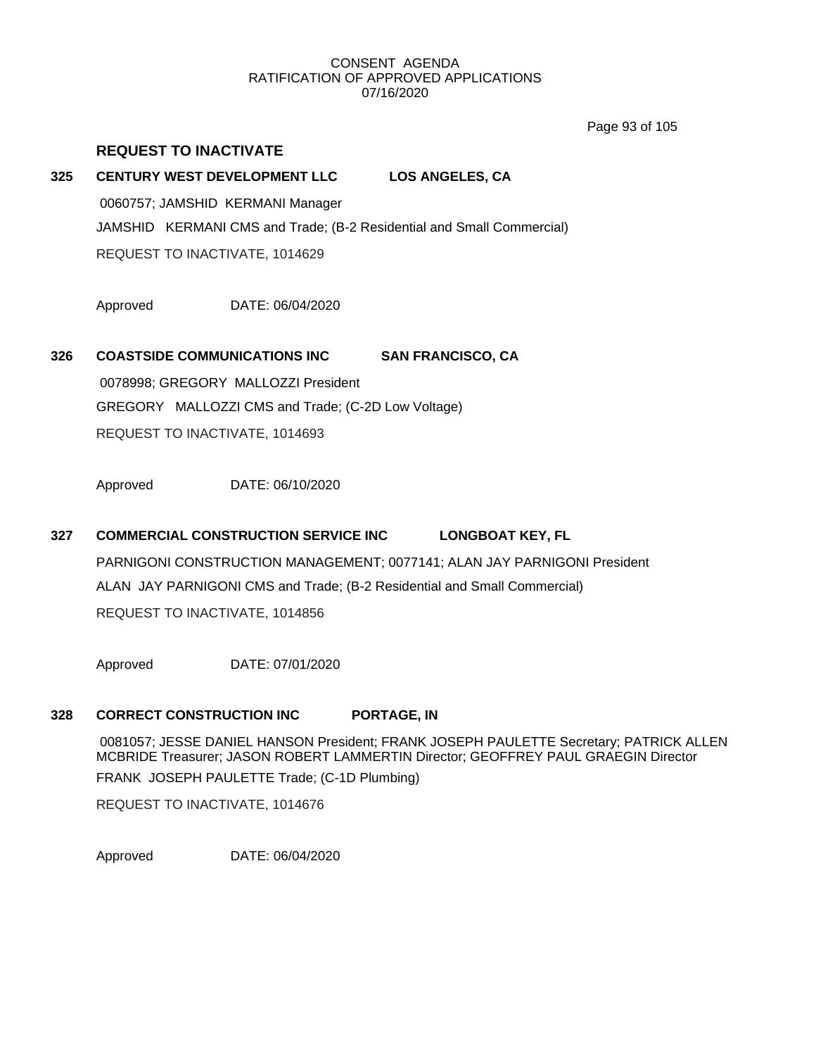CONSENT AGENDA
RATIFICATION OF APPROVED APPLICATIONS
07/16/2020

## REQUEST TO INACTIVATE

**325 CENTURY WEST DEVELOPMENT LLC LOS ANGELES, CA**

0060757; JAMSHID KERMANI Manager

JAMSHID KERMANI CMS and Trade; (B-2 Residential and Small Commercial)

REQUEST TO INACTIVATE, 1014629

Approved DATE: 06/04/2020

**326 COASTSIDE COMMUNICATIONS INC SAN FRANCISCO, CA**

0078998; GREGORY MALLOZZI President

GREGORY MALLOZZI CMS and Trade; (C-2D Low Voltage)

REQUEST TO INACTIVATE, 1014693

Approved DATE: 06/10/2020

**327 COMMERCIAL CONSTRUCTION SERVICE INC LONGBOAT KEY, FL**

PARNIGONI CONSTRUCTION MANAGEMENT; 0077141; ALAN JAY PARNIGONI President

ALAN JAY PARNIGONI CMS and Trade; (B-2 Residential and Small Commercial)

REQUEST TO INACTIVATE, 1014856

Approved DATE: 07/01/2020

**328 CORRECT CONSTRUCTION INC PORTAGE, IN**

0081057; JESSE DANIEL HANSON President; FRANK JOSEPH PAULETTE Secretary; PATRICK ALLEN MCBRIDE Treasurer; JASON ROBERT LAMMERTIN Director; GEOFFREY PAUL GRAEGIN Director

FRANK JOSEPH PAULETTE Trade; (C-1D Plumbing)

REQUEST TO INACTIVATE, 1014676

Approved DATE: 06/04/2020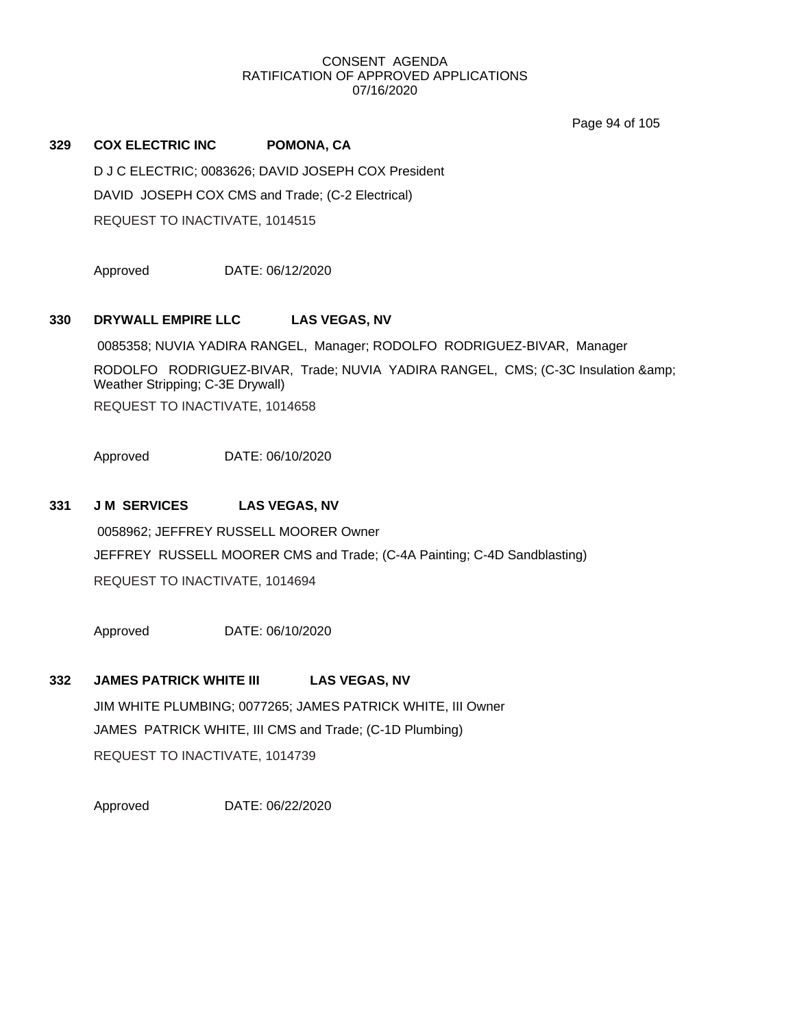CONSENT AGENDA
RATIFICATION OF APPROVED APPLICATIONS
07/16/2020

**329 COX ELECTRIC INC POMONA, CA**

D J C ELECTRIC; 0083626; DAVID JOSEPH COX President

DAVID JOSEPH COX CMS and Trade; (C-2 Electrical)

REQUEST TO INACTIVATE, 1014515

Approved DATE: 06/12/2020

**330 DRYWALL EMPIRE LLC LAS VEGAS, NV**

0085358; NUVIA YADIRA RANGEL, Manager; RODOLFO RODRIGUEZ-BIVAR, Manager

RODOLFO RODRIGUEZ-BIVAR, Trade; NUVIA YADIRA RANGEL, CMS; (C-3C Insulation &amp; Weather Stripping; C-3E Drywall)

REQUEST TO INACTIVATE, 1014658

Approved DATE: 06/10/2020

**331 J M SERVICES LAS VEGAS, NV**

0058962; JEFFREY RUSSELL MOORER Owner

JEFFREY RUSSELL MOORER CMS and Trade; (C-4A Painting; C-4D Sandblasting)

REQUEST TO INACTIVATE, 1014694

Approved DATE: 06/10/2020

**332 JAMES PATRICK WHITE III LAS VEGAS, NV**

JIM WHITE PLUMBING; 0077265; JAMES PATRICK WHITE, III Owner

JAMES PATRICK WHITE, III CMS and Trade; (C-1D Plumbing)

REQUEST TO INACTIVATE, 1014739

Approved DATE: 06/22/2020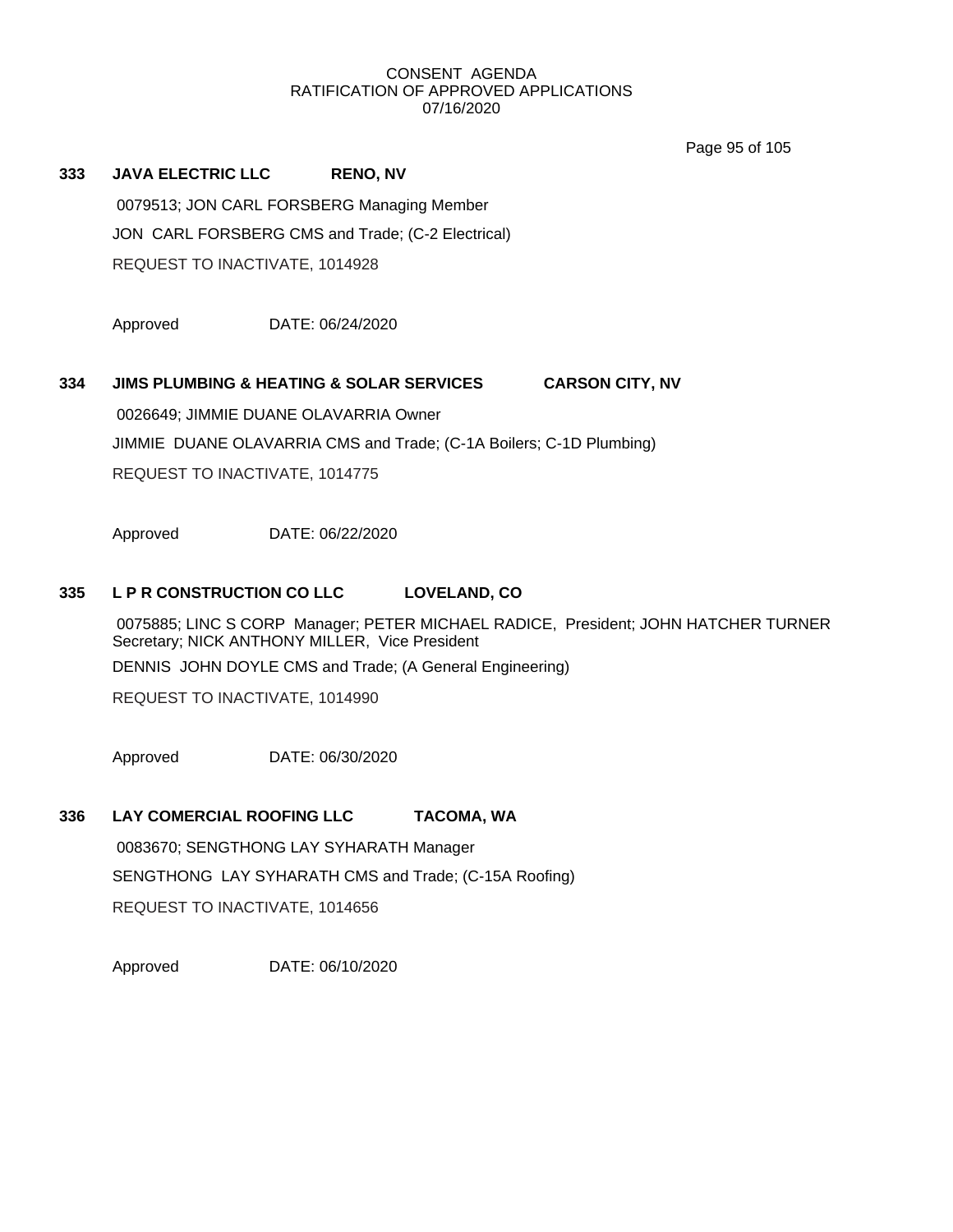CONSENT AGENDA
RATIFICATION OF APPROVED APPLICATIONS
07/16/2020

**333 JAVA ELECTRIC LLC RENO, NV**

0079513; JON CARL FORSBERG Managing Member

JON CARL FORSBERG CMS and Trade; (C-2 Electrical)

REQUEST TO INACTIVATE, 1014928

Approved DATE: 06/24/2020

**334 JIMS PLUMBING & HEATING & SOLAR SERVICES CARSON CITY, NV**

0026649; JIMMIE DUANE OLAVARRIA Owner

JIMMIE DUANE OLAVARRIA CMS and Trade; (C-1A Boilers; C-1D Plumbing)

REQUEST TO INACTIVATE, 1014775

Approved DATE: 06/22/2020

**335 L P R CONSTRUCTION CO LLC LOVELAND, CO**

0075885; LINC S CORP Manager; PETER MICHAEL RADICE, President; JOHN HATCHER TURNER Secretary; NICK ANTHONY MILLER, Vice President

DENNIS JOHN DOYLE CMS and Trade; (A General Engineering)

REQUEST TO INACTIVATE, 1014990

Approved DATE: 06/30/2020

**336 LAY COMERCIAL ROOFING LLC TACOMA, WA**

0083670; SENGTHONG LAY SYHARATH Manager

SENGTHONG LAY SYHARATH CMS and Trade; (C-15A Roofing)

REQUEST TO INACTIVATE, 1014656

Approved DATE: 06/10/2020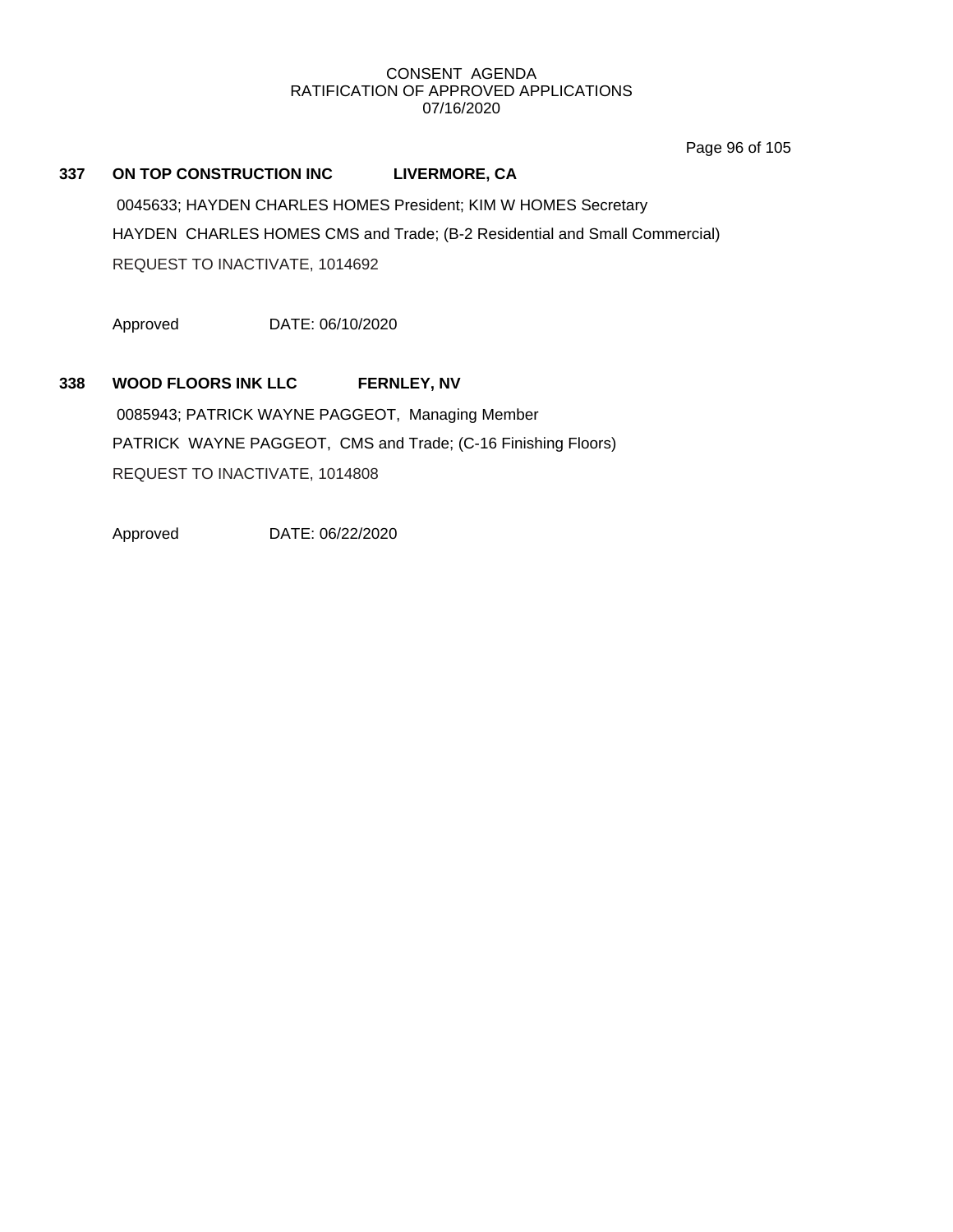**337 ON TOP CONSTRUCTION INC LIVERMORE, CA**

0045633; HAYDEN CHARLES HOMES President; KIM W HOMES Secretary

HAYDEN CHARLES HOMES CMS and Trade; (B-2 Residential and Small Commercial)

REQUEST TO INACTIVATE, 1014692

Approved DATE: 06/10/2020

**338 WOOD FLOORS INK LLC FERNLEY, NV**

0085943; PATRICK WAYNE PAGGEOT, Managing Member

PATRICK WAYNE PAGGEOT, CMS and Trade; (C-16 Finishing Floors)

REQUEST TO INACTIVATE, 1014808

Approved DATE: 06/22/2020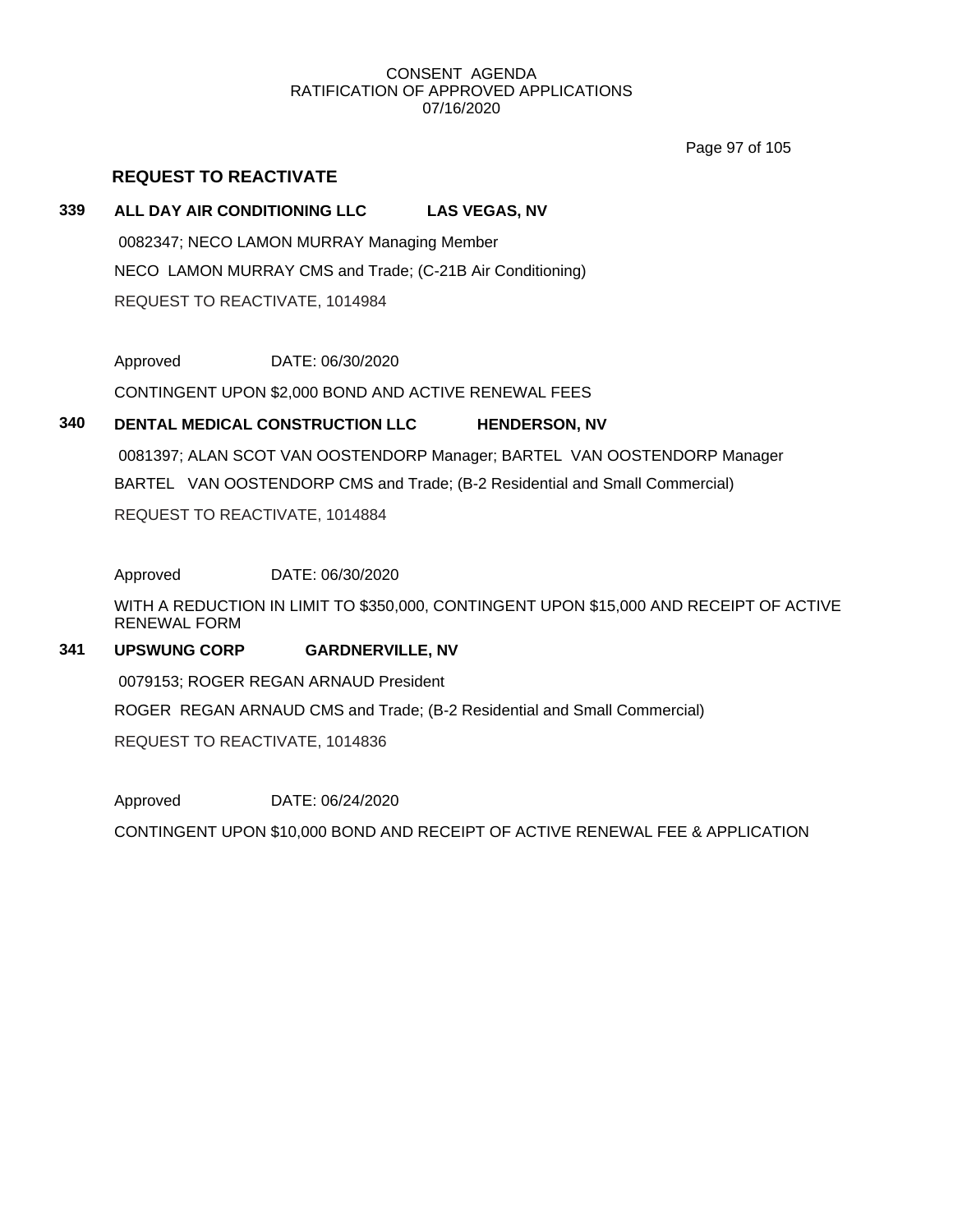CONSENT AGENDA
RATIFICATION OF APPROVED APPLICATIONS
07/16/2020

## REQUEST TO REACTIVATE

**339 ALL DAY AIR CONDITIONING LLC LAS VEGAS, NV**

0082347; NECO LAMON MURRAY Managing Member

NECO LAMON MURRAY CMS and Trade; (C-21B Air Conditioning)

REQUEST TO REACTIVATE, 1014984

Approved DATE: 06/30/2020

CONTINGENT UPON $2,000 BOND AND ACTIVE RENEWAL FEES

**340 DENTAL MEDICAL CONSTRUCTION LLC HENDERSON, NV**

0081397; ALAN SCOT VAN OOSTENDORP Manager; BARTEL VAN OOSTENDORP Manager

BARTEL VAN OOSTENDORP CMS and Trade; (B-2 Residential and Small Commercial)

REQUEST TO REACTIVATE, 1014884

Approved DATE: 06/30/2020

WITH A REDUCTION IN LIMIT TO $350,000, CONTINGENT UPON $15,000 AND RECEIPT OF ACTIVE RENEWAL FORM

**341 UPSWUNG CORP GARDNERVILLE, NV**

0079153; ROGER REGAN ARNAUD President

ROGER REGAN ARNAUD CMS and Trade; (B-2 Residential and Small Commercial)

REQUEST TO REACTIVATE, 1014836

Approved DATE: 06/24/2020

CONTINGENT UPON $10,000 BOND AND RECEIPT OF ACTIVE RENEWAL FEE & APPLICATION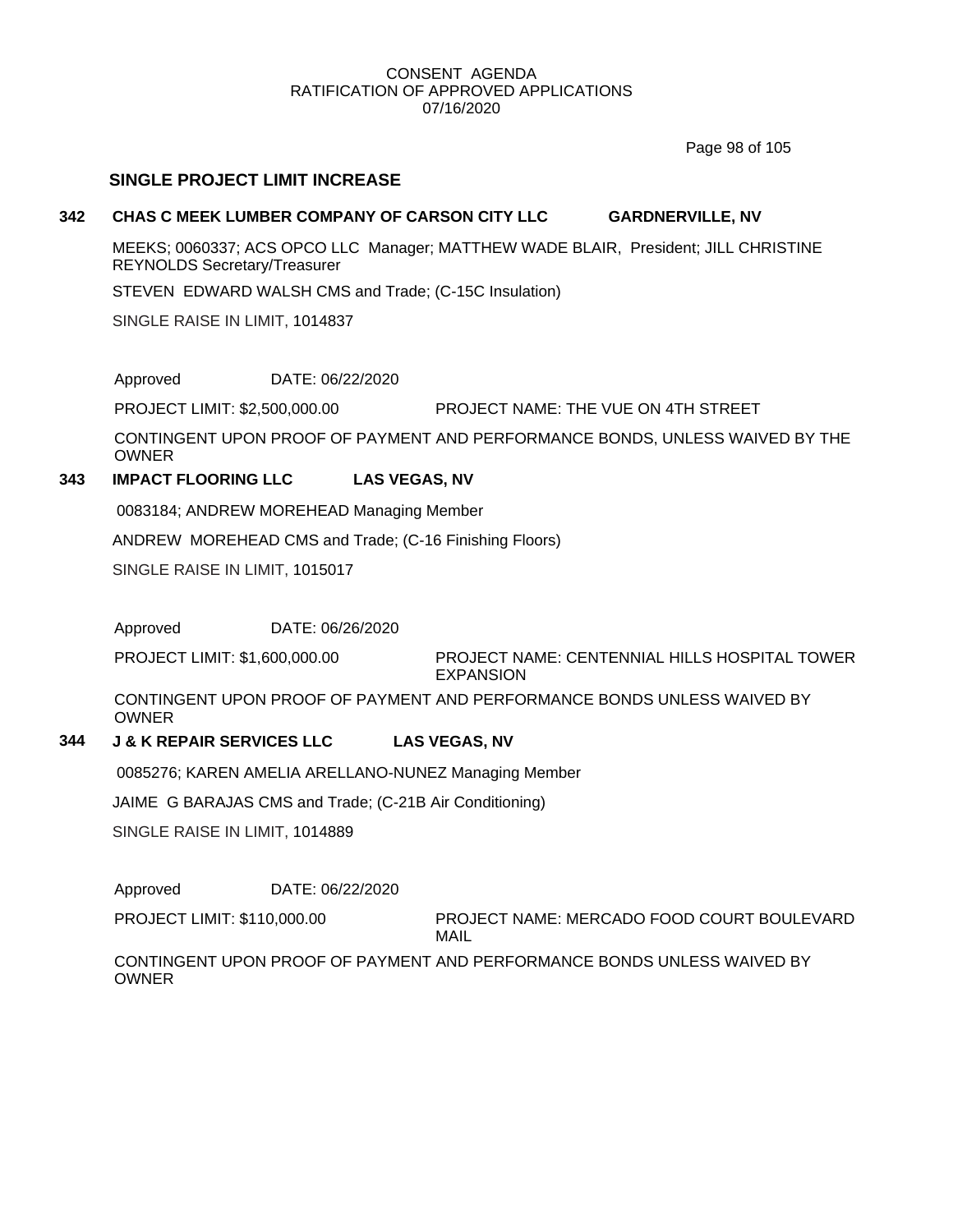CONSENT AGENDA
RATIFICATION OF APPROVED APPLICATIONS
07/16/2020

## SINGLE PROJECT LIMIT INCREASE

**342 CHAS C MEEK LUMBER COMPANY OF CARSON CITY LLC GARDNERVILLE, NV**

MEEKS; 0060337; ACS OPCO LLC Manager; MATTHEW WADE BLAIR, President; JILL CHRISTINE REYNOLDS Secretary/Treasurer

STEVEN EDWARD WALSH CMS and Trade; (C-15C Insulation)

SINGLE RAISE IN LIMIT, 1014837

Approved DATE: 06/22/2020

PROJECT LIMIT: $2,500,000.00 PROJECT NAME: THE VUE ON 4TH STREET

CONTINGENT UPON PROOF OF PAYMENT AND PERFORMANCE BONDS, UNLESS WAIVED BY THE OWNER

**343 IMPACT FLOORING LLC LAS VEGAS, NV**

0083184; ANDREW MOREHEAD Managing Member

ANDREW MOREHEAD CMS and Trade; (C-16 Finishing Floors)

SINGLE RAISE IN LIMIT, 1015017

Approved DATE: 06/26/2020

PROJECT LIMIT: $1,600,000.00 PROJECT NAME: CENTENNIAL HILLS HOSPITAL TOWER EXPANSION

CONTINGENT UPON PROOF OF PAYMENT AND PERFORMANCE BONDS UNLESS WAIVED BY OWNER

**344 J & K REPAIR SERVICES LLC LAS VEGAS, NV**

0085276; KAREN AMELIA ARELLANO-NUNEZ Managing Member

JAIME G BARAJAS CMS and Trade; (C-21B Air Conditioning)

SINGLE RAISE IN LIMIT, 1014889

Approved DATE: 06/22/2020

PROJECT LIMIT: $110,000.00 PROJECT NAME: MERCADO FOOD COURT BOULEVARD MAIL

CONTINGENT UPON PROOF OF PAYMENT AND PERFORMANCE BONDS UNLESS WAIVED BY OWNER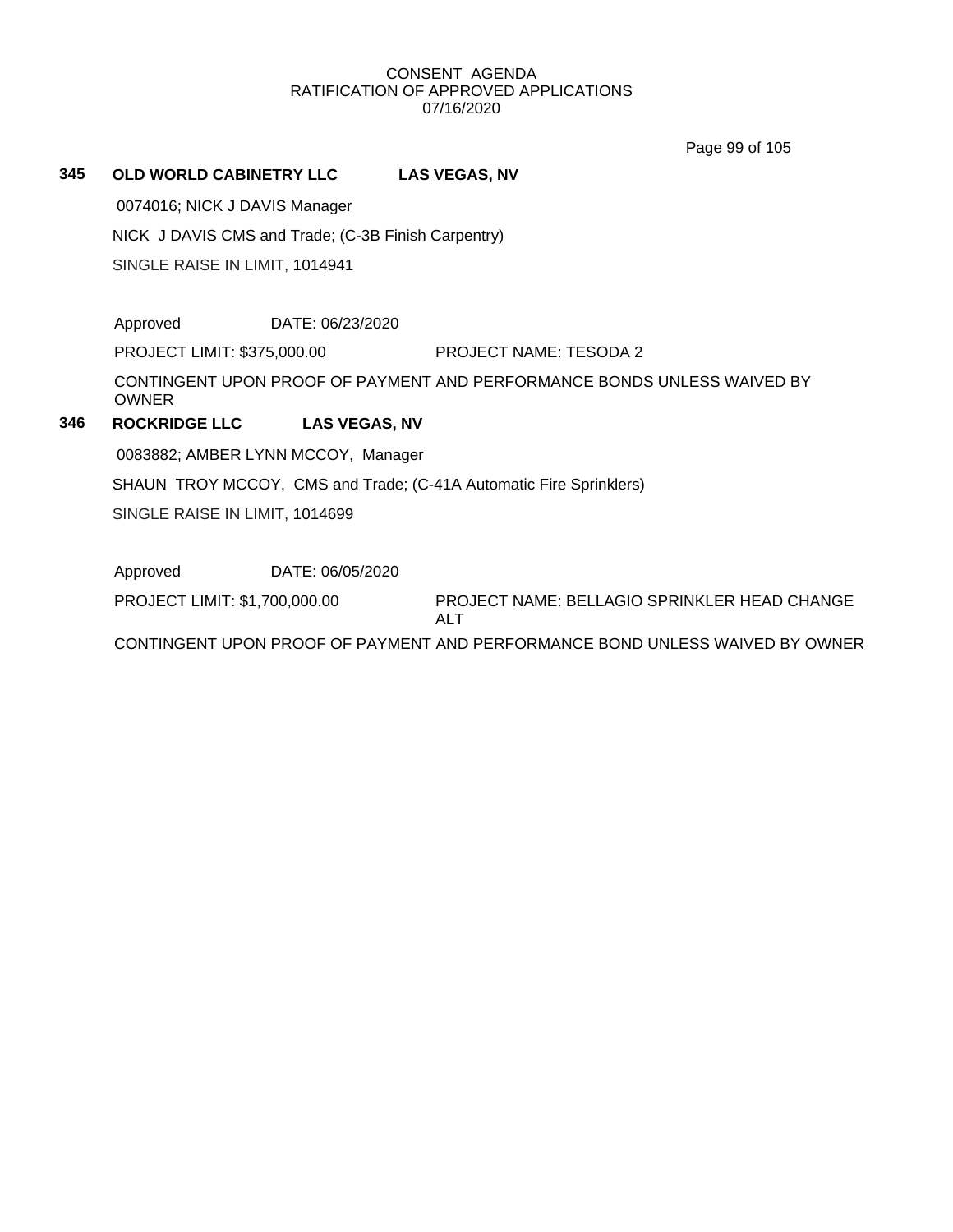### 345 OLD WORLD CABINETRY LLC LAS VEGAS, NV

0074016; NICK J DAVIS Manager

NICK J DAVIS CMS and Trade; (C-3B Finish Carpentry)

SINGLE RAISE IN LIMIT, 1014941

Approved DATE: 06/23/2020

PROJECT LIMIT: $375,000.00 PROJECT NAME: TESODA 2

CONTINGENT UPON PROOF OF PAYMENT AND PERFORMANCE BONDS UNLESS WAIVED BY OWNER

### 346 ROCKRIDGE LLC LAS VEGAS, NV

0083882; AMBER LYNN MCCOY, Manager

SHAUN TROY MCCOY, CMS and Trade; (C-41A Automatic Fire Sprinklers)

SINGLE RAISE IN LIMIT, 1014699

Approved DATE: 06/05/2020

PROJECT LIMIT: $1,700,000.00 PROJECT NAME: BELLAGIO SPRINKLER HEAD CHANGE ALT

CONTINGENT UPON PROOF OF PAYMENT AND PERFORMANCE BOND UNLESS WAIVED BY OWNER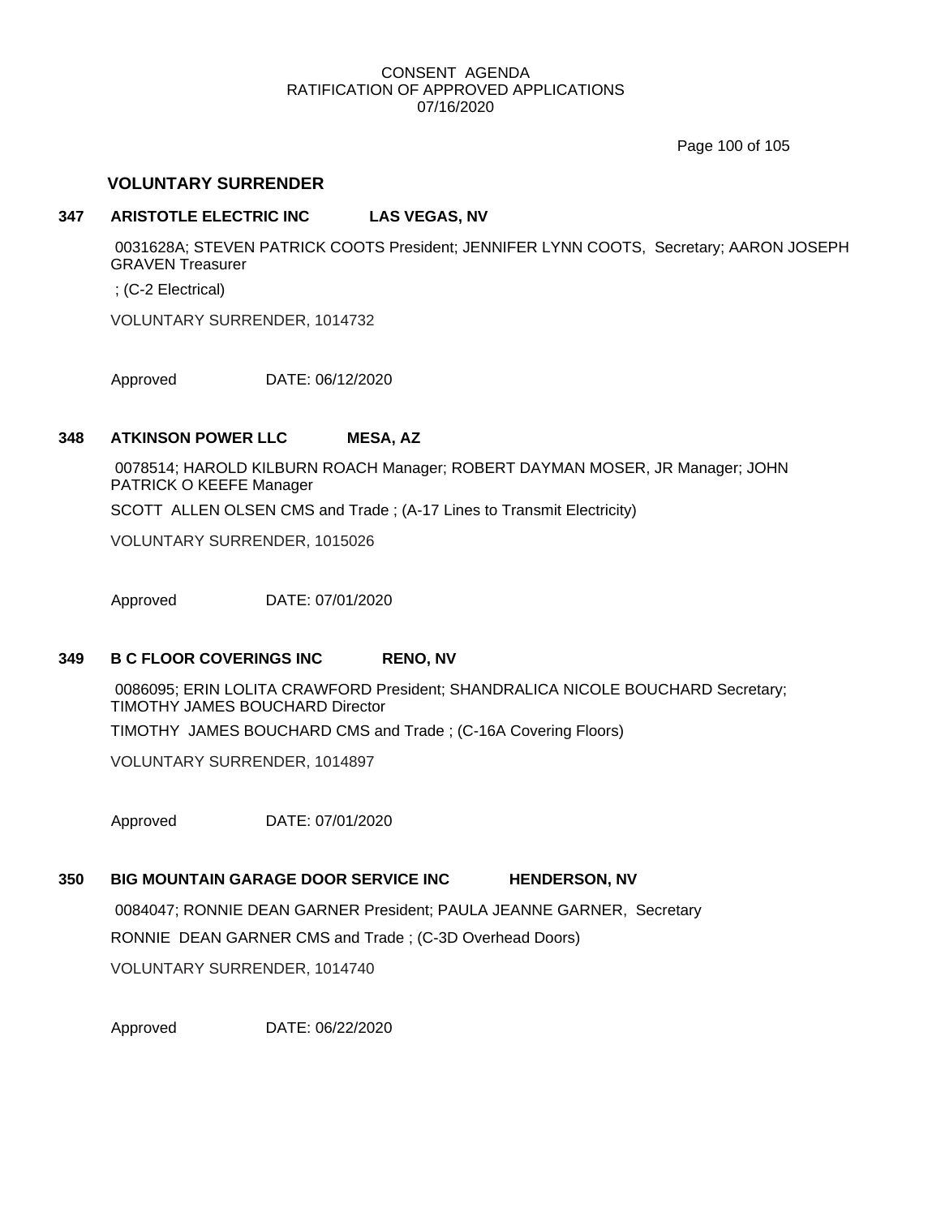CONSENT AGENDA
RATIFICATION OF APPROVED APPLICATIONS
07/16/2020

## VOLUNTARY SURRENDER

**347 ARISTOTLE ELECTRIC INC LAS VEGAS, NV**

0031628A; STEVEN PATRICK COOTS President; JENNIFER LYNN COOTS, Secretary; AARON JOSEPH GRAVEN Treasurer

; (C-2 Electrical)

VOLUNTARY SURRENDER, 1014732

Approved DATE: 06/12/2020

**348 ATKINSON POWER LLC MESA, AZ**

0078514; HAROLD KILBURN ROACH Manager; ROBERT DAYMAN MOSER, JR Manager; JOHN PATRICK O KEEFE Manager

SCOTT ALLEN OLSEN CMS and Trade ; (A-17 Lines to Transmit Electricity)

VOLUNTARY SURRENDER, 1015026

Approved DATE: 07/01/2020

**349 B C FLOOR COVERINGS INC RENO, NV**

0086095; ERIN LOLITA CRAWFORD President; SHANDRALICA NICOLE BOUCHARD Secretary; TIMOTHY JAMES BOUCHARD Director

TIMOTHY JAMES BOUCHARD CMS and Trade ; (C-16A Covering Floors)

VOLUNTARY SURRENDER, 1014897

Approved DATE: 07/01/2020

**350 BIG MOUNTAIN GARAGE DOOR SERVICE INC HENDERSON, NV**

0084047; RONNIE DEAN GARNER President; PAULA JEANNE GARNER, Secretary

RONNIE DEAN GARNER CMS and Trade ; (C-3D Overhead Doors)

VOLUNTARY SURRENDER, 1014740

Approved DATE: 06/22/2020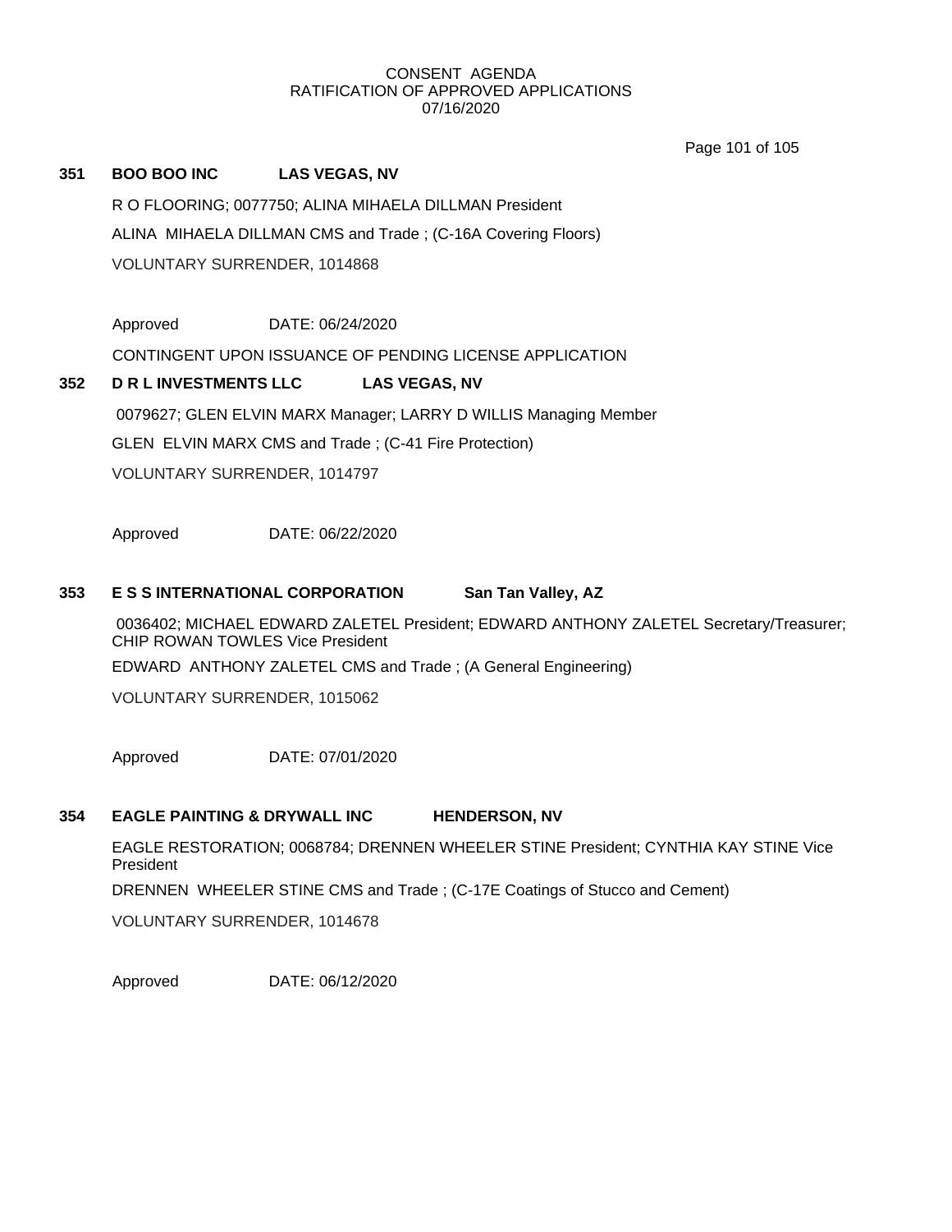CONSENT AGENDA
RATIFICATION OF APPROVED APPLICATIONS
07/16/2020

**351 BOO BOO INC LAS VEGAS, NV**

R O FLOORING; 0077750; ALINA MIHAELA DILLMAN President

ALINA MIHAELA DILLMAN CMS and Trade ; (C-16A Covering Floors)

VOLUNTARY SURRENDER, 1014868

Approved DATE: 06/24/2020

CONTINGENT UPON ISSUANCE OF PENDING LICENSE APPLICATION

**352 D R L INVESTMENTS LLC LAS VEGAS, NV**

0079627; GLEN ELVIN MARX Manager; LARRY D WILLIS Managing Member

GLEN ELVIN MARX CMS and Trade ; (C-41 Fire Protection)

VOLUNTARY SURRENDER, 1014797

Approved DATE: 06/22/2020

**353 E S S INTERNATIONAL CORPORATION San Tan Valley, AZ**

0036402; MICHAEL EDWARD ZALETEL President; EDWARD ANTHONY ZALETEL Secretary/Treasurer; CHIP ROWAN TOWLES Vice President

EDWARD ANTHONY ZALETEL CMS and Trade ; (A General Engineering)

VOLUNTARY SURRENDER, 1015062

Approved DATE: 07/01/2020

**354 EAGLE PAINTING & DRYWALL INC HENDERSON, NV**

EAGLE RESTORATION; 0068784; DRENNEN WHEELER STINE President; CYNTHIA KAY STINE Vice President

DRENNEN WHEELER STINE CMS and Trade ; (C-17E Coatings of Stucco and Cement)

VOLUNTARY SURRENDER, 1014678

Approved DATE: 06/12/2020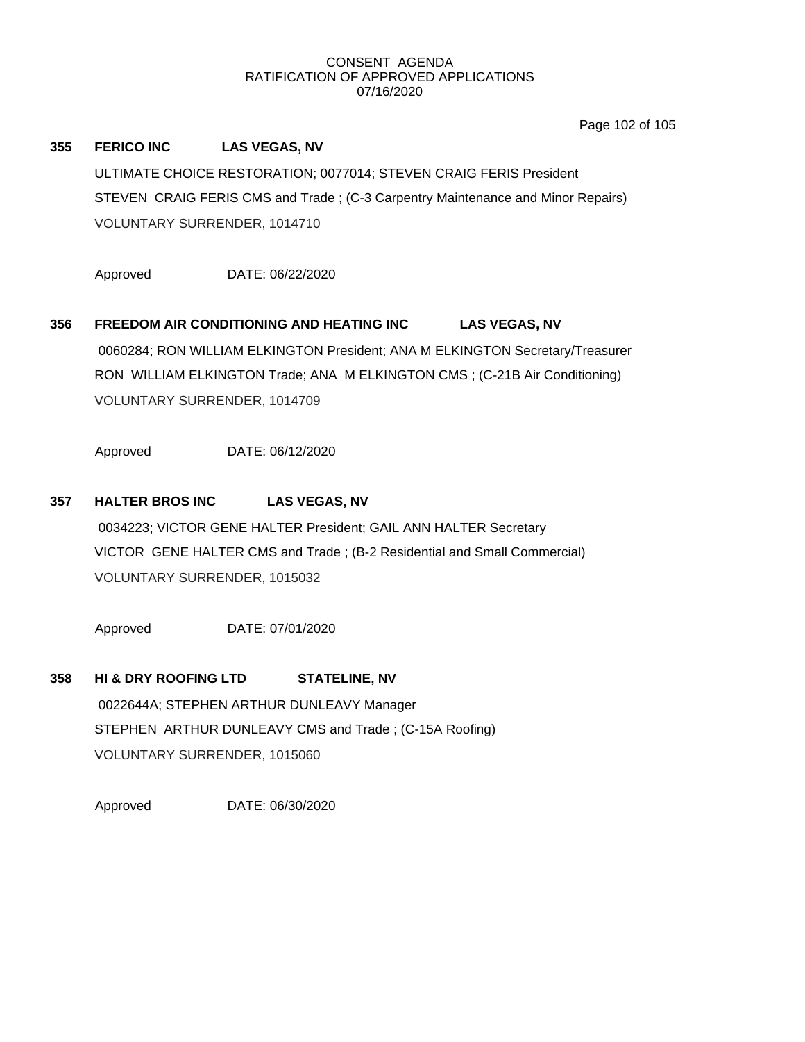CONSENT AGENDA
RATIFICATION OF APPROVED APPLICATIONS
07/16/2020

**355 FERICO INC LAS VEGAS, NV**

ULTIMATE CHOICE RESTORATION; 0077014; STEVEN CRAIG FERIS President
STEVEN CRAIG FERIS CMS and Trade ; (C-3 Carpentry Maintenance and Minor Repairs)
VOLUNTARY SURRENDER, 1014710

Approved DATE: 06/22/2020

**356 FREEDOM AIR CONDITIONING AND HEATING INC LAS VEGAS, NV**

0060284; RON WILLIAM ELKINGTON President; ANA M ELKINGTON Secretary/Treasurer
RON WILLIAM ELKINGTON Trade; ANA M ELKINGTON CMS ; (C-21B Air Conditioning)
VOLUNTARY SURRENDER, 1014709

Approved DATE: 06/12/2020

**357 HALTER BROS INC LAS VEGAS, NV**

0034223; VICTOR GENE HALTER President; GAIL ANN HALTER Secretary
VICTOR GENE HALTER CMS and Trade ; (B-2 Residential and Small Commercial)
VOLUNTARY SURRENDER, 1015032

Approved DATE: 07/01/2020

**358 HI & DRY ROOFING LTD STATELINE, NV**

0022644A; STEPHEN ARTHUR DUNLEAVY Manager
STEPHEN ARTHUR DUNLEAVY CMS and Trade ; (C-15A Roofing)
VOLUNTARY SURRENDER, 1015060

Approved DATE: 06/30/2020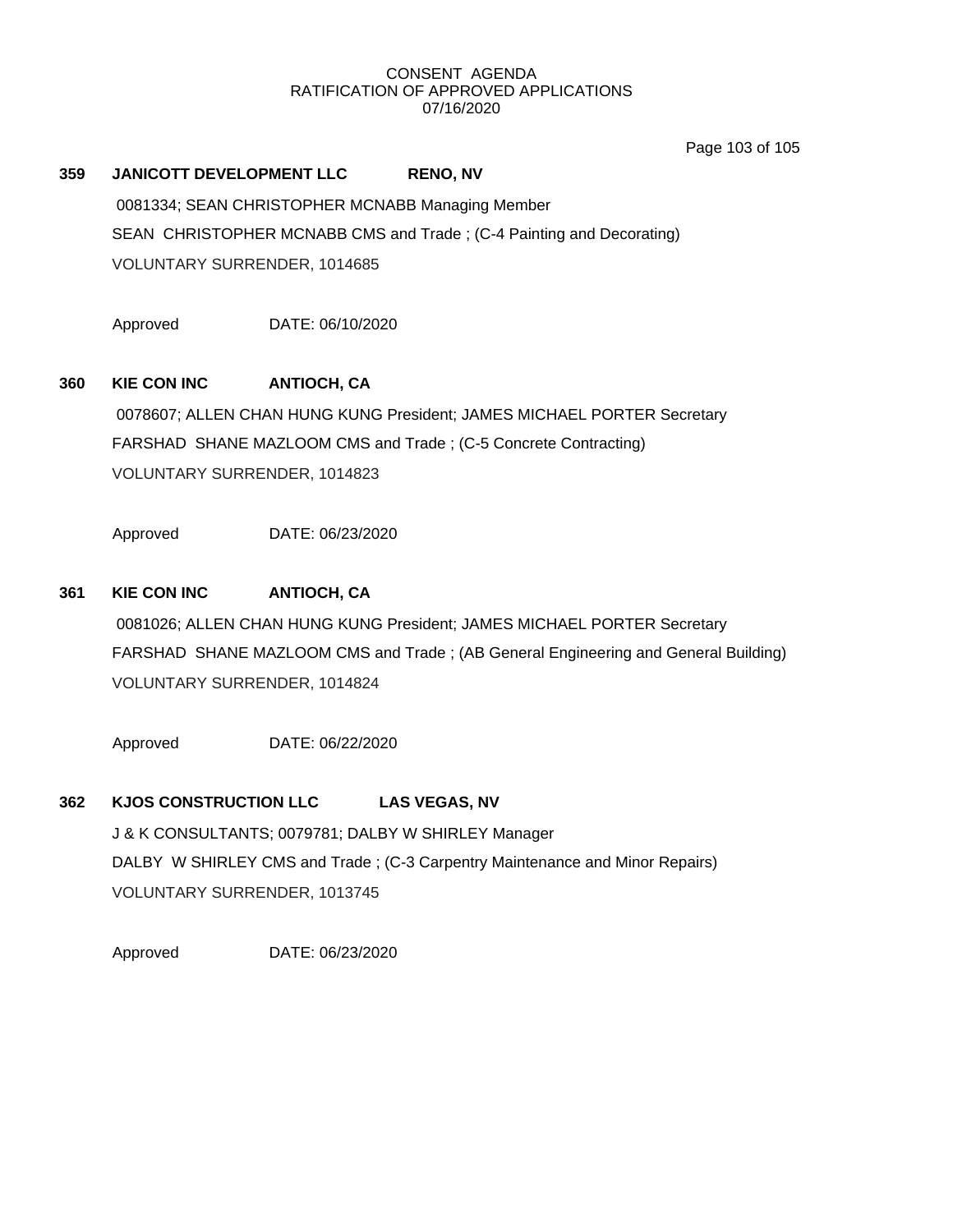CONSENT AGENDA
RATIFICATION OF APPROVED APPLICATIONS
07/16/2020

**359 JANICOTT DEVELOPMENT LLC RENO, NV**

0081334; SEAN CHRISTOPHER MCNABB Managing Member

SEAN CHRISTOPHER MCNABB CMS and Trade ; (C-4 Painting and Decorating)

VOLUNTARY SURRENDER, 1014685

Approved DATE: 06/10/2020

**360 KIE CON INC ANTIOCH, CA**

0078607; ALLEN CHAN HUNG KUNG President; JAMES MICHAEL PORTER Secretary

FARSHAD SHANE MAZLOOM CMS and Trade ; (C-5 Concrete Contracting)

VOLUNTARY SURRENDER, 1014823

Approved DATE: 06/23/2020

**361 KIE CON INC ANTIOCH, CA**

0081026; ALLEN CHAN HUNG KUNG President; JAMES MICHAEL PORTER Secretary

FARSHAD SHANE MAZLOOM CMS and Trade ; (AB General Engineering and General Building)

VOLUNTARY SURRENDER, 1014824

Approved DATE: 06/22/2020

**362 KJOS CONSTRUCTION LLC LAS VEGAS, NV**

J & K CONSULTANTS; 0079781; DALBY W SHIRLEY Manager

DALBY W SHIRLEY CMS and Trade ; (C-3 Carpentry Maintenance and Minor Repairs)

VOLUNTARY SURRENDER, 1013745

Approved DATE: 06/23/2020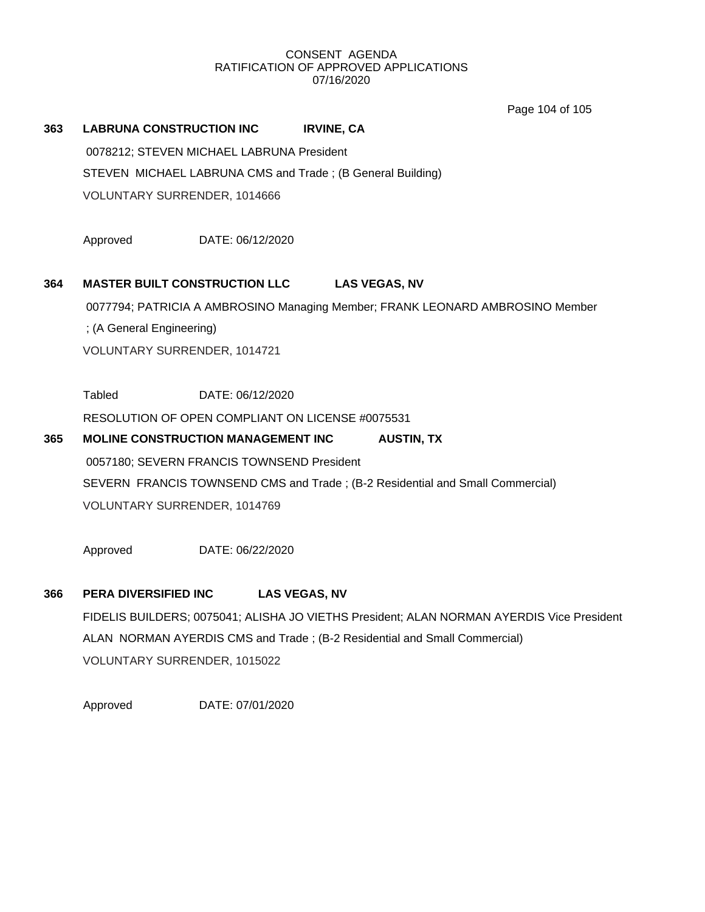CONSENT AGENDA
RATIFICATION OF APPROVED APPLICATIONS
07/16/2020

**363 LABRUNA CONSTRUCTION INC IRVINE, CA**

0078212; STEVEN MICHAEL LABRUNA President

STEVEN MICHAEL LABRUNA CMS and Trade ; (B General Building)

VOLUNTARY SURRENDER, 1014666

Approved DATE: 06/12/2020

**364 MASTER BUILT CONSTRUCTION LLC LAS VEGAS, NV**

0077794; PATRICIA A AMBROSINO Managing Member; FRANK LEONARD AMBROSINO Member

; (A General Engineering)

VOLUNTARY SURRENDER, 1014721

Tabled DATE: 06/12/2020

RESOLUTION OF OPEN COMPLIANT ON LICENSE #0075531

**365 MOLINE CONSTRUCTION MANAGEMENT INC AUSTIN, TX**

0057180; SEVERN FRANCIS TOWNSEND President

SEVERN FRANCIS TOWNSEND CMS and Trade ; (B-2 Residential and Small Commercial)

VOLUNTARY SURRENDER, 1014769

Approved DATE: 06/22/2020

**366 PERA DIVERSIFIED INC LAS VEGAS, NV**

FIDELIS BUILDERS; 0075041; ALISHA JO VIETHS President; ALAN NORMAN AYERDIS Vice President

ALAN NORMAN AYERDIS CMS and Trade ; (B-2 Residential and Small Commercial)

VOLUNTARY SURRENDER, 1015022

Approved DATE: 07/01/2020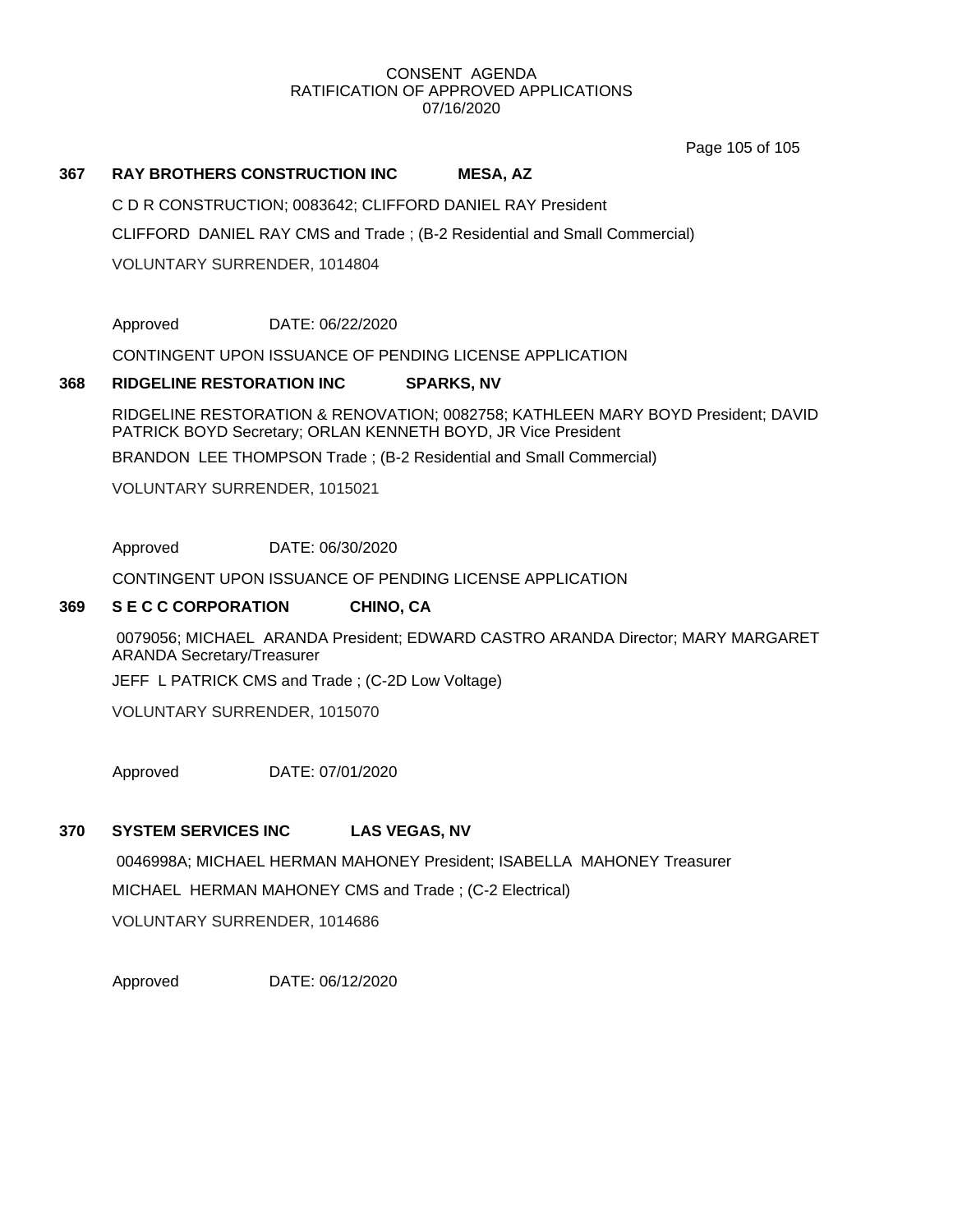### 367 RAY BROTHERS CONSTRUCTION INC MESA, AZ

C D R CONSTRUCTION; 0083642; CLIFFORD DANIEL RAY President

CLIFFORD DANIEL RAY CMS and Trade ; (B-2 Residential and Small Commercial)

VOLUNTARY SURRENDER, 1014804

Approved DATE: 06/22/2020

CONTINGENT UPON ISSUANCE OF PENDING LICENSE APPLICATION

### 368 RIDGELINE RESTORATION INC SPARKS, NV

RIDGELINE RESTORATION & RENOVATION; 0082758; KATHLEEN MARY BOYD President; DAVID PATRICK BOYD Secretary; ORLAN KENNETH BOYD, JR Vice President

BRANDON LEE THOMPSON Trade ; (B-2 Residential and Small Commercial)

VOLUNTARY SURRENDER, 1015021

Approved DATE: 06/30/2020

CONTINGENT UPON ISSUANCE OF PENDING LICENSE APPLICATION

### 369 S E C C CORPORATION CHINO, CA

0079056; MICHAEL ARANDA President; EDWARD CASTRO ARANDA Director; MARY MARGARET ARANDA Secretary/Treasurer

JEFF L PATRICK CMS and Trade ; (C-2D Low Voltage)

VOLUNTARY SURRENDER, 1015070

Approved DATE: 07/01/2020

### 370 SYSTEM SERVICES INC LAS VEGAS, NV

0046998A; MICHAEL HERMAN MAHONEY President; ISABELLA MAHONEY Treasurer

MICHAEL HERMAN MAHONEY CMS and Trade ; (C-2 Electrical)

VOLUNTARY SURRENDER, 1014686

Approved DATE: 06/12/2020